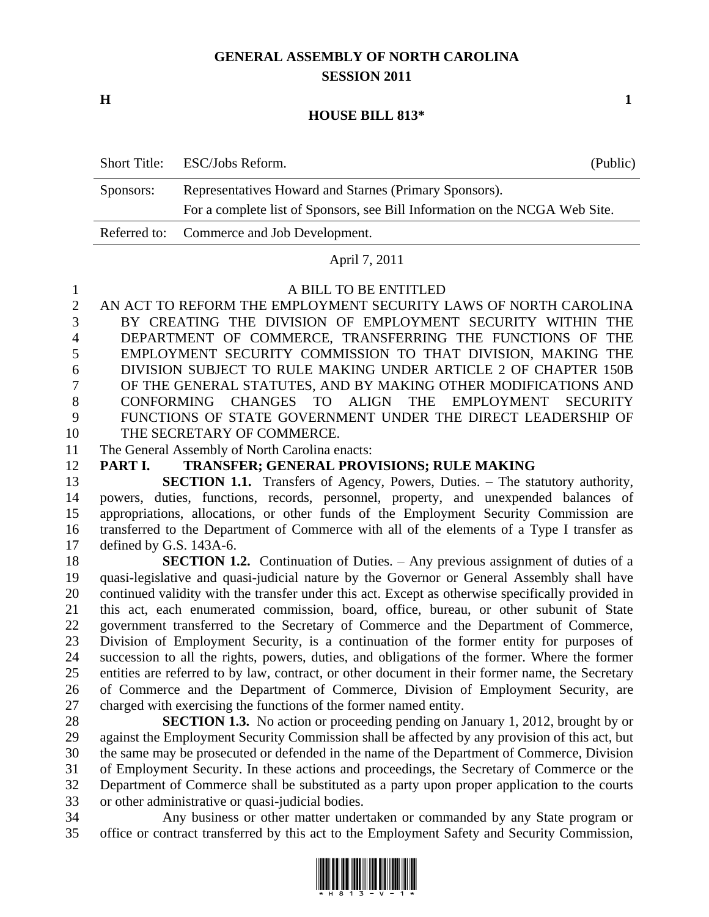# GENERAL ASSEMBLY OF NORTH CAROLINA
## SESSION 2011

**H** **1**

## HOUSE BILL 813*

| Short Title: | ESC/Jobs Reform. | (Public) |
|---|---|---|
| Sponsors: | Representatives Howard and Starnes (Primary Sponsors). For a complete list of Sponsors, see Bill Information on the NCGA Web Site. | |
| Referred to: | Commerce and Job Development. | |

April 7, 2011

A BILL TO BE ENTITLED

AN ACT TO REFORM THE EMPLOYMENT SECURITY LAWS OF NORTH CAROLINA BY CREATING THE DIVISION OF EMPLOYMENT SECURITY WITHIN THE DEPARTMENT OF COMMERCE, TRANSFERRING THE FUNCTIONS OF THE EMPLOYMENT SECURITY COMMISSION TO THAT DIVISION, MAKING THE DIVISION SUBJECT TO RULE MAKING UNDER ARTICLE 2 OF CHAPTER 150B OF THE GENERAL STATUTES, AND BY MAKING OTHER MODIFICATIONS AND CONFORMING CHANGES TO ALIGN THE EMPLOYMENT SECURITY FUNCTIONS OF STATE GOVERNMENT UNDER THE DIRECT LEADERSHIP OF THE SECRETARY OF COMMERCE.

The General Assembly of North Carolina enacts:

**PART I. TRANSFER; GENERAL PROVISIONS; RULE MAKING**

**SECTION 1.1.** Transfers of Agency, Powers, Duties. – The statutory authority, powers, duties, functions, records, personnel, property, and unexpended balances of appropriations, allocations, or other funds of the Employment Security Commission are transferred to the Department of Commerce with all of the elements of a Type I transfer as defined by G.S. 143A-6.

**SECTION 1.2.** Continuation of Duties. – Any previous assignment of duties of a quasi-legislative and quasi-judicial nature by the Governor or General Assembly shall have continued validity with the transfer under this act. Except as otherwise specifically provided in this act, each enumerated commission, board, office, bureau, or other subunit of State government transferred to the Secretary of Commerce and the Department of Commerce, Division of Employment Security, is a continuation of the former entity for purposes of succession to all the rights, powers, duties, and obligations of the former. Where the former entities are referred to by law, contract, or other document in their former name, the Secretary of Commerce and the Department of Commerce, Division of Employment Security, are charged with exercising the functions of the former named entity.

**SECTION 1.3.** No action or proceeding pending on January 1, 2012, brought by or against the Employment Security Commission shall be affected by any provision of this act, but the same may be prosecuted or defended in the name of the Department of Commerce, Division of Employment Security. In these actions and proceedings, the Secretary of Commerce or the Department of Commerce shall be substituted as a party upon proper application to the courts or other administrative or quasi-judicial bodies.

Any business or other matter undertaken or commanded by any State program or office or contract transferred by this act to the Employment Safety and Security Commission,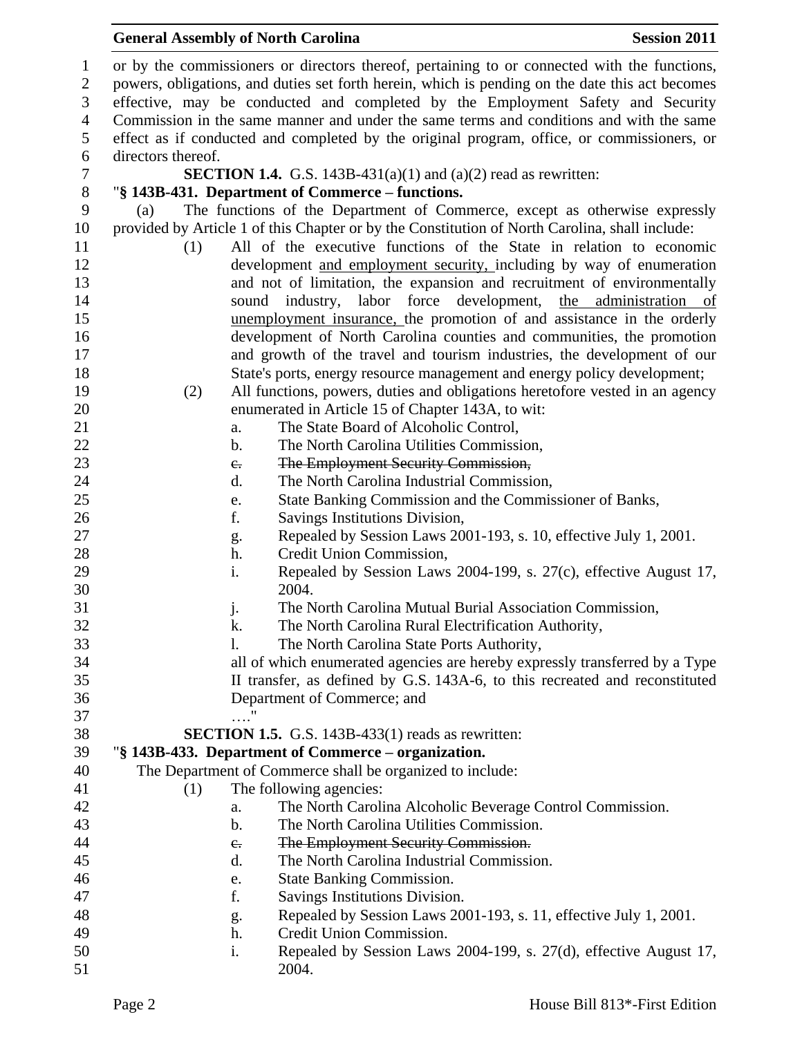or by the commissioners or directors thereof, pertaining to or connected with the functions, powers, obligations, and duties set forth herein, which is pending on the date this act becomes effective, may be conducted and completed by the Employment Safety and Security Commission in the same manner and under the same terms and conditions and with the same effect as if conducted and completed by the original program, office, or commissioners, or directors thereof.

**SECTION 1.4.** G.S. 143B-431(a)(1) and (a)(2) read as rewritten:

"**§ 143B-431. Department of Commerce – functions.**

(a) The functions of the Department of Commerce, except as otherwise expressly provided by Article 1 of this Chapter or by the Constitution of North Carolina, shall include:

(1) All of the executive functions of the State in relation to economic development <u>and employment security,</u> including by way of enumeration and not of limitation, the expansion and recruitment of environmentally sound industry, labor force development, <u>the administration of unemployment insurance,</u> the promotion of and assistance in the orderly development of North Carolina counties and communities, the promotion and growth of the travel and tourism industries, the development of our State's ports, energy resource management and energy policy development;

(2) All functions, powers, duties and obligations heretofore vested in an agency enumerated in Article 15 of Chapter 143A, to wit:

a. The State Board of Alcoholic Control,
b. The North Carolina Utilities Commission,
~~c. The Employment Security Commission,~~
d. The North Carolina Industrial Commission,
e. State Banking Commission and the Commissioner of Banks,
f. Savings Institutions Division,
g. Repealed by Session Laws 2001-193, s. 10, effective July 1, 2001.
h. Credit Union Commission,
i. Repealed by Session Laws 2004-199, s. 27(c), effective August 17, 2004.
j. The North Carolina Mutual Burial Association Commission,
k. The North Carolina Rural Electrification Authority,
l. The North Carolina State Ports Authority,

all of which enumerated agencies are hereby expressly transferred by a Type II transfer, as defined by G.S. 143A-6, to this recreated and reconstituted Department of Commerce; and

…."

**SECTION 1.5.** G.S. 143B-433(1) reads as rewritten:

"**§ 143B-433. Department of Commerce – organization.**

The Department of Commerce shall be organized to include:

(1) The following agencies:

a. The North Carolina Alcoholic Beverage Control Commission.
b. The North Carolina Utilities Commission.
~~c. The Employment Security Commission.~~
d. The North Carolina Industrial Commission.
e. State Banking Commission.
f. Savings Institutions Division.
g. Repealed by Session Laws 2001-193, s. 11, effective July 1, 2001.
h. Credit Union Commission.
i. Repealed by Session Laws 2004-199, s. 27(d), effective August 17, 2004.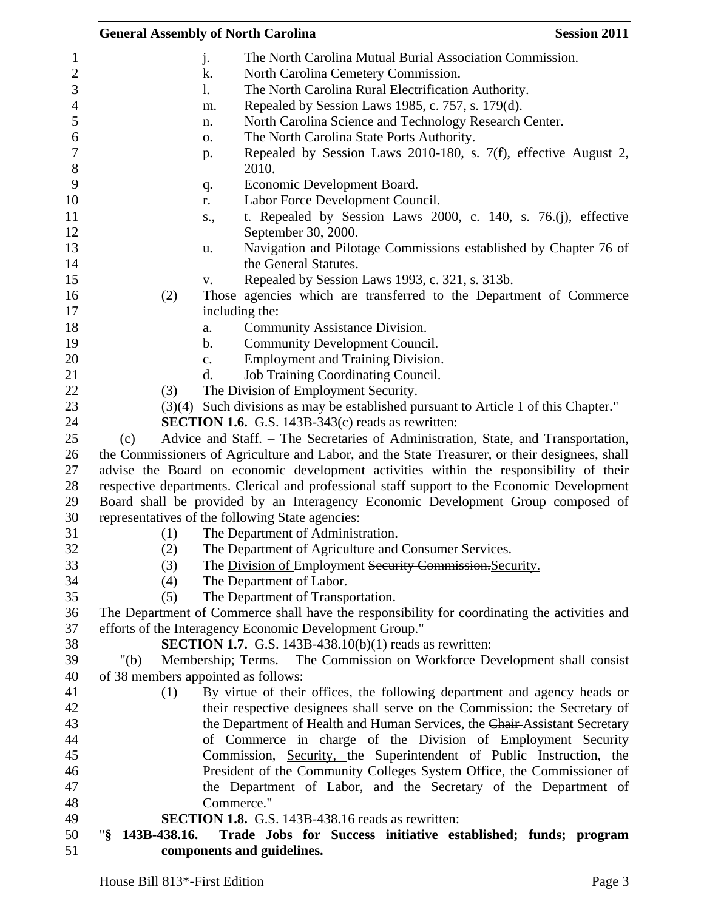j. The North Carolina Mutual Burial Association Commission.

k. North Carolina Cemetery Commission.

l. The North Carolina Rural Electrification Authority.

m. Repealed by Session Laws 1985, c. 757, s. 179(d).

n. North Carolina Science and Technology Research Center.

o. The North Carolina State Ports Authority.

p. Repealed by Session Laws 2010-180, s. 7(f), effective August 2, 2010.

q. Economic Development Board.

r. Labor Force Development Council.

s., t. Repealed by Session Laws 2000, c. 140, s. 76.(j), effective September 30, 2000.

u. Navigation and Pilotage Commissions established by Chapter 76 of the General Statutes.

v. Repealed by Session Laws 1993, c. 321, s. 313b.

(2) Those agencies which are transferred to the Department of Commerce including the:

a. Community Assistance Division.

b. Community Development Council.

c. Employment and Training Division.

d. Job Training Coordinating Council.

<u>(3)</u> <u>The Division of Employment Security.</u>

~~(3)~~<u>(4)</u> Such divisions as may be established pursuant to Article 1 of this Chapter."

**SECTION 1.6.** G.S. 143B-343(c) reads as rewritten:

(c) Advice and Staff. – The Secretaries of Administration, State, and Transportation, the Commissioners of Agriculture and Labor, and the State Treasurer, or their designees, shall advise the Board on economic development activities within the responsibility of their respective departments. Clerical and professional staff support to the Economic Development Board shall be provided by an Interagency Economic Development Group composed of representatives of the following State agencies:

(1) The Department of Administration.

(2) The Department of Agriculture and Consumer Services.

(3) The <u>Division of</u> Employment ~~Security Commission.~~<u>Security.</u>

(4) The Department of Labor.

(5) The Department of Transportation.

The Department of Commerce shall have the responsibility for coordinating the activities and efforts of the Interagency Economic Development Group."

**SECTION 1.7.** G.S. 143B-438.10(b)(1) reads as rewritten:

"(b) Membership; Terms. – The Commission on Workforce Development shall consist of 38 members appointed as follows:

(1) By virtue of their offices, the following department and agency heads or their respective designees shall serve on the Commission: the Secretary of the Department of Health and Human Services, the ~~Chair~~ <u>Assistant Secretary of Commerce in charge</u> of the <u>Division of</u> Employment ~~Security Commission,~~ <u>Security,</u> the Superintendent of Public Instruction, the President of the Community Colleges System Office, the Commissioner of the Department of Labor, and the Secretary of the Department of Commerce."

**SECTION 1.8.** G.S. 143B-438.16 reads as rewritten:

"**§ 143B-438.16. Trade Jobs for Success initiative established; funds; program components and guidelines.**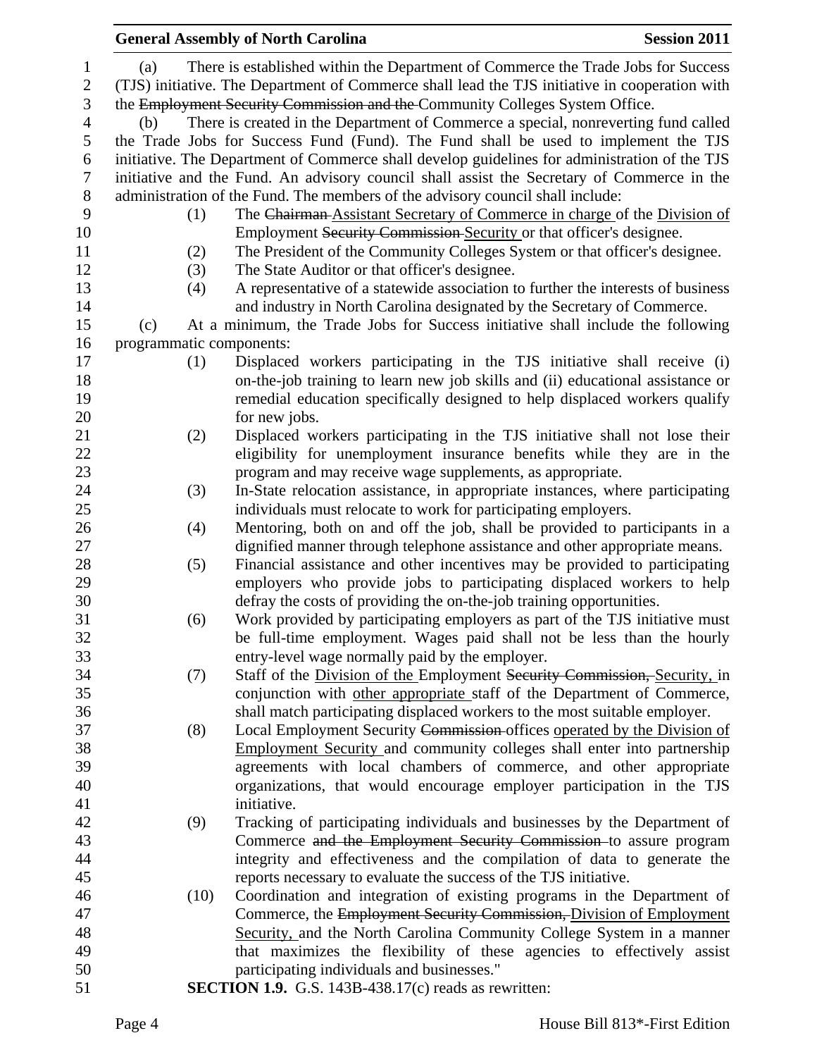(a) There is established within the Department of Commerce the Trade Jobs for Success (TJS) initiative. The Department of Commerce shall lead the TJS initiative in cooperation with the ~~Employment Security Commission and the~~ Community Colleges System Office.

(b) There is created in the Department of Commerce a special, nonreverting fund called the Trade Jobs for Success Fund (Fund). The Fund shall be used to implement the TJS initiative. The Department of Commerce shall develop guidelines for administration of the TJS initiative and the Fund. An advisory council shall assist the Secretary of Commerce in the administration of the Fund. The members of the advisory council shall include:

(1) The ~~Chairman~~ Assistant Secretary of Commerce in charge of the Division of Employment ~~Security Commission~~ Security or that officer's designee.

(2) The President of the Community Colleges System or that officer's designee.

(3) The State Auditor or that officer's designee.

(4) A representative of a statewide association to further the interests of business and industry in North Carolina designated by the Secretary of Commerce.

(c) At a minimum, the Trade Jobs for Success initiative shall include the following programmatic components:

(1) Displaced workers participating in the TJS initiative shall receive (i) on-the-job training to learn new job skills and (ii) educational assistance or remedial education specifically designed to help displaced workers qualify for new jobs.

(2) Displaced workers participating in the TJS initiative shall not lose their eligibility for unemployment insurance benefits while they are in the program and may receive wage supplements, as appropriate.

(3) In-State relocation assistance, in appropriate instances, where participating individuals must relocate to work for participating employers.

(4) Mentoring, both on and off the job, shall be provided to participants in a dignified manner through telephone assistance and other appropriate means.

(5) Financial assistance and other incentives may be provided to participating employers who provide jobs to participating displaced workers to help defray the costs of providing the on-the-job training opportunities.

(6) Work provided by participating employers as part of the TJS initiative must be full-time employment. Wages paid shall not be less than the hourly entry-level wage normally paid by the employer.

(7) Staff of the Division of the Employment ~~Security Commission,~~ Security, in conjunction with other appropriate staff of the Department of Commerce, shall match participating displaced workers to the most suitable employer.

(8) Local Employment Security ~~Commission~~ offices operated by the Division of Employment Security and community colleges shall enter into partnership agreements with local chambers of commerce, and other appropriate organizations, that would encourage employer participation in the TJS initiative.

(9) Tracking of participating individuals and businesses by the Department of Commerce ~~and the Employment Security Commission~~ to assure program integrity and effectiveness and the compilation of data to generate the reports necessary to evaluate the success of the TJS initiative.

(10) Coordination and integration of existing programs in the Department of Commerce, the ~~Employment Security Commission,~~ Division of Employment Security, and the North Carolina Community College System in a manner that maximizes the flexibility of these agencies to effectively assist participating individuals and businesses."

**SECTION 1.9.** G.S. 143B-438.17(c) reads as rewritten: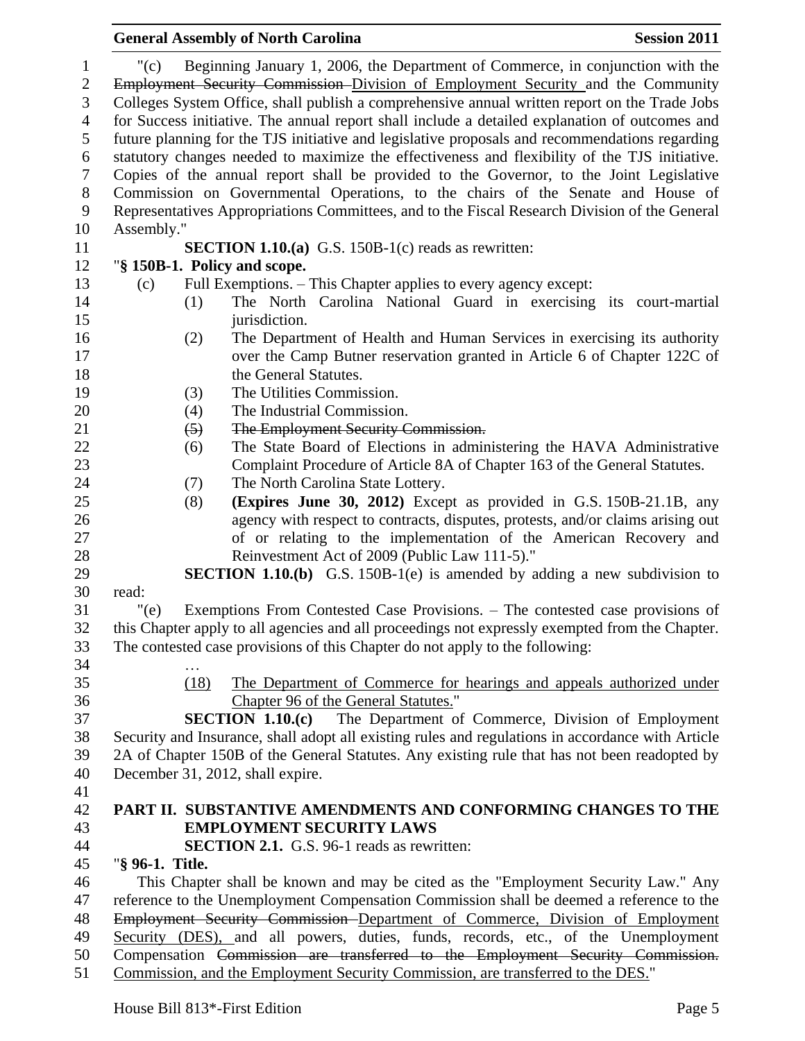"(c) Beginning January 1, 2006, the Department of Commerce, in conjunction with the ~~Employment Security Commission~~ Division of Employment Security and the Community Colleges System Office, shall publish a comprehensive annual written report on the Trade Jobs for Success initiative. The annual report shall include a detailed explanation of outcomes and future planning for the TJS initiative and legislative proposals and recommendations regarding statutory changes needed to maximize the effectiveness and flexibility of the TJS initiative. Copies of the annual report shall be provided to the Governor, to the Joint Legislative Commission on Governmental Operations, to the chairs of the Senate and House of Representatives Appropriations Committees, and to the Fiscal Research Division of the General Assembly."

**SECTION 1.10.(a)** G.S. 150B-1(c) reads as rewritten:

"**§ 150B-1. Policy and scope.**

(c) Full Exemptions. – This Chapter applies to every agency except:

(1) The North Carolina National Guard in exercising its court-martial jurisdiction.

(2) The Department of Health and Human Services in exercising its authority over the Camp Butner reservation granted in Article 6 of Chapter 122C of the General Statutes.

(3) The Utilities Commission.

(4) The Industrial Commission.

~~(5) The Employment Security Commission.~~

(6) The State Board of Elections in administering the HAVA Administrative Complaint Procedure of Article 8A of Chapter 163 of the General Statutes.

(7) The North Carolina State Lottery.

(8) **(Expires June 30, 2012)** Except as provided in G.S. 150B-21.1B, any agency with respect to contracts, disputes, protests, and/or claims arising out of or relating to the implementation of the American Recovery and Reinvestment Act of 2009 (Public Law 111-5)."

**SECTION 1.10.(b)** G.S. 150B-1(e) is amended by adding a new subdivision to read:

"(e) Exemptions From Contested Case Provisions. – The contested case provisions of this Chapter apply to all agencies and all proceedings not expressly exempted from the Chapter. The contested case provisions of this Chapter do not apply to the following:

…

<u>(18) The Department of Commerce for hearings and appeals authorized under Chapter 96 of the General Statutes.</u>"

**SECTION 1.10.(c)** The Department of Commerce, Division of Employment Security and Insurance, shall adopt all existing rules and regulations in accordance with Article 2A of Chapter 150B of the General Statutes. Any existing rule that has not been readopted by December 31, 2012, shall expire.

## PART II. SUBSTANTIVE AMENDMENTS AND CONFORMING CHANGES TO THE EMPLOYMENT SECURITY LAWS

**SECTION 2.1.** G.S. 96-1 reads as rewritten:

"**§ 96-1. Title.**

This Chapter shall be known and may be cited as the "Employment Security Law." Any reference to the Unemployment Compensation Commission shall be deemed a reference to the ~~Employment Security Commission~~ <u>Department of Commerce, Division of Employment Security (DES),</u> and all powers, duties, funds, records, etc., of the Unemployment Compensation ~~Commission are transferred to the Employment Security Commission.~~ <u>Commission, and the Employment Security Commission, are transferred to the DES.</u>"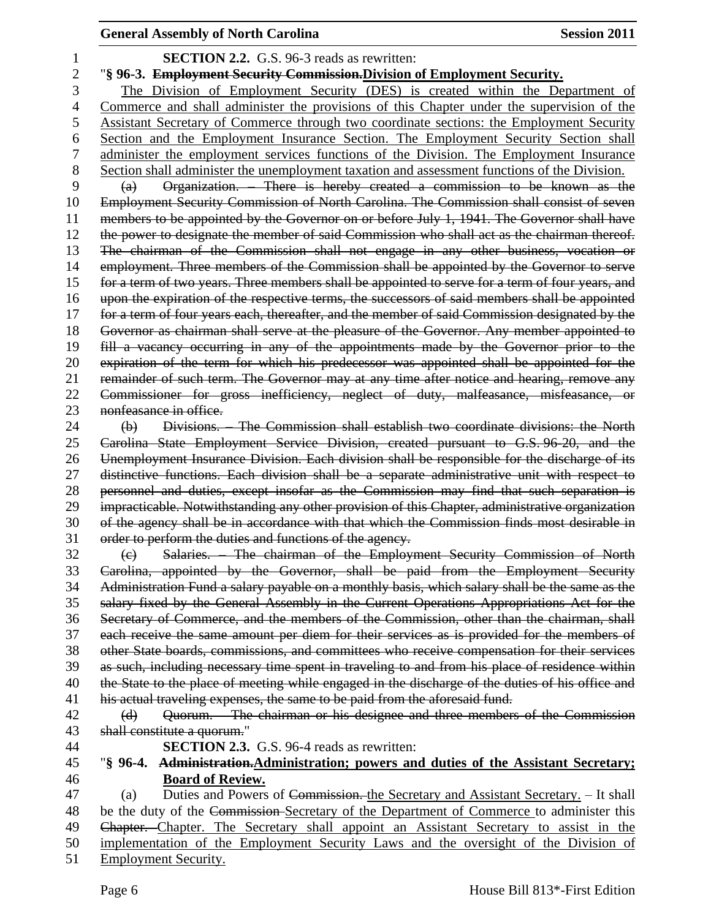**SECTION 2.2.** G.S. 96-3 reads as rewritten:

"**§ 96-3. ~~Employment Security Commission.~~Division of Employment Security.**

The Division of Employment Security (DES) is created within the Department of Commerce and shall administer the provisions of this Chapter under the supervision of the Assistant Secretary of Commerce through two coordinate sections: the Employment Security Section and the Employment Insurance Section. The Employment Security Section shall administer the employment services functions of the Division. The Employment Insurance Section shall administer the unemployment taxation and assessment functions of the Division.

~~(a) Organization. – There is hereby created a commission to be known as the Employment Security Commission of North Carolina. The Commission shall consist of seven members to be appointed by the Governor on or before July 1, 1941. The Governor shall have the power to designate the member of said Commission who shall act as the chairman thereof. The chairman of the Commission shall not engage in any other business, vocation or employment. Three members of the Commission shall be appointed by the Governor to serve for a term of two years. Three members shall be appointed to serve for a term of four years, and upon the expiration of the respective terms, the successors of said members shall be appointed for a term of four years each, thereafter, and the member of said Commission designated by the Governor as chairman shall serve at the pleasure of the Governor. Any member appointed to fill a vacancy occurring in any of the appointments made by the Governor prior to the expiration of the term for which his predecessor was appointed shall be appointed for the remainder of such term. The Governor may at any time after notice and hearing, remove any Commissioner for gross inefficiency, neglect of duty, malfeasance, misfeasance, or nonfeasance in office.~~

~~(b) Divisions. – The Commission shall establish two coordinate divisions: the North Carolina State Employment Service Division, created pursuant to G.S. 96-20, and the Unemployment Insurance Division. Each division shall be responsible for the discharge of its distinctive functions. Each division shall be a separate administrative unit with respect to personnel and duties, except insofar as the Commission may find that such separation is impracticable. Notwithstanding any other provision of this Chapter, administrative organization of the agency shall be in accordance with that which the Commission finds most desirable in order to perform the duties and functions of the agency.~~

~~(c) Salaries. – The chairman of the Employment Security Commission of North Carolina, appointed by the Governor, shall be paid from the Employment Security Administration Fund a salary payable on a monthly basis, which salary shall be the same as the salary fixed by the General Assembly in the Current Operations Appropriations Act for the Secretary of Commerce, and the members of the Commission, other than the chairman, shall each receive the same amount per diem for their services as is provided for the members of other State boards, commissions, and committees who receive compensation for their services as such, including necessary time spent in traveling to and from his place of residence within the State to the place of meeting while engaged in the discharge of the duties of his office and his actual traveling expenses, the same to be paid from the aforesaid fund.~~

~~(d) Quorum. – The chairman or his designee and three members of the Commission shall constitute a quorum.~~"

**SECTION 2.3.** G.S. 96-4 reads as rewritten:

"**§ 96-4. ~~Administration.~~Administration; powers and duties of the Assistant Secretary; Board of Review.**

(a) Duties and Powers of ~~Commission.~~ the Secretary and Assistant Secretary. – It shall be the duty of the ~~Commission~~ Secretary of the Department of Commerce to administer this ~~Chapter.~~ Chapter. The Secretary shall appoint an Assistant Secretary to assist in the implementation of the Employment Security Laws and the oversight of the Division of Employment Security.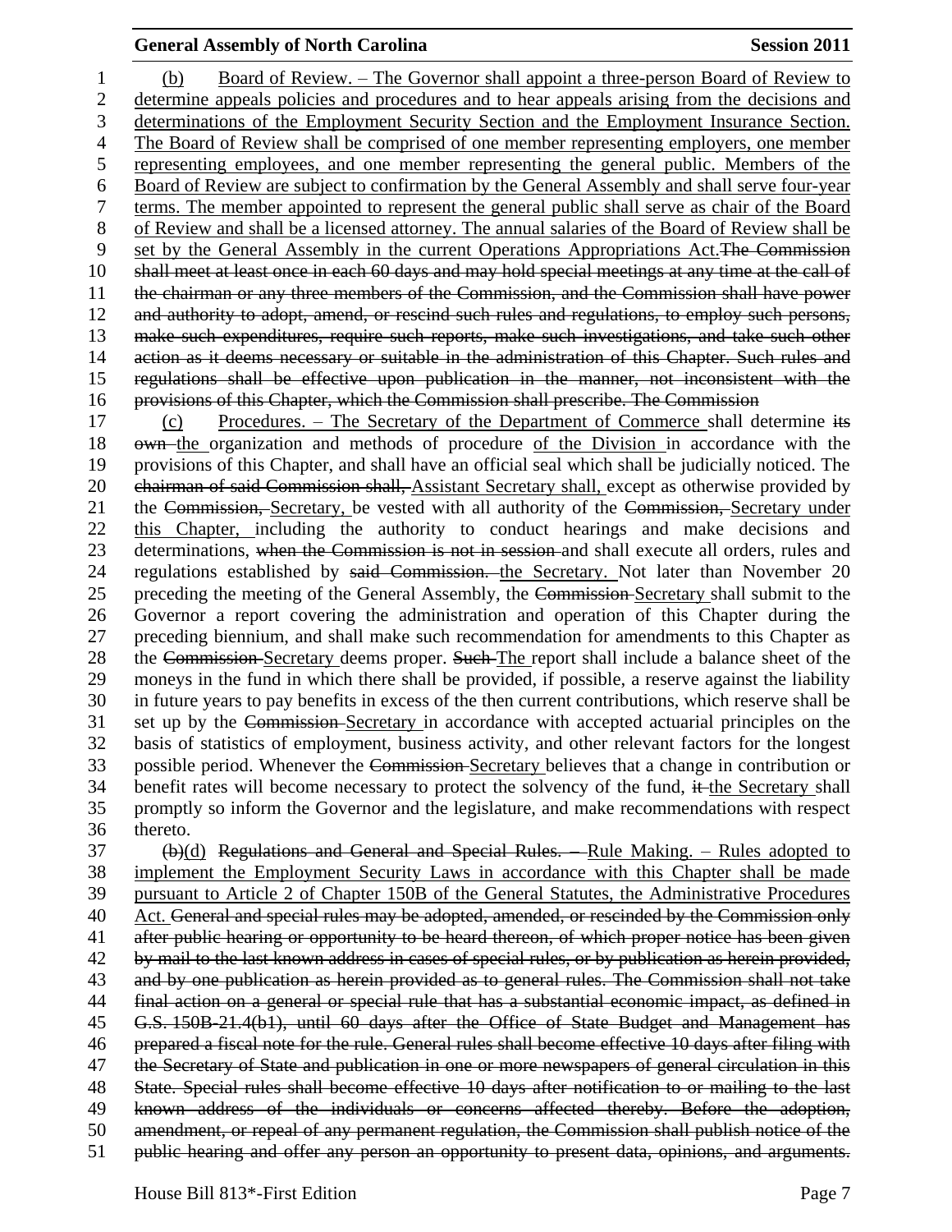(b) Board of Review. – The Governor shall appoint a three-person Board of Review to determine appeals policies and procedures and to hear appeals arising from the decisions and determinations of the Employment Security Section and the Employment Insurance Section. The Board of Review shall be comprised of one member representing employers, one member representing employees, and one member representing the general public. Members of the Board of Review are subject to confirmation by the General Assembly and shall serve four-year terms. The member appointed to represent the general public shall serve as chair of the Board of Review and shall be a licensed attorney. The annual salaries of the Board of Review shall be set by the General Assembly in the current Operations Appropriations Act.~~The Commission shall meet at least once in each 60 days and may hold special meetings at any time at the call of the chairman or any three members of the Commission, and the Commission shall have power and authority to adopt, amend, or rescind such rules and regulations, to employ such persons, make such expenditures, require such reports, make such investigations, and take such other action as it deems necessary or suitable in the administration of this Chapter. Such rules and regulations shall be effective upon publication in the manner, not inconsistent with the provisions of this Chapter, which the Commission shall prescribe. The Commission~~

(c) Procedures. – The Secretary of the Department of Commerce shall determine ~~its own~~ the organization and methods of procedure of the Division in accordance with the provisions of this Chapter, and shall have an official seal which shall be judicially noticed. The ~~chairman of said Commission shall,~~ Assistant Secretary shall, except as otherwise provided by the ~~Commission,~~ Secretary, be vested with all authority of the ~~Commission,~~ Secretary under this Chapter, including the authority to conduct hearings and make decisions and determinations, ~~when the Commission is not in session~~ and shall execute all orders, rules and regulations established by ~~said Commission.~~ the Secretary. Not later than November 20 preceding the meeting of the General Assembly, the ~~Commission~~ Secretary shall submit to the Governor a report covering the administration and operation of this Chapter during the preceding biennium, and shall make such recommendation for amendments to this Chapter as the ~~Commission~~ Secretary deems proper. ~~Such~~ The report shall include a balance sheet of the moneys in the fund in which there shall be provided, if possible, a reserve against the liability in future years to pay benefits in excess of the then current contributions, which reserve shall be set up by the ~~Commission~~ Secretary in accordance with accepted actuarial principles on the basis of statistics of employment, business activity, and other relevant factors for the longest possible period. Whenever the ~~Commission~~ Secretary believes that a change in contribution or benefit rates will become necessary to protect the solvency of the fund, ~~it~~ the Secretary shall promptly so inform the Governor and the legislature, and make recommendations with respect thereto.

~~(b)~~(d) ~~Regulations and General and Special Rules. –~~ Rule Making. – Rules adopted to implement the Employment Security Laws in accordance with this Chapter shall be made pursuant to Article 2 of Chapter 150B of the General Statutes, the Administrative Procedures Act. ~~General and special rules may be adopted, amended, or rescinded by the Commission only after public hearing or opportunity to be heard thereon, of which proper notice has been given by mail to the last known address in cases of special rules, or by publication as herein provided, and by one publication as herein provided as to general rules. The Commission shall not take final action on a general or special rule that has a substantial economic impact, as defined in G.S. 150B-21.4(b1), until 60 days after the Office of State Budget and Management has prepared a fiscal note for the rule. General rules shall become effective 10 days after filing with the Secretary of State and publication in one or more newspapers of general circulation in this State. Special rules shall become effective 10 days after notification to or mailing to the last known address of the individuals or concerns affected thereby. Before the adoption, amendment, or repeal of any permanent regulation, the Commission shall publish notice of the public hearing and offer any person an opportunity to present data, opinions, and arguments.~~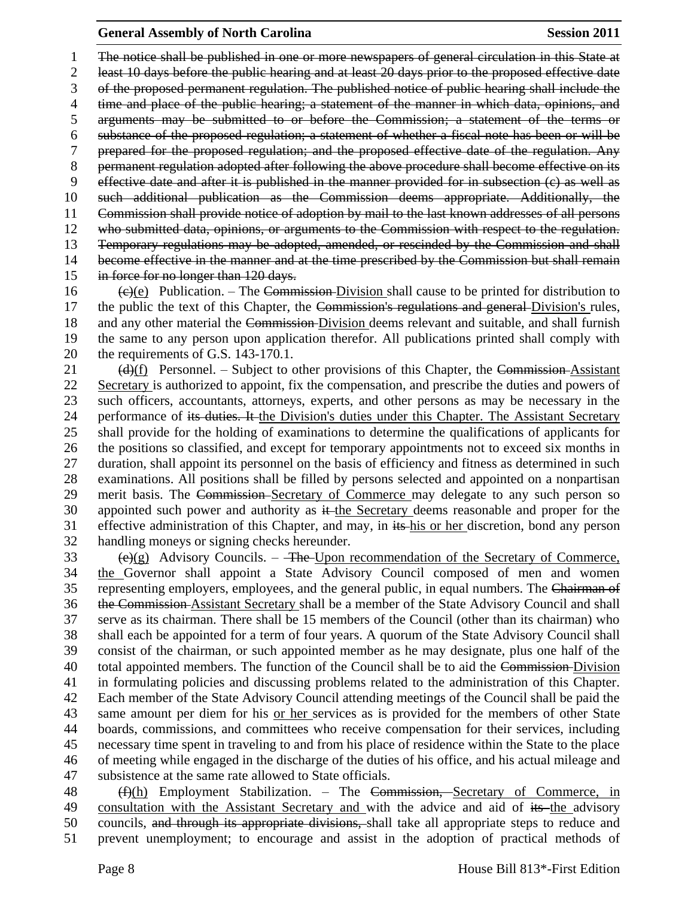The notice shall be published in one or more newspapers of general circulation in this State at least 10 days before the public hearing and at least 20 days prior to the proposed effective date of the proposed permanent regulation. The published notice of public hearing shall include the time and place of the public hearing; a statement of the manner in which data, opinions, and arguments may be submitted to or before the Commission; a statement of the terms or substance of the proposed regulation; a statement of whether a fiscal note has been or will be prepared for the proposed regulation; and the proposed effective date of the regulation. Any permanent regulation adopted after following the above procedure shall become effective on its effective date and after it is published in the manner provided for in subsection (c) as well as such additional publication as the Commission deems appropriate. Additionally, the Commission shall provide notice of adoption by mail to the last known addresses of all persons who submitted data, opinions, or arguments to the Commission with respect to the regulation. Temporary regulations may be adopted, amended, or rescinded by the Commission and shall become effective in the manner and at the time prescribed by the Commission but shall remain in force for no longer than 120 days.

(c)(e) Publication. – The Commission Division shall cause to be printed for distribution to the public the text of this Chapter, the Commission's regulations and general Division's rules, and any other material the Commission Division deems relevant and suitable, and shall furnish the same to any person upon application therefor. All publications printed shall comply with the requirements of G.S. 143-170.1.

(d)(f) Personnel. – Subject to other provisions of this Chapter, the Commission Assistant Secretary is authorized to appoint, fix the compensation, and prescribe the duties and powers of such officers, accountants, attorneys, experts, and other persons as may be necessary in the performance of its duties. It the Division's duties under this Chapter. The Assistant Secretary shall provide for the holding of examinations to determine the qualifications of applicants for the positions so classified, and except for temporary appointments not to exceed six months in duration, shall appoint its personnel on the basis of efficiency and fitness as determined in such examinations. All positions shall be filled by persons selected and appointed on a nonpartisan merit basis. The Commission Secretary of Commerce may delegate to any such person so appointed such power and authority as it the Secretary deems reasonable and proper for the effective administration of this Chapter, and may, in its his or her discretion, bond any person handling moneys or signing checks hereunder.

(e)(g) Advisory Councils. – The Upon recommendation of the Secretary of Commerce, the Governor shall appoint a State Advisory Council composed of men and women representing employers, employees, and the general public, in equal numbers. The Chairman of the Commission Assistant Secretary shall be a member of the State Advisory Council and shall serve as its chairman. There shall be 15 members of the Council (other than its chairman) who shall each be appointed for a term of four years. A quorum of the State Advisory Council shall consist of the chairman, or such appointed member as he may designate, plus one half of the total appointed members. The function of the Council shall be to aid the Commission Division in formulating policies and discussing problems related to the administration of this Chapter. Each member of the State Advisory Council attending meetings of the Council shall be paid the same amount per diem for his or her services as is provided for the members of other State boards, commissions, and committees who receive compensation for their services, including necessary time spent in traveling to and from his place of residence within the State to the place of meeting while engaged in the discharge of the duties of his office, and his actual mileage and subsistence at the same rate allowed to State officials.

(f)(h) Employment Stabilization. – The Commission, Secretary of Commerce, in consultation with the Assistant Secretary and with the advice and aid of its the advisory councils, and through its appropriate divisions, shall take all appropriate steps to reduce and prevent unemployment; to encourage and assist in the adoption of practical methods of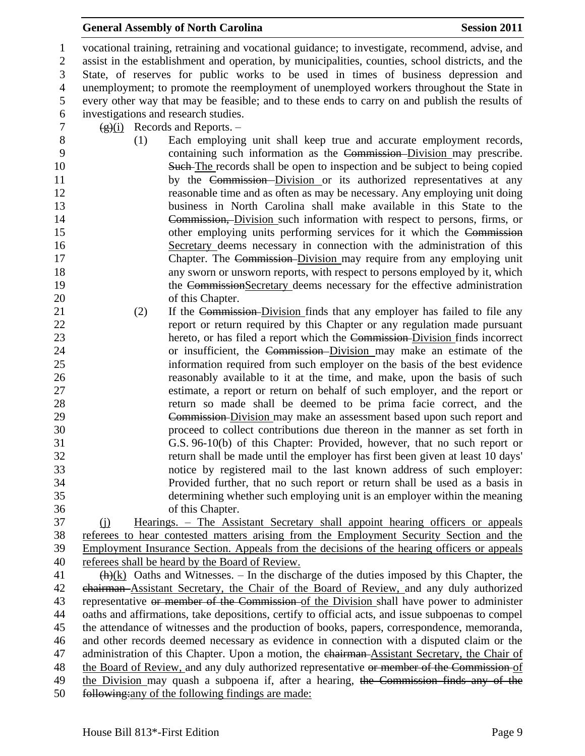vocational training, retraining and vocational guidance; to investigate, recommend, advise, and assist in the establishment and operation, by municipalities, counties, school districts, and the State, of reserves for public works to be used in times of business depression and unemployment; to promote the reemployment of unemployed workers throughout the State in every other way that may be feasible; and to these ends to carry on and publish the results of investigations and research studies.

~~(g)~~(i) Records and Reports. –

(1) Each employing unit shall keep true and accurate employment records, containing such information as the ~~Commission~~ Division may prescribe. ~~Such~~ The records shall be open to inspection and be subject to being copied by the ~~Commission~~ Division or its authorized representatives at any reasonable time and as often as may be necessary. Any employing unit doing business in North Carolina shall make available in this State to the ~~Commission,~~ Division such information with respect to persons, firms, or other employing units performing services for it which the ~~Commission~~ Secretary deems necessary in connection with the administration of this Chapter. The ~~Commission~~ Division may require from any employing unit any sworn or unsworn reports, with respect to persons employed by it, which the ~~Commission~~Secretary deems necessary for the effective administration of this Chapter.

(2) If the ~~Commission~~ Division finds that any employer has failed to file any report or return required by this Chapter or any regulation made pursuant hereto, or has filed a report which the ~~Commission~~ Division finds incorrect or insufficient, the ~~Commission~~ Division may make an estimate of the information required from such employer on the basis of the best evidence reasonably available to it at the time, and make, upon the basis of such estimate, a report or return on behalf of such employer, and the report or return so made shall be deemed to be prima facie correct, and the ~~Commission~~ Division may make an assessment based upon such report and proceed to collect contributions due thereon in the manner as set forth in G.S. 96-10(b) of this Chapter: Provided, however, that no such report or return shall be made until the employer has first been given at least 10 days' notice by registered mail to the last known address of such employer: Provided further, that no such report or return shall be used as a basis in determining whether such employing unit is an employer within the meaning of this Chapter.

(j) Hearings. – The Assistant Secretary shall appoint hearing officers or appeals referees to hear contested matters arising from the Employment Security Section and the Employment Insurance Section. Appeals from the decisions of the hearing officers or appeals referees shall be heard by the Board of Review.

~~(h)~~(k) Oaths and Witnesses. – In the discharge of the duties imposed by this Chapter, the ~~chairman~~ Assistant Secretary, the Chair of the Board of Review, and any duly authorized representative ~~or member of the Commission~~ of the Division shall have power to administer oaths and affirmations, take depositions, certify to official acts, and issue subpoenas to compel the attendance of witnesses and the production of books, papers, correspondence, memoranda, and other records deemed necessary as evidence in connection with a disputed claim or the administration of this Chapter. Upon a motion, the ~~chairman~~ Assistant Secretary, the Chair of the Board of Review, and any duly authorized representative ~~or member of the Commission~~ of the Division may quash a subpoena if, after a hearing, ~~the Commission finds any of the following:~~any of the following findings are made: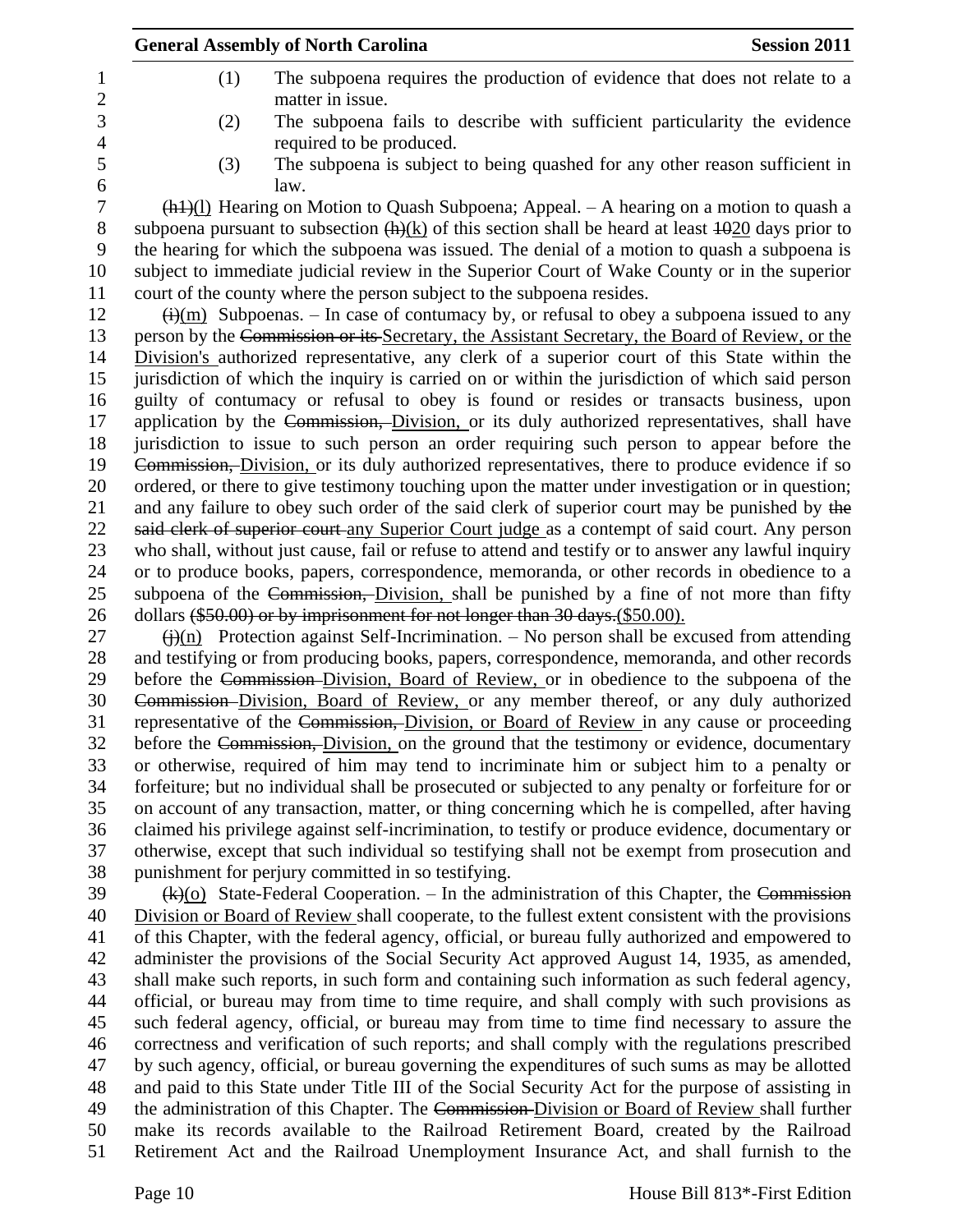(1) The subpoena requires the production of evidence that does not relate to a matter in issue.

(2) The subpoena fails to describe with sufficient particularity the evidence required to be produced.

(3) The subpoena is subject to being quashed for any other reason sufficient in law.

~~(h1)~~(l) Hearing on Motion to Quash Subpoena; Appeal. – A hearing on a motion to quash a subpoena pursuant to subsection ~~(h)~~(k) of this section shall be heard at least ~~10~~20 days prior to the hearing for which the subpoena was issued. The denial of a motion to quash a subpoena is subject to immediate judicial review in the Superior Court of Wake County or in the superior court of the county where the person subject to the subpoena resides.

~~(i)~~(m) Subpoenas. – In case of contumacy by, or refusal to obey a subpoena issued to any person by the ~~Commission or its~~ Secretary, the Assistant Secretary, the Board of Review, or the Division's authorized representative, any clerk of a superior court of this State within the jurisdiction of which the inquiry is carried on or within the jurisdiction of which said person guilty of contumacy or refusal to obey is found or resides or transacts business, upon application by the ~~Commission,~~ Division, or its duly authorized representatives, shall have jurisdiction to issue to such person an order requiring such person to appear before the ~~Commission,~~ Division, or its duly authorized representatives, there to produce evidence if so ordered, or there to give testimony touching upon the matter under investigation or in question; and any failure to obey such order of the said clerk of superior court may be punished by ~~the said clerk of superior court~~ any Superior Court judge as a contempt of said court. Any person who shall, without just cause, fail or refuse to attend and testify or to answer any lawful inquiry or to produce books, papers, correspondence, memoranda, or other records in obedience to a subpoena of the ~~Commission,~~ Division, shall be punished by a fine of not more than fifty dollars ~~($50.00) or by imprisonment for not longer than 30 days.~~($50.00).

~~(j)~~(n) Protection against Self-Incrimination. – No person shall be excused from attending and testifying or from producing books, papers, correspondence, memoranda, and other records before the ~~Commission~~ Division, Board of Review, or in obedience to the subpoena of the ~~Commission~~ Division, Board of Review, or any member thereof, or any duly authorized representative of the ~~Commission,~~ Division, or Board of Review in any cause or proceeding before the ~~Commission,~~ Division, on the ground that the testimony or evidence, documentary or otherwise, required of him may tend to incriminate him or subject him to a penalty or forfeiture; but no individual shall be prosecuted or subjected to any penalty or forfeiture for or on account of any transaction, matter, or thing concerning which he is compelled, after having claimed his privilege against self-incrimination, to testify or produce evidence, documentary or otherwise, except that such individual so testifying shall not be exempt from prosecution and punishment for perjury committed in so testifying.

~~(k)~~(o) State-Federal Cooperation. – In the administration of this Chapter, the ~~Commission~~ Division or Board of Review shall cooperate, to the fullest extent consistent with the provisions of this Chapter, with the federal agency, official, or bureau fully authorized and empowered to administer the provisions of the Social Security Act approved August 14, 1935, as amended, shall make such reports, in such form and containing such information as such federal agency, official, or bureau may from time to time require, and shall comply with such provisions as such federal agency, official, or bureau may from time to time find necessary to assure the correctness and verification of such reports; and shall comply with the regulations prescribed by such agency, official, or bureau governing the expenditures of such sums as may be allotted and paid to this State under Title III of the Social Security Act for the purpose of assisting in the administration of this Chapter. The ~~Commission~~ Division or Board of Review shall further make its records available to the Railroad Retirement Board, created by the Railroad Retirement Act and the Railroad Unemployment Insurance Act, and shall furnish to the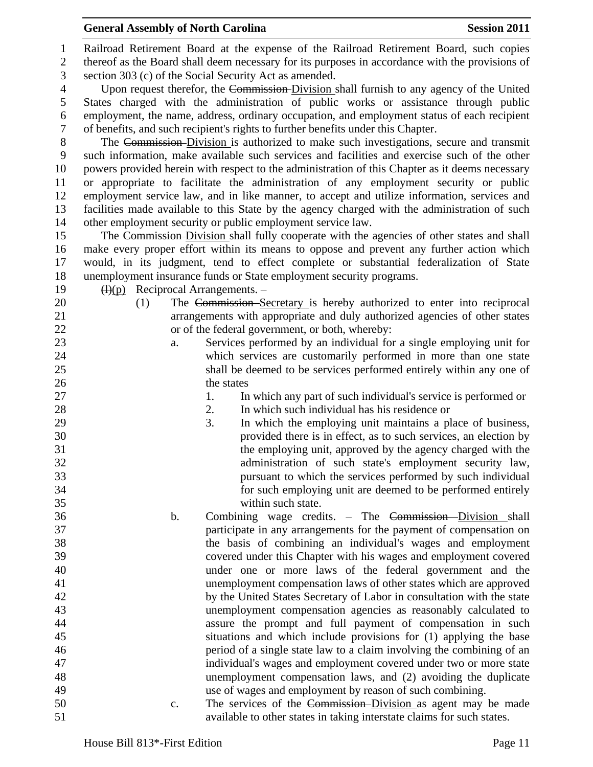Railroad Retirement Board at the expense of the Railroad Retirement Board, such copies thereof as the Board shall deem necessary for its purposes in accordance with the provisions of section 303 (c) of the Social Security Act as amended.

Upon request therefor, the ~~Commission~~ Division shall furnish to any agency of the United States charged with the administration of public works or assistance through public employment, the name, address, ordinary occupation, and employment status of each recipient of benefits, and such recipient's rights to further benefits under this Chapter.

The ~~Commission~~ Division is authorized to make such investigations, secure and transmit such information, make available such services and facilities and exercise such of the other powers provided herein with respect to the administration of this Chapter as it deems necessary or appropriate to facilitate the administration of any employment security or public employment service law, and in like manner, to accept and utilize information, services and facilities made available to this State by the agency charged with the administration of such other employment security or public employment service law.

The ~~Commission~~ Division shall fully cooperate with the agencies of other states and shall make every proper effort within its means to oppose and prevent any further action which would, in its judgment, tend to effect complete or substantial federalization of State unemployment insurance funds or State employment security programs.

~~(l)~~(p) Reciprocal Arrangements. –

(1) The ~~Commission~~ Secretary is hereby authorized to enter into reciprocal arrangements with appropriate and duly authorized agencies of other states or of the federal government, or both, whereby:

a. Services performed by an individual for a single employing unit for which services are customarily performed in more than one state shall be deemed to be services performed entirely within any one of the states

1. In which any part of such individual's service is performed or
2. In which such individual has his residence or
3. In which the employing unit maintains a place of business, provided there is in effect, as to such services, an election by the employing unit, approved by the agency charged with the administration of such state's employment security law, pursuant to which the services performed by such individual for such employing unit are deemed to be performed entirely within such state.

b. Combining wage credits. – The ~~Commission~~ Division shall participate in any arrangements for the payment of compensation on the basis of combining an individual's wages and employment covered under this Chapter with his wages and employment covered under one or more laws of the federal government and the unemployment compensation laws of other states which are approved by the United States Secretary of Labor in consultation with the state unemployment compensation agencies as reasonably calculated to assure the prompt and full payment of compensation in such situations and which include provisions for (1) applying the base period of a single state law to a claim involving the combining of an individual's wages and employment covered under two or more state unemployment compensation laws, and (2) avoiding the duplicate use of wages and employment by reason of such combining.

c. The services of the ~~Commission~~ Division as agent may be made available to other states in taking interstate claims for such states.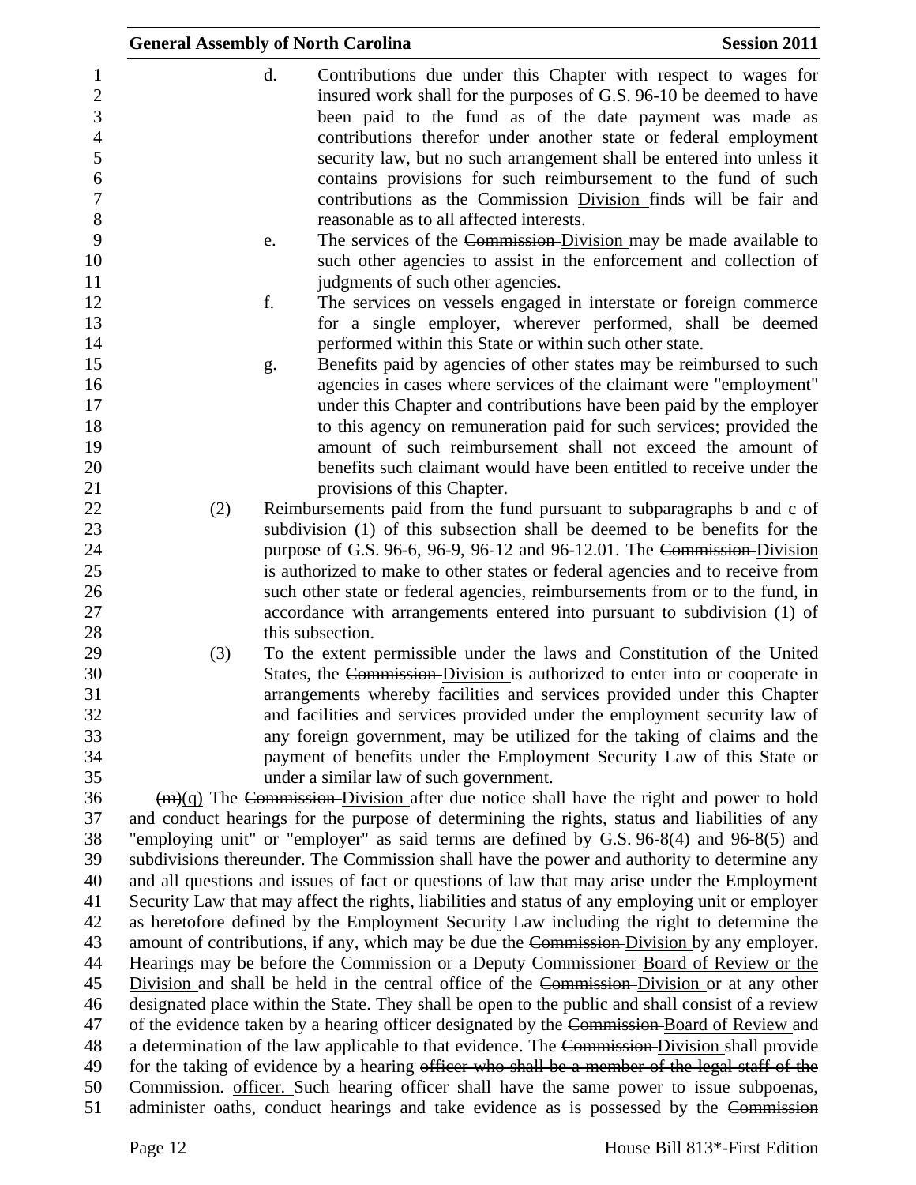d. Contributions due under this Chapter with respect to wages for insured work shall for the purposes of G.S. 96-10 be deemed to have been paid to the fund as of the date payment was made as contributions therefor under another state or federal employment security law, but no such arrangement shall be entered into unless it contains provisions for such reimbursement to the fund of such contributions as the ~~Commission~~ Division finds will be fair and reasonable as to all affected interests.

e. The services of the ~~Commission~~ Division may be made available to such other agencies to assist in the enforcement and collection of judgments of such other agencies.

f. The services on vessels engaged in interstate or foreign commerce for a single employer, wherever performed, shall be deemed performed within this State or within such other state.

g. Benefits paid by agencies of other states may be reimbursed to such agencies in cases where services of the claimant were "employment" under this Chapter and contributions have been paid by the employer to this agency on remuneration paid for such services; provided the amount of such reimbursement shall not exceed the amount of benefits such claimant would have been entitled to receive under the provisions of this Chapter.

(2) Reimbursements paid from the fund pursuant to subparagraphs b and c of subdivision (1) of this subsection shall be deemed to be benefits for the purpose of G.S. 96-6, 96-9, 96-12 and 96-12.01. The ~~Commission~~ Division is authorized to make to other states or federal agencies and to receive from such other state or federal agencies, reimbursements from or to the fund, in accordance with arrangements entered into pursuant to subdivision (1) of this subsection.

(3) To the extent permissible under the laws and Constitution of the United States, the ~~Commission~~ Division is authorized to enter into or cooperate in arrangements whereby facilities and services provided under this Chapter and facilities and services provided under the employment security law of any foreign government, may be utilized for the taking of claims and the payment of benefits under the Employment Security Law of this State or under a similar law of such government.

~~(m)~~(q) The ~~Commission~~ Division after due notice shall have the right and power to hold and conduct hearings for the purpose of determining the rights, status and liabilities of any "employing unit" or "employer" as said terms are defined by G.S. 96-8(4) and 96-8(5) and subdivisions thereunder. The Commission shall have the power and authority to determine any and all questions and issues of fact or questions of law that may arise under the Employment Security Law that may affect the rights, liabilities and status of any employing unit or employer as heretofore defined by the Employment Security Law including the right to determine the amount of contributions, if any, which may be due the ~~Commission~~ Division by any employer. Hearings may be before the ~~Commission or a Deputy Commissioner~~ Board of Review or the Division and shall be held in the central office of the ~~Commission~~ Division or at any other designated place within the State. They shall be open to the public and shall consist of a review of the evidence taken by a hearing officer designated by the ~~Commission~~ Board of Review and a determination of the law applicable to that evidence. The ~~Commission~~ Division shall provide for the taking of evidence by a hearing ~~officer who shall be a member of the legal staff of the Commission.~~ officer. Such hearing officer shall have the same power to issue subpoenas, administer oaths, conduct hearings and take evidence as is possessed by the ~~Commission~~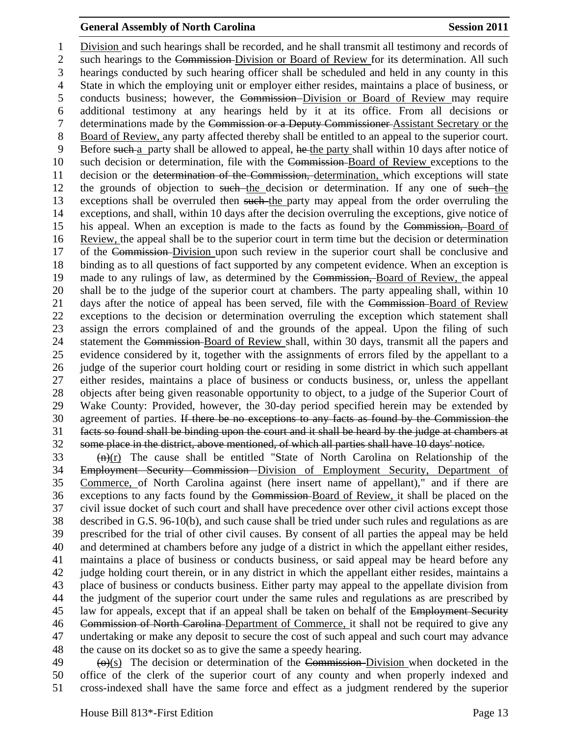<u>Division</u> and such hearings shall be recorded, and he shall transmit all testimony and records of such hearings to the ~~Commission~~ <u>Division or Board of Review</u> for its determination. All such hearings conducted by such hearing officer shall be scheduled and held in any county in this State in which the employing unit or employer either resides, maintains a place of business, or conducts business; however, the ~~Commission~~ <u>Division or Board of Review</u> may require additional testimony at any hearings held by it at its office. From all decisions or determinations made by the ~~Commission or a Deputy Commissioner~~ <u>Assistant Secretary or the Board of Review,</u> any party affected thereby shall be entitled to an appeal to the superior court. Before ~~such~~ <u>a</u> party shall be allowed to appeal, ~~he~~ <u>the party</u> shall within 10 days after notice of such decision or determination, file with the ~~Commission~~ <u>Board of Review</u> exceptions to the decision or the ~~determination of the Commission,~~ <u>determination,</u> which exceptions will state the grounds of objection to ~~such~~ <u>the</u> decision or determination. If any one of ~~such~~ <u>the</u> exceptions shall be overruled then ~~such~~ <u>the</u> party may appeal from the order overruling the exceptions, and shall, within 10 days after the decision overruling the exceptions, give notice of his appeal. When an exception is made to the facts as found by the ~~Commission,~~ <u>Board of Review,</u> the appeal shall be to the superior court in term time but the decision or determination of the ~~Commission~~ <u>Division</u> upon such review in the superior court shall be conclusive and binding as to all questions of fact supported by any competent evidence. When an exception is made to any rulings of law, as determined by the ~~Commission,~~ <u>Board of Review,</u> the appeal shall be to the judge of the superior court at chambers. The party appealing shall, within 10 days after the notice of appeal has been served, file with the ~~Commission~~ <u>Board of Review</u> exceptions to the decision or determination overruling the exception which statement shall assign the errors complained of and the grounds of the appeal. Upon the filing of such statement the ~~Commission~~ <u>Board of Review</u> shall, within 30 days, transmit all the papers and evidence considered by it, together with the assignments of errors filed by the appellant to a judge of the superior court holding court or residing in some district in which such appellant either resides, maintains a place of business or conducts business, or, unless the appellant objects after being given reasonable opportunity to object, to a judge of the Superior Court of Wake County: Provided, however, the 30-day period specified herein may be extended by agreement of parties. ~~If there be no exceptions to any facts as found by the Commission the facts so found shall be binding upon the court and it shall be heard by the judge at chambers at some place in the district, above mentioned, of which all parties shall have 10 days' notice.~~

~~(n)~~<u>(r)</u> The cause shall be entitled "State of North Carolina on Relationship of the ~~Employment Security Commission~~ <u>Division of Employment Security, Department of Commerce,</u> of North Carolina against (here insert name of appellant)," and if there are exceptions to any facts found by the ~~Commission~~ <u>Board of Review,</u> it shall be placed on the civil issue docket of such court and shall have precedence over other civil actions except those described in G.S. 96-10(b), and such cause shall be tried under such rules and regulations as are prescribed for the trial of other civil causes. By consent of all parties the appeal may be held and determined at chambers before any judge of a district in which the appellant either resides, maintains a place of business or conducts business, or said appeal may be heard before any judge holding court therein, or in any district in which the appellant either resides, maintains a place of business or conducts business. Either party may appeal to the appellate division from the judgment of the superior court under the same rules and regulations as are prescribed by law for appeals, except that if an appeal shall be taken on behalf of the ~~Employment Security Commission of North Carolina~~ <u>Department of Commerce,</u> it shall not be required to give any undertaking or make any deposit to secure the cost of such appeal and such court may advance the cause on its docket so as to give the same a speedy hearing.

~~(o)~~<u>(s)</u> The decision or determination of the ~~Commission~~ <u>Division</u> when docketed in the office of the clerk of the superior court of any county and when properly indexed and cross-indexed shall have the same force and effect as a judgment rendered by the superior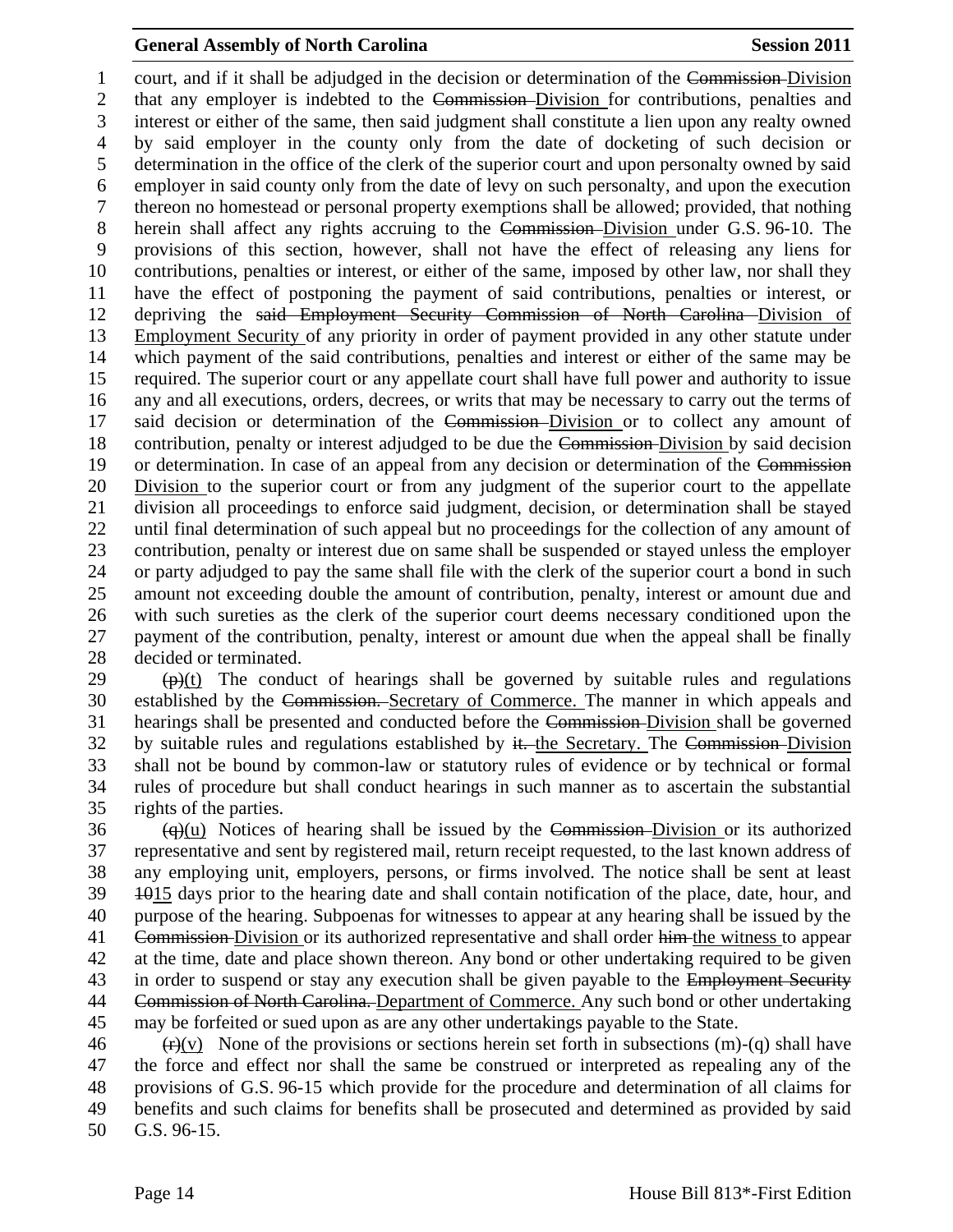court, and if it shall be adjudged in the decision or determination of the ~~Commission~~ Division that any employer is indebted to the ~~Commission~~ Division for contributions, penalties and interest or either of the same, then said judgment shall constitute a lien upon any realty owned by said employer in the county only from the date of docketing of such decision or determination in the office of the clerk of the superior court and upon personalty owned by said employer in said county only from the date of levy on such personalty, and upon the execution thereon no homestead or personal property exemptions shall be allowed; provided, that nothing herein shall affect any rights accruing to the ~~Commission~~ Division under G.S. 96-10. The provisions of this section, however, shall not have the effect of releasing any liens for contributions, penalties or interest, or either of the same, imposed by other law, nor shall they have the effect of postponing the payment of said contributions, penalties or interest, or depriving the ~~said Employment Security Commission of North Carolina~~ Division of Employment Security of any priority in order of payment provided in any other statute under which payment of the said contributions, penalties and interest or either of the same may be required. The superior court or any appellate court shall have full power and authority to issue any and all executions, orders, decrees, or writs that may be necessary to carry out the terms of said decision or determination of the ~~Commission~~ Division or to collect any amount of contribution, penalty or interest adjudged to be due the ~~Commission~~ Division by said decision or determination. In case of an appeal from any decision or determination of the ~~Commission~~ Division to the superior court or from any judgment of the superior court to the appellate division all proceedings to enforce said judgment, decision, or determination shall be stayed until final determination of such appeal but no proceedings for the collection of any amount of contribution, penalty or interest due on same shall be suspended or stayed unless the employer or party adjudged to pay the same shall file with the clerk of the superior court a bond in such amount not exceeding double the amount of contribution, penalty, interest or amount due and with such sureties as the clerk of the superior court deems necessary conditioned upon the payment of the contribution, penalty, interest or amount due when the appeal shall be finally decided or terminated.

~~(p)~~(t) The conduct of hearings shall be governed by suitable rules and regulations established by the ~~Commission.~~ Secretary of Commerce. The manner in which appeals and hearings shall be presented and conducted before the ~~Commission~~ Division shall be governed by suitable rules and regulations established by ~~it.~~ the Secretary. The ~~Commission~~ Division shall not be bound by common-law or statutory rules of evidence or by technical or formal rules of procedure but shall conduct hearings in such manner as to ascertain the substantial rights of the parties.

~~(q)~~(u) Notices of hearing shall be issued by the ~~Commission~~ Division or its authorized representative and sent by registered mail, return receipt requested, to the last known address of any employing unit, employers, persons, or firms involved. The notice shall be sent at least ~~10~~15 days prior to the hearing date and shall contain notification of the place, date, hour, and purpose of the hearing. Subpoenas for witnesses to appear at any hearing shall be issued by the ~~Commission~~ Division or its authorized representative and shall order ~~him~~ the witness to appear at the time, date and place shown thereon. Any bond or other undertaking required to be given in order to suspend or stay any execution shall be given payable to the ~~Employment Security Commission of North Carolina.~~ Department of Commerce. Any such bond or other undertaking may be forfeited or sued upon as are any other undertakings payable to the State.

~~(r)~~(v) None of the provisions or sections herein set forth in subsections (m)-(q) shall have the force and effect nor shall the same be construed or interpreted as repealing any of the provisions of G.S. 96-15 which provide for the procedure and determination of all claims for benefits and such claims for benefits shall be prosecuted and determined as provided by said G.S. 96-15.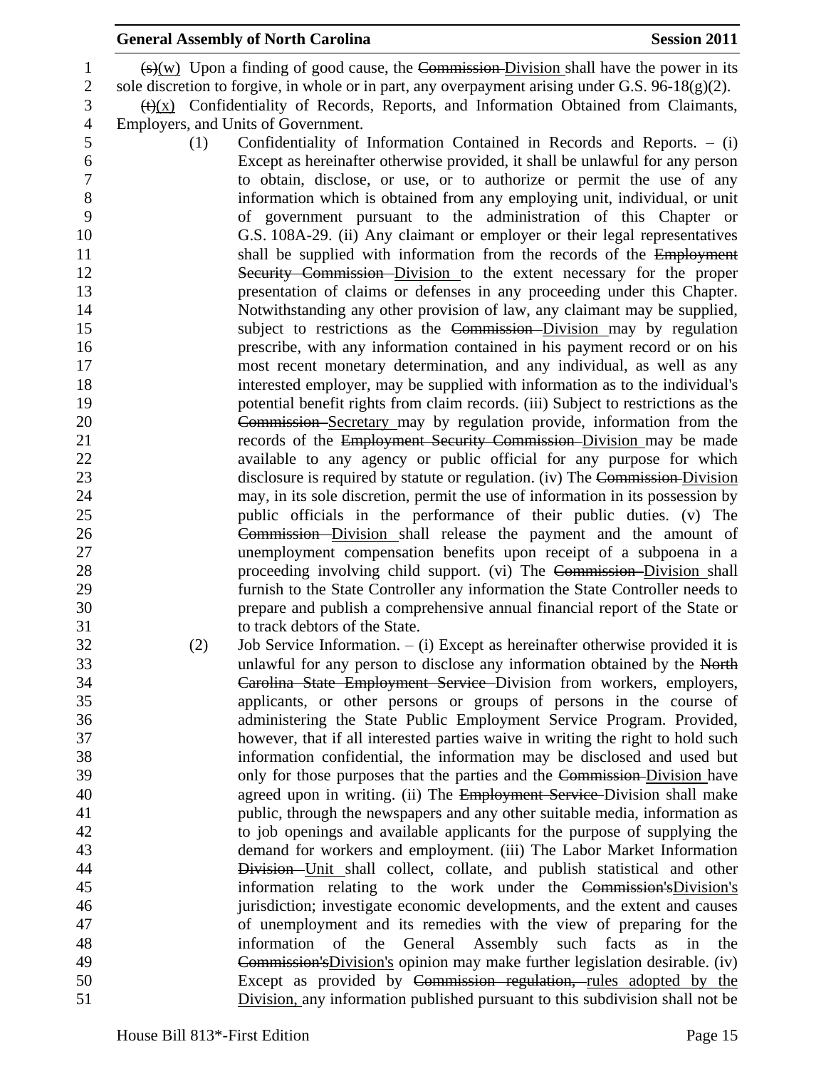(s)(w) Upon a finding of good cause, the ~~Commission~~ Division shall have the power in its sole discretion to forgive, in whole or in part, any overpayment arising under G.S. 96-18(g)(2).

(t)(x) Confidentiality of Records, Reports, and Information Obtained from Claimants, Employers, and Units of Government.

(1) Confidentiality of Information Contained in Records and Reports. – (i) Except as hereinafter otherwise provided, it shall be unlawful for any person to obtain, disclose, or use, or to authorize or permit the use of any information which is obtained from any employing unit, individual, or unit of government pursuant to the administration of this Chapter or G.S. 108A-29. (ii) Any claimant or employer or their legal representatives shall be supplied with information from the records of the ~~Employment Security Commission~~ Division to the extent necessary for the proper presentation of claims or defenses in any proceeding under this Chapter. Notwithstanding any other provision of law, any claimant may be supplied, subject to restrictions as the ~~Commission~~ Division may by regulation prescribe, with any information contained in his payment record or on his most recent monetary determination, and any individual, as well as any interested employer, may be supplied with information as to the individual's potential benefit rights from claim records. (iii) Subject to restrictions as the ~~Commission~~ Secretary may by regulation provide, information from the records of the ~~Employment Security Commission~~ Division may be made available to any agency or public official for any purpose for which disclosure is required by statute or regulation. (iv) The ~~Commission~~ Division may, in its sole discretion, permit the use of information in its possession by public officials in the performance of their public duties. (v) The ~~Commission~~ Division shall release the payment and the amount of unemployment compensation benefits upon receipt of a subpoena in a proceeding involving child support. (vi) The ~~Commission~~ Division shall furnish to the State Controller any information the State Controller needs to prepare and publish a comprehensive annual financial report of the State or to track debtors of the State.

(2) Job Service Information. – (i) Except as hereinafter otherwise provided it is unlawful for any person to disclose any information obtained by the ~~North Carolina State Employment Service~~ Division from workers, employers, applicants, or other persons or groups of persons in the course of administering the State Public Employment Service Program. Provided, however, that if all interested parties waive in writing the right to hold such information confidential, the information may be disclosed and used but only for those purposes that the parties and the ~~Commission~~ Division have agreed upon in writing. (ii) The ~~Employment Service~~ Division shall make public, through the newspapers and any other suitable media, information as to job openings and available applicants for the purpose of supplying the demand for workers and employment. (iii) The Labor Market Information ~~Division~~ Unit shall collect, collate, and publish statistical and other information relating to the work under the ~~Commission's~~Division's jurisdiction; investigate economic developments, and the extent and causes of unemployment and its remedies with the view of preparing for the information of the General Assembly such facts as in the ~~Commission's~~Division's opinion may make further legislation desirable. (iv) Except as provided by ~~Commission regulation,~~ rules adopted by the Division, any information published pursuant to this subdivision shall not be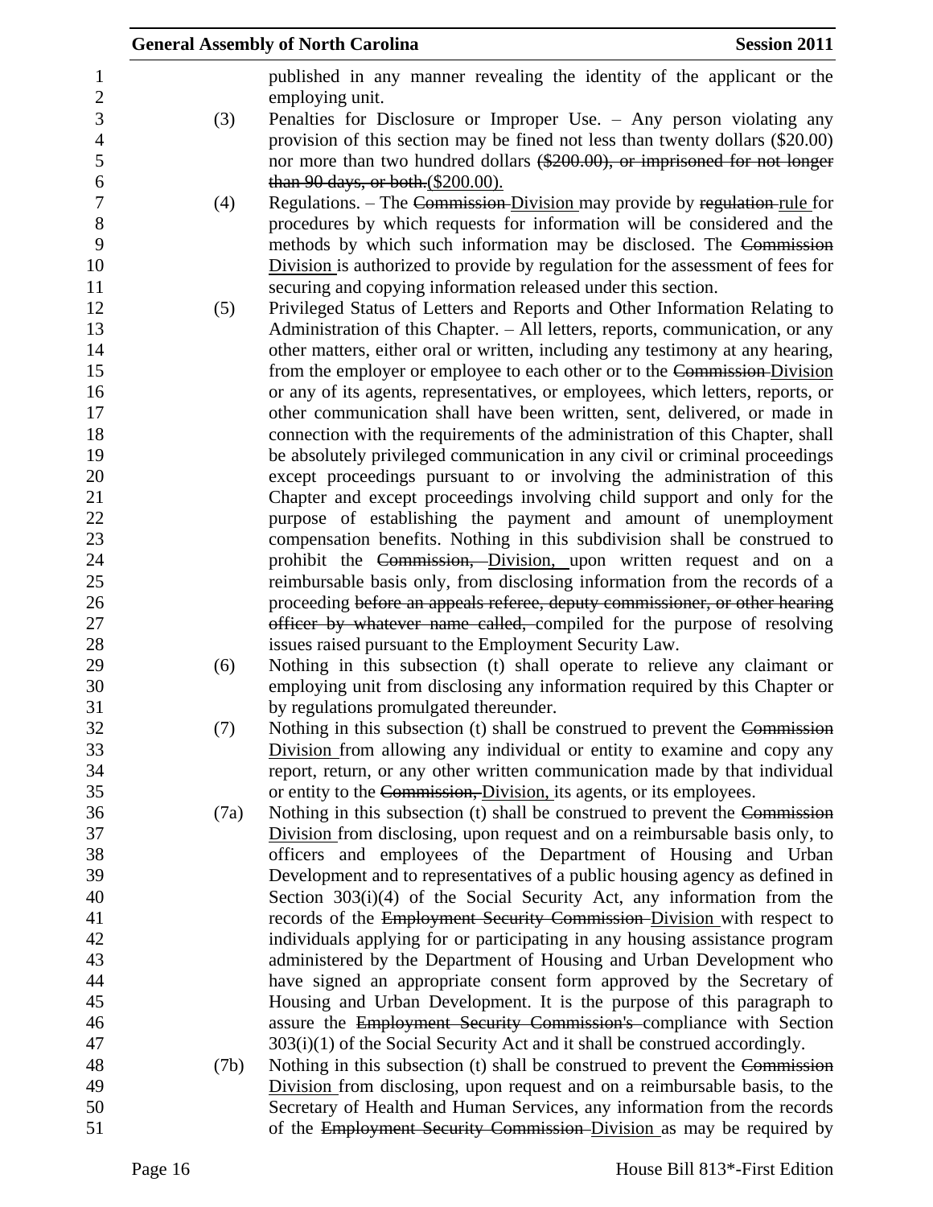published in any manner revealing the identity of the applicant or the employing unit.

(3) Penalties for Disclosure or Improper Use. – Any person violating any provision of this section may be fined not less than twenty dollars ($20.00) nor more than two hundred dollars ~~($200.00), or imprisoned for not longer than 90 days, or both.~~($200.00).

(4) Regulations. – The ~~Commission~~ Division may provide by ~~regulation~~ rule for procedures by which requests for information will be considered and the methods by which such information may be disclosed. The ~~Commission~~ Division is authorized to provide by regulation for the assessment of fees for securing and copying information released under this section.

(5) Privileged Status of Letters and Reports and Other Information Relating to Administration of this Chapter. – All letters, reports, communication, or any other matters, either oral or written, including any testimony at any hearing, from the employer or employee to each other or to the ~~Commission~~ Division or any of its agents, representatives, or employees, which letters, reports, or other communication shall have been written, sent, delivered, or made in connection with the requirements of the administration of this Chapter, shall be absolutely privileged communication in any civil or criminal proceedings except proceedings pursuant to or involving the administration of this Chapter and except proceedings involving child support and only for the purpose of establishing the payment and amount of unemployment compensation benefits. Nothing in this subdivision shall be construed to prohibit the ~~Commission,~~ Division, upon written request and on a reimbursable basis only, from disclosing information from the records of a proceeding ~~before an appeals referee, deputy commissioner, or other hearing officer by whatever name called,~~ compiled for the purpose of resolving issues raised pursuant to the Employment Security Law.

(6) Nothing in this subsection (t) shall operate to relieve any claimant or employing unit from disclosing any information required by this Chapter or by regulations promulgated thereunder.

(7) Nothing in this subsection (t) shall be construed to prevent the ~~Commission~~ Division from allowing any individual or entity to examine and copy any report, return, or any other written communication made by that individual or entity to the ~~Commission,~~ Division, its agents, or its employees.

(7a) Nothing in this subsection (t) shall be construed to prevent the ~~Commission~~ Division from disclosing, upon request and on a reimbursable basis only, to officers and employees of the Department of Housing and Urban Development and to representatives of a public housing agency as defined in Section 303(i)(4) of the Social Security Act, any information from the records of the ~~Employment Security Commission~~ Division with respect to individuals applying for or participating in any housing assistance program administered by the Department of Housing and Urban Development who have signed an appropriate consent form approved by the Secretary of Housing and Urban Development. It is the purpose of this paragraph to assure the ~~Employment Security Commission's~~ compliance with Section 303(i)(1) of the Social Security Act and it shall be construed accordingly.

(7b) Nothing in this subsection (t) shall be construed to prevent the ~~Commission~~ Division from disclosing, upon request and on a reimbursable basis, to the Secretary of Health and Human Services, any information from the records of the ~~Employment Security Commission~~ Division as may be required by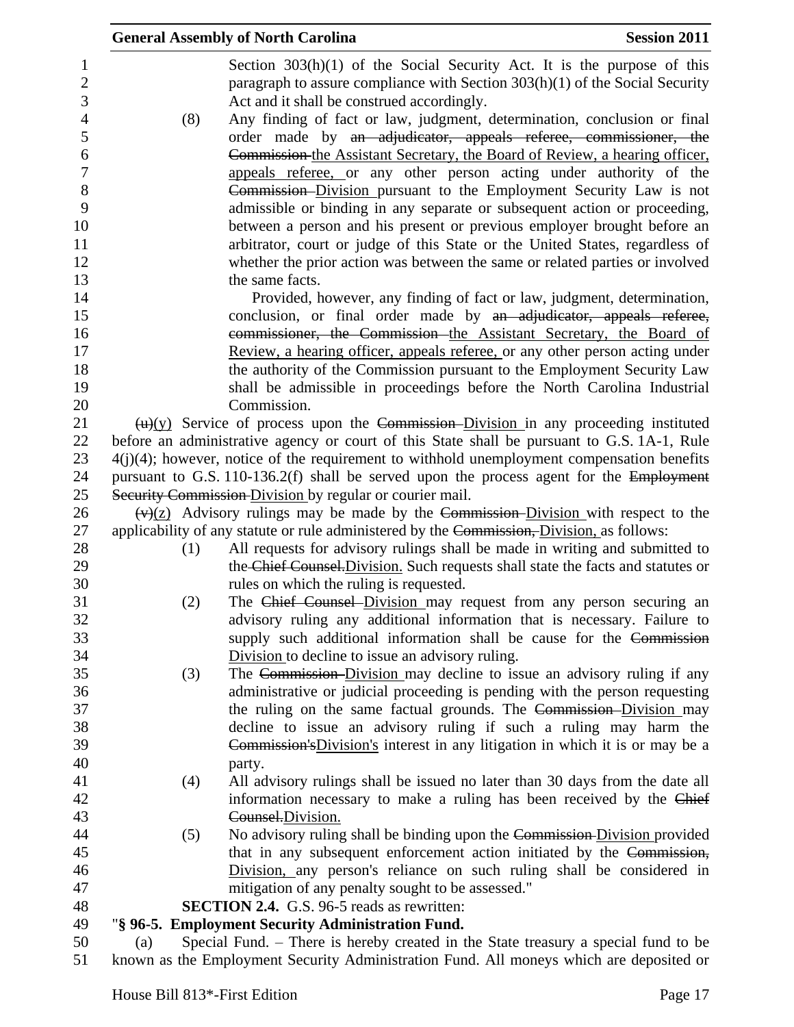Section 303(h)(1) of the Social Security Act. It is the purpose of this paragraph to assure compliance with Section 303(h)(1) of the Social Security Act and it shall be construed accordingly.

(8) Any finding of fact or law, judgment, determination, conclusion or final order made by ~~an adjudicator, appeals referee, commissioner, the Commission~~ the Assistant Secretary, the Board of Review, a hearing officer, appeals referee, or any other person acting under authority of the ~~Commission~~ Division pursuant to the Employment Security Law is not admissible or binding in any separate or subsequent action or proceeding, between a person and his present or previous employer brought before an arbitrator, court or judge of this State or the United States, regardless of whether the prior action was between the same or related parties or involved the same facts.

Provided, however, any finding of fact or law, judgment, determination, conclusion, or final order made by ~~an adjudicator, appeals referee, commissioner, the Commission~~ the Assistant Secretary, the Board of Review, a hearing officer, appeals referee, or any other person acting under the authority of the Commission pursuant to the Employment Security Law shall be admissible in proceedings before the North Carolina Industrial Commission.

~~(u)~~(y) Service of process upon the ~~Commission~~ Division in any proceeding instituted before an administrative agency or court of this State shall be pursuant to G.S. 1A-1, Rule 4(j)(4); however, notice of the requirement to withhold unemployment compensation benefits pursuant to G.S. 110-136.2(f) shall be served upon the process agent for the ~~Employment Security Commission~~ Division by regular or courier mail.

~~(v)~~(z) Advisory rulings may be made by the ~~Commission~~ Division with respect to the applicability of any statute or rule administered by the ~~Commission,~~ Division, as follows:

(1) All requests for advisory rulings shall be made in writing and submitted to the ~~Chief Counsel.~~Division. Such requests shall state the facts and statutes or rules on which the ruling is requested.

(2) The ~~Chief Counsel~~ Division may request from any person securing an advisory ruling any additional information that is necessary. Failure to supply such additional information shall be cause for the ~~Commission~~ Division to decline to issue an advisory ruling.

(3) The ~~Commission~~ Division may decline to issue an advisory ruling if any administrative or judicial proceeding is pending with the person requesting the ruling on the same factual grounds. The ~~Commission~~ Division may decline to issue an advisory ruling if such a ruling may harm the ~~Commission's~~Division's interest in any litigation in which it is or may be a party.

(4) All advisory rulings shall be issued no later than 30 days from the date all information necessary to make a ruling has been received by the ~~Chief Counsel.~~Division.

(5) No advisory ruling shall be binding upon the ~~Commission~~ Division provided that in any subsequent enforcement action initiated by the ~~Commission,~~ Division, any person's reliance on such ruling shall be considered in mitigation of any penalty sought to be assessed."

**SECTION 2.4.** G.S. 96-5 reads as rewritten:

"**§ 96-5. Employment Security Administration Fund.**

(a) Special Fund. – There is hereby created in the State treasury a special fund to be known as the Employment Security Administration Fund. All moneys which are deposited or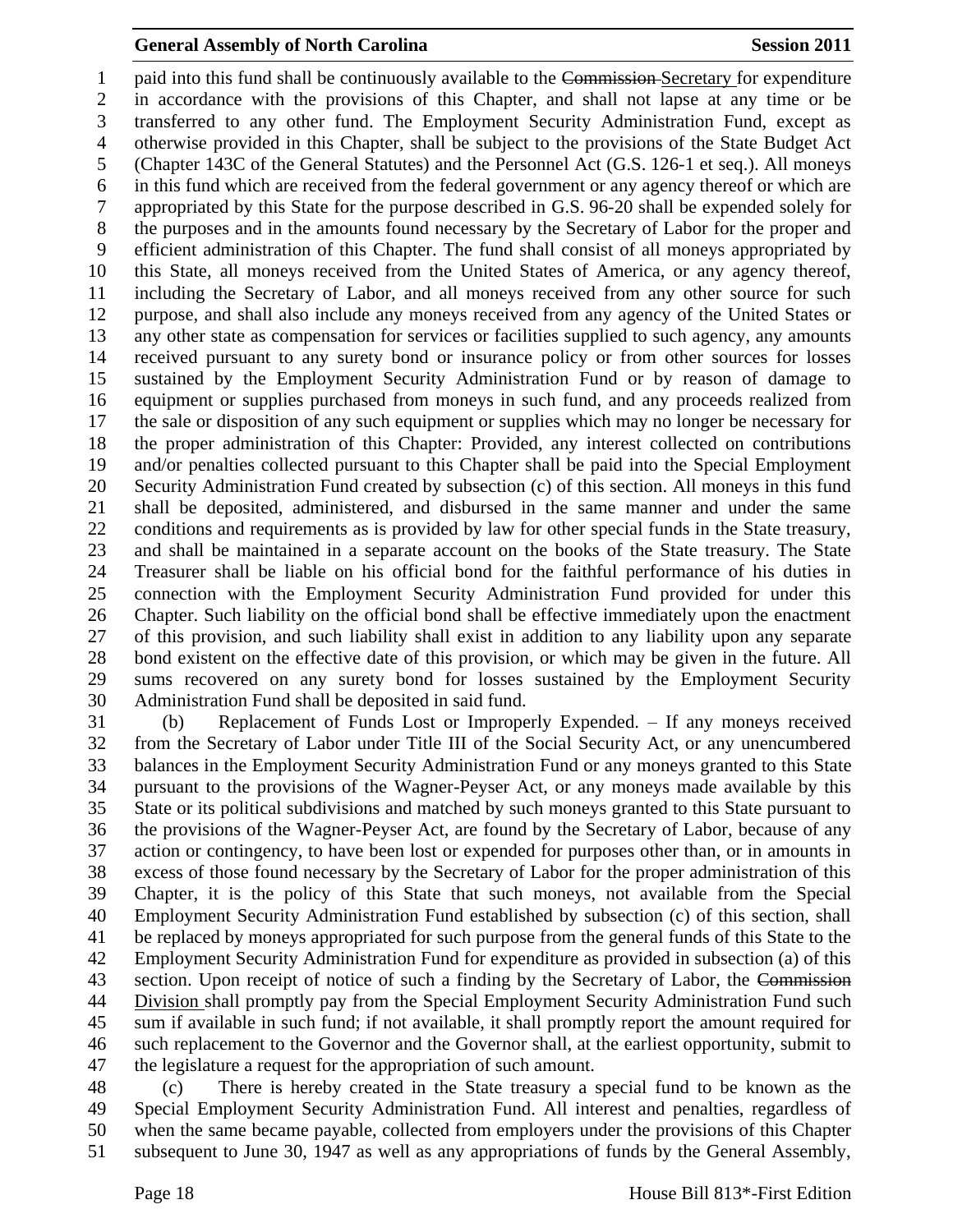paid into this fund shall be continuously available to the ~~Commission~~ Secretary for expenditure in accordance with the provisions of this Chapter, and shall not lapse at any time or be transferred to any other fund. The Employment Security Administration Fund, except as otherwise provided in this Chapter, shall be subject to the provisions of the State Budget Act (Chapter 143C of the General Statutes) and the Personnel Act (G.S. 126-1 et seq.). All moneys in this fund which are received from the federal government or any agency thereof or which are appropriated by this State for the purpose described in G.S. 96-20 shall be expended solely for the purposes and in the amounts found necessary by the Secretary of Labor for the proper and efficient administration of this Chapter. The fund shall consist of all moneys appropriated by this State, all moneys received from the United States of America, or any agency thereof, including the Secretary of Labor, and all moneys received from any other source for such purpose, and shall also include any moneys received from any agency of the United States or any other state as compensation for services or facilities supplied to such agency, any amounts received pursuant to any surety bond or insurance policy or from other sources for losses sustained by the Employment Security Administration Fund or by reason of damage to equipment or supplies purchased from moneys in such fund, and any proceeds realized from the sale or disposition of any such equipment or supplies which may no longer be necessary for the proper administration of this Chapter: Provided, any interest collected on contributions and/or penalties collected pursuant to this Chapter shall be paid into the Special Employment Security Administration Fund created by subsection (c) of this section. All moneys in this fund shall be deposited, administered, and disbursed in the same manner and under the same conditions and requirements as is provided by law for other special funds in the State treasury, and shall be maintained in a separate account on the books of the State treasury. The State Treasurer shall be liable on his official bond for the faithful performance of his duties in connection with the Employment Security Administration Fund provided for under this Chapter. Such liability on the official bond shall be effective immediately upon the enactment of this provision, and such liability shall exist in addition to any liability upon any separate bond existent on the effective date of this provision, or which may be given in the future. All sums recovered on any surety bond for losses sustained by the Employment Security Administration Fund shall be deposited in said fund.

(b) Replacement of Funds Lost or Improperly Expended. – If any moneys received from the Secretary of Labor under Title III of the Social Security Act, or any unencumbered balances in the Employment Security Administration Fund or any moneys granted to this State pursuant to the provisions of the Wagner-Peyser Act, or any moneys made available by this State or its political subdivisions and matched by such moneys granted to this State pursuant to the provisions of the Wagner-Peyser Act, are found by the Secretary of Labor, because of any action or contingency, to have been lost or expended for purposes other than, or in amounts in excess of those found necessary by the Secretary of Labor for the proper administration of this Chapter, it is the policy of this State that such moneys, not available from the Special Employment Security Administration Fund established by subsection (c) of this section, shall be replaced by moneys appropriated for such purpose from the general funds of this State to the Employment Security Administration Fund for expenditure as provided in subsection (a) of this section. Upon receipt of notice of such a finding by the Secretary of Labor, the ~~Commission~~ Division shall promptly pay from the Special Employment Security Administration Fund such sum if available in such fund; if not available, it shall promptly report the amount required for such replacement to the Governor and the Governor shall, at the earliest opportunity, submit to the legislature a request for the appropriation of such amount.

(c) There is hereby created in the State treasury a special fund to be known as the Special Employment Security Administration Fund. All interest and penalties, regardless of when the same became payable, collected from employers under the provisions of this Chapter subsequent to June 30, 1947 as well as any appropriations of funds by the General Assembly,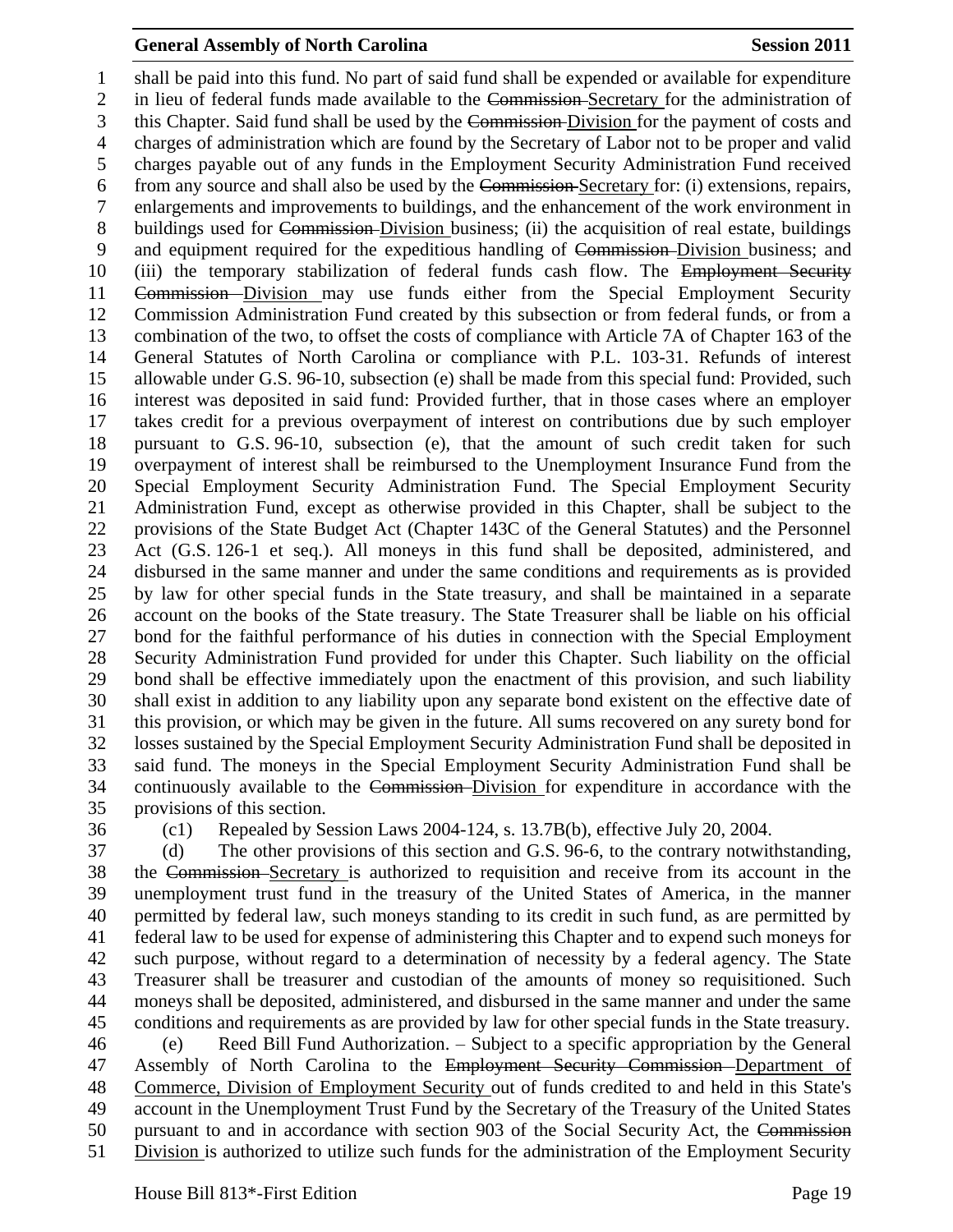shall be paid into this fund. No part of said fund shall be expended or available for expenditure in lieu of federal funds made available to the ~~Commission~~ Secretary for the administration of this Chapter. Said fund shall be used by the ~~Commission~~ Division for the payment of costs and charges of administration which are found by the Secretary of Labor not to be proper and valid charges payable out of any funds in the Employment Security Administration Fund received from any source and shall also be used by the ~~Commission~~ Secretary for: (i) extensions, repairs, enlargements and improvements to buildings, and the enhancement of the work environment in buildings used for ~~Commission~~ Division business; (ii) the acquisition of real estate, buildings and equipment required for the expeditious handling of ~~Commission~~ Division business; and (iii) the temporary stabilization of federal funds cash flow. The ~~Employment Security Commission~~ Division may use funds either from the Special Employment Security Commission Administration Fund created by this subsection or from federal funds, or from a combination of the two, to offset the costs of compliance with Article 7A of Chapter 163 of the General Statutes of North Carolina or compliance with P.L. 103-31. Refunds of interest allowable under G.S. 96-10, subsection (e) shall be made from this special fund: Provided, such interest was deposited in said fund: Provided further, that in those cases where an employer takes credit for a previous overpayment of interest on contributions due by such employer pursuant to G.S. 96-10, subsection (e), that the amount of such credit taken for such overpayment of interest shall be reimbursed to the Unemployment Insurance Fund from the Special Employment Security Administration Fund. The Special Employment Security Administration Fund, except as otherwise provided in this Chapter, shall be subject to the provisions of the State Budget Act (Chapter 143C of the General Statutes) and the Personnel Act (G.S. 126-1 et seq.). All moneys in this fund shall be deposited, administered, and disbursed in the same manner and under the same conditions and requirements as is provided by law for other special funds in the State treasury, and shall be maintained in a separate account on the books of the State treasury. The State Treasurer shall be liable on his official bond for the faithful performance of his duties in connection with the Special Employment Security Administration Fund provided for under this Chapter. Such liability on the official bond shall be effective immediately upon the enactment of this provision, and such liability shall exist in addition to any liability upon any separate bond existent on the effective date of this provision, or which may be given in the future. All sums recovered on any surety bond for losses sustained by the Special Employment Security Administration Fund shall be deposited in said fund. The moneys in the Special Employment Security Administration Fund shall be continuously available to the ~~Commission~~ Division for expenditure in accordance with the provisions of this section.

(c1) Repealed by Session Laws 2004-124, s. 13.7B(b), effective July 20, 2004.

(d) The other provisions of this section and G.S. 96-6, to the contrary notwithstanding, the ~~Commission~~ Secretary is authorized to requisition and receive from its account in the unemployment trust fund in the treasury of the United States of America, in the manner permitted by federal law, such moneys standing to its credit in such fund, as are permitted by federal law to be used for expense of administering this Chapter and to expend such moneys for such purpose, without regard to a determination of necessity by a federal agency. The State Treasurer shall be treasurer and custodian of the amounts of money so requisitioned. Such moneys shall be deposited, administered, and disbursed in the same manner and under the same conditions and requirements as are provided by law for other special funds in the State treasury.

(e) Reed Bill Fund Authorization. – Subject to a specific appropriation by the General Assembly of North Carolina to the ~~Employment Security Commission~~ Department of Commerce, Division of Employment Security out of funds credited to and held in this State's account in the Unemployment Trust Fund by the Secretary of the Treasury of the United States pursuant to and in accordance with section 903 of the Social Security Act, the ~~Commission~~ Division is authorized to utilize such funds for the administration of the Employment Security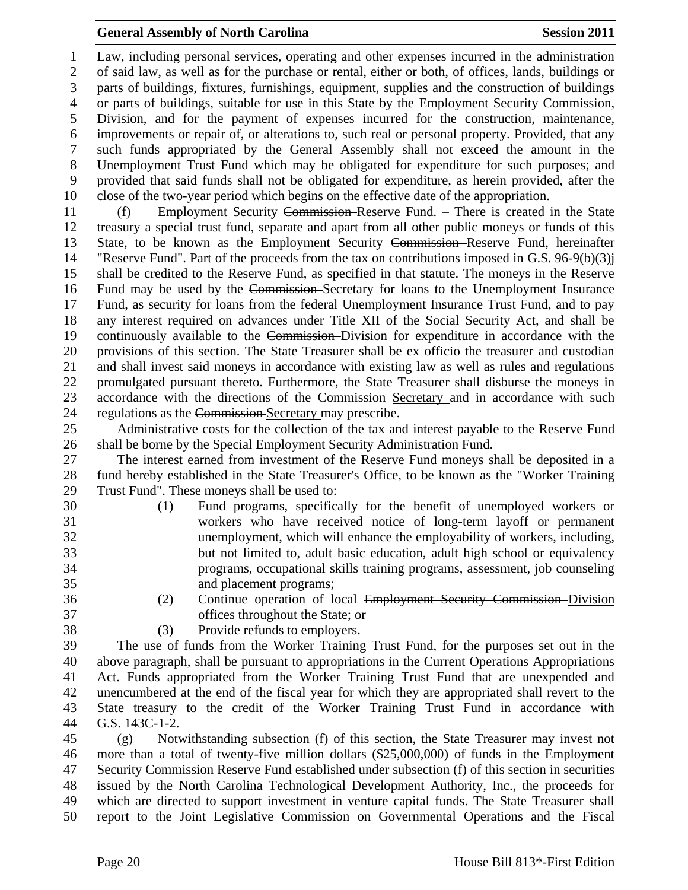Law, including personal services, operating and other expenses incurred in the administration of said law, as well as for the purchase or rental, either or both, of offices, lands, buildings or parts of buildings, fixtures, furnishings, equipment, supplies and the construction of buildings or parts of buildings, suitable for use in this State by the ~~Employment Security Commission,~~ Division, and for the payment of expenses incurred for the construction, maintenance, improvements or repair of, or alterations to, such real or personal property. Provided, that any such funds appropriated by the General Assembly shall not exceed the amount in the Unemployment Trust Fund which may be obligated for expenditure for such purposes; and provided that said funds shall not be obligated for expenditure, as herein provided, after the close of the two-year period which begins on the effective date of the appropriation.

(f) Employment Security ~~Commission~~ Reserve Fund. – There is created in the State treasury a special trust fund, separate and apart from all other public moneys or funds of this State, to be known as the Employment Security ~~Commission~~ Reserve Fund, hereinafter "Reserve Fund". Part of the proceeds from the tax on contributions imposed in G.S. 96-9(b)(3)j shall be credited to the Reserve Fund, as specified in that statute. The moneys in the Reserve Fund may be used by the ~~Commission~~ Secretary for loans to the Unemployment Insurance Fund, as security for loans from the federal Unemployment Insurance Trust Fund, and to pay any interest required on advances under Title XII of the Social Security Act, and shall be continuously available to the ~~Commission~~ Division for expenditure in accordance with the provisions of this section. The State Treasurer shall be ex officio the treasurer and custodian and shall invest said moneys in accordance with existing law as well as rules and regulations promulgated pursuant thereto. Furthermore, the State Treasurer shall disburse the moneys in accordance with the directions of the ~~Commission~~ Secretary and in accordance with such regulations as the ~~Commission~~ Secretary may prescribe.

Administrative costs for the collection of the tax and interest payable to the Reserve Fund shall be borne by the Special Employment Security Administration Fund.

The interest earned from investment of the Reserve Fund moneys shall be deposited in a fund hereby established in the State Treasurer's Office, to be known as the "Worker Training Trust Fund". These moneys shall be used to:

(1) Fund programs, specifically for the benefit of unemployed workers or workers who have received notice of long-term layoff or permanent unemployment, which will enhance the employability of workers, including, but not limited to, adult basic education, adult high school or equivalency programs, occupational skills training programs, assessment, job counseling and placement programs;

(2) Continue operation of local ~~Employment Security Commission~~ Division offices throughout the State; or

(3) Provide refunds to employers.

The use of funds from the Worker Training Trust Fund, for the purposes set out in the above paragraph, shall be pursuant to appropriations in the Current Operations Appropriations Act. Funds appropriated from the Worker Training Trust Fund that are unexpended and unencumbered at the end of the fiscal year for which they are appropriated shall revert to the State treasury to the credit of the Worker Training Trust Fund in accordance with G.S. 143C-1-2.

(g) Notwithstanding subsection (f) of this section, the State Treasurer may invest not more than a total of twenty-five million dollars ($25,000,000) of funds in the Employment Security ~~Commission~~ Reserve Fund established under subsection (f) of this section in securities issued by the North Carolina Technological Development Authority, Inc., the proceeds for which are directed to support investment in venture capital funds. The State Treasurer shall report to the Joint Legislative Commission on Governmental Operations and the Fiscal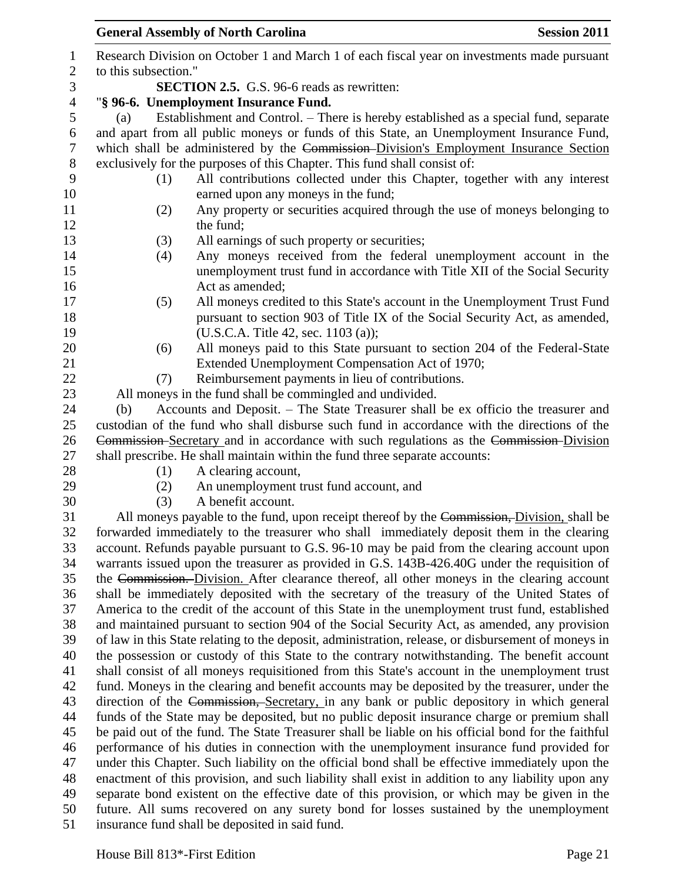Research Division on October 1 and March 1 of each fiscal year on investments made pursuant to this subsection."

**SECTION 2.5.** G.S. 96-6 reads as rewritten:

"**§ 96-6. Unemployment Insurance Fund.**

(a) Establishment and Control. – There is hereby established as a special fund, separate and apart from all public moneys or funds of this State, an Unemployment Insurance Fund, which shall be administered by the ~~Commission~~ Division's Employment Insurance Section exclusively for the purposes of this Chapter. This fund shall consist of:

(1) All contributions collected under this Chapter, together with any interest earned upon any moneys in the fund;

(2) Any property or securities acquired through the use of moneys belonging to the fund;

(3) All earnings of such property or securities;

(4) Any moneys received from the federal unemployment account in the unemployment trust fund in accordance with Title XII of the Social Security Act as amended;

(5) All moneys credited to this State's account in the Unemployment Trust Fund pursuant to section 903 of Title IX of the Social Security Act, as amended, (U.S.C.A. Title 42, sec. 1103 (a));

(6) All moneys paid to this State pursuant to section 204 of the Federal-State Extended Unemployment Compensation Act of 1970;

(7) Reimbursement payments in lieu of contributions.

All moneys in the fund shall be commingled and undivided.

(b) Accounts and Deposit. – The State Treasurer shall be ex officio the treasurer and custodian of the fund who shall disburse such fund in accordance with the directions of the ~~Commission~~ Secretary and in accordance with such regulations as the ~~Commission~~ Division shall prescribe. He shall maintain within the fund three separate accounts:

(1) A clearing account,

(2) An unemployment trust fund account, and

(3) A benefit account.

All moneys payable to the fund, upon receipt thereof by the ~~Commission,~~ Division, shall be forwarded immediately to the treasurer who shall immediately deposit them in the clearing account. Refunds payable pursuant to G.S. 96-10 may be paid from the clearing account upon warrants issued upon the treasurer as provided in G.S. 143B-426.40G under the requisition of the ~~Commission.~~ Division. After clearance thereof, all other moneys in the clearing account shall be immediately deposited with the secretary of the treasury of the United States of America to the credit of the account of this State in the unemployment trust fund, established and maintained pursuant to section 904 of the Social Security Act, as amended, any provision of law in this State relating to the deposit, administration, release, or disbursement of moneys in the possession or custody of this State to the contrary notwithstanding. The benefit account shall consist of all moneys requisitioned from this State's account in the unemployment trust fund. Moneys in the clearing and benefit accounts may be deposited by the treasurer, under the direction of the ~~Commission,~~ Secretary, in any bank or public depository in which general funds of the State may be deposited, but no public deposit insurance charge or premium shall be paid out of the fund. The State Treasurer shall be liable on his official bond for the faithful performance of his duties in connection with the unemployment insurance fund provided for under this Chapter. Such liability on the official bond shall be effective immediately upon the enactment of this provision, and such liability shall exist in addition to any liability upon any separate bond existent on the effective date of this provision, or which may be given in the future. All sums recovered on any surety bond for losses sustained by the unemployment insurance fund shall be deposited in said fund.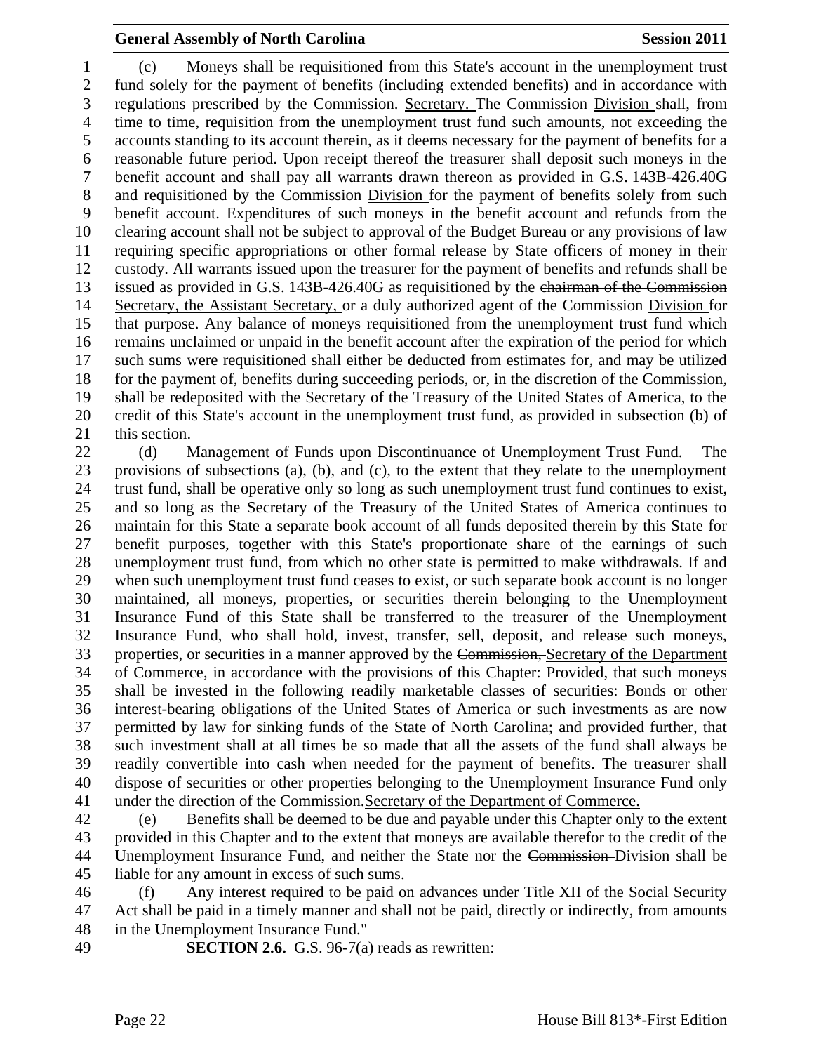(c) Moneys shall be requisitioned from this State's account in the unemployment trust fund solely for the payment of benefits (including extended benefits) and in accordance with regulations prescribed by the ~~Commission.~~ Secretary. The ~~Commission~~ Division shall, from time to time, requisition from the unemployment trust fund such amounts, not exceeding the accounts standing to its account therein, as it deems necessary for the payment of benefits for a reasonable future period. Upon receipt thereof the treasurer shall deposit such moneys in the benefit account and shall pay all warrants drawn thereon as provided in G.S. 143B-426.40G and requisitioned by the ~~Commission~~ Division for the payment of benefits solely from such benefit account. Expenditures of such moneys in the benefit account and refunds from the clearing account shall not be subject to approval of the Budget Bureau or any provisions of law requiring specific appropriations or other formal release by State officers of money in their custody. All warrants issued upon the treasurer for the payment of benefits and refunds shall be issued as provided in G.S. 143B-426.40G as requisitioned by the ~~chairman of the Commission~~ Secretary, the Assistant Secretary, or a duly authorized agent of the ~~Commission~~ Division for that purpose. Any balance of moneys requisitioned from the unemployment trust fund which remains unclaimed or unpaid in the benefit account after the expiration of the period for which such sums were requisitioned shall either be deducted from estimates for, and may be utilized for the payment of, benefits during succeeding periods, or, in the discretion of the Commission, shall be redeposited with the Secretary of the Treasury of the United States of America, to the credit of this State's account in the unemployment trust fund, as provided in subsection (b) of this section.

(d) Management of Funds upon Discontinuance of Unemployment Trust Fund. – The provisions of subsections (a), (b), and (c), to the extent that they relate to the unemployment trust fund, shall be operative only so long as such unemployment trust fund continues to exist, and so long as the Secretary of the Treasury of the United States of America continues to maintain for this State a separate book account of all funds deposited therein by this State for benefit purposes, together with this State's proportionate share of the earnings of such unemployment trust fund, from which no other state is permitted to make withdrawals. If and when such unemployment trust fund ceases to exist, or such separate book account is no longer maintained, all moneys, properties, or securities therein belonging to the Unemployment Insurance Fund of this State shall be transferred to the treasurer of the Unemployment Insurance Fund, who shall hold, invest, transfer, sell, deposit, and release such moneys, properties, or securities in a manner approved by the ~~Commission,~~ Secretary of the Department of Commerce, in accordance with the provisions of this Chapter: Provided, that such moneys shall be invested in the following readily marketable classes of securities: Bonds or other interest-bearing obligations of the United States of America or such investments as are now permitted by law for sinking funds of the State of North Carolina; and provided further, that such investment shall at all times be so made that all the assets of the fund shall always be readily convertible into cash when needed for the payment of benefits. The treasurer shall dispose of securities or other properties belonging to the Unemployment Insurance Fund only under the direction of the ~~Commission.~~Secretary of the Department of Commerce.

(e) Benefits shall be deemed to be due and payable under this Chapter only to the extent provided in this Chapter and to the extent that moneys are available therefor to the credit of the Unemployment Insurance Fund, and neither the State nor the ~~Commission~~ Division shall be liable for any amount in excess of such sums.

(f) Any interest required to be paid on advances under Title XII of the Social Security Act shall be paid in a timely manner and shall not be paid, directly or indirectly, from amounts in the Unemployment Insurance Fund."

**SECTION 2.6.** G.S. 96-7(a) reads as rewritten: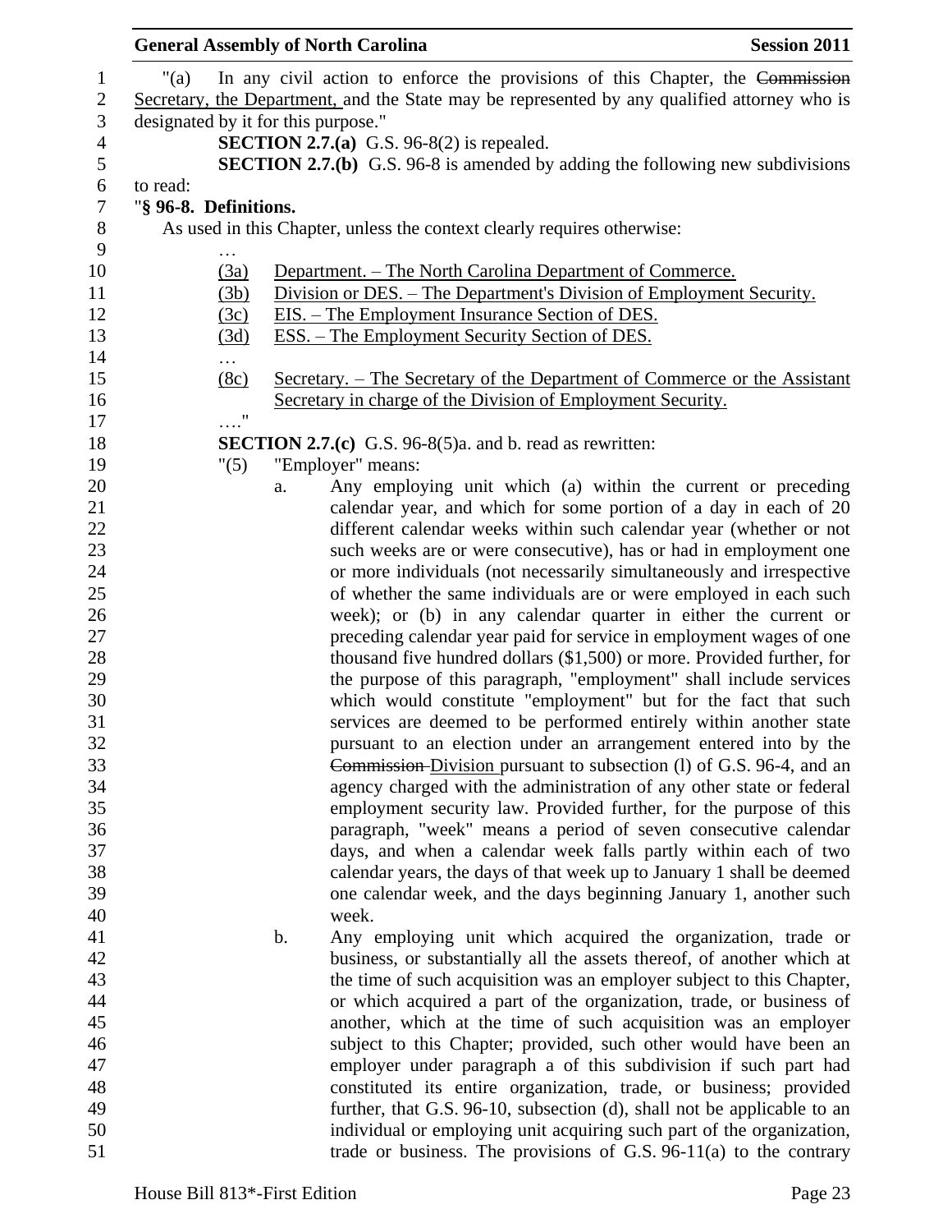"(a) In any civil action to enforce the provisions of this Chapter, the ~~Commission~~ Secretary, the Department, and the State may be represented by any qualified attorney who is designated by it for this purpose."

**SECTION 2.7.(a)** G.S. 96-8(2) is repealed.

**SECTION 2.7.(b)** G.S. 96-8 is amended by adding the following new subdivisions to read:

"**§ 96-8. Definitions.**

As used in this Chapter, unless the context clearly requires otherwise:

…

(3a) Department. – The North Carolina Department of Commerce.

(3b) Division or DES. – The Department's Division of Employment Security.

(3c) EIS. – The Employment Insurance Section of DES.

(3d) ESS. – The Employment Security Section of DES.

…

(8c) Secretary. – The Secretary of the Department of Commerce or the Assistant Secretary in charge of the Division of Employment Security.

…."

**SECTION 2.7.(c)** G.S. 96-8(5)a. and b. read as rewritten:

"(5) "Employer" means:

a. Any employing unit which (a) within the current or preceding calendar year, and which for some portion of a day in each of 20 different calendar weeks within such calendar year (whether or not such weeks are or were consecutive), has or had in employment one or more individuals (not necessarily simultaneously and irrespective of whether the same individuals are or were employed in each such week); or (b) in any calendar quarter in either the current or preceding calendar year paid for service in employment wages of one thousand five hundred dollars ($1,500) or more. Provided further, for the purpose of this paragraph, "employment" shall include services which would constitute "employment" but for the fact that such services are deemed to be performed entirely within another state pursuant to an election under an arrangement entered into by the ~~Commission~~ Division pursuant to subsection (l) of G.S. 96-4, and an agency charged with the administration of any other state or federal employment security law. Provided further, for the purpose of this paragraph, "week" means a period of seven consecutive calendar days, and when a calendar week falls partly within each of two calendar years, the days of that week up to January 1 shall be deemed one calendar week, and the days beginning January 1, another such week.

b. Any employing unit which acquired the organization, trade or business, or substantially all the assets thereof, of another which at the time of such acquisition was an employer subject to this Chapter, or which acquired a part of the organization, trade, or business of another, which at the time of such acquisition was an employer subject to this Chapter; provided, such other would have been an employer under paragraph a of this subdivision if such part had constituted its entire organization, trade, or business; provided further, that G.S. 96-10, subsection (d), shall not be applicable to an individual or employing unit acquiring such part of the organization, trade or business. The provisions of G.S. 96-11(a) to the contrary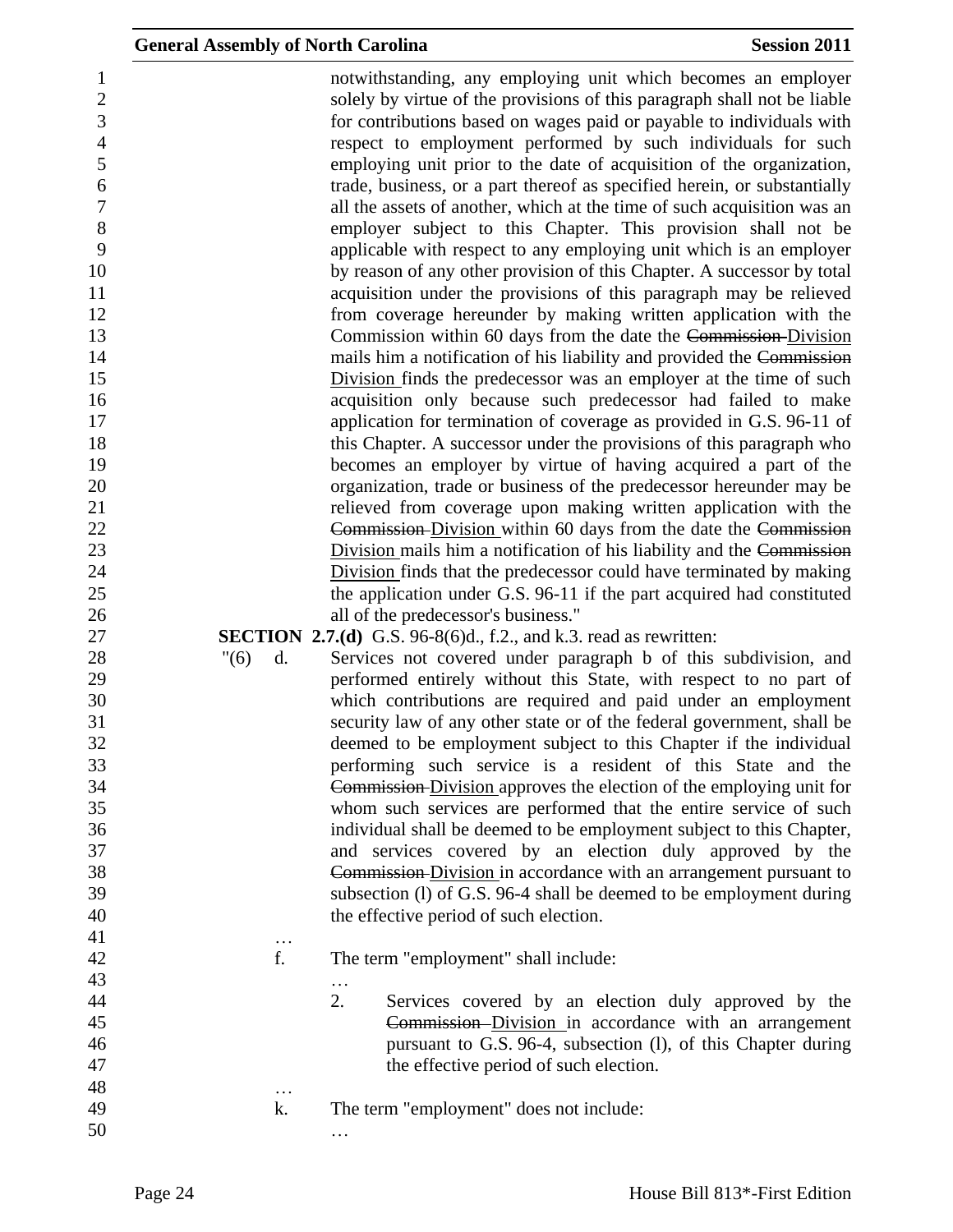notwithstanding, any employing unit which becomes an employer solely by virtue of the provisions of this paragraph shall not be liable for contributions based on wages paid or payable to individuals with respect to employment performed by such individuals for such employing unit prior to the date of acquisition of the organization, trade, business, or a part thereof as specified herein, or substantially all the assets of another, which at the time of such acquisition was an employer subject to this Chapter. This provision shall not be applicable with respect to any employing unit which is an employer by reason of any other provision of this Chapter. A successor by total acquisition under the provisions of this paragraph may be relieved from coverage hereunder by making written application with the Commission within 60 days from the date the ~~Commission~~ Division mails him a notification of his liability and provided the ~~Commission~~ Division finds the predecessor was an employer at the time of such acquisition only because such predecessor had failed to make application for termination of coverage as provided in G.S. 96-11 of this Chapter. A successor under the provisions of this paragraph who becomes an employer by virtue of having acquired a part of the organization, trade or business of the predecessor hereunder may be relieved from coverage upon making written application with the ~~Commission~~ Division within 60 days from the date the ~~Commission~~ Division mails him a notification of his liability and the ~~Commission~~ Division finds that the predecessor could have terminated by making the application under G.S. 96-11 if the part acquired had constituted all of the predecessor's business."

**SECTION 2.7.(d)** G.S. 96-8(6)d., f.2., and k.3. read as rewritten:

"(6) d. Services not covered under paragraph b of this subdivision, and performed entirely without this State, with respect to no part of which contributions are required and paid under an employment security law of any other state or of the federal government, shall be deemed to be employment subject to this Chapter if the individual performing such service is a resident of this State and the ~~Commission~~ Division approves the election of the employing unit for whom such services are performed that the entire service of such individual shall be deemed to be employment subject to this Chapter, and services covered by an election duly approved by the ~~Commission~~ Division in accordance with an arrangement pursuant to subsection (l) of G.S. 96-4 shall be deemed to be employment during the effective period of such election.

…

f. The term "employment" shall include:

…

2. Services covered by an election duly approved by the ~~Commission~~ Division in accordance with an arrangement pursuant to G.S. 96-4, subsection (l), of this Chapter during the effective period of such election.

…

k. The term "employment" does not include:

…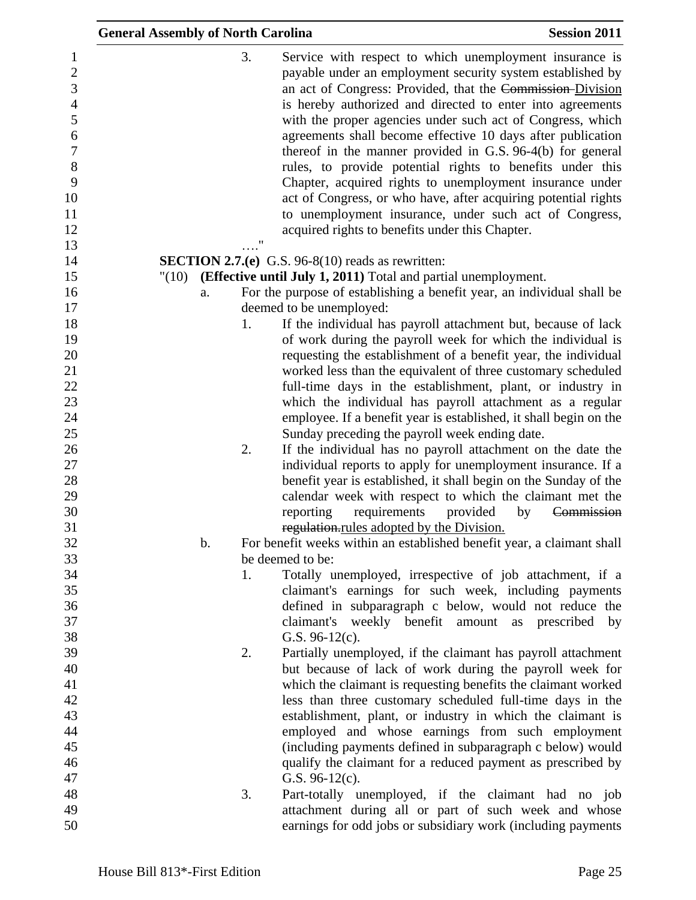3. Service with respect to which unemployment insurance is payable under an employment security system established by an act of Congress: Provided, that the ~~Commission~~ Division is hereby authorized and directed to enter into agreements with the proper agencies under such act of Congress, which agreements shall become effective 10 days after publication thereof in the manner provided in G.S. 96-4(b) for general rules, to provide potential rights to benefits under this Chapter, acquired rights to unemployment insurance under act of Congress, or who have, after acquiring potential rights to unemployment insurance, under such act of Congress, acquired rights to benefits under this Chapter.

…."

**SECTION 2.7.(e)** G.S. 96-8(10) reads as rewritten:

"(10) **(Effective until July 1, 2011)** Total and partial unemployment.

a. For the purpose of establishing a benefit year, an individual shall be deemed to be unemployed:

1. If the individual has payroll attachment but, because of lack of work during the payroll week for which the individual is requesting the establishment of a benefit year, the individual worked less than the equivalent of three customary scheduled full-time days in the establishment, plant, or industry in which the individual has payroll attachment as a regular employee. If a benefit year is established, it shall begin on the Sunday preceding the payroll week ending date.

2. If the individual has no payroll attachment on the date the individual reports to apply for unemployment insurance. If a benefit year is established, it shall begin on the Sunday of the calendar week with respect to which the claimant met the reporting requirements provided by ~~Commission regulation.~~ rules adopted by the Division.

b. For benefit weeks within an established benefit year, a claimant shall be deemed to be:

1. Totally unemployed, irrespective of job attachment, if a claimant's earnings for such week, including payments defined in subparagraph c below, would not reduce the claimant's weekly benefit amount as prescribed by G.S. 96-12(c).

2. Partially unemployed, if the claimant has payroll attachment but because of lack of work during the payroll week for which the claimant is requesting benefits the claimant worked less than three customary scheduled full-time days in the establishment, plant, or industry in which the claimant is employed and whose earnings from such employment (including payments defined in subparagraph c below) would qualify the claimant for a reduced payment as prescribed by G.S. 96-12(c).

3. Part-totally unemployed, if the claimant had no job attachment during all or part of such week and whose earnings for odd jobs or subsidiary work (including payments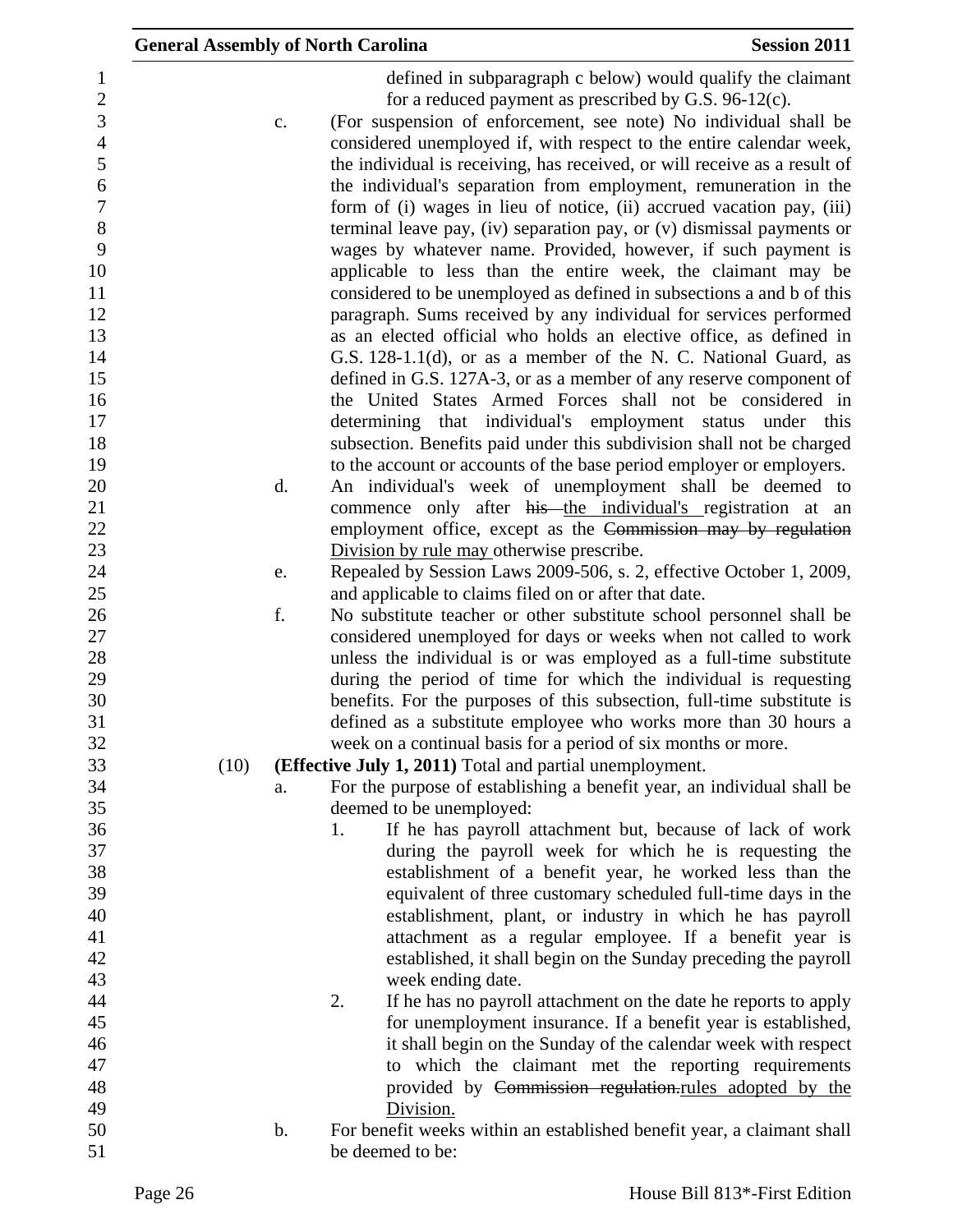defined in subparagraph c below) would qualify the claimant for a reduced payment as prescribed by G.S. 96-12(c).

c. (For suspension of enforcement, see note) No individual shall be considered unemployed if, with respect to the entire calendar week, the individual is receiving, has received, or will receive as a result of the individual's separation from employment, remuneration in the form of (i) wages in lieu of notice, (ii) accrued vacation pay, (iii) terminal leave pay, (iv) separation pay, or (v) dismissal payments or wages by whatever name. Provided, however, if such payment is applicable to less than the entire week, the claimant may be considered to be unemployed as defined in subsections a and b of this paragraph. Sums received by any individual for services performed as an elected official who holds an elective office, as defined in G.S. 128-1.1(d), or as a member of the N. C. National Guard, as defined in G.S. 127A-3, or as a member of any reserve component of the United States Armed Forces shall not be considered in determining that individual's employment status under this subsection. Benefits paid under this subdivision shall not be charged to the account or accounts of the base period employer or employers.

d. An individual's week of unemployment shall be deemed to commence only after ~~his~~ <u>the individual's</u> registration at an employment office, except as the ~~Commission may by regulation~~ <u>Division by rule may</u> otherwise prescribe.

e. Repealed by Session Laws 2009-506, s. 2, effective October 1, 2009, and applicable to claims filed on or after that date.

f. No substitute teacher or other substitute school personnel shall be considered unemployed for days or weeks when not called to work unless the individual is or was employed as a full-time substitute during the period of time for which the individual is requesting benefits. For the purposes of this subsection, full-time substitute is defined as a substitute employee who works more than 30 hours a week on a continual basis for a period of six months or more.

(10) **(Effective July 1, 2011)** Total and partial unemployment.

a. For the purpose of establishing a benefit year, an individual shall be deemed to be unemployed:

1. If he has payroll attachment but, because of lack of work during the payroll week for which he is requesting the establishment of a benefit year, he worked less than the equivalent of three customary scheduled full-time days in the establishment, plant, or industry in which he has payroll attachment as a regular employee. If a benefit year is established, it shall begin on the Sunday preceding the payroll week ending date.

2. If he has no payroll attachment on the date he reports to apply for unemployment insurance. If a benefit year is established, it shall begin on the Sunday of the calendar week with respect to which the claimant met the reporting requirements provided by ~~Commission regulation.~~<u>rules adopted by the Division.</u>

b. For benefit weeks within an established benefit year, a claimant shall be deemed to be: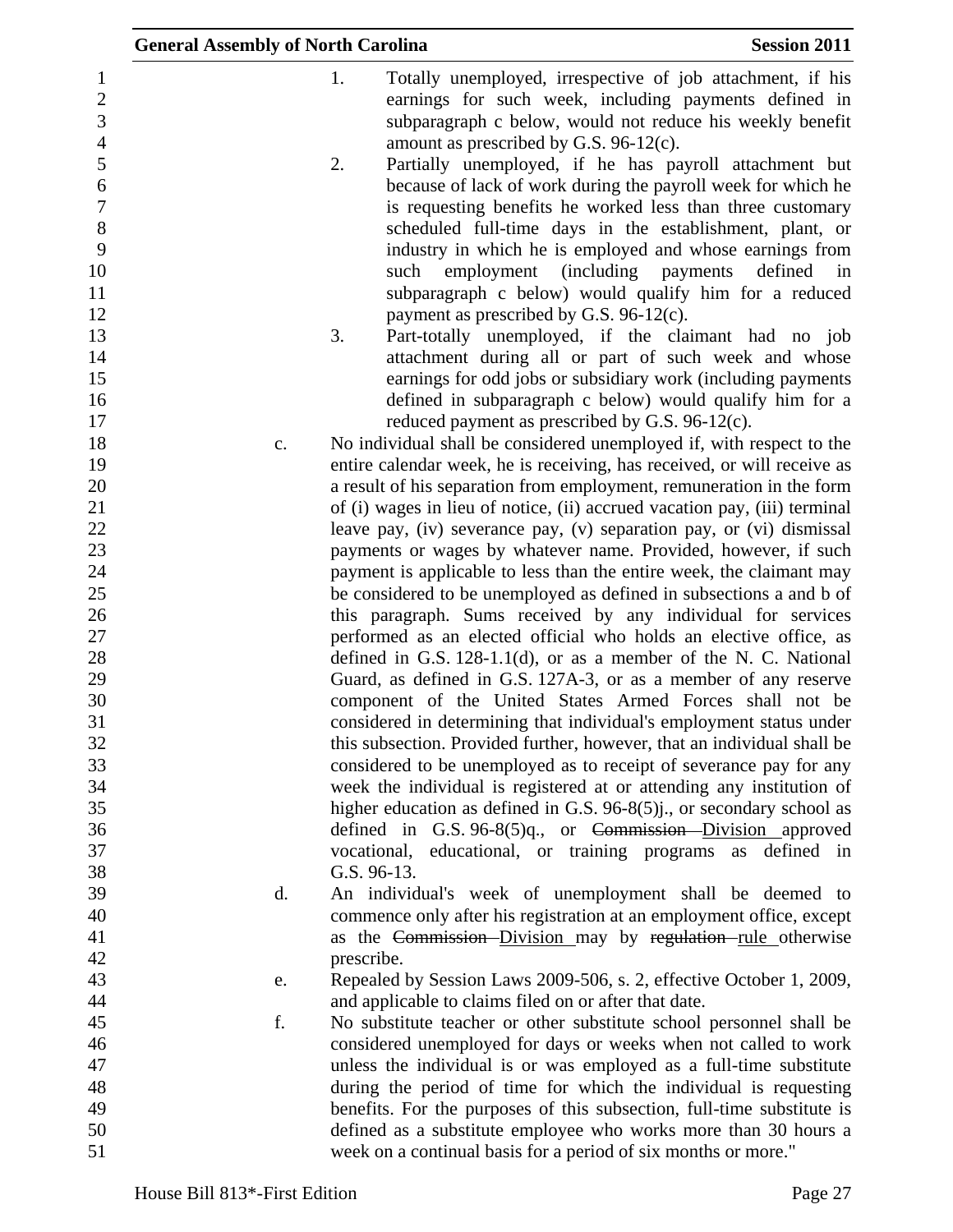1. Totally unemployed, irrespective of job attachment, if his earnings for such week, including payments defined in subparagraph c below, would not reduce his weekly benefit amount as prescribed by G.S. 96-12(c).
2. Partially unemployed, if he has payroll attachment but because of lack of work during the payroll week for which he is requesting benefits he worked less than three customary scheduled full-time days in the establishment, plant, or industry in which he is employed and whose earnings from such employment (including payments defined in subparagraph c below) would qualify him for a reduced payment as prescribed by G.S. 96-12(c).
3. Part-totally unemployed, if the claimant had no job attachment during all or part of such week and whose earnings for odd jobs or subsidiary work (including payments defined in subparagraph c below) would qualify him for a reduced payment as prescribed by G.S. 96-12(c).

c. No individual shall be considered unemployed if, with respect to the entire calendar week, he is receiving, has received, or will receive as a result of his separation from employment, remuneration in the form of (i) wages in lieu of notice, (ii) accrued vacation pay, (iii) terminal leave pay, (iv) severance pay, (v) separation pay, or (vi) dismissal payments or wages by whatever name. Provided, however, if such payment is applicable to less than the entire week, the claimant may be considered to be unemployed as defined in subsections a and b of this paragraph. Sums received by any individual for services performed as an elected official who holds an elective office, as defined in G.S. 128-1.1(d), or as a member of the N. C. National Guard, as defined in G.S. 127A-3, or as a member of any reserve component of the United States Armed Forces shall not be considered in determining that individual's employment status under this subsection. Provided further, however, that an individual shall be considered to be unemployed as to receipt of severance pay for any week the individual is registered at or attending any institution of higher education as defined in G.S. 96-8(5)j., or secondary school as defined in G.S. 96-8(5)q., or ~~Commission~~ Division approved vocational, educational, or training programs as defined in G.S. 96-13.

d. An individual's week of unemployment shall be deemed to commence only after his registration at an employment office, except as the ~~Commission~~ Division may by ~~regulation~~ rule otherwise prescribe.

e. Repealed by Session Laws 2009-506, s. 2, effective October 1, 2009, and applicable to claims filed on or after that date.

f. No substitute teacher or other substitute school personnel shall be considered unemployed for days or weeks when not called to work unless the individual is or was employed as a full-time substitute during the period of time for which the individual is requesting benefits. For the purposes of this subsection, full-time substitute is defined as a substitute employee who works more than 30 hours a week on a continual basis for a period of six months or more."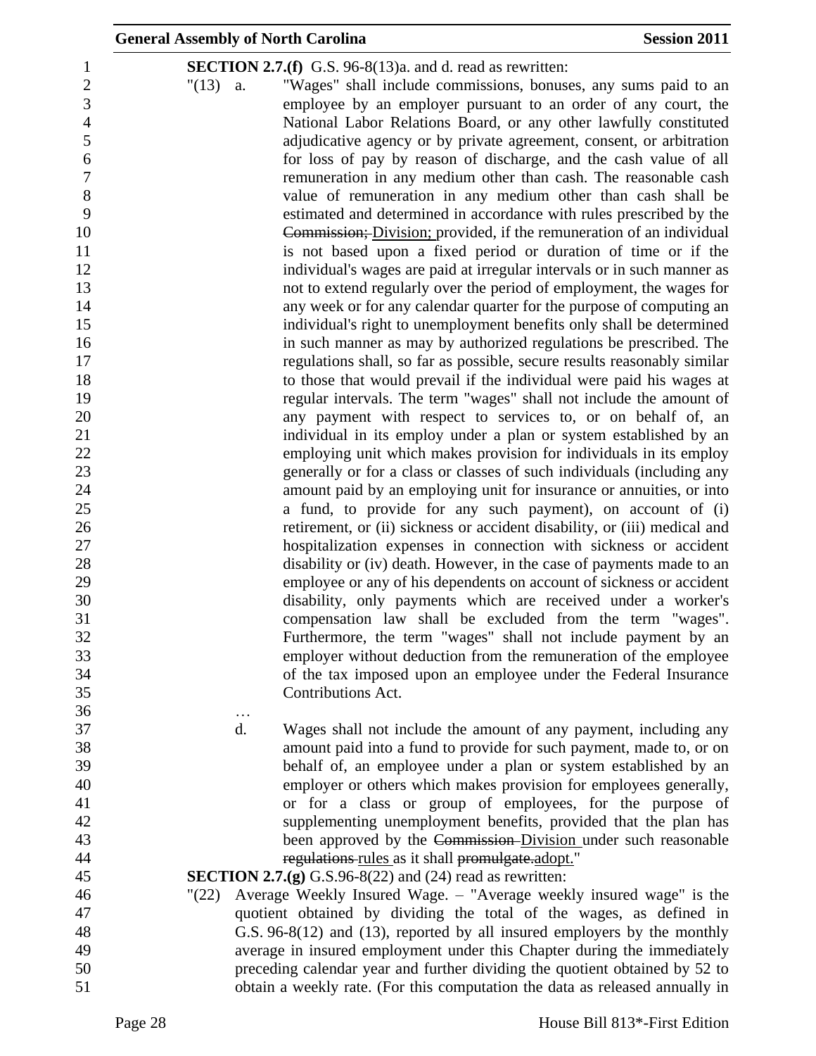**SECTION 2.7.(f)** G.S. 96-8(13)a. and d. read as rewritten:

"(13) a. "Wages" shall include commissions, bonuses, any sums paid to an employee by an employer pursuant to an order of any court, the National Labor Relations Board, or any other lawfully constituted adjudicative agency or by private agreement, consent, or arbitration for loss of pay by reason of discharge, and the cash value of all remuneration in any medium other than cash. The reasonable cash value of remuneration in any medium other than cash shall be estimated and determined in accordance with rules prescribed by the ~~Commission;~~ Division; provided, if the remuneration of an individual is not based upon a fixed period or duration of time or if the individual's wages are paid at irregular intervals or in such manner as not to extend regularly over the period of employment, the wages for any week or for any calendar quarter for the purpose of computing an individual's right to unemployment benefits only shall be determined in such manner as may by authorized regulations be prescribed. The regulations shall, so far as possible, secure results reasonably similar to those that would prevail if the individual were paid his wages at regular intervals. The term "wages" shall not include the amount of any payment with respect to services to, or on behalf of, an individual in its employ under a plan or system established by an employing unit which makes provision for individuals in its employ generally or for a class or classes of such individuals (including any amount paid by an employing unit for insurance or annuities, or into a fund, to provide for any such payment), on account of (i) retirement, or (ii) sickness or accident disability, or (iii) medical and hospitalization expenses in connection with sickness or accident disability or (iv) death. However, in the case of payments made to an employee or any of his dependents on account of sickness or accident disability, only payments which are received under a worker's compensation law shall be excluded from the term "wages". Furthermore, the term "wages" shall not include payment by an employer without deduction from the remuneration of the employee of the tax imposed upon an employee under the Federal Insurance Contributions Act.

…

d. Wages shall not include the amount of any payment, including any amount paid into a fund to provide for such payment, made to, or on behalf of, an employee under a plan or system established by an employer or others which makes provision for employees generally, or for a class or group of employees, for the purpose of supplementing unemployment benefits, provided that the plan has been approved by the ~~Commission~~ Division under such reasonable ~~regulations~~ rules as it shall ~~promulgate.~~adopt."

**SECTION 2.7.(g)** G.S.96-8(22) and (24) read as rewritten:

"(22) Average Weekly Insured Wage. – "Average weekly insured wage" is the quotient obtained by dividing the total of the wages, as defined in G.S. 96-8(12) and (13), reported by all insured employers by the monthly average in insured employment under this Chapter during the immediately preceding calendar year and further dividing the quotient obtained by 52 to obtain a weekly rate. (For this computation the data as released annually in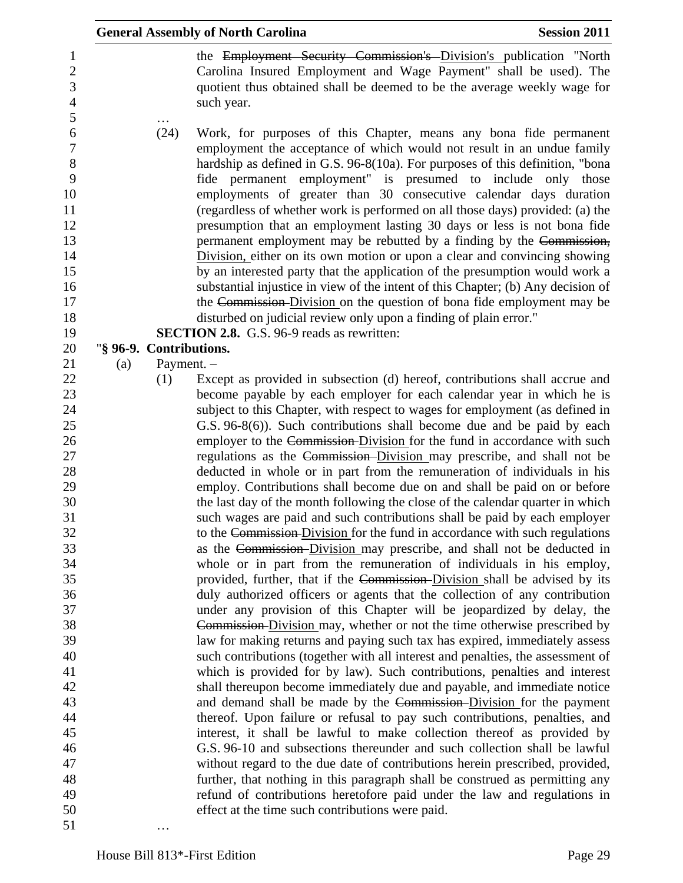the ~~Employment Security Commission's~~ Division's publication "North Carolina Insured Employment and Wage Payment" shall be used). The quotient thus obtained shall be deemed to be the average weekly wage for such year.

…

(24) Work, for purposes of this Chapter, means any bona fide permanent employment the acceptance of which would not result in an undue family hardship as defined in G.S. 96-8(10a). For purposes of this definition, "bona fide permanent employment" is presumed to include only those employments of greater than 30 consecutive calendar days duration (regardless of whether work is performed on all those days) provided: (a) the presumption that an employment lasting 30 days or less is not bona fide permanent employment may be rebutted by a finding by the ~~Commission,~~ Division, either on its own motion or upon a clear and convincing showing by an interested party that the application of the presumption would work a substantial injustice in view of the intent of this Chapter; (b) Any decision of the ~~Commission~~ Division on the question of bona fide employment may be disturbed on judicial review only upon a finding of plain error."

**SECTION 2.8.** G.S. 96-9 reads as rewritten:

"**§ 96-9. Contributions.**

(a) Payment. –

(1) Except as provided in subsection (d) hereof, contributions shall accrue and become payable by each employer for each calendar year in which he is subject to this Chapter, with respect to wages for employment (as defined in G.S. 96-8(6)). Such contributions shall become due and be paid by each employer to the ~~Commission~~ Division for the fund in accordance with such regulations as the ~~Commission~~ Division may prescribe, and shall not be deducted in whole or in part from the remuneration of individuals in his employ. Contributions shall become due on and shall be paid on or before the last day of the month following the close of the calendar quarter in which such wages are paid and such contributions shall be paid by each employer to the ~~Commission~~ Division for the fund in accordance with such regulations as the ~~Commission~~ Division may prescribe, and shall not be deducted in whole or in part from the remuneration of individuals in his employ, provided, further, that if the ~~Commission~~ Division shall be advised by its duly authorized officers or agents that the collection of any contribution under any provision of this Chapter will be jeopardized by delay, the ~~Commission~~ Division may, whether or not the time otherwise prescribed by law for making returns and paying such tax has expired, immediately assess such contributions (together with all interest and penalties, the assessment of which is provided for by law). Such contributions, penalties and interest shall thereupon become immediately due and payable, and immediate notice and demand shall be made by the ~~Commission~~ Division for the payment thereof. Upon failure or refusal to pay such contributions, penalties, and interest, it shall be lawful to make collection thereof as provided by G.S. 96-10 and subsections thereunder and such collection shall be lawful without regard to the due date of contributions herein prescribed, provided, further, that nothing in this paragraph shall be construed as permitting any refund of contributions heretofore paid under the law and regulations in effect at the time such contributions were paid.

…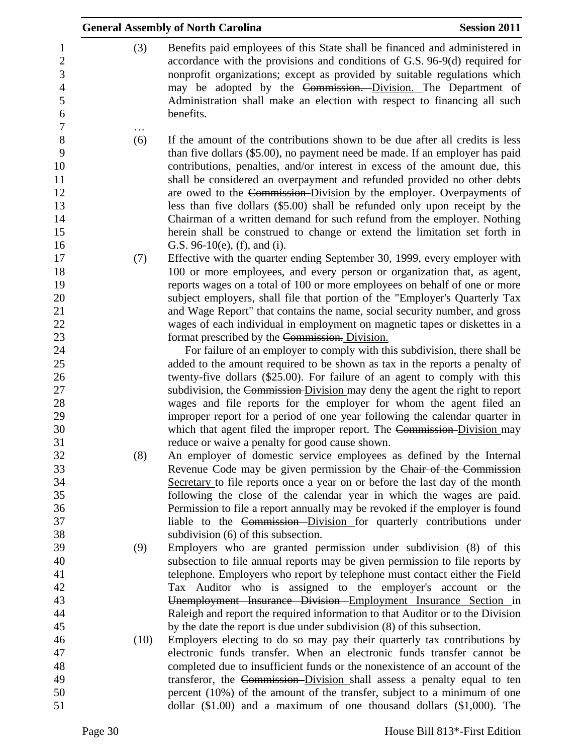(3) Benefits paid employees of this State shall be financed and administered in accordance with the provisions and conditions of G.S. 96-9(d) required for nonprofit organizations; except as provided by suitable regulations which may be adopted by the ~~Commission.~~ Division. The Department of Administration shall make an election with respect to financing all such benefits.

…

(6) If the amount of the contributions shown to be due after all credits is less than five dollars ($5.00), no payment need be made. If an employer has paid contributions, penalties, and/or interest in excess of the amount due, this shall be considered an overpayment and refunded provided no other debts are owed to the ~~Commission~~ Division by the employer. Overpayments of less than five dollars ($5.00) shall be refunded only upon receipt by the Chairman of a written demand for such refund from the employer. Nothing herein shall be construed to change or extend the limitation set forth in G.S. 96-10(e), (f), and (i).

(7) Effective with the quarter ending September 30, 1999, every employer with 100 or more employees, and every person or organization that, as agent, reports wages on a total of 100 or more employees on behalf of one or more subject employers, shall file that portion of the "Employer's Quarterly Tax and Wage Report" that contains the name, social security number, and gross wages of each individual in employment on magnetic tapes or diskettes in a format prescribed by the ~~Commission.~~ Division.

For failure of an employer to comply with this subdivision, there shall be added to the amount required to be shown as tax in the reports a penalty of twenty-five dollars ($25.00). For failure of an agent to comply with this subdivision, the ~~Commission~~ Division may deny the agent the right to report wages and file reports for the employer for whom the agent filed an improper report for a period of one year following the calendar quarter in which that agent filed the improper report. The ~~Commission~~ Division may reduce or waive a penalty for good cause shown.

(8) An employer of domestic service employees as defined by the Internal Revenue Code may be given permission by the ~~Chair of the Commission~~ Secretary to file reports once a year on or before the last day of the month following the close of the calendar year in which the wages are paid. Permission to file a report annually may be revoked if the employer is found liable to the ~~Commission~~ Division for quarterly contributions under subdivision (6) of this subsection.

(9) Employers who are granted permission under subdivision (8) of this subsection to file annual reports may be given permission to file reports by telephone. Employers who report by telephone must contact either the Field Tax Auditor who is assigned to the employer's account or the ~~Unemployment Insurance Division~~ Employment Insurance Section in Raleigh and report the required information to that Auditor or to the Division by the date the report is due under subdivision (8) of this subsection.

(10) Employers electing to do so may pay their quarterly tax contributions by electronic funds transfer. When an electronic funds transfer cannot be completed due to insufficient funds or the nonexistence of an account of the transferor, the ~~Commission~~ Division shall assess a penalty equal to ten percent (10%) of the amount of the transfer, subject to a minimum of one dollar ($1.00) and a maximum of one thousand dollars ($1,000). The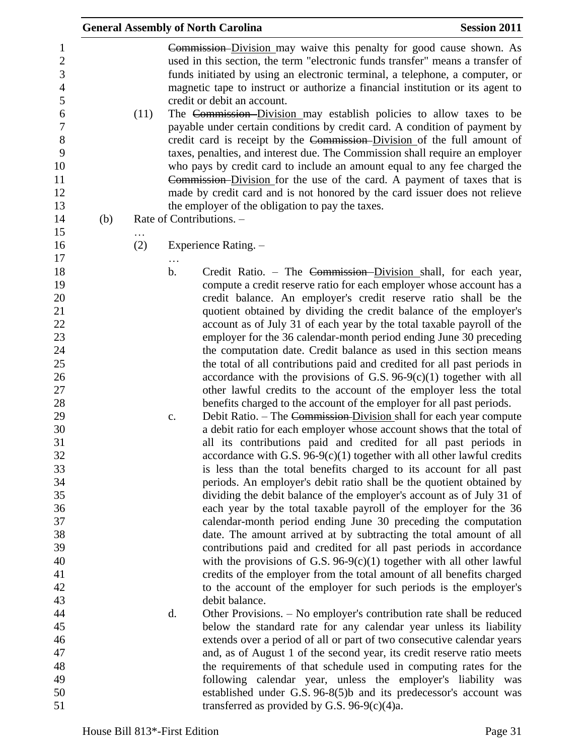Commission Division may waive this penalty for good cause shown. As used in this section, the term "electronic funds transfer" means a transfer of funds initiated by using an electronic terminal, a telephone, a computer, or magnetic tape to instruct or authorize a financial institution or its agent to credit or debit an account.

(11) The Commission Division may establish policies to allow taxes to be payable under certain conditions by credit card. A condition of payment by credit card is receipt by the Commission Division of the full amount of taxes, penalties, and interest due. The Commission shall require an employer who pays by credit card to include an amount equal to any fee charged the Commission Division for the use of the card. A payment of taxes that is made by credit card and is not honored by the card issuer does not relieve the employer of the obligation to pay the taxes.

(b) Rate of Contributions. –

…

(2) Experience Rating. –

…

b. Credit Ratio. – The Commission Division shall, for each year, compute a credit reserve ratio for each employer whose account has a credit balance. An employer's credit reserve ratio shall be the quotient obtained by dividing the credit balance of the employer's account as of July 31 of each year by the total taxable payroll of the employer for the 36 calendar-month period ending June 30 preceding the computation date. Credit balance as used in this section means the total of all contributions paid and credited for all past periods in accordance with the provisions of G.S. 96-9(c)(1) together with all other lawful credits to the account of the employer less the total benefits charged to the account of the employer for all past periods.

c. Debit Ratio. – The Commission Division shall for each year compute a debit ratio for each employer whose account shows that the total of all its contributions paid and credited for all past periods in accordance with G.S. 96-9(c)(1) together with all other lawful credits is less than the total benefits charged to its account for all past periods. An employer's debit ratio shall be the quotient obtained by dividing the debit balance of the employer's account as of July 31 of each year by the total taxable payroll of the employer for the 36 calendar-month period ending June 30 preceding the computation date. The amount arrived at by subtracting the total amount of all contributions paid and credited for all past periods in accordance with the provisions of G.S. 96-9(c)(1) together with all other lawful credits of the employer from the total amount of all benefits charged to the account of the employer for such periods is the employer's debit balance.

d. Other Provisions. – No employer's contribution rate shall be reduced below the standard rate for any calendar year unless its liability extends over a period of all or part of two consecutive calendar years and, as of August 1 of the second year, its credit reserve ratio meets the requirements of that schedule used in computing rates for the following calendar year, unless the employer's liability was established under G.S. 96-8(5)b and its predecessor's account was transferred as provided by G.S. 96-9(c)(4)a.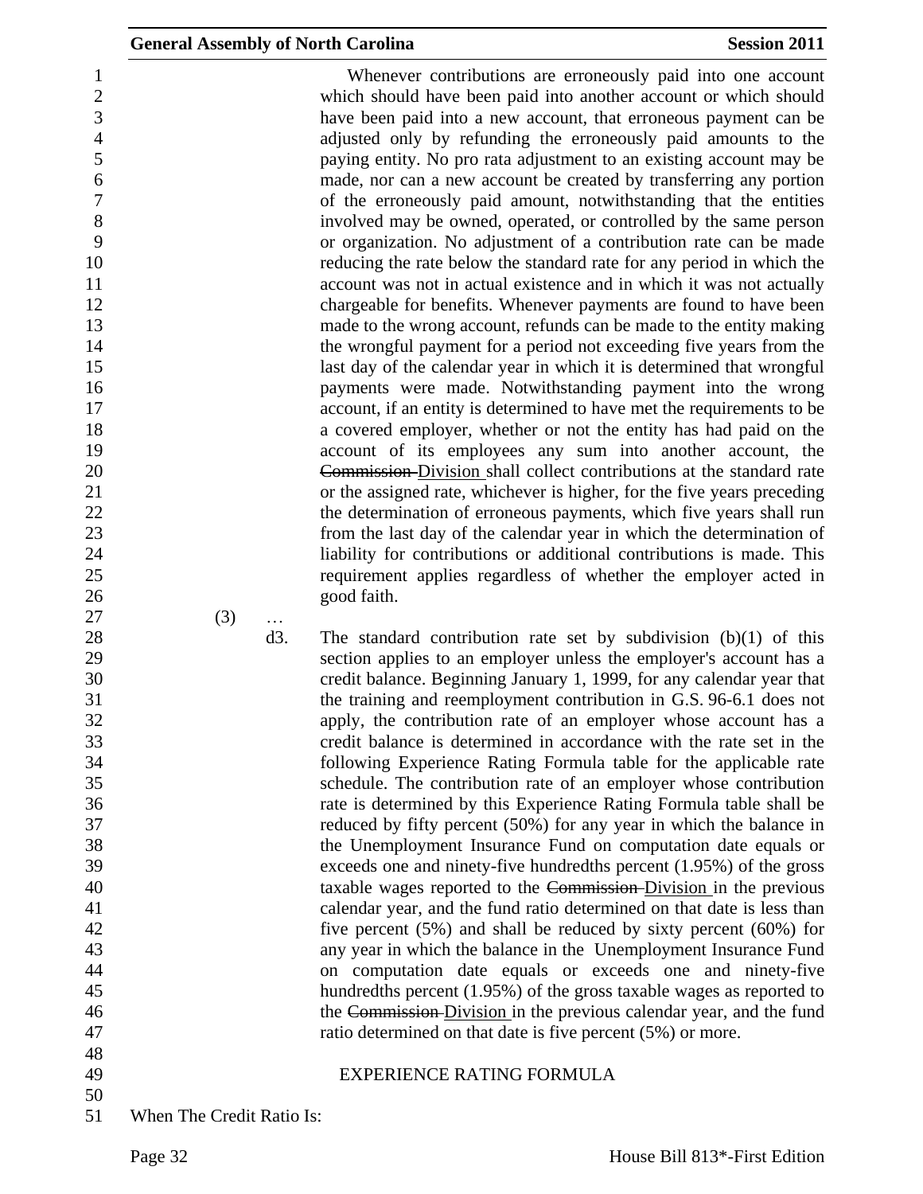Whenever contributions are erroneously paid into one account which should have been paid into another account or which should have been paid into a new account, that erroneous payment can be adjusted only by refunding the erroneously paid amounts to the paying entity. No pro rata adjustment to an existing account may be made, nor can a new account be created by transferring any portion of the erroneously paid amount, notwithstanding that the entities involved may be owned, operated, or controlled by the same person or organization. No adjustment of a contribution rate can be made reducing the rate below the standard rate for any period in which the account was not in actual existence and in which it was not actually chargeable for benefits. Whenever payments are found to have been made to the wrong account, refunds can be made to the entity making the wrongful payment for a period not exceeding five years from the last day of the calendar year in which it is determined that wrongful payments were made. Notwithstanding payment into the wrong account, if an entity is determined to have met the requirements to be a covered employer, whether or not the entity has had paid on the account of its employees any sum into another account, the ~~Commission~~ Division shall collect contributions at the standard rate or the assigned rate, whichever is higher, for the five years preceding the determination of erroneous payments, which five years shall run from the last day of the calendar year in which the determination of liability for contributions or additional contributions is made. This requirement applies regardless of whether the employer acted in good faith.

(3) …

d3. The standard contribution rate set by subdivision (b)(1) of this section applies to an employer unless the employer's account has a credit balance. Beginning January 1, 1999, for any calendar year that the training and reemployment contribution in G.S. 96-6.1 does not apply, the contribution rate of an employer whose account has a credit balance is determined in accordance with the rate set in the following Experience Rating Formula table for the applicable rate schedule. The contribution rate of an employer whose contribution rate is determined by this Experience Rating Formula table shall be reduced by fifty percent (50%) for any year in which the balance in the Unemployment Insurance Fund on computation date equals or exceeds one and ninety-five hundredths percent (1.95%) of the gross taxable wages reported to the ~~Commission~~ Division in the previous calendar year, and the fund ratio determined on that date is less than five percent (5%) and shall be reduced by sixty percent (60%) for any year in which the balance in the Unemployment Insurance Fund on computation date equals or exceeds one and ninety-five hundredths percent (1.95%) of the gross taxable wages as reported to the ~~Commission~~ Division in the previous calendar year, and the fund ratio determined on that date is five percent (5%) or more.

EXPERIENCE RATING FORMULA

When The Credit Ratio Is: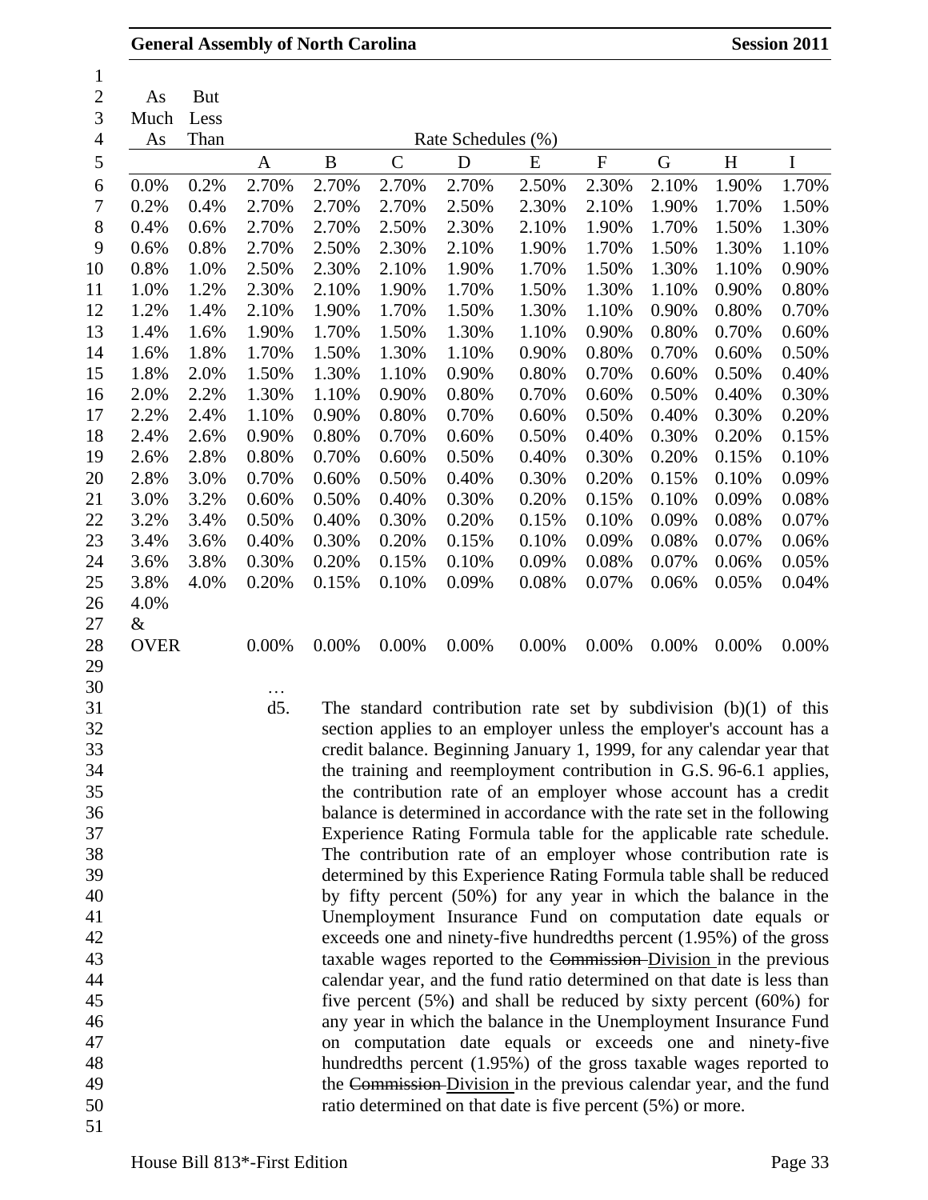| As Much As | But Less Than | A | B | C | D | E | F | G | H | I |
|---|---|---|---|---|---|---|---|---|---|---|
| | | Rate Schedules (%) | | | | | | | | |
| 0.0% | 0.2% | 2.70% | 2.70% | 2.70% | 2.70% | 2.50% | 2.30% | 2.10% | 1.90% | 1.70% |
| 0.2% | 0.4% | 2.70% | 2.70% | 2.70% | 2.50% | 2.30% | 2.10% | 1.90% | 1.70% | 1.50% |
| 0.4% | 0.6% | 2.70% | 2.70% | 2.50% | 2.30% | 2.10% | 1.90% | 1.70% | 1.50% | 1.30% |
| 0.6% | 0.8% | 2.70% | 2.50% | 2.30% | 2.10% | 1.90% | 1.70% | 1.50% | 1.30% | 1.10% |
| 0.8% | 1.0% | 2.50% | 2.30% | 2.10% | 1.90% | 1.70% | 1.50% | 1.30% | 1.10% | 0.90% |
| 1.0% | 1.2% | 2.30% | 2.10% | 1.90% | 1.70% | 1.50% | 1.30% | 1.10% | 0.90% | 0.80% |
| 1.2% | 1.4% | 2.10% | 1.90% | 1.70% | 1.50% | 1.30% | 1.10% | 0.90% | 0.80% | 0.70% |
| 1.4% | 1.6% | 1.90% | 1.70% | 1.50% | 1.30% | 1.10% | 0.90% | 0.80% | 0.70% | 0.60% |
| 1.6% | 1.8% | 1.70% | 1.50% | 1.30% | 1.10% | 0.90% | 0.80% | 0.70% | 0.60% | 0.50% |
| 1.8% | 2.0% | 1.50% | 1.30% | 1.10% | 0.90% | 0.80% | 0.70% | 0.60% | 0.50% | 0.40% |
| 2.0% | 2.2% | 1.30% | 1.10% | 0.90% | 0.80% | 0.70% | 0.60% | 0.50% | 0.40% | 0.30% |
| 2.2% | 2.4% | 1.10% | 0.90% | 0.80% | 0.70% | 0.60% | 0.50% | 0.40% | 0.30% | 0.20% |
| 2.4% | 2.6% | 0.90% | 0.80% | 0.70% | 0.60% | 0.50% | 0.40% | 0.30% | 0.20% | 0.15% |
| 2.6% | 2.8% | 0.80% | 0.70% | 0.60% | 0.50% | 0.40% | 0.30% | 0.20% | 0.15% | 0.10% |
| 2.8% | 3.0% | 0.70% | 0.60% | 0.50% | 0.40% | 0.30% | 0.20% | 0.15% | 0.10% | 0.09% |
| 3.0% | 3.2% | 0.60% | 0.50% | 0.40% | 0.30% | 0.20% | 0.15% | 0.10% | 0.09% | 0.08% |
| 3.2% | 3.4% | 0.50% | 0.40% | 0.30% | 0.20% | 0.15% | 0.10% | 0.09% | 0.08% | 0.07% |
| 3.4% | 3.6% | 0.40% | 0.30% | 0.20% | 0.15% | 0.10% | 0.09% | 0.08% | 0.07% | 0.06% |
| 3.6% | 3.8% | 0.30% | 0.20% | 0.15% | 0.10% | 0.09% | 0.08% | 0.07% | 0.06% | 0.05% |
| 3.8% | 4.0% | 0.20% | 0.15% | 0.10% | 0.09% | 0.08% | 0.07% | 0.06% | 0.05% | 0.04% |
| 4.0% & OVER | | 0.00% | 0.00% | 0.00% | 0.00% | 0.00% | 0.00% | 0.00% | 0.00% | 0.00% |

…

d5. The standard contribution rate set by subdivision (b)(1) of this section applies to an employer unless the employer's account has a credit balance. Beginning January 1, 1999, for any calendar year that the training and reemployment contribution in G.S. 96-6.1 applies, the contribution rate of an employer whose account has a credit balance is determined in accordance with the rate set in the following Experience Rating Formula table for the applicable rate schedule. The contribution rate of an employer whose contribution rate is determined by this Experience Rating Formula table shall be reduced by fifty percent (50%) for any year in which the balance in the Unemployment Insurance Fund on computation date equals or exceeds one and ninety-five hundredths percent (1.95%) of the gross taxable wages reported to the ~~Commission~~ Division in the previous calendar year, and the fund ratio determined on that date is less than five percent (5%) and shall be reduced by sixty percent (60%) for any year in which the balance in the Unemployment Insurance Fund on computation date equals or exceeds one and ninety-five hundredths percent (1.95%) of the gross taxable wages reported to the ~~Commission~~ Division in the previous calendar year, and the fund ratio determined on that date is five percent (5%) or more.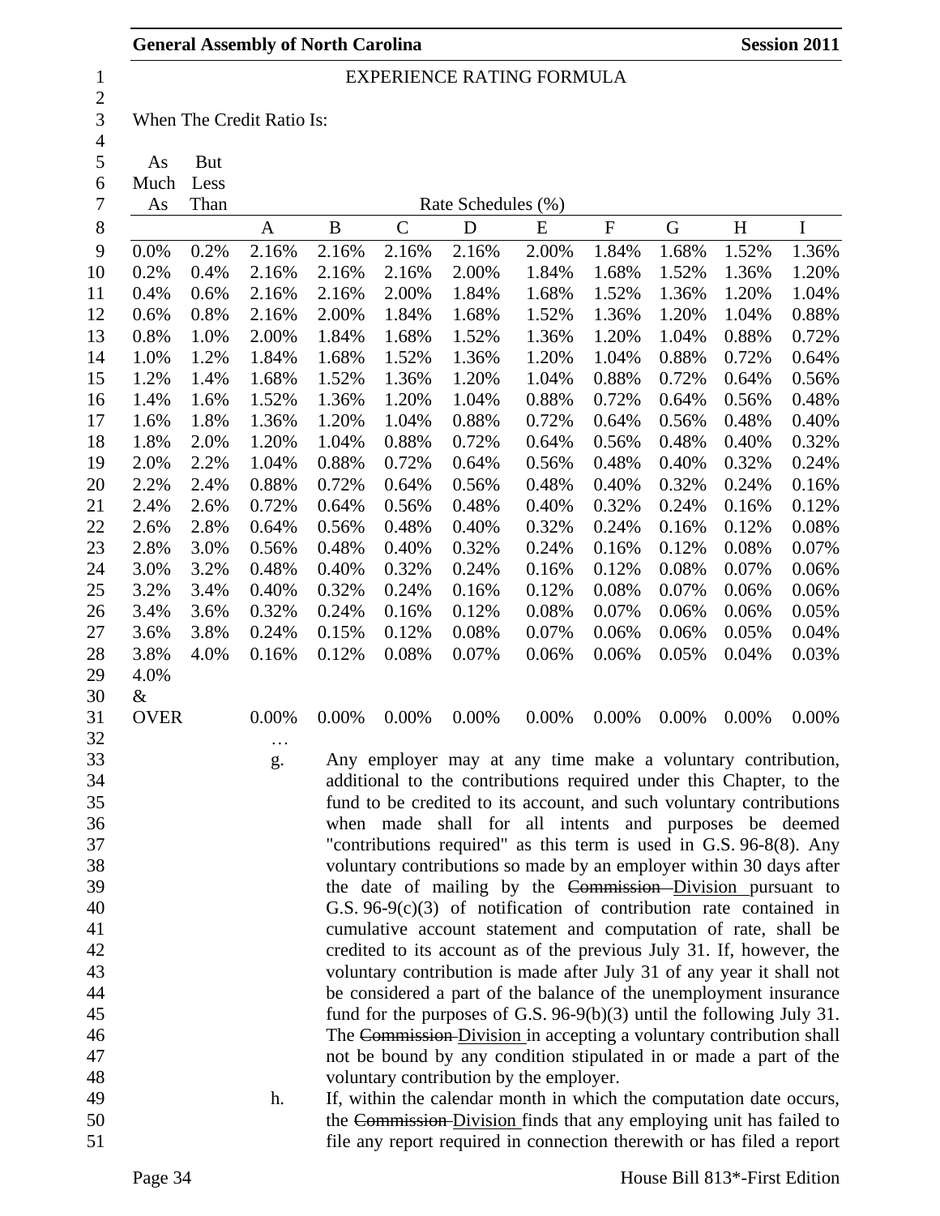EXPERIENCE RATING FORMULA

When The Credit Ratio Is:

| As Much As | But Less Than | Rate Schedules (%) | | | | | | | | |
|---|---|---|---|---|---|---|---|---|---|---|
| | | A | B | C | D | E | F | G | H | I |
| 0.0% | 0.2% | 2.16% | 2.16% | 2.16% | 2.16% | 2.00% | 1.84% | 1.68% | 1.52% | 1.36% |
| 0.2% | 0.4% | 2.16% | 2.16% | 2.16% | 2.00% | 1.84% | 1.68% | 1.52% | 1.36% | 1.20% |
| 0.4% | 0.6% | 2.16% | 2.16% | 2.00% | 1.84% | 1.68% | 1.52% | 1.36% | 1.20% | 1.04% |
| 0.6% | 0.8% | 2.16% | 2.00% | 1.84% | 1.68% | 1.52% | 1.36% | 1.20% | 1.04% | 0.88% |
| 0.8% | 1.0% | 2.00% | 1.84% | 1.68% | 1.52% | 1.36% | 1.20% | 1.04% | 0.88% | 0.72% |
| 1.0% | 1.2% | 1.84% | 1.68% | 1.52% | 1.36% | 1.20% | 1.04% | 0.88% | 0.72% | 0.64% |
| 1.2% | 1.4% | 1.68% | 1.52% | 1.36% | 1.20% | 1.04% | 0.88% | 0.72% | 0.64% | 0.56% |
| 1.4% | 1.6% | 1.52% | 1.36% | 1.20% | 1.04% | 0.88% | 0.72% | 0.64% | 0.56% | 0.48% |
| 1.6% | 1.8% | 1.36% | 1.20% | 1.04% | 0.88% | 0.72% | 0.64% | 0.56% | 0.48% | 0.40% |
| 1.8% | 2.0% | 1.20% | 1.04% | 0.88% | 0.72% | 0.64% | 0.56% | 0.48% | 0.40% | 0.32% |
| 2.0% | 2.2% | 1.04% | 0.88% | 0.72% | 0.64% | 0.56% | 0.48% | 0.40% | 0.32% | 0.24% |
| 2.2% | 2.4% | 0.88% | 0.72% | 0.64% | 0.56% | 0.48% | 0.40% | 0.32% | 0.24% | 0.16% |
| 2.4% | 2.6% | 0.72% | 0.64% | 0.56% | 0.48% | 0.40% | 0.32% | 0.24% | 0.16% | 0.12% |
| 2.6% | 2.8% | 0.64% | 0.56% | 0.48% | 0.40% | 0.32% | 0.24% | 0.16% | 0.12% | 0.08% |
| 2.8% | 3.0% | 0.56% | 0.48% | 0.40% | 0.32% | 0.24% | 0.16% | 0.12% | 0.08% | 0.07% |
| 3.0% | 3.2% | 0.48% | 0.40% | 0.32% | 0.24% | 0.16% | 0.12% | 0.08% | 0.07% | 0.06% |
| 3.2% | 3.4% | 0.40% | 0.32% | 0.24% | 0.16% | 0.12% | 0.08% | 0.07% | 0.06% | 0.06% |
| 3.4% | 3.6% | 0.32% | 0.24% | 0.16% | 0.12% | 0.08% | 0.07% | 0.06% | 0.06% | 0.05% |
| 3.6% | 3.8% | 0.24% | 0.15% | 0.12% | 0.08% | 0.07% | 0.06% | 0.06% | 0.05% | 0.04% |
| 3.8% | 4.0% | 0.16% | 0.12% | 0.08% | 0.07% | 0.06% | 0.06% | 0.05% | 0.04% | 0.03% |
| 4.0% & OVER | | 0.00% | 0.00% | 0.00% | 0.00% | 0.00% | 0.00% | 0.00% | 0.00% | 0.00% |

…

g. Any employer may at any time make a voluntary contribution, additional to the contributions required under this Chapter, to the fund to be credited to its account, and such voluntary contributions when made shall for all intents and purposes be deemed "contributions required" as this term is used in G.S. 96-8(8). Any voluntary contributions so made by an employer within 30 days after the date of mailing by the ~~Commission~~ Division pursuant to G.S. 96-9(c)(3) of notification of contribution rate contained in cumulative account statement and computation of rate, shall be credited to its account as of the previous July 31. If, however, the voluntary contribution is made after July 31 of any year it shall not be considered a part of the balance of the unemployment insurance fund for the purposes of G.S. 96-9(b)(3) until the following July 31. The ~~Commission~~ Division in accepting a voluntary contribution shall not be bound by any condition stipulated in or made a part of the voluntary contribution by the employer.

h. If, within the calendar month in which the computation date occurs, the ~~Commission~~ Division finds that any employing unit has failed to file any report required in connection therewith or has filed a report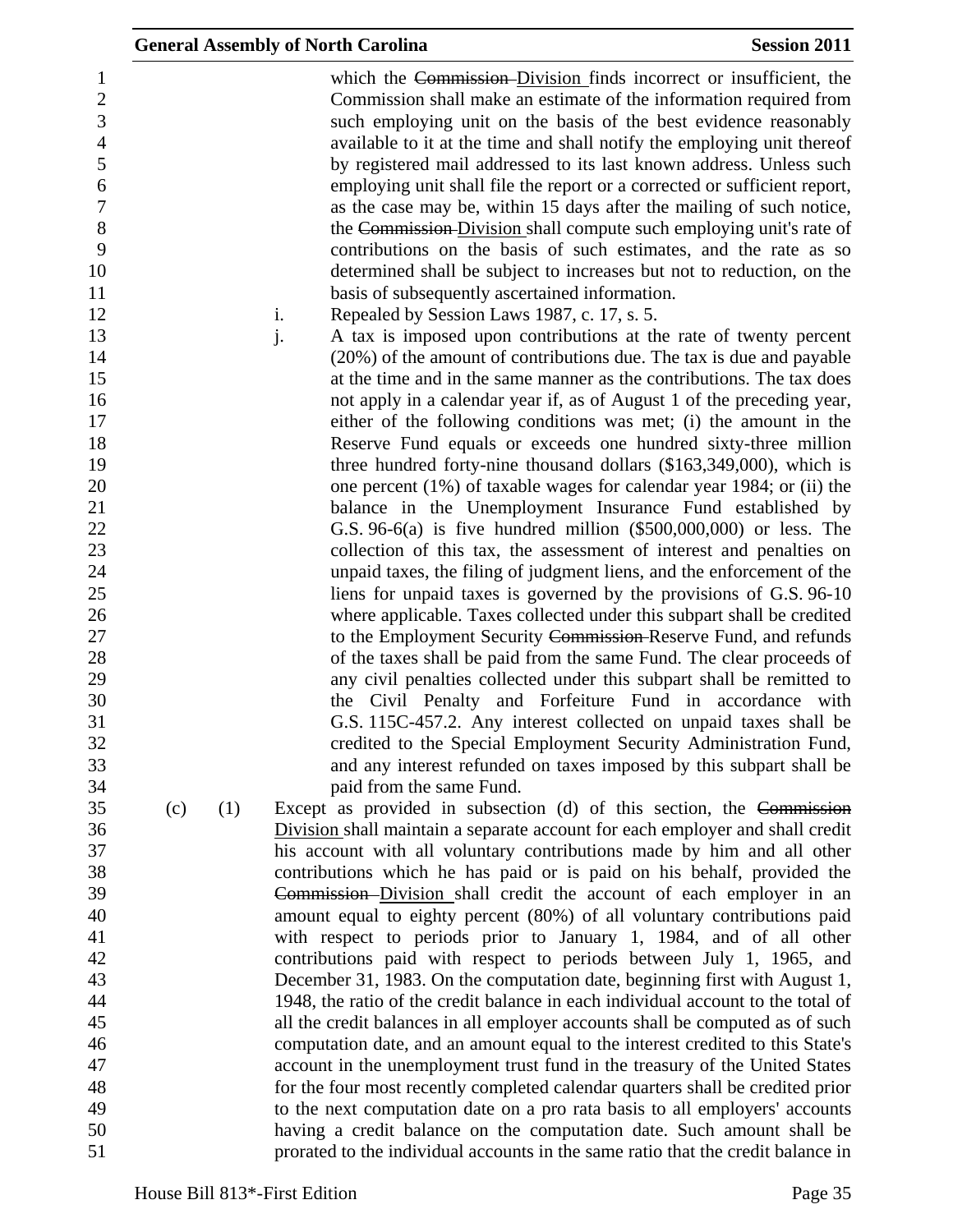which the ~~Commission~~ Division finds incorrect or insufficient, the Commission shall make an estimate of the information required from such employing unit on the basis of the best evidence reasonably available to it at the time and shall notify the employing unit thereof by registered mail addressed to its last known address. Unless such employing unit shall file the report or a corrected or sufficient report, as the case may be, within 15 days after the mailing of such notice, the ~~Commission~~ Division shall compute such employing unit's rate of contributions on the basis of such estimates, and the rate as so determined shall be subject to increases but not to reduction, on the basis of subsequently ascertained information.

i. Repealed by Session Laws 1987, c. 17, s. 5.

j. A tax is imposed upon contributions at the rate of twenty percent (20%) of the amount of contributions due. The tax is due and payable at the time and in the same manner as the contributions. The tax does not apply in a calendar year if, as of August 1 of the preceding year, either of the following conditions was met; (i) the amount in the Reserve Fund equals or exceeds one hundred sixty-three million three hundred forty-nine thousand dollars ($163,349,000), which is one percent (1%) of taxable wages for calendar year 1984; or (ii) the balance in the Unemployment Insurance Fund established by G.S. 96-6(a) is five hundred million ($500,000,000) or less. The collection of this tax, the assessment of interest and penalties on unpaid taxes, the filing of judgment liens, and the enforcement of the liens for unpaid taxes is governed by the provisions of G.S. 96-10 where applicable. Taxes collected under this subpart shall be credited to the Employment Security ~~Commission~~ Reserve Fund, and refunds of the taxes shall be paid from the same Fund. The clear proceeds of any civil penalties collected under this subpart shall be remitted to the Civil Penalty and Forfeiture Fund in accordance with G.S. 115C-457.2. Any interest collected on unpaid taxes shall be credited to the Special Employment Security Administration Fund, and any interest refunded on taxes imposed by this subpart shall be paid from the same Fund.

(c) (1) Except as provided in subsection (d) of this section, the ~~Commission~~ Division shall maintain a separate account for each employer and shall credit his account with all voluntary contributions made by him and all other contributions which he has paid or is paid on his behalf, provided the ~~Commission~~ Division shall credit the account of each employer in an amount equal to eighty percent (80%) of all voluntary contributions paid with respect to periods prior to January 1, 1984, and of all other contributions paid with respect to periods between July 1, 1965, and December 31, 1983. On the computation date, beginning first with August 1, 1948, the ratio of the credit balance in each individual account to the total of all the credit balances in all employer accounts shall be computed as of such computation date, and an amount equal to the interest credited to this State's account in the unemployment trust fund in the treasury of the United States for the four most recently completed calendar quarters shall be credited prior to the next computation date on a pro rata basis to all employers' accounts having a credit balance on the computation date. Such amount shall be prorated to the individual accounts in the same ratio that the credit balance in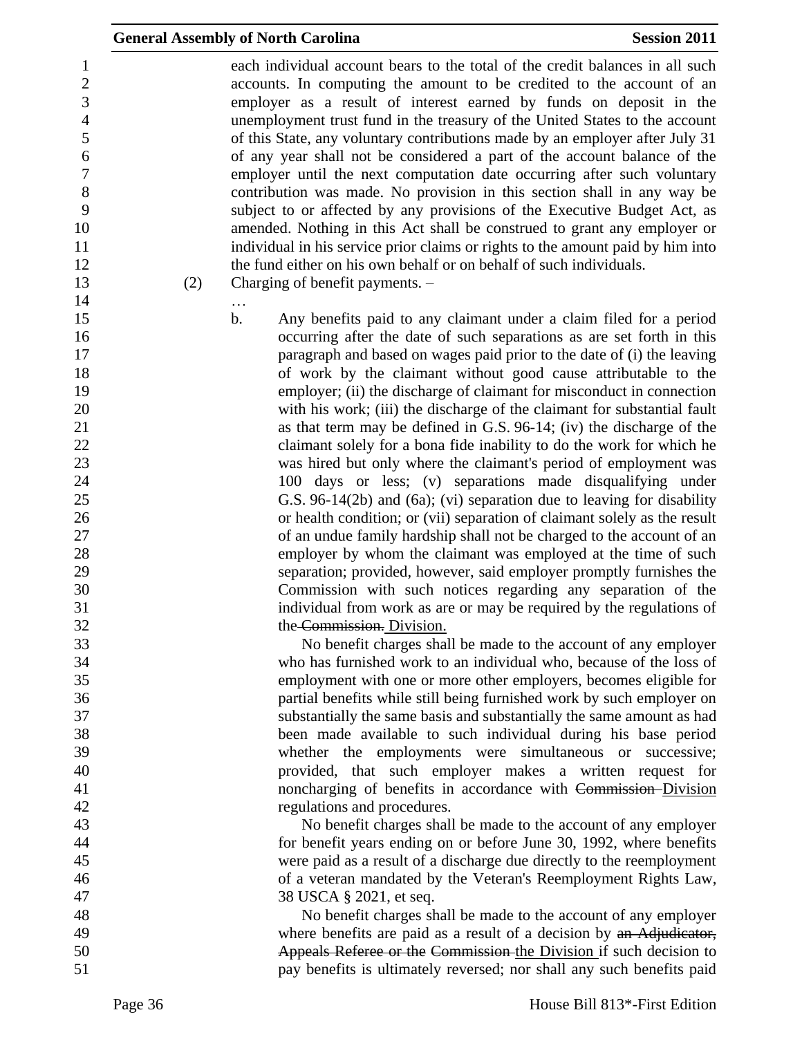each individual account bears to the total of the credit balances in all such accounts. In computing the amount to be credited to the account of an employer as a result of interest earned by funds on deposit in the unemployment trust fund in the treasury of the United States to the account of this State, any voluntary contributions made by an employer after July 31 of any year shall not be considered a part of the account balance of the employer until the next computation date occurring after such voluntary contribution was made. No provision in this section shall in any way be subject to or affected by any provisions of the Executive Budget Act, as amended. Nothing in this Act shall be construed to grant any employer or individual in his service prior claims or rights to the amount paid by him into the fund either on his own behalf or on behalf of such individuals.

(2) Charging of benefit payments. –

…

b. Any benefits paid to any claimant under a claim filed for a period occurring after the date of such separations as are set forth in this paragraph and based on wages paid prior to the date of (i) the leaving of work by the claimant without good cause attributable to the employer; (ii) the discharge of claimant for misconduct in connection with his work; (iii) the discharge of the claimant for substantial fault as that term may be defined in G.S. 96-14; (iv) the discharge of the claimant solely for a bona fide inability to do the work for which he was hired but only where the claimant's period of employment was 100 days or less; (v) separations made disqualifying under G.S. 96-14(2b) and (6a); (vi) separation due to leaving for disability or health condition; or (vii) separation of claimant solely as the result of an undue family hardship shall not be charged to the account of an employer by whom the claimant was employed at the time of such separation; provided, however, said employer promptly furnishes the Commission with such notices regarding any separation of the individual from work as are or may be required by the regulations of the ~~Commission.~~ Division.

No benefit charges shall be made to the account of any employer who has furnished work to an individual who, because of the loss of employment with one or more other employers, becomes eligible for partial benefits while still being furnished work by such employer on substantially the same basis and substantially the same amount as had been made available to such individual during his base period whether the employments were simultaneous or successive; provided, that such employer makes a written request for noncharging of benefits in accordance with ~~Commission~~ Division regulations and procedures.

No benefit charges shall be made to the account of any employer for benefit years ending on or before June 30, 1992, where benefits were paid as a result of a discharge due directly to the reemployment of a veteran mandated by the Veteran's Reemployment Rights Law, 38 USCA § 2021, et seq.

No benefit charges shall be made to the account of any employer where benefits are paid as a result of a decision by ~~an Adjudicator, Appeals Referee or the Commission~~ the Division if such decision to pay benefits is ultimately reversed; nor shall any such benefits paid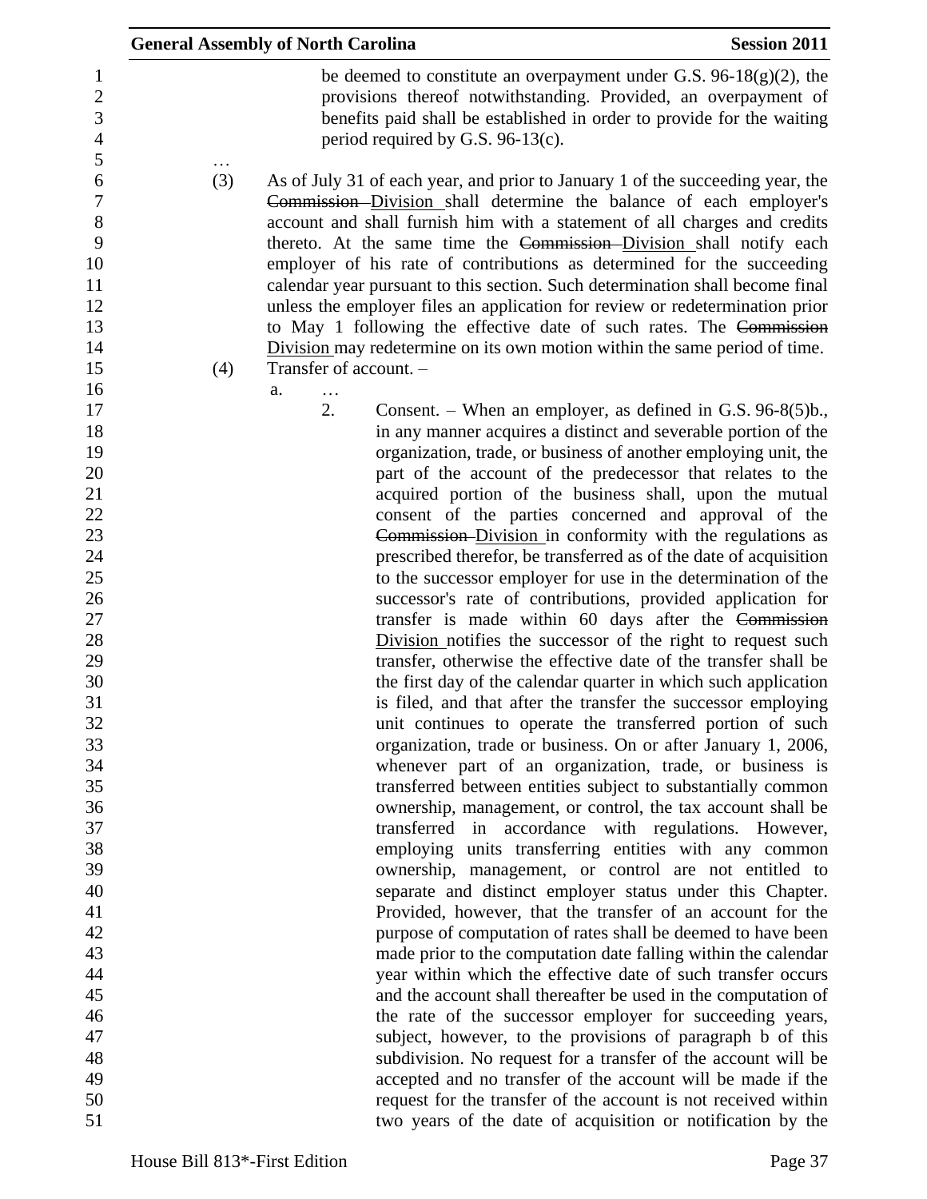be deemed to constitute an overpayment under G.S. 96-18(g)(2), the provisions thereof notwithstanding. Provided, an overpayment of benefits paid shall be established in order to provide for the waiting period required by G.S. 96-13(c).

…

(3) As of July 31 of each year, and prior to January 1 of the succeeding year, the ~~Commission~~ Division shall determine the balance of each employer's account and shall furnish him with a statement of all charges and credits thereto. At the same time the ~~Commission~~ Division shall notify each employer of his rate of contributions as determined for the succeeding calendar year pursuant to this section. Such determination shall become final unless the employer files an application for review or redetermination prior to May 1 following the effective date of such rates. The ~~Commission~~ Division may redetermine on its own motion within the same period of time.

(4) Transfer of account. –

a. …

2. Consent. – When an employer, as defined in G.S. 96-8(5)b., in any manner acquires a distinct and severable portion of the organization, trade, or business of another employing unit, the part of the account of the predecessor that relates to the acquired portion of the business shall, upon the mutual consent of the parties concerned and approval of the ~~Commission~~ Division in conformity with the regulations as prescribed therefor, be transferred as of the date of acquisition to the successor employer for use in the determination of the successor's rate of contributions, provided application for transfer is made within 60 days after the ~~Commission~~ Division notifies the successor of the right to request such transfer, otherwise the effective date of the transfer shall be the first day of the calendar quarter in which such application is filed, and that after the transfer the successor employing unit continues to operate the transferred portion of such organization, trade or business. On or after January 1, 2006, whenever part of an organization, trade, or business is transferred between entities subject to substantially common ownership, management, or control, the tax account shall be transferred in accordance with regulations. However, employing units transferring entities with any common ownership, management, or control are not entitled to separate and distinct employer status under this Chapter. Provided, however, that the transfer of an account for the purpose of computation of rates shall be deemed to have been made prior to the computation date falling within the calendar year within which the effective date of such transfer occurs and the account shall thereafter be used in the computation of the rate of the successor employer for succeeding years, subject, however, to the provisions of paragraph b of this subdivision. No request for a transfer of the account will be accepted and no transfer of the account will be made if the request for the transfer of the account is not received within two years of the date of acquisition or notification by the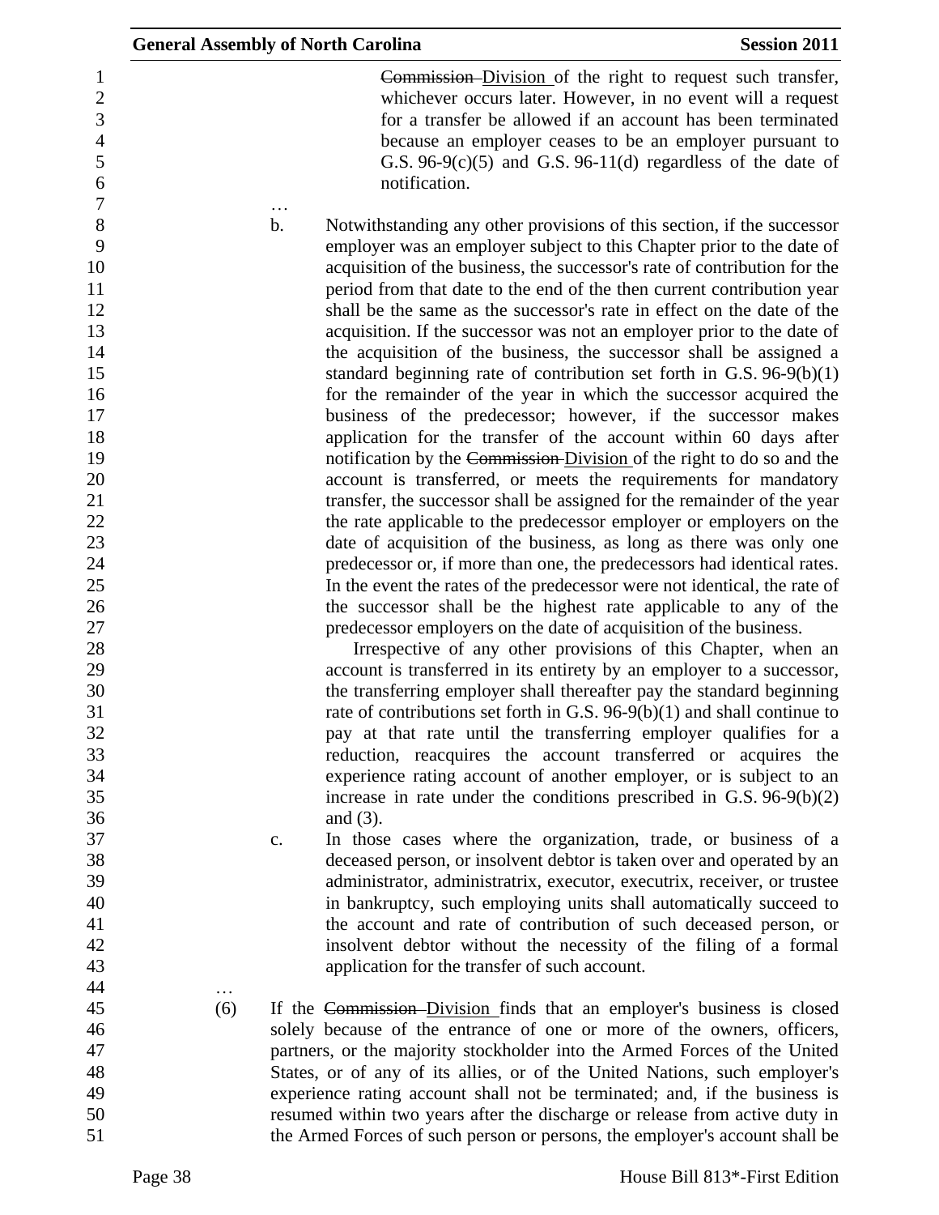~~Commission~~ Division of the right to request such transfer, whichever occurs later. However, in no event will a request for a transfer be allowed if an account has been terminated because an employer ceases to be an employer pursuant to G.S. 96-9(c)(5) and G.S. 96-11(d) regardless of the date of notification.

…

b. Notwithstanding any other provisions of this section, if the successor employer was an employer subject to this Chapter prior to the date of acquisition of the business, the successor's rate of contribution for the period from that date to the end of the then current contribution year shall be the same as the successor's rate in effect on the date of the acquisition. If the successor was not an employer prior to the date of the acquisition of the business, the successor shall be assigned a standard beginning rate of contribution set forth in G.S. 96-9(b)(1) for the remainder of the year in which the successor acquired the business of the predecessor; however, if the successor makes application for the transfer of the account within 60 days after notification by the ~~Commission~~ Division of the right to do so and the account is transferred, or meets the requirements for mandatory transfer, the successor shall be assigned for the remainder of the year the rate applicable to the predecessor employer or employers on the date of acquisition of the business, as long as there was only one predecessor or, if more than one, the predecessors had identical rates. In the event the rates of the predecessor were not identical, the rate of the successor shall be the highest rate applicable to any of the predecessor employers on the date of acquisition of the business.

Irrespective of any other provisions of this Chapter, when an account is transferred in its entirety by an employer to a successor, the transferring employer shall thereafter pay the standard beginning rate of contributions set forth in G.S. 96-9(b)(1) and shall continue to pay at that rate until the transferring employer qualifies for a reduction, reacquires the account transferred or acquires the experience rating account of another employer, or is subject to an increase in rate under the conditions prescribed in G.S. 96-9(b)(2) and (3).

c. In those cases where the organization, trade, or business of a deceased person, or insolvent debtor is taken over and operated by an administrator, administratrix, executor, executrix, receiver, or trustee in bankruptcy, such employing units shall automatically succeed to the account and rate of contribution of such deceased person, or insolvent debtor without the necessity of the filing of a formal application for the transfer of such account.

…

(6) If the ~~Commission~~ Division finds that an employer's business is closed solely because of the entrance of one or more of the owners, officers, partners, or the majority stockholder into the Armed Forces of the United States, or of any of its allies, or of the United Nations, such employer's experience rating account shall not be terminated; and, if the business is resumed within two years after the discharge or release from active duty in the Armed Forces of such person or persons, the employer's account shall be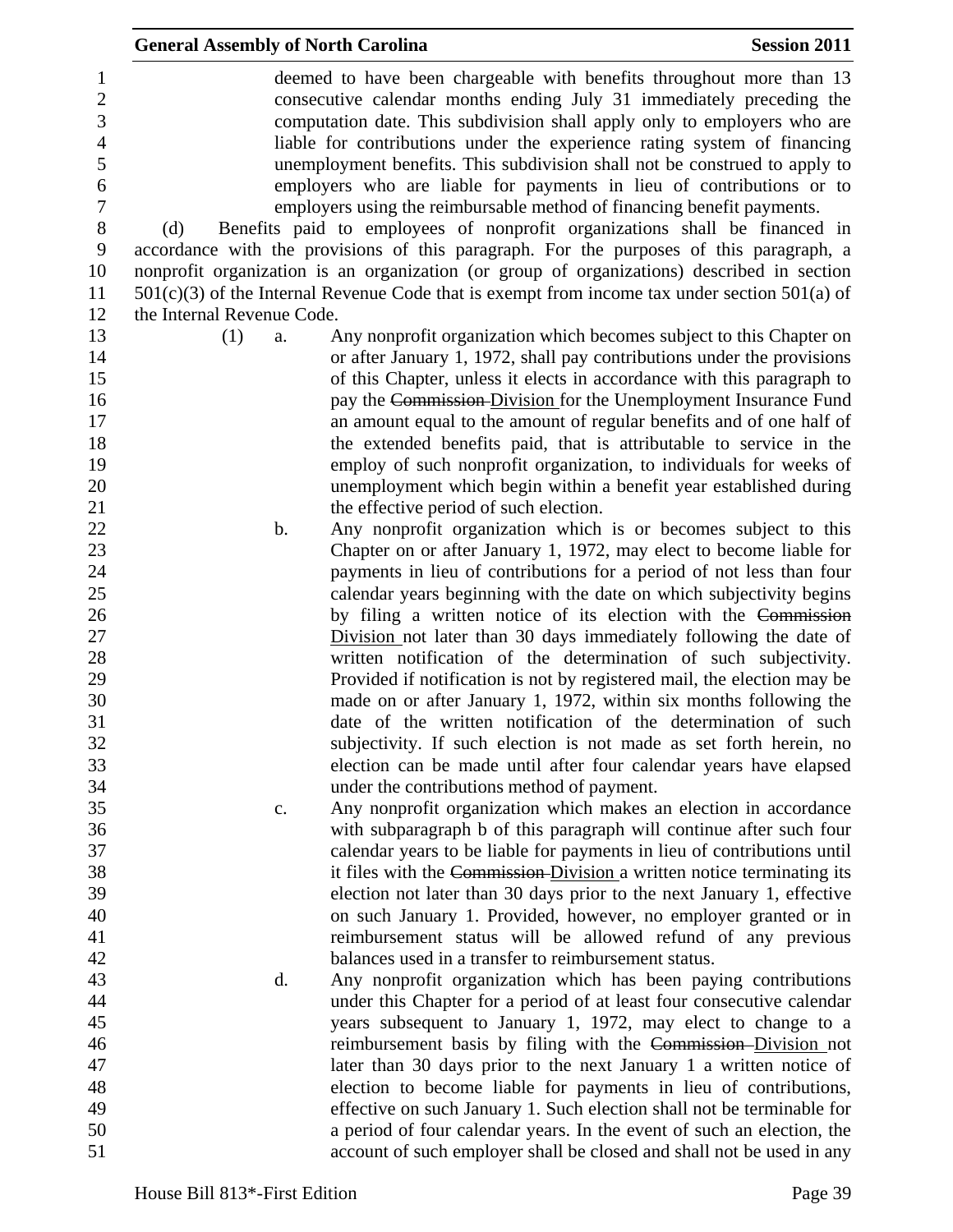deemed to have been chargeable with benefits throughout more than 13 consecutive calendar months ending July 31 immediately preceding the computation date. This subdivision shall apply only to employers who are liable for contributions under the experience rating system of financing unemployment benefits. This subdivision shall not be construed to apply to employers who are liable for payments in lieu of contributions or to employers using the reimbursable method of financing benefit payments.

(d) Benefits paid to employees of nonprofit organizations shall be financed in accordance with the provisions of this paragraph. For the purposes of this paragraph, a nonprofit organization is an organization (or group of organizations) described in section 501(c)(3) of the Internal Revenue Code that is exempt from income tax under section 501(a) of the Internal Revenue Code.

(1) a. Any nonprofit organization which becomes subject to this Chapter on or after January 1, 1972, shall pay contributions under the provisions of this Chapter, unless it elects in accordance with this paragraph to pay the ~~Commission~~ Division for the Unemployment Insurance Fund an amount equal to the amount of regular benefits and of one half of the extended benefits paid, that is attributable to service in the employ of such nonprofit organization, to individuals for weeks of unemployment which begin within a benefit year established during the effective period of such election.

b. Any nonprofit organization which is or becomes subject to this Chapter on or after January 1, 1972, may elect to become liable for payments in lieu of contributions for a period of not less than four calendar years beginning with the date on which subjectivity begins by filing a written notice of its election with the ~~Commission~~ Division not later than 30 days immediately following the date of written notification of the determination of such subjectivity. Provided if notification is not by registered mail, the election may be made on or after January 1, 1972, within six months following the date of the written notification of the determination of such subjectivity. If such election is not made as set forth herein, no election can be made until after four calendar years have elapsed under the contributions method of payment.

c. Any nonprofit organization which makes an election in accordance with subparagraph b of this paragraph will continue after such four calendar years to be liable for payments in lieu of contributions until it files with the ~~Commission~~ Division a written notice terminating its election not later than 30 days prior to the next January 1, effective on such January 1. Provided, however, no employer granted or in reimbursement status will be allowed refund of any previous balances used in a transfer to reimbursement status.

d. Any nonprofit organization which has been paying contributions under this Chapter for a period of at least four consecutive calendar years subsequent to January 1, 1972, may elect to change to a reimbursement basis by filing with the ~~Commission~~ Division not later than 30 days prior to the next January 1 a written notice of election to become liable for payments in lieu of contributions, effective on such January 1. Such election shall not be terminable for a period of four calendar years. In the event of such an election, the account of such employer shall be closed and shall not be used in any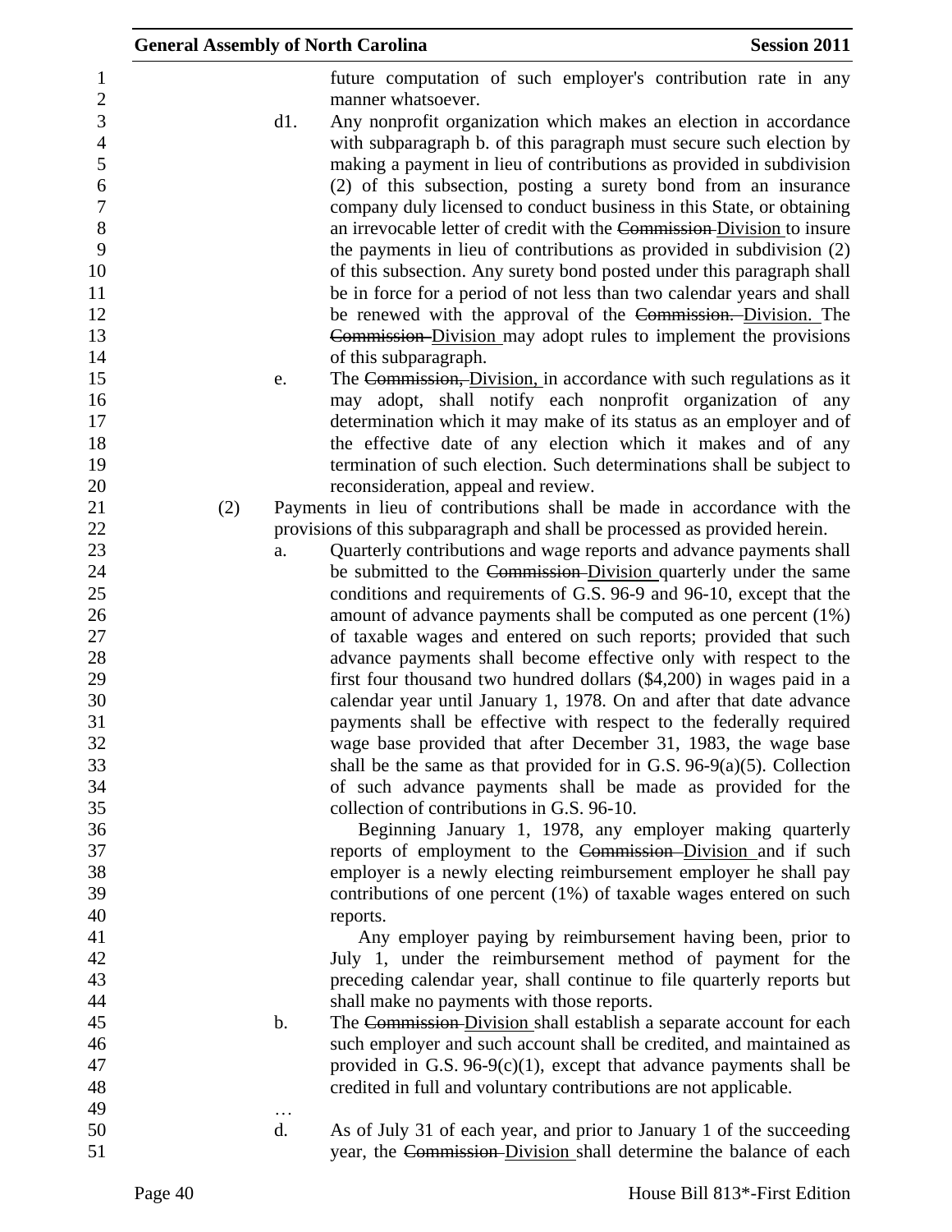future computation of such employer's contribution rate in any manner whatsoever.

d1. Any nonprofit organization which makes an election in accordance with subparagraph b. of this paragraph must secure such election by making a payment in lieu of contributions as provided in subdivision (2) of this subsection, posting a surety bond from an insurance company duly licensed to conduct business in this State, or obtaining an irrevocable letter of credit with the ~~Commission~~ Division to insure the payments in lieu of contributions as provided in subdivision (2) of this subsection. Any surety bond posted under this paragraph shall be in force for a period of not less than two calendar years and shall be renewed with the approval of the ~~Commission.~~ Division. The ~~Commission~~ Division may adopt rules to implement the provisions of this subparagraph.

e. The ~~Commission,~~ Division, in accordance with such regulations as it may adopt, shall notify each nonprofit organization of any determination which it may make of its status as an employer and of the effective date of any election which it makes and of any termination of such election. Such determinations shall be subject to reconsideration, appeal and review.

(2) Payments in lieu of contributions shall be made in accordance with the provisions of this subparagraph and shall be processed as provided herein.

a. Quarterly contributions and wage reports and advance payments shall be submitted to the ~~Commission~~ Division quarterly under the same conditions and requirements of G.S. 96-9 and 96-10, except that the amount of advance payments shall be computed as one percent (1%) of taxable wages and entered on such reports; provided that such advance payments shall become effective only with respect to the first four thousand two hundred dollars ($4,200) in wages paid in a calendar year until January 1, 1978. On and after that date advance payments shall be effective with respect to the federally required wage base provided that after December 31, 1983, the wage base shall be the same as that provided for in G.S. 96-9(a)(5). Collection of such advance payments shall be made as provided for the collection of contributions in G.S. 96-10.

Beginning January 1, 1978, any employer making quarterly reports of employment to the ~~Commission~~ Division and if such employer is a newly electing reimbursement employer he shall pay contributions of one percent (1%) of taxable wages entered on such reports.

Any employer paying by reimbursement having been, prior to July 1, under the reimbursement method of payment for the preceding calendar year, shall continue to file quarterly reports but shall make no payments with those reports.

b. The ~~Commission~~ Division shall establish a separate account for each such employer and such account shall be credited, and maintained as provided in G.S. 96-9(c)(1), except that advance payments shall be credited in full and voluntary contributions are not applicable.

…

d. As of July 31 of each year, and prior to January 1 of the succeeding year, the ~~Commission~~ Division shall determine the balance of each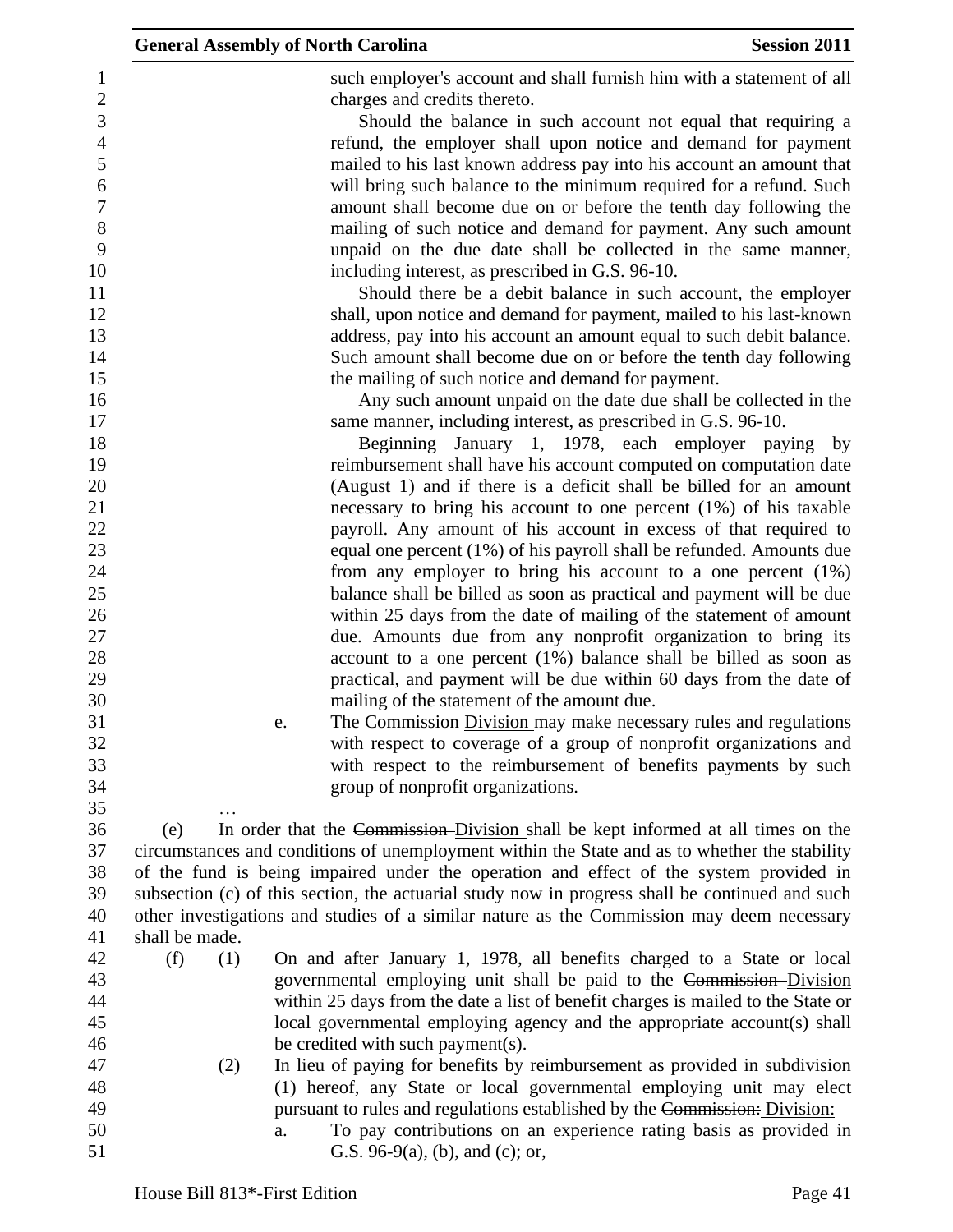such employer's account and shall furnish him with a statement of all charges and credits thereto.

Should the balance in such account not equal that requiring a refund, the employer shall upon notice and demand for payment mailed to his last known address pay into his account an amount that will bring such balance to the minimum required for a refund. Such amount shall become due on or before the tenth day following the mailing of such notice and demand for payment. Any such amount unpaid on the due date shall be collected in the same manner, including interest, as prescribed in G.S. 96-10.

Should there be a debit balance in such account, the employer shall, upon notice and demand for payment, mailed to his last-known address, pay into his account an amount equal to such debit balance. Such amount shall become due on or before the tenth day following the mailing of such notice and demand for payment.

Any such amount unpaid on the date due shall be collected in the same manner, including interest, as prescribed in G.S. 96-10.

Beginning January 1, 1978, each employer paying by reimbursement shall have his account computed on computation date (August 1) and if there is a deficit shall be billed for an amount necessary to bring his account to one percent (1%) of his taxable payroll. Any amount of his account in excess of that required to equal one percent (1%) of his payroll shall be refunded. Amounts due from any employer to bring his account to a one percent (1%) balance shall be billed as soon as practical and payment will be due within 25 days from the date of mailing of the statement of amount due. Amounts due from any nonprofit organization to bring its account to a one percent (1%) balance shall be billed as soon as practical, and payment will be due within 60 days from the date of mailing of the statement of the amount due.

e. The ~~Commission~~ Division may make necessary rules and regulations with respect to coverage of a group of nonprofit organizations and with respect to the reimbursement of benefits payments by such group of nonprofit organizations.

…

(e) In order that the ~~Commission~~ Division shall be kept informed at all times on the circumstances and conditions of unemployment within the State and as to whether the stability of the fund is being impaired under the operation and effect of the system provided in subsection (c) of this section, the actuarial study now in progress shall be continued and such other investigations and studies of a similar nature as the Commission may deem necessary shall be made.

(f) (1) On and after January 1, 1978, all benefits charged to a State or local governmental employing unit shall be paid to the ~~Commission~~ Division within 25 days from the date a list of benefit charges is mailed to the State or local governmental employing agency and the appropriate account(s) shall be credited with such payment(s).

(2) In lieu of paying for benefits by reimbursement as provided in subdivision (1) hereof, any State or local governmental employing unit may elect pursuant to rules and regulations established by the ~~Commission:~~ Division:

a. To pay contributions on an experience rating basis as provided in G.S. 96-9(a), (b), and (c); or,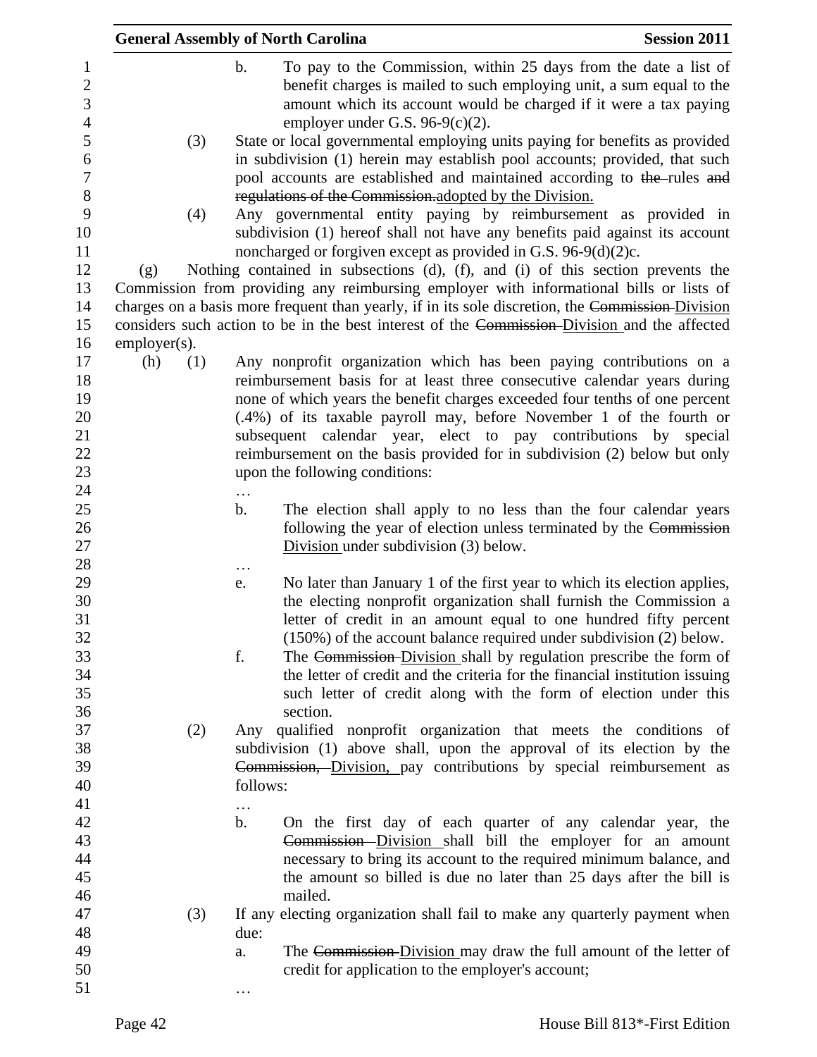b. To pay to the Commission, within 25 days from the date a list of benefit charges is mailed to such employing unit, a sum equal to the amount which its account would be charged if it were a tax paying employer under G.S. 96-9(c)(2).

(3) State or local governmental employing units paying for benefits as provided in subdivision (1) herein may establish pool accounts; provided, that such pool accounts are established and maintained according to ~~the~~ rules ~~and regulations of the Commission.~~ adopted by the Division.

(4) Any governmental entity paying by reimbursement as provided in subdivision (1) hereof shall not have any benefits paid against its account noncharged or forgiven except as provided in G.S. 96-9(d)(2)c.

(g) Nothing contained in subsections (d), (f), and (i) of this section prevents the Commission from providing any reimbursing employer with informational bills or lists of charges on a basis more frequent than yearly, if in its sole discretion, the ~~Commission~~ Division considers such action to be in the best interest of the ~~Commission~~ Division and the affected employer(s).

(h) (1) Any nonprofit organization which has been paying contributions on a reimbursement basis for at least three consecutive calendar years during none of which years the benefit charges exceeded four tenths of one percent (.4%) of its taxable payroll may, before November 1 of the fourth or subsequent calendar year, elect to pay contributions by special reimbursement on the basis provided for in subdivision (2) below but only upon the following conditions:

…

b. The election shall apply to no less than the four calendar years following the year of election unless terminated by the ~~Commission~~ Division under subdivision (3) below.

…

e. No later than January 1 of the first year to which its election applies, the electing nonprofit organization shall furnish the Commission a letter of credit in an amount equal to one hundred fifty percent (150%) of the account balance required under subdivision (2) below.

f. The ~~Commission~~ Division shall by regulation prescribe the form of the letter of credit and the criteria for the financial institution issuing such letter of credit along with the form of election under this section.

(2) Any qualified nonprofit organization that meets the conditions of subdivision (1) above shall, upon the approval of its election by the ~~Commission,~~ Division, pay contributions by special reimbursement as follows:

…

b. On the first day of each quarter of any calendar year, the ~~Commission~~ Division shall bill the employer for an amount necessary to bring its account to the required minimum balance, and the amount so billed is due no later than 25 days after the bill is mailed.

(3) If any electing organization shall fail to make any quarterly payment when due:

a. The ~~Commission~~ Division may draw the full amount of the letter of credit for application to the employer's account;

…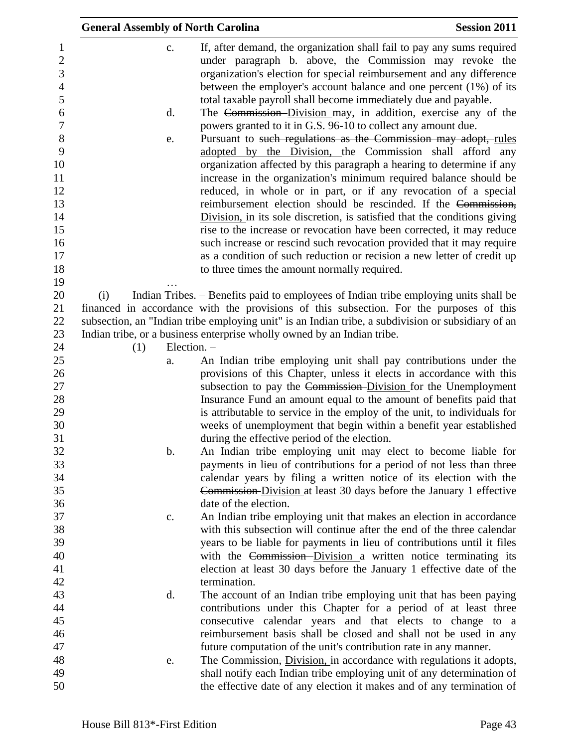c. If, after demand, the organization shall fail to pay any sums required under paragraph b. above, the Commission may revoke the organization's election for special reimbursement and any difference between the employer's account balance and one percent (1%) of its total taxable payroll shall become immediately due and payable.

d. The ~~Commission~~ Division may, in addition, exercise any of the powers granted to it in G.S. 96-10 to collect any amount due.

e. Pursuant to ~~such regulations as the Commission may adopt,~~ rules adopted by the Division, the Commission shall afford any organization affected by this paragraph a hearing to determine if any increase in the organization's minimum required balance should be reduced, in whole or in part, or if any revocation of a special reimbursement election should be rescinded. If the ~~Commission,~~ Division, in its sole discretion, is satisfied that the conditions giving rise to the increase or revocation have been corrected, it may reduce such increase or rescind such revocation provided that it may require as a condition of such reduction or recision a new letter of credit up to three times the amount normally required.

…

(i) Indian Tribes. – Benefits paid to employees of Indian tribe employing units shall be financed in accordance with the provisions of this subsection. For the purposes of this subsection, an "Indian tribe employing unit" is an Indian tribe, a subdivision or subsidiary of an Indian tribe, or a business enterprise wholly owned by an Indian tribe.

(1) Election. –

a. An Indian tribe employing unit shall pay contributions under the provisions of this Chapter, unless it elects in accordance with this subsection to pay the ~~Commission~~ Division for the Unemployment Insurance Fund an amount equal to the amount of benefits paid that is attributable to service in the employ of the unit, to individuals for weeks of unemployment that begin within a benefit year established during the effective period of the election.

b. An Indian tribe employing unit may elect to become liable for payments in lieu of contributions for a period of not less than three calendar years by filing a written notice of its election with the ~~Commission~~ Division at least 30 days before the January 1 effective date of the election.

c. An Indian tribe employing unit that makes an election in accordance with this subsection will continue after the end of the three calendar years to be liable for payments in lieu of contributions until it files with the ~~Commission~~ Division a written notice terminating its election at least 30 days before the January 1 effective date of the termination.

d. The account of an Indian tribe employing unit that has been paying contributions under this Chapter for a period of at least three consecutive calendar years and that elects to change to a reimbursement basis shall be closed and shall not be used in any future computation of the unit's contribution rate in any manner.

e. The ~~Commission,~~ Division, in accordance with regulations it adopts, shall notify each Indian tribe employing unit of any determination of the effective date of any election it makes and of any termination of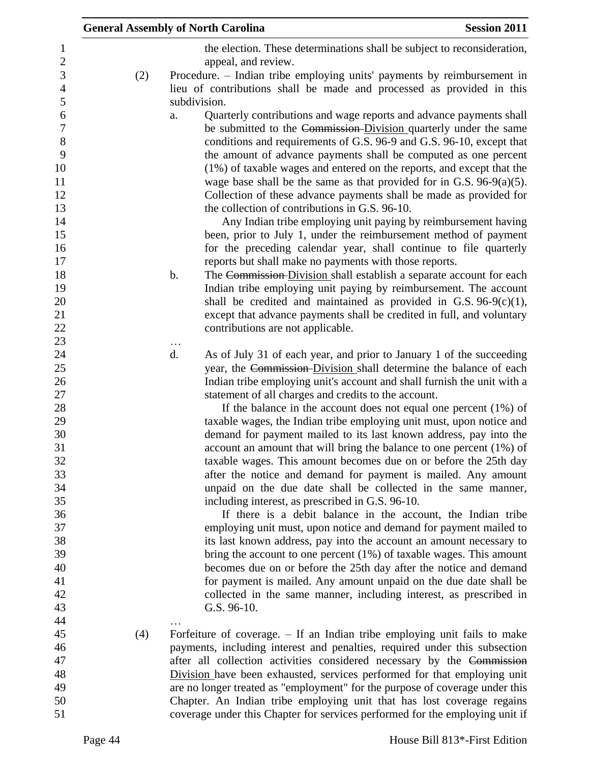the election. These determinations shall be subject to reconsideration, appeal, and review.

(2) Procedure. – Indian tribe employing units' payments by reimbursement in lieu of contributions shall be made and processed as provided in this subdivision.

a. Quarterly contributions and wage reports and advance payments shall be submitted to the ~~Commission~~ Division quarterly under the same conditions and requirements of G.S. 96-9 and G.S. 96-10, except that the amount of advance payments shall be computed as one percent (1%) of taxable wages and entered on the reports, and except that the wage base shall be the same as that provided for in G.S. 96-9(a)(5). Collection of these advance payments shall be made as provided for the collection of contributions in G.S. 96-10.

Any Indian tribe employing unit paying by reimbursement having been, prior to July 1, under the reimbursement method of payment for the preceding calendar year, shall continue to file quarterly reports but shall make no payments with those reports.

b. The ~~Commission~~ Division shall establish a separate account for each Indian tribe employing unit paying by reimbursement. The account shall be credited and maintained as provided in G.S. 96-9(c)(1), except that advance payments shall be credited in full, and voluntary contributions are not applicable.

…

d. As of July 31 of each year, and prior to January 1 of the succeeding year, the ~~Commission~~ Division shall determine the balance of each Indian tribe employing unit's account and shall furnish the unit with a statement of all charges and credits to the account.

If the balance in the account does not equal one percent (1%) of taxable wages, the Indian tribe employing unit must, upon notice and demand for payment mailed to its last known address, pay into the account an amount that will bring the balance to one percent (1%) of taxable wages. This amount becomes due on or before the 25th day after the notice and demand for payment is mailed. Any amount unpaid on the due date shall be collected in the same manner, including interest, as prescribed in G.S. 96-10.

If there is a debit balance in the account, the Indian tribe employing unit must, upon notice and demand for payment mailed to its last known address, pay into the account an amount necessary to bring the account to one percent (1%) of taxable wages. This amount becomes due on or before the 25th day after the notice and demand for payment is mailed. Any amount unpaid on the due date shall be collected in the same manner, including interest, as prescribed in G.S. 96-10.

…

(4) Forfeiture of coverage. – If an Indian tribe employing unit fails to make payments, including interest and penalties, required under this subsection after all collection activities considered necessary by the ~~Commission~~ Division have been exhausted, services performed for that employing unit are no longer treated as "employment" for the purpose of coverage under this Chapter. An Indian tribe employing unit that has lost coverage regains coverage under this Chapter for services performed for the employing unit if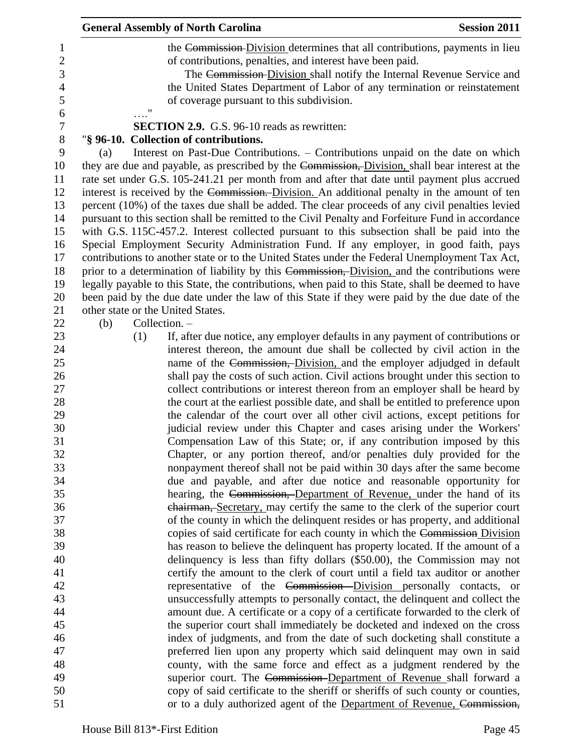the ~~Commission~~ Division determines that all contributions, payments in lieu of contributions, penalties, and interest have been paid.

The ~~Commission~~ Division shall notify the Internal Revenue Service and the United States Department of Labor of any termination or reinstatement of coverage pursuant to this subdivision.

…."

**SECTION 2.9.** G.S. 96-10 reads as rewritten:

"**§ 96-10. Collection of contributions.**

(a) Interest on Past-Due Contributions. – Contributions unpaid on the date on which they are due and payable, as prescribed by the ~~Commission,~~ Division, shall bear interest at the rate set under G.S. 105-241.21 per month from and after that date until payment plus accrued interest is received by the ~~Commission.~~ Division. An additional penalty in the amount of ten percent (10%) of the taxes due shall be added. The clear proceeds of any civil penalties levied pursuant to this section shall be remitted to the Civil Penalty and Forfeiture Fund in accordance with G.S. 115C-457.2. Interest collected pursuant to this subsection shall be paid into the Special Employment Security Administration Fund. If any employer, in good faith, pays contributions to another state or to the United States under the Federal Unemployment Tax Act, prior to a determination of liability by this ~~Commission,~~ Division, and the contributions were legally payable to this State, the contributions, when paid to this State, shall be deemed to have been paid by the due date under the law of this State if they were paid by the due date of the other state or the United States.

(b) Collection. –

(1) If, after due notice, any employer defaults in any payment of contributions or interest thereon, the amount due shall be collected by civil action in the name of the ~~Commission,~~ Division, and the employer adjudged in default shall pay the costs of such action. Civil actions brought under this section to collect contributions or interest thereon from an employer shall be heard by the court at the earliest possible date, and shall be entitled to preference upon the calendar of the court over all other civil actions, except petitions for judicial review under this Chapter and cases arising under the Workers' Compensation Law of this State; or, if any contribution imposed by this Chapter, or any portion thereof, and/or penalties duly provided for the nonpayment thereof shall not be paid within 30 days after the same become due and payable, and after due notice and reasonable opportunity for hearing, the ~~Commission,~~ Department of Revenue, under the hand of its ~~chairman,~~ Secretary, may certify the same to the clerk of the superior court of the county in which the delinquent resides or has property, and additional copies of said certificate for each county in which the ~~Commission~~ Division has reason to believe the delinquent has property located. If the amount of a delinquency is less than fifty dollars ($50.00), the Commission may not certify the amount to the clerk of court until a field tax auditor or another representative of the ~~Commission~~ Division personally contacts, or unsuccessfully attempts to personally contact, the delinquent and collect the amount due. A certificate or a copy of a certificate forwarded to the clerk of the superior court shall immediately be docketed and indexed on the cross index of judgments, and from the date of such docketing shall constitute a preferred lien upon any property which said delinquent may own in said county, with the same force and effect as a judgment rendered by the superior court. The ~~Commission~~ Department of Revenue shall forward a copy of said certificate to the sheriff or sheriffs of such county or counties, or to a duly authorized agent of the Department of Revenue, ~~Commission,~~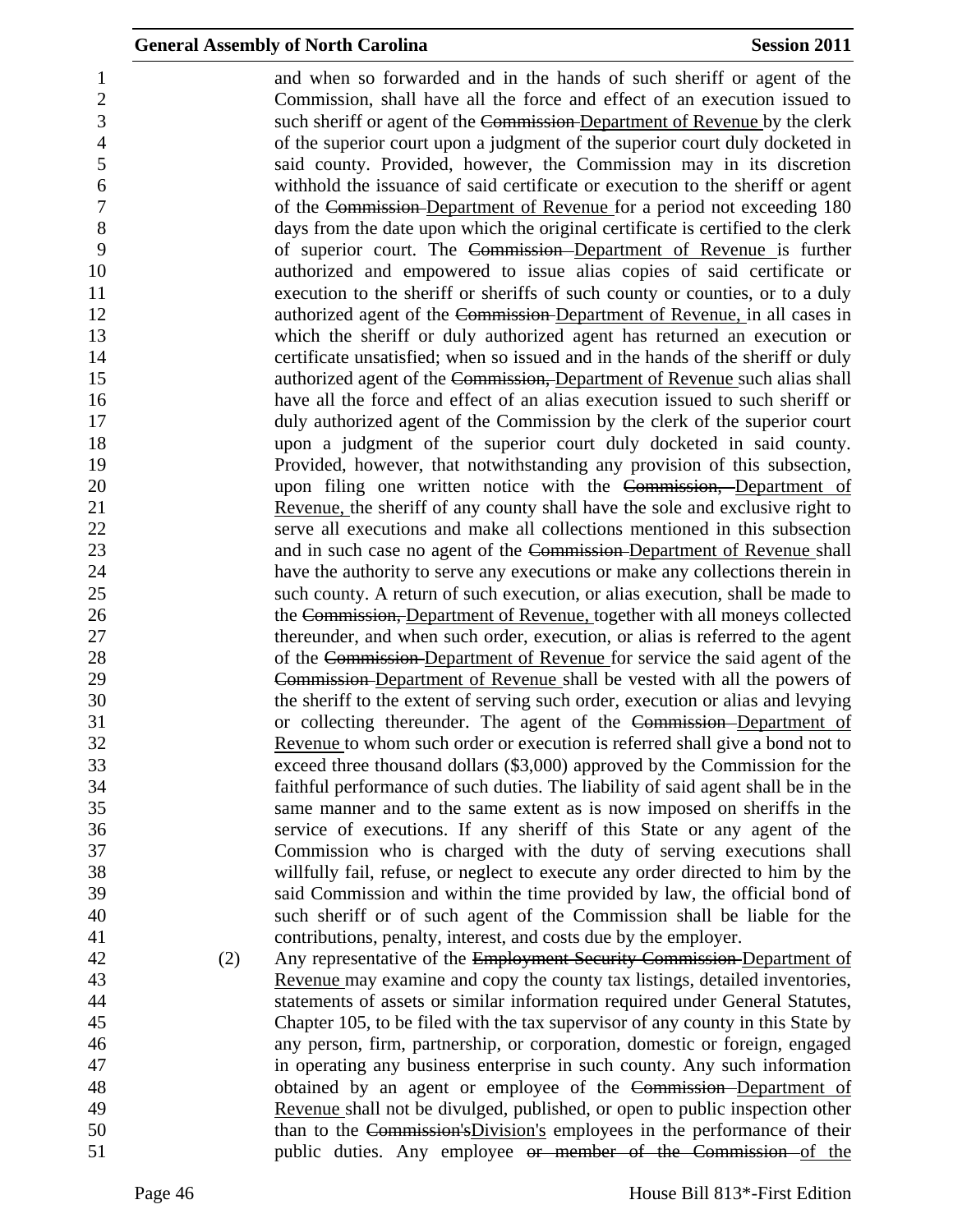and when so forwarded and in the hands of such sheriff or agent of the Commission, shall have all the force and effect of an execution issued to such sheriff or agent of the ~~Commission~~ Department of Revenue by the clerk of the superior court upon a judgment of the superior court duly docketed in said county. Provided, however, the Commission may in its discretion withhold the issuance of said certificate or execution to the sheriff or agent of the ~~Commission~~ Department of Revenue for a period not exceeding 180 days from the date upon which the original certificate is certified to the clerk of superior court. The ~~Commission~~ Department of Revenue is further authorized and empowered to issue alias copies of said certificate or execution to the sheriff or sheriffs of such county or counties, or to a duly authorized agent of the ~~Commission~~ Department of Revenue, in all cases in which the sheriff or duly authorized agent has returned an execution or certificate unsatisfied; when so issued and in the hands of the sheriff or duly authorized agent of the ~~Commission,~~ Department of Revenue such alias shall have all the force and effect of an alias execution issued to such sheriff or duly authorized agent of the Commission by the clerk of the superior court upon a judgment of the superior court duly docketed in said county. Provided, however, that notwithstanding any provision of this subsection, upon filing one written notice with the ~~Commission,~~ Department of Revenue, the sheriff of any county shall have the sole and exclusive right to serve all executions and make all collections mentioned in this subsection and in such case no agent of the ~~Commission~~ Department of Revenue shall have the authority to serve any executions or make any collections therein in such county. A return of such execution, or alias execution, shall be made to the ~~Commission,~~ Department of Revenue, together with all moneys collected thereunder, and when such order, execution, or alias is referred to the agent of the ~~Commission~~ Department of Revenue for service the said agent of the ~~Commission~~ Department of Revenue shall be vested with all the powers of the sheriff to the extent of serving such order, execution or alias and levying or collecting thereunder. The agent of the ~~Commission~~ Department of Revenue to whom such order or execution is referred shall give a bond not to exceed three thousand dollars ($3,000) approved by the Commission for the faithful performance of such duties. The liability of said agent shall be in the same manner and to the same extent as is now imposed on sheriffs in the service of executions. If any sheriff of this State or any agent of the Commission who is charged with the duty of serving executions shall willfully fail, refuse, or neglect to execute any order directed to him by the said Commission and within the time provided by law, the official bond of such sheriff or of such agent of the Commission shall be liable for the contributions, penalty, interest, and costs due by the employer.

(2) Any representative of the ~~Employment Security Commission~~ Department of Revenue may examine and copy the county tax listings, detailed inventories, statements of assets or similar information required under General Statutes, Chapter 105, to be filed with the tax supervisor of any county in this State by any person, firm, partnership, or corporation, domestic or foreign, engaged in operating any business enterprise in such county. Any such information obtained by an agent or employee of the ~~Commission~~ Department of Revenue shall not be divulged, published, or open to public inspection other than to the ~~Commission's~~Division's employees in the performance of their public duties. Any employee ~~or member of the Commission~~ of the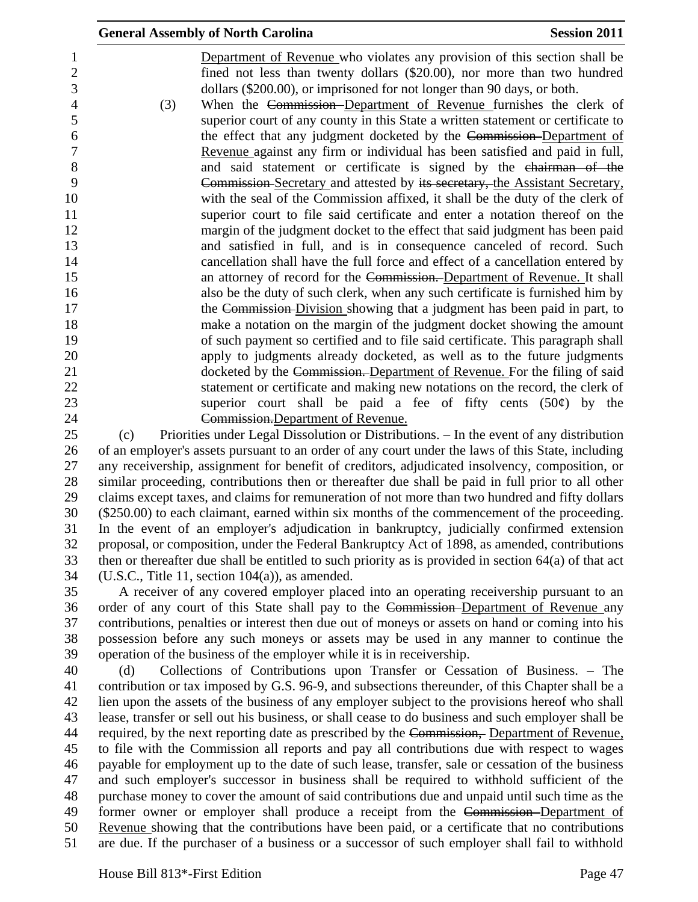Department of Revenue who violates any provision of this section shall be fined not less than twenty dollars ($20.00), nor more than two hundred dollars ($200.00), or imprisoned for not longer than 90 days, or both.

(3) When the ~~Commission~~ Department of Revenue furnishes the clerk of superior court of any county in this State a written statement or certificate to the effect that any judgment docketed by the ~~Commission~~ Department of Revenue against any firm or individual has been satisfied and paid in full, and said statement or certificate is signed by the ~~chairman of the Commission~~ Secretary and attested by ~~its secretary,~~ the Assistant Secretary, with the seal of the Commission affixed, it shall be the duty of the clerk of superior court to file said certificate and enter a notation thereof on the margin of the judgment docket to the effect that said judgment has been paid and satisfied in full, and is in consequence canceled of record. Such cancellation shall have the full force and effect of a cancellation entered by an attorney of record for the ~~Commission.~~ Department of Revenue. It shall also be the duty of such clerk, when any such certificate is furnished him by the ~~Commission~~ Division showing that a judgment has been paid in part, to make a notation on the margin of the judgment docket showing the amount of such payment so certified and to file said certificate. This paragraph shall apply to judgments already docketed, as well as to the future judgments docketed by the ~~Commission.~~ Department of Revenue. For the filing of said statement or certificate and making new notations on the record, the clerk of superior court shall be paid a fee of fifty cents (50¢) by the ~~Commission.~~Department of Revenue.

(c) Priorities under Legal Dissolution or Distributions. – In the event of any distribution of an employer's assets pursuant to an order of any court under the laws of this State, including any receivership, assignment for benefit of creditors, adjudicated insolvency, composition, or similar proceeding, contributions then or thereafter due shall be paid in full prior to all other claims except taxes, and claims for remuneration of not more than two hundred and fifty dollars ($250.00) to each claimant, earned within six months of the commencement of the proceeding. In the event of an employer's adjudication in bankruptcy, judicially confirmed extension proposal, or composition, under the Federal Bankruptcy Act of 1898, as amended, contributions then or thereafter due shall be entitled to such priority as is provided in section 64(a) of that act (U.S.C., Title 11, section 104(a)), as amended.

A receiver of any covered employer placed into an operating receivership pursuant to an order of any court of this State shall pay to the ~~Commission~~ Department of Revenue any contributions, penalties or interest then due out of moneys or assets on hand or coming into his possession before any such moneys or assets may be used in any manner to continue the operation of the business of the employer while it is in receivership.

(d) Collections of Contributions upon Transfer or Cessation of Business. – The contribution or tax imposed by G.S. 96-9, and subsections thereunder, of this Chapter shall be a lien upon the assets of the business of any employer subject to the provisions hereof who shall lease, transfer or sell out his business, or shall cease to do business and such employer shall be required, by the next reporting date as prescribed by the ~~Commission,~~ Department of Revenue, to file with the Commission all reports and pay all contributions due with respect to wages payable for employment up to the date of such lease, transfer, sale or cessation of the business and such employer's successor in business shall be required to withhold sufficient of the purchase money to cover the amount of said contributions due and unpaid until such time as the former owner or employer shall produce a receipt from the ~~Commission~~ Department of Revenue showing that the contributions have been paid, or a certificate that no contributions are due. If the purchaser of a business or a successor of such employer shall fail to withhold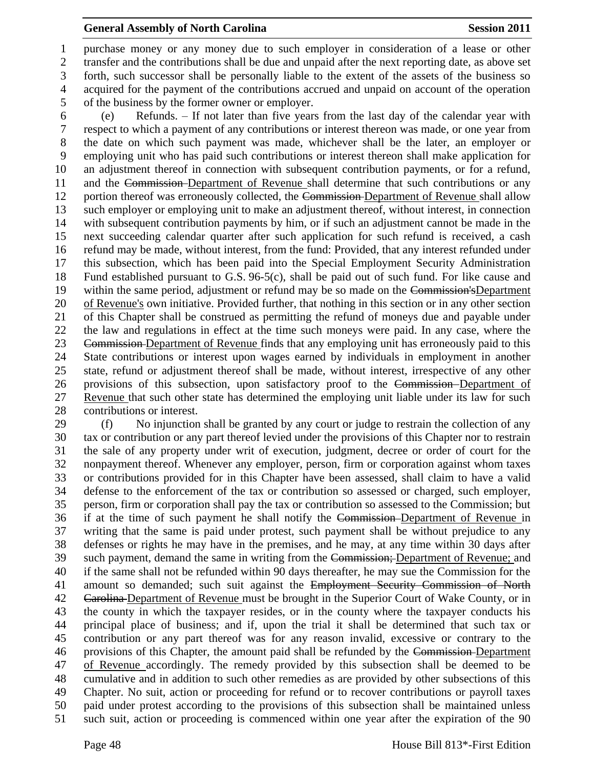purchase money or any money due to such employer in consideration of a lease or other transfer and the contributions shall be due and unpaid after the next reporting date, as above set forth, such successor shall be personally liable to the extent of the assets of the business so acquired for the payment of the contributions accrued and unpaid on account of the operation of the business by the former owner or employer.

(e) Refunds. – If not later than five years from the last day of the calendar year with respect to which a payment of any contributions or interest thereon was made, or one year from the date on which such payment was made, whichever shall be the later, an employer or employing unit who has paid such contributions or interest thereon shall make application for an adjustment thereof in connection with subsequent contribution payments, or for a refund, and the ~~Commission~~ Department of Revenue shall determine that such contributions or any portion thereof was erroneously collected, the ~~Commission~~ Department of Revenue shall allow such employer or employing unit to make an adjustment thereof, without interest, in connection with subsequent contribution payments by him, or if such an adjustment cannot be made in the next succeeding calendar quarter after such application for such refund is received, a cash refund may be made, without interest, from the fund: Provided, that any interest refunded under this subsection, which has been paid into the Special Employment Security Administration Fund established pursuant to G.S. 96-5(c), shall be paid out of such fund. For like cause and within the same period, adjustment or refund may be so made on the ~~Commission's~~Department of Revenue's own initiative. Provided further, that nothing in this section or in any other section of this Chapter shall be construed as permitting the refund of moneys due and payable under the law and regulations in effect at the time such moneys were paid. In any case, where the ~~Commission~~ Department of Revenue finds that any employing unit has erroneously paid to this State contributions or interest upon wages earned by individuals in employment in another state, refund or adjustment thereof shall be made, without interest, irrespective of any other provisions of this subsection, upon satisfactory proof to the ~~Commission~~ Department of Revenue that such other state has determined the employing unit liable under its law for such contributions or interest.

(f) No injunction shall be granted by any court or judge to restrain the collection of any tax or contribution or any part thereof levied under the provisions of this Chapter nor to restrain the sale of any property under writ of execution, judgment, decree or order of court for the nonpayment thereof. Whenever any employer, person, firm or corporation against whom taxes or contributions provided for in this Chapter have been assessed, shall claim to have a valid defense to the enforcement of the tax or contribution so assessed or charged, such employer, person, firm or corporation shall pay the tax or contribution so assessed to the Commission; but if at the time of such payment he shall notify the ~~Commission~~ Department of Revenue in writing that the same is paid under protest, such payment shall be without prejudice to any defenses or rights he may have in the premises, and he may, at any time within 30 days after such payment, demand the same in writing from the ~~Commission;~~ Department of Revenue; and if the same shall not be refunded within 90 days thereafter, he may sue the Commission for the amount so demanded; such suit against the ~~Employment Security Commission of North Carolina~~ Department of Revenue must be brought in the Superior Court of Wake County, or in the county in which the taxpayer resides, or in the county where the taxpayer conducts his principal place of business; and if, upon the trial it shall be determined that such tax or contribution or any part thereof was for any reason invalid, excessive or contrary to the provisions of this Chapter, the amount paid shall be refunded by the ~~Commission~~ Department of Revenue accordingly. The remedy provided by this subsection shall be deemed to be cumulative and in addition to such other remedies as are provided by other subsections of this Chapter. No suit, action or proceeding for refund or to recover contributions or payroll taxes paid under protest according to the provisions of this subsection shall be maintained unless such suit, action or proceeding is commenced within one year after the expiration of the 90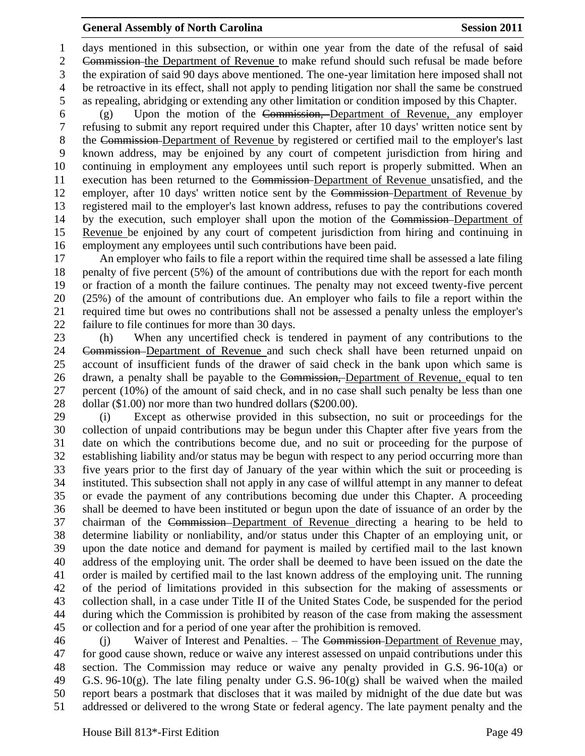days mentioned in this subsection, or within one year from the date of the refusal of ~~said Commission~~ the Department of Revenue to make refund should such refusal be made before the expiration of said 90 days above mentioned. The one-year limitation here imposed shall not be retroactive in its effect, shall not apply to pending litigation nor shall the same be construed as repealing, abridging or extending any other limitation or condition imposed by this Chapter.

(g) Upon the motion of the ~~Commission,~~ Department of Revenue, any employer refusing to submit any report required under this Chapter, after 10 days' written notice sent by the ~~Commission~~ Department of Revenue by registered or certified mail to the employer's last known address, may be enjoined by any court of competent jurisdiction from hiring and continuing in employment any employees until such report is properly submitted. When an execution has been returned to the ~~Commission~~ Department of Revenue unsatisfied, and the employer, after 10 days' written notice sent by the ~~Commission~~ Department of Revenue by registered mail to the employer's last known address, refuses to pay the contributions covered by the execution, such employer shall upon the motion of the ~~Commission~~ Department of Revenue be enjoined by any court of competent jurisdiction from hiring and continuing in employment any employees until such contributions have been paid.

An employer who fails to file a report within the required time shall be assessed a late filing penalty of five percent (5%) of the amount of contributions due with the report for each month or fraction of a month the failure continues. The penalty may not exceed twenty-five percent (25%) of the amount of contributions due. An employer who fails to file a report within the required time but owes no contributions shall not be assessed a penalty unless the employer's failure to file continues for more than 30 days.

(h) When any uncertified check is tendered in payment of any contributions to the ~~Commission~~ Department of Revenue and such check shall have been returned unpaid on account of insufficient funds of the drawer of said check in the bank upon which same is drawn, a penalty shall be payable to the ~~Commission,~~ Department of Revenue, equal to ten percent (10%) of the amount of said check, and in no case shall such penalty be less than one dollar ($1.00) nor more than two hundred dollars ($200.00).

(i) Except as otherwise provided in this subsection, no suit or proceedings for the collection of unpaid contributions may be begun under this Chapter after five years from the date on which the contributions become due, and no suit or proceeding for the purpose of establishing liability and/or status may be begun with respect to any period occurring more than five years prior to the first day of January of the year within which the suit or proceeding is instituted. This subsection shall not apply in any case of willful attempt in any manner to defeat or evade the payment of any contributions becoming due under this Chapter. A proceeding shall be deemed to have been instituted or begun upon the date of issuance of an order by the chairman of the ~~Commission~~ Department of Revenue directing a hearing to be held to determine liability or nonliability, and/or status under this Chapter of an employing unit, or upon the date notice and demand for payment is mailed by certified mail to the last known address of the employing unit. The order shall be deemed to have been issued on the date the order is mailed by certified mail to the last known address of the employing unit. The running of the period of limitations provided in this subsection for the making of assessments or collection shall, in a case under Title II of the United States Code, be suspended for the period during which the Commission is prohibited by reason of the case from making the assessment or collection and for a period of one year after the prohibition is removed.

(j) Waiver of Interest and Penalties. – The ~~Commission~~ Department of Revenue may, for good cause shown, reduce or waive any interest assessed on unpaid contributions under this section. The Commission may reduce or waive any penalty provided in G.S. 96-10(a) or G.S. 96-10(g). The late filing penalty under G.S. 96-10(g) shall be waived when the mailed report bears a postmark that discloses that it was mailed by midnight of the due date but was addressed or delivered to the wrong State or federal agency. The late payment penalty and the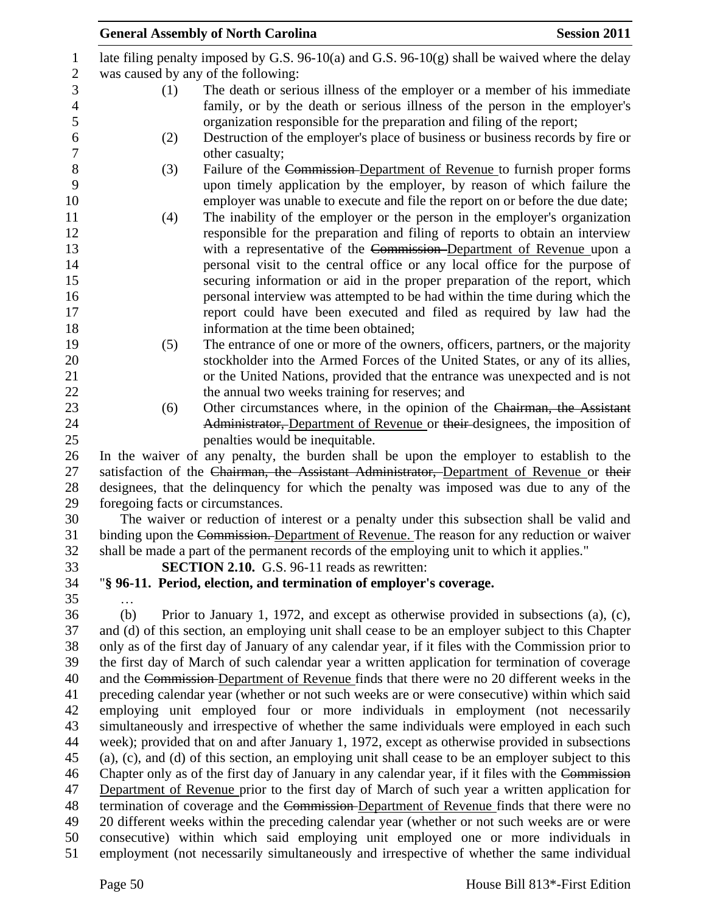late filing penalty imposed by G.S. 96-10(a) and G.S. 96-10(g) shall be waived where the delay was caused by any of the following:

(1) The death or serious illness of the employer or a member of his immediate family, or by the death or serious illness of the person in the employer's organization responsible for the preparation and filing of the report;

(2) Destruction of the employer's place of business or business records by fire or other casualty;

(3) Failure of the ~~Commission~~ Department of Revenue to furnish proper forms upon timely application by the employer, by reason of which failure the employer was unable to execute and file the report on or before the due date;

(4) The inability of the employer or the person in the employer's organization responsible for the preparation and filing of reports to obtain an interview with a representative of the ~~Commission~~ Department of Revenue upon a personal visit to the central office or any local office for the purpose of securing information or aid in the proper preparation of the report, which personal interview was attempted to be had within the time during which the report could have been executed and filed as required by law had the information at the time been obtained;

(5) The entrance of one or more of the owners, officers, partners, or the majority stockholder into the Armed Forces of the United States, or any of its allies, or the United Nations, provided that the entrance was unexpected and is not the annual two weeks training for reserves; and

(6) Other circumstances where, in the opinion of the ~~Chairman, the Assistant Administrator,~~ Department of Revenue or ~~their~~ designees, the imposition of penalties would be inequitable.

In the waiver of any penalty, the burden shall be upon the employer to establish to the satisfaction of the ~~Chairman, the Assistant Administrator,~~ Department of Revenue or ~~their~~ designees, that the delinquency for which the penalty was imposed was due to any of the foregoing facts or circumstances.

The waiver or reduction of interest or a penalty under this subsection shall be valid and binding upon the ~~Commission.~~ Department of Revenue. The reason for any reduction or waiver shall be made a part of the permanent records of the employing unit to which it applies."

**SECTION 2.10.** G.S. 96-11 reads as rewritten:

"**§ 96-11. Period, election, and termination of employer's coverage.**

…

(b) Prior to January 1, 1972, and except as otherwise provided in subsections (a), (c), and (d) of this section, an employing unit shall cease to be an employer subject to this Chapter only as of the first day of January of any calendar year, if it files with the Commission prior to the first day of March of such calendar year a written application for termination of coverage and the ~~Commission~~ Department of Revenue finds that there were no 20 different weeks in the preceding calendar year (whether or not such weeks are or were consecutive) within which said employing unit employed four or more individuals in employment (not necessarily simultaneously and irrespective of whether the same individuals were employed in each such week); provided that on and after January 1, 1972, except as otherwise provided in subsections (a), (c), and (d) of this section, an employing unit shall cease to be an employer subject to this Chapter only as of the first day of January in any calendar year, if it files with the ~~Commission~~ Department of Revenue prior to the first day of March of such year a written application for termination of coverage and the ~~Commission~~ Department of Revenue finds that there were no 20 different weeks within the preceding calendar year (whether or not such weeks are or were consecutive) within which said employing unit employed one or more individuals in employment (not necessarily simultaneously and irrespective of whether the same individual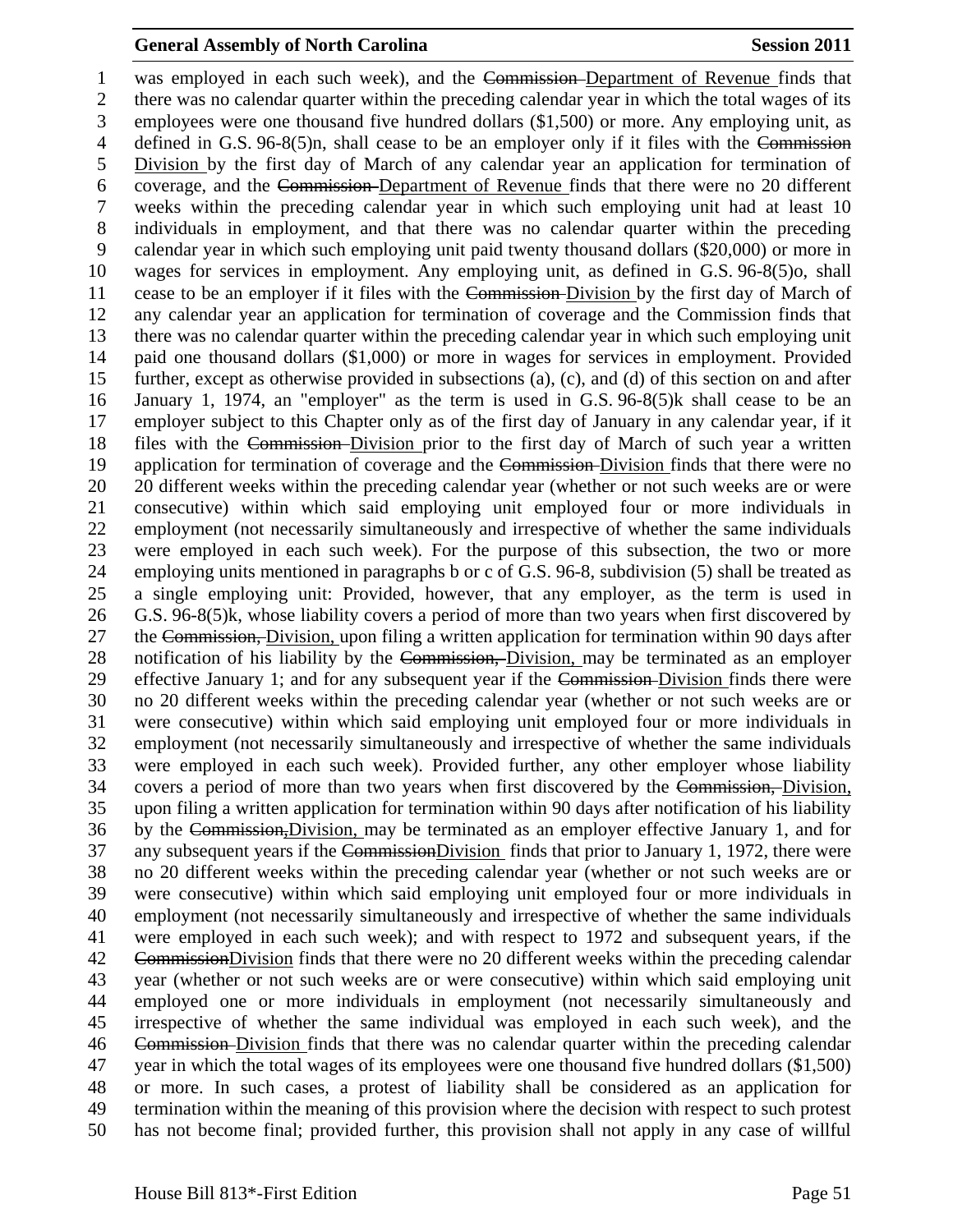was employed in each such week), and the ~~Commission~~ Department of Revenue finds that there was no calendar quarter within the preceding calendar year in which the total wages of its employees were one thousand five hundred dollars ($1,500) or more. Any employing unit, as defined in G.S. 96-8(5)n, shall cease to be an employer only if it files with the ~~Commission~~ Division by the first day of March of any calendar year an application for termination of coverage, and the ~~Commission~~ Department of Revenue finds that there were no 20 different weeks within the preceding calendar year in which such employing unit had at least 10 individuals in employment, and that there was no calendar quarter within the preceding calendar year in which such employing unit paid twenty thousand dollars ($20,000) or more in wages for services in employment. Any employing unit, as defined in G.S. 96-8(5)o, shall cease to be an employer if it files with the ~~Commission~~ Division by the first day of March of any calendar year an application for termination of coverage and the Commission finds that there was no calendar quarter within the preceding calendar year in which such employing unit paid one thousand dollars ($1,000) or more in wages for services in employment. Provided further, except as otherwise provided in subsections (a), (c), and (d) of this section on and after January 1, 1974, an "employer" as the term is used in G.S. 96-8(5)k shall cease to be an employer subject to this Chapter only as of the first day of January in any calendar year, if it files with the ~~Commission~~ Division prior to the first day of March of such year a written application for termination of coverage and the ~~Commission~~ Division finds that there were no 20 different weeks within the preceding calendar year (whether or not such weeks are or were consecutive) within which said employing unit employed four or more individuals in employment (not necessarily simultaneously and irrespective of whether the same individuals were employed in each such week). For the purpose of this subsection, the two or more employing units mentioned in paragraphs b or c of G.S. 96-8, subdivision (5) shall be treated as a single employing unit: Provided, however, that any employer, as the term is used in G.S. 96-8(5)k, whose liability covers a period of more than two years when first discovered by the ~~Commission,~~ Division, upon filing a written application for termination within 90 days after notification of his liability by the ~~Commission,~~ Division, may be terminated as an employer effective January 1; and for any subsequent year if the ~~Commission~~ Division finds there were no 20 different weeks within the preceding calendar year (whether or not such weeks are or were consecutive) within which said employing unit employed four or more individuals in employment (not necessarily simultaneously and irrespective of whether the same individuals were employed in each such week). Provided further, any other employer whose liability covers a period of more than two years when first discovered by the ~~Commission,~~ Division, upon filing a written application for termination within 90 days after notification of his liability by the ~~Commission,~~Division, may be terminated as an employer effective January 1, and for any subsequent years if the ~~Commission~~Division finds that prior to January 1, 1972, there were no 20 different weeks within the preceding calendar year (whether or not such weeks are or were consecutive) within which said employing unit employed four or more individuals in employment (not necessarily simultaneously and irrespective of whether the same individuals were employed in each such week); and with respect to 1972 and subsequent years, if the ~~Commission~~Division finds that there were no 20 different weeks within the preceding calendar year (whether or not such weeks are or were consecutive) within which said employing unit employed one or more individuals in employment (not necessarily simultaneously and irrespective of whether the same individual was employed in each such week), and the ~~Commission~~ Division finds that there was no calendar quarter within the preceding calendar year in which the total wages of its employees were one thousand five hundred dollars ($1,500) or more. In such cases, a protest of liability shall be considered as an application for termination within the meaning of this provision where the decision with respect to such protest has not become final; provided further, this provision shall not apply in any case of willful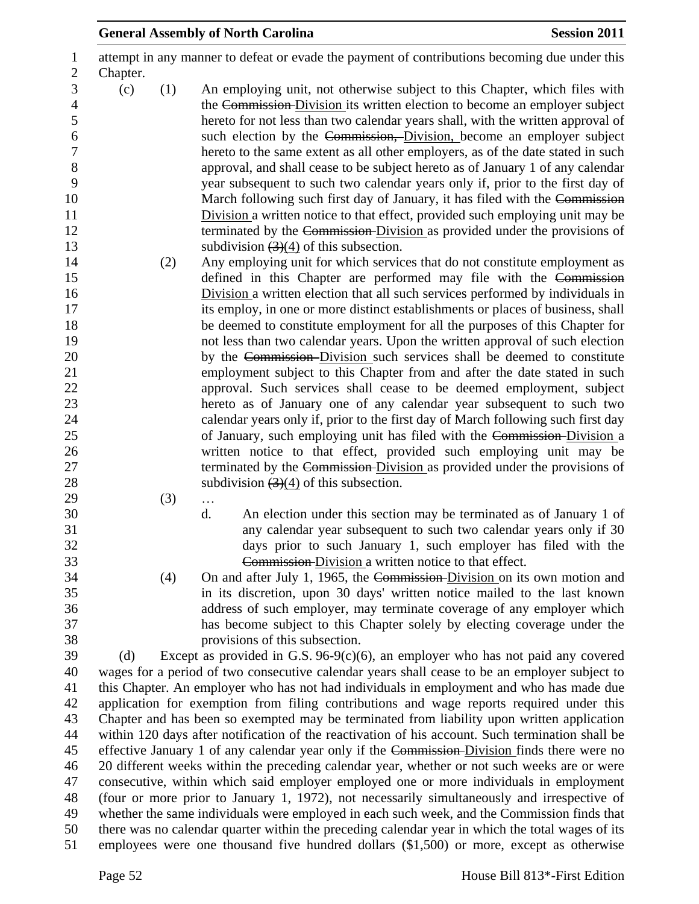attempt in any manner to defeat or evade the payment of contributions becoming due under this Chapter.

(c) (1) An employing unit, not otherwise subject to this Chapter, which files with the ~~Commission~~ Division its written election to become an employer subject hereto for not less than two calendar years shall, with the written approval of such election by the ~~Commission,~~ Division, become an employer subject hereto to the same extent as all other employers, as of the date stated in such approval, and shall cease to be subject hereto as of January 1 of any calendar year subsequent to such two calendar years only if, prior to the first day of March following such first day of January, it has filed with the ~~Commission~~ Division a written notice to that effect, provided such employing unit may be terminated by the ~~Commission~~ Division as provided under the provisions of subdivision ~~(3)~~(4) of this subsection.

(2) Any employing unit for which services that do not constitute employment as defined in this Chapter are performed may file with the ~~Commission~~ Division a written election that all such services performed by individuals in its employ, in one or more distinct establishments or places of business, shall be deemed to constitute employment for all the purposes of this Chapter for not less than two calendar years. Upon the written approval of such election by the ~~Commission~~ Division such services shall be deemed to constitute employment subject to this Chapter from and after the date stated in such approval. Such services shall cease to be deemed employment, subject hereto as of January one of any calendar year subsequent to such two calendar years only if, prior to the first day of March following such first day of January, such employing unit has filed with the ~~Commission~~ Division a written notice to that effect, provided such employing unit may be terminated by the ~~Commission~~ Division as provided under the provisions of subdivision ~~(3)~~(4) of this subsection.

(3) …

d. An election under this section may be terminated as of January 1 of any calendar year subsequent to such two calendar years only if 30 days prior to such January 1, such employer has filed with the ~~Commission~~ Division a written notice to that effect.

(4) On and after July 1, 1965, the ~~Commission~~ Division on its own motion and in its discretion, upon 30 days' written notice mailed to the last known address of such employer, may terminate coverage of any employer which has become subject to this Chapter solely by electing coverage under the provisions of this subsection.

(d) Except as provided in G.S. 96-9(c)(6), an employer who has not paid any covered wages for a period of two consecutive calendar years shall cease to be an employer subject to this Chapter. An employer who has not had individuals in employment and who has made due application for exemption from filing contributions and wage reports required under this Chapter and has been so exempted may be terminated from liability upon written application within 120 days after notification of the reactivation of his account. Such termination shall be effective January 1 of any calendar year only if the ~~Commission~~ Division finds there were no 20 different weeks within the preceding calendar year, whether or not such weeks are or were consecutive, within which said employer employed one or more individuals in employment (four or more prior to January 1, 1972), not necessarily simultaneously and irrespective of whether the same individuals were employed in each such week, and the Commission finds that there was no calendar quarter within the preceding calendar year in which the total wages of its employees were one thousand five hundred dollars ($1,500) or more, except as otherwise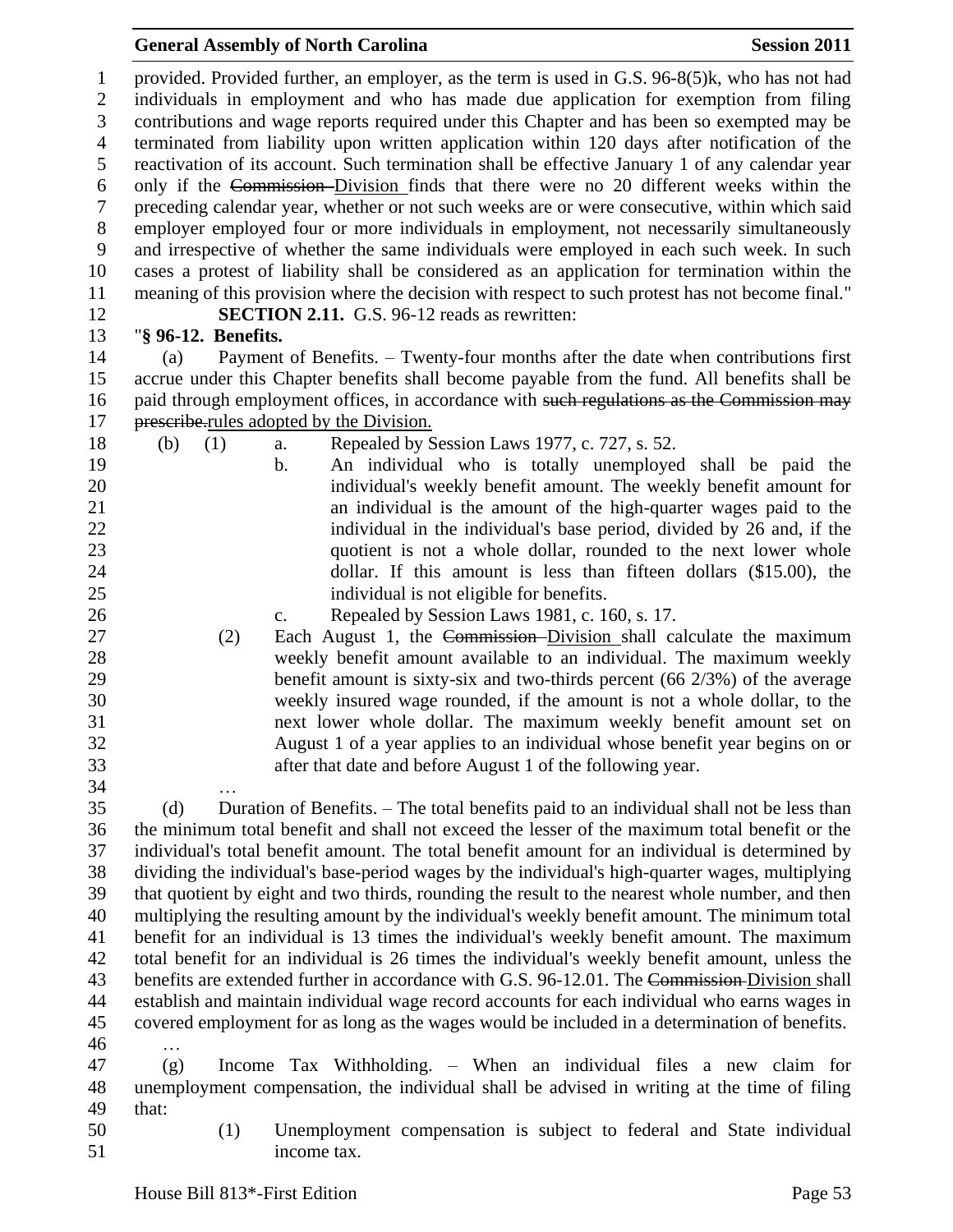provided. Provided further, an employer, as the term is used in G.S. 96-8(5)k, who has not had individuals in employment and who has made due application for exemption from filing contributions and wage reports required under this Chapter and has been so exempted may be terminated from liability upon written application within 120 days after notification of the reactivation of its account. Such termination shall be effective January 1 of any calendar year only if the ~~Commission~~ Division finds that there were no 20 different weeks within the preceding calendar year, whether or not such weeks are or were consecutive, within which said employer employed four or more individuals in employment, not necessarily simultaneously and irrespective of whether the same individuals were employed in each such week. In such cases a protest of liability shall be considered as an application for termination within the meaning of this provision where the decision with respect to such protest has not become final."

**SECTION 2.11.** G.S. 96-12 reads as rewritten:

"**§ 96-12. Benefits.**

(a) Payment of Benefits. – Twenty-four months after the date when contributions first accrue under this Chapter benefits shall become payable from the fund. All benefits shall be paid through employment offices, in accordance with ~~such regulations as the Commission may prescribe.~~rules adopted by the Division.

(b) (1) a. Repealed by Session Laws 1977, c. 727, s. 52.

b. An individual who is totally unemployed shall be paid the individual's weekly benefit amount. The weekly benefit amount for an individual is the amount of the high-quarter wages paid to the individual in the individual's base period, divided by 26 and, if the quotient is not a whole dollar, rounded to the next lower whole dollar. If this amount is less than fifteen dollars ($15.00), the individual is not eligible for benefits.

c. Repealed by Session Laws 1981, c. 160, s. 17.

(2) Each August 1, the ~~Commission~~ Division shall calculate the maximum weekly benefit amount available to an individual. The maximum weekly benefit amount is sixty-six and two-thirds percent (66 2/3%) of the average weekly insured wage rounded, if the amount is not a whole dollar, to the next lower whole dollar. The maximum weekly benefit amount set on August 1 of a year applies to an individual whose benefit year begins on or after that date and before August 1 of the following year.

…

(d) Duration of Benefits. – The total benefits paid to an individual shall not be less than the minimum total benefit and shall not exceed the lesser of the maximum total benefit or the individual's total benefit amount. The total benefit amount for an individual is determined by dividing the individual's base-period wages by the individual's high-quarter wages, multiplying that quotient by eight and two thirds, rounding the result to the nearest whole number, and then multiplying the resulting amount by the individual's weekly benefit amount. The minimum total benefit for an individual is 13 times the individual's weekly benefit amount. The maximum total benefit for an individual is 26 times the individual's weekly benefit amount, unless the benefits are extended further in accordance with G.S. 96-12.01. The ~~Commission~~ Division shall establish and maintain individual wage record accounts for each individual who earns wages in covered employment for as long as the wages would be included in a determination of benefits.

…

(g) Income Tax Withholding. – When an individual files a new claim for unemployment compensation, the individual shall be advised in writing at the time of filing that:

(1) Unemployment compensation is subject to federal and State individual income tax.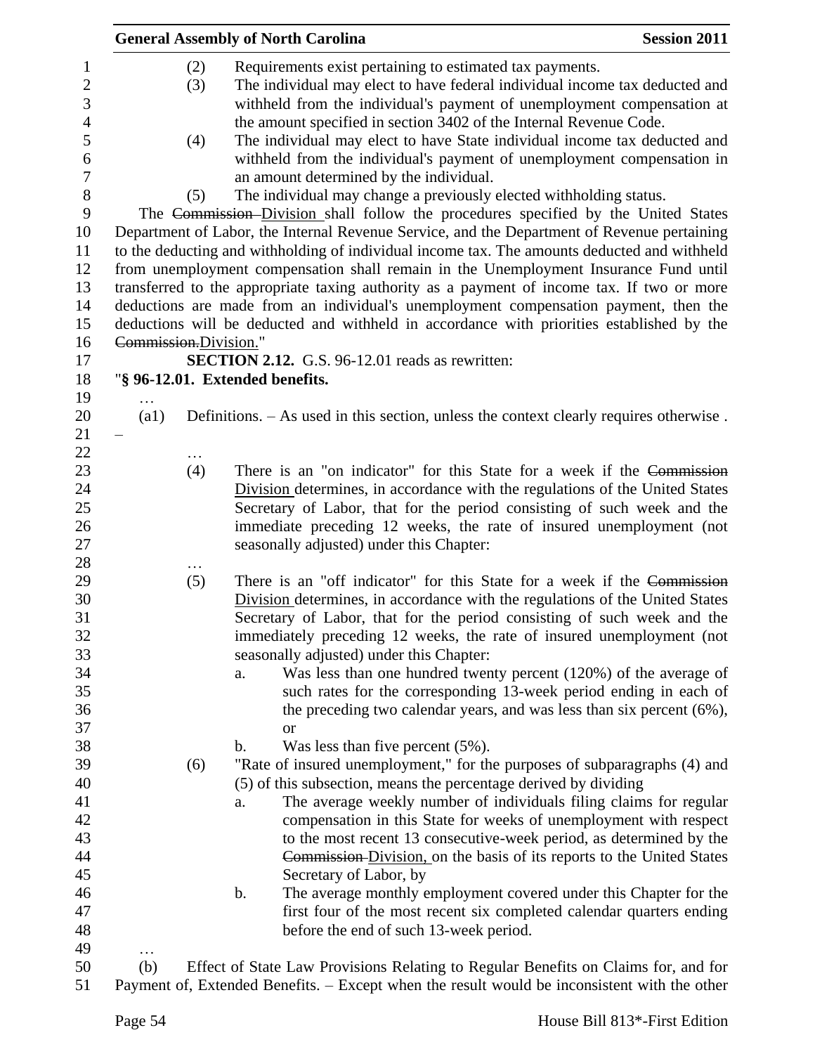(2) Requirements exist pertaining to estimated tax payments.

(3) The individual may elect to have federal individual income tax deducted and withheld from the individual's payment of unemployment compensation at the amount specified in section 3402 of the Internal Revenue Code.

(4) The individual may elect to have State individual income tax deducted and withheld from the individual's payment of unemployment compensation in an amount determined by the individual.

(5) The individual may change a previously elected withholding status.

The ~~Commission~~ Division shall follow the procedures specified by the United States Department of Labor, the Internal Revenue Service, and the Department of Revenue pertaining to the deducting and withholding of individual income tax. The amounts deducted and withheld from unemployment compensation shall remain in the Unemployment Insurance Fund until transferred to the appropriate taxing authority as a payment of income tax. If two or more deductions are made from an individual's unemployment compensation payment, then the deductions will be deducted and withheld in accordance with priorities established by the ~~Commission.~~Division."

**SECTION 2.12.** G.S. 96-12.01 reads as rewritten:

"**§ 96-12.01. Extended benefits.**

…

(a1) Definitions. – As used in this section, unless the context clearly requires otherwise . –

…

(4) There is an "on indicator" for this State for a week if the ~~Commission~~ Division determines, in accordance with the regulations of the United States Secretary of Labor, that for the period consisting of such week and the immediate preceding 12 weeks, the rate of insured unemployment (not seasonally adjusted) under this Chapter:

…

(5) There is an "off indicator" for this State for a week if the ~~Commission~~ Division determines, in accordance with the regulations of the United States Secretary of Labor, that for the period consisting of such week and the immediately preceding 12 weeks, the rate of insured unemployment (not seasonally adjusted) under this Chapter:

a. Was less than one hundred twenty percent (120%) of the average of such rates for the corresponding 13-week period ending in each of the preceding two calendar years, and was less than six percent (6%), or

b. Was less than five percent (5%).

(6) "Rate of insured unemployment," for the purposes of subparagraphs (4) and (5) of this subsection, means the percentage derived by dividing

a. The average weekly number of individuals filing claims for regular compensation in this State for weeks of unemployment with respect to the most recent 13 consecutive-week period, as determined by the ~~Commission~~ Division, on the basis of its reports to the United States Secretary of Labor, by

b. The average monthly employment covered under this Chapter for the first four of the most recent six completed calendar quarters ending before the end of such 13-week period.

…

(b) Effect of State Law Provisions Relating to Regular Benefits on Claims for, and for Payment of, Extended Benefits. – Except when the result would be inconsistent with the other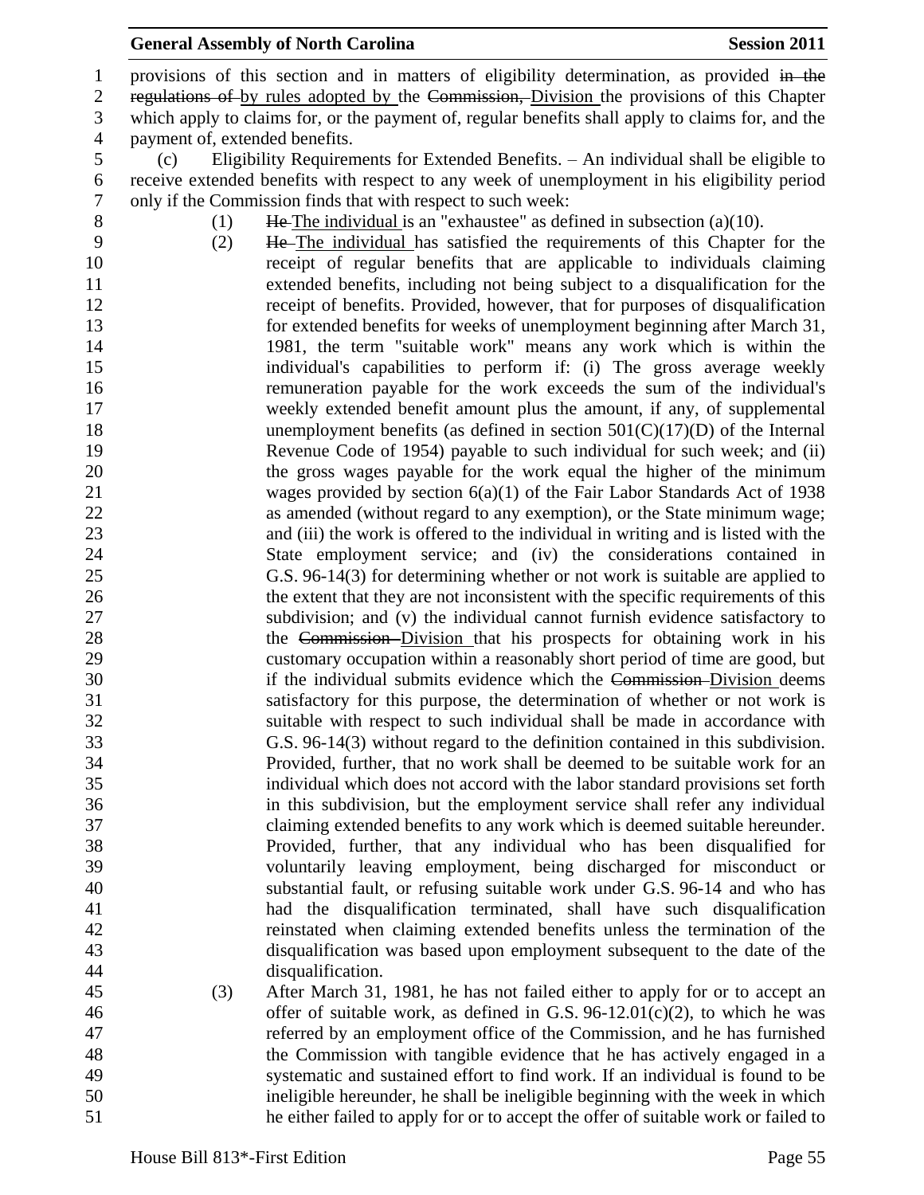provisions of this section and in matters of eligibility determination, as provided ~~in the regulations of~~ by rules adopted by the ~~Commission,~~ Division the provisions of this Chapter which apply to claims for, or the payment of, regular benefits shall apply to claims for, and the payment of, extended benefits.

(c) Eligibility Requirements for Extended Benefits. – An individual shall be eligible to receive extended benefits with respect to any week of unemployment in his eligibility period only if the Commission finds that with respect to such week:

(1) ~~He~~ The individual is an "exhaustee" as defined in subsection (a)(10).

(2) ~~He~~ The individual has satisfied the requirements of this Chapter for the receipt of regular benefits that are applicable to individuals claiming extended benefits, including not being subject to a disqualification for the receipt of benefits. Provided, however, that for purposes of disqualification for extended benefits for weeks of unemployment beginning after March 31, 1981, the term "suitable work" means any work which is within the individual's capabilities to perform if: (i) The gross average weekly remuneration payable for the work exceeds the sum of the individual's weekly extended benefit amount plus the amount, if any, of supplemental unemployment benefits (as defined in section 501(C)(17)(D) of the Internal Revenue Code of 1954) payable to such individual for such week; and (ii) the gross wages payable for the work equal the higher of the minimum wages provided by section 6(a)(1) of the Fair Labor Standards Act of 1938 as amended (without regard to any exemption), or the State minimum wage; and (iii) the work is offered to the individual in writing and is listed with the State employment service; and (iv) the considerations contained in G.S. 96-14(3) for determining whether or not work is suitable are applied to the extent that they are not inconsistent with the specific requirements of this subdivision; and (v) the individual cannot furnish evidence satisfactory to the ~~Commission~~ Division that his prospects for obtaining work in his customary occupation within a reasonably short period of time are good, but if the individual submits evidence which the ~~Commission~~ Division deems satisfactory for this purpose, the determination of whether or not work is suitable with respect to such individual shall be made in accordance with G.S. 96-14(3) without regard to the definition contained in this subdivision. Provided, further, that no work shall be deemed to be suitable work for an individual which does not accord with the labor standard provisions set forth in this subdivision, but the employment service shall refer any individual claiming extended benefits to any work which is deemed suitable hereunder. Provided, further, that any individual who has been disqualified for voluntarily leaving employment, being discharged for misconduct or substantial fault, or refusing suitable work under G.S. 96-14 and who has had the disqualification terminated, shall have such disqualification reinstated when claiming extended benefits unless the termination of the disqualification was based upon employment subsequent to the date of the disqualification.

(3) After March 31, 1981, he has not failed either to apply for or to accept an offer of suitable work, as defined in G.S. 96-12.01(c)(2), to which he was referred by an employment office of the Commission, and he has furnished the Commission with tangible evidence that he has actively engaged in a systematic and sustained effort to find work. If an individual is found to be ineligible hereunder, he shall be ineligible beginning with the week in which he either failed to apply for or to accept the offer of suitable work or failed to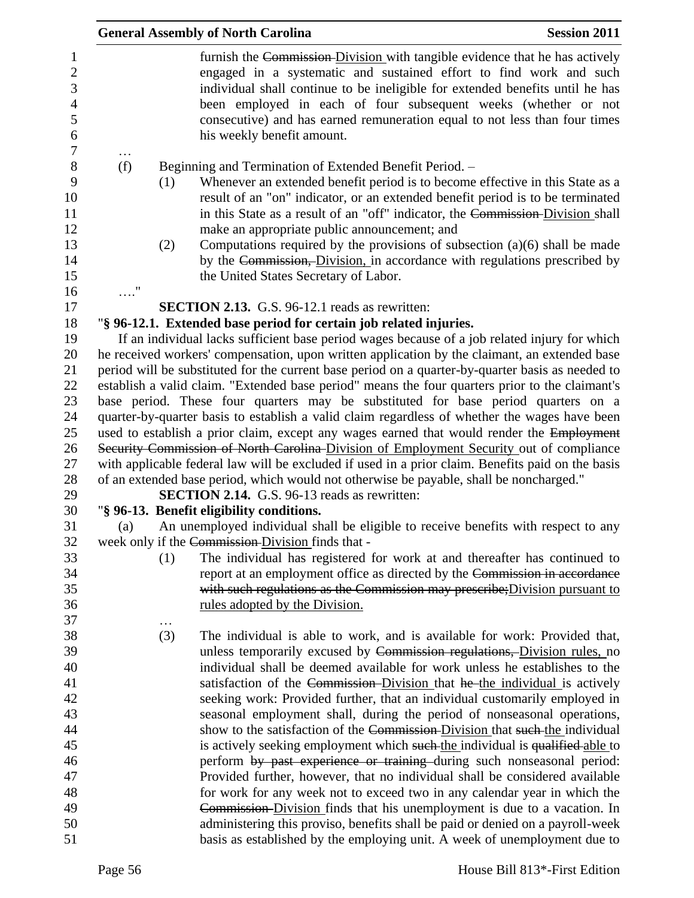furnish the ~~Commission~~ Division with tangible evidence that he has actively engaged in a systematic and sustained effort to find work and such individual shall continue to be ineligible for extended benefits until he has been employed in each of four subsequent weeks (whether or not consecutive) and has earned remuneration equal to not less than four times his weekly benefit amount.

…

(f) Beginning and Termination of Extended Benefit Period. –

(1) Whenever an extended benefit period is to become effective in this State as a result of an "on" indicator, or an extended benefit period is to be terminated in this State as a result of an "off" indicator, the ~~Commission~~ Division shall make an appropriate public announcement; and

(2) Computations required by the provisions of subsection (a)(6) shall be made by the ~~Commission,~~ Division, in accordance with regulations prescribed by the United States Secretary of Labor.

…."

**SECTION 2.13.** G.S. 96-12.1 reads as rewritten:

"**§ 96-12.1. Extended base period for certain job related injuries.**

If an individual lacks sufficient base period wages because of a job related injury for which he received workers' compensation, upon written application by the claimant, an extended base period will be substituted for the current base period on a quarter-by-quarter basis as needed to establish a valid claim. "Extended base period" means the four quarters prior to the claimant's base period. These four quarters may be substituted for base period quarters on a quarter-by-quarter basis to establish a valid claim regardless of whether the wages have been used to establish a prior claim, except any wages earned that would render the ~~Employment Security Commission of North Carolina~~ Division of Employment Security out of compliance with applicable federal law will be excluded if used in a prior claim. Benefits paid on the basis of an extended base period, which would not otherwise be payable, shall be noncharged."

**SECTION 2.14.** G.S. 96-13 reads as rewritten:

"**§ 96-13. Benefit eligibility conditions.**

(a) An unemployed individual shall be eligible to receive benefits with respect to any week only if the ~~Commission~~ Division finds that -

(1) The individual has registered for work at and thereafter has continued to report at an employment office as directed by the ~~Commission in accordance with such regulations as the Commission may prescribe;~~Division pursuant to rules adopted by the Division.

…

(3) The individual is able to work, and is available for work: Provided that, unless temporarily excused by ~~Commission regulations,~~ Division rules, no individual shall be deemed available for work unless he establishes to the satisfaction of the ~~Commission~~ Division that ~~he~~ the individual is actively seeking work: Provided further, that an individual customarily employed in seasonal employment shall, during the period of nonseasonal operations, show to the satisfaction of the ~~Commission~~ Division that ~~such~~ the individual is actively seeking employment which ~~such~~ the individual is ~~qualified~~ able to perform ~~by past experience or training~~ during such nonseasonal period: Provided further, however, that no individual shall be considered available for work for any week not to exceed two in any calendar year in which the ~~Commission~~ Division finds that his unemployment is due to a vacation. In administering this proviso, benefits shall be paid or denied on a payroll-week basis as established by the employing unit. A week of unemployment due to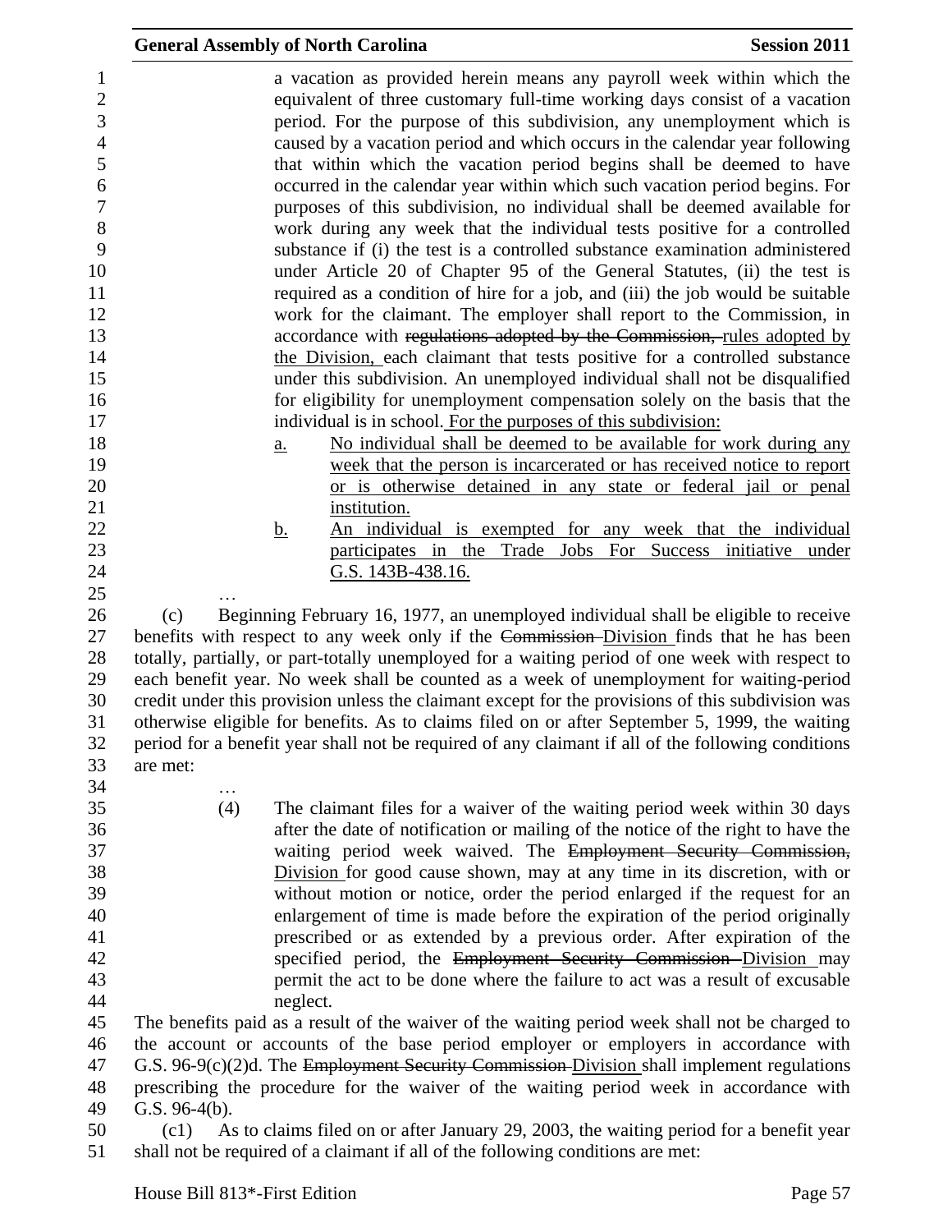a vacation as provided herein means any payroll week within which the equivalent of three customary full-time working days consist of a vacation period. For the purpose of this subdivision, any unemployment which is caused by a vacation period and which occurs in the calendar year following that within which the vacation period begins shall be deemed to have occurred in the calendar year within which such vacation period begins. For purposes of this subdivision, no individual shall be deemed available for work during any week that the individual tests positive for a controlled substance if (i) the test is a controlled substance examination administered under Article 20 of Chapter 95 of the General Statutes, (ii) the test is required as a condition of hire for a job, and (iii) the job would be suitable work for the claimant. The employer shall report to the Commission, in accordance with ~~regulations adopted by the Commission,~~ rules adopted by the Division, each claimant that tests positive for a controlled substance under this subdivision. An unemployed individual shall not be disqualified for eligibility for unemployment compensation solely on the basis that the individual is in school. For the purposes of this subdivision:

a. No individual shall be deemed to be available for work during any week that the person is incarcerated or has received notice to report or is otherwise detained in any state or federal jail or penal institution.

b. An individual is exempted for any week that the individual participates in the Trade Jobs For Success initiative under G.S. 143B-438.16.

…

(c) Beginning February 16, 1977, an unemployed individual shall be eligible to receive benefits with respect to any week only if the ~~Commission~~ Division finds that he has been totally, partially, or part-totally unemployed for a waiting period of one week with respect to each benefit year. No week shall be counted as a week of unemployment for waiting-period credit under this provision unless the claimant except for the provisions of this subdivision was otherwise eligible for benefits. As to claims filed on or after September 5, 1999, the waiting period for a benefit year shall not be required of any claimant if all of the following conditions are met:

…

(4) The claimant files for a waiver of the waiting period week within 30 days after the date of notification or mailing of the notice of the right to have the waiting period week waived. The ~~Employment Security Commission,~~ Division for good cause shown, may at any time in its discretion, with or without motion or notice, order the period enlarged if the request for an enlargement of time is made before the expiration of the period originally prescribed or as extended by a previous order. After expiration of the specified period, the ~~Employment Security Commission~~ Division may permit the act to be done where the failure to act was a result of excusable neglect.

The benefits paid as a result of the waiver of the waiting period week shall not be charged to the account or accounts of the base period employer or employers in accordance with G.S. 96-9(c)(2)d. The ~~Employment Security Commission~~ Division shall implement regulations prescribing the procedure for the waiver of the waiting period week in accordance with G.S. 96-4(b).

(c1) As to claims filed on or after January 29, 2003, the waiting period for a benefit year shall not be required of a claimant if all of the following conditions are met: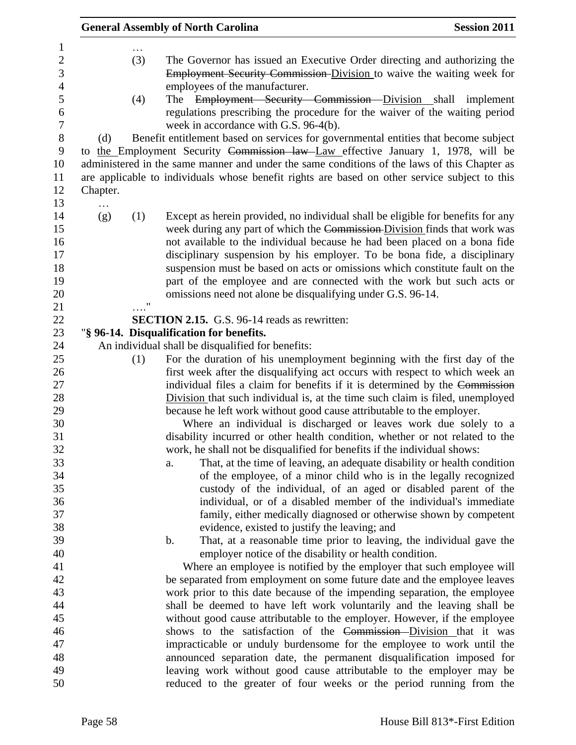…

(3) The Governor has issued an Executive Order directing and authorizing the ~~Employment Security Commission~~ Division to waive the waiting week for employees of the manufacturer.

(4) The ~~Employment Security Commission~~ Division shall implement regulations prescribing the procedure for the waiver of the waiting period week in accordance with G.S. 96-4(b).

(d) Benefit entitlement based on services for governmental entities that become subject to the Employment Security ~~Commission law~~ Law effective January 1, 1978, will be administered in the same manner and under the same conditions of the laws of this Chapter as are applicable to individuals whose benefit rights are based on other service subject to this Chapter.

…

(g) (1) Except as herein provided, no individual shall be eligible for benefits for any week during any part of which the ~~Commission~~ Division finds that work was not available to the individual because he had been placed on a bona fide disciplinary suspension by his employer. To be bona fide, a disciplinary suspension must be based on acts or omissions which constitute fault on the part of the employee and are connected with the work but such acts or omissions need not alone be disqualifying under G.S. 96-14.

…."

**SECTION 2.15.** G.S. 96-14 reads as rewritten:

"**§ 96-14. Disqualification for benefits.**

An individual shall be disqualified for benefits:

(1) For the duration of his unemployment beginning with the first day of the first week after the disqualifying act occurs with respect to which week an individual files a claim for benefits if it is determined by the ~~Commission~~ Division that such individual is, at the time such claim is filed, unemployed because he left work without good cause attributable to the employer.

Where an individual is discharged or leaves work due solely to a disability incurred or other health condition, whether or not related to the work, he shall not be disqualified for benefits if the individual shows:

a. That, at the time of leaving, an adequate disability or health condition of the employee, of a minor child who is in the legally recognized custody of the individual, of an aged or disabled parent of the individual, or of a disabled member of the individual's immediate family, either medically diagnosed or otherwise shown by competent evidence, existed to justify the leaving; and

b. That, at a reasonable time prior to leaving, the individual gave the employer notice of the disability or health condition.

Where an employee is notified by the employer that such employee will be separated from employment on some future date and the employee leaves work prior to this date because of the impending separation, the employee shall be deemed to have left work voluntarily and the leaving shall be without good cause attributable to the employer. However, if the employee shows to the satisfaction of the ~~Commission~~ Division that it was impracticable or unduly burdensome for the employee to work until the announced separation date, the permanent disqualification imposed for leaving work without good cause attributable to the employer may be reduced to the greater of four weeks or the period running from the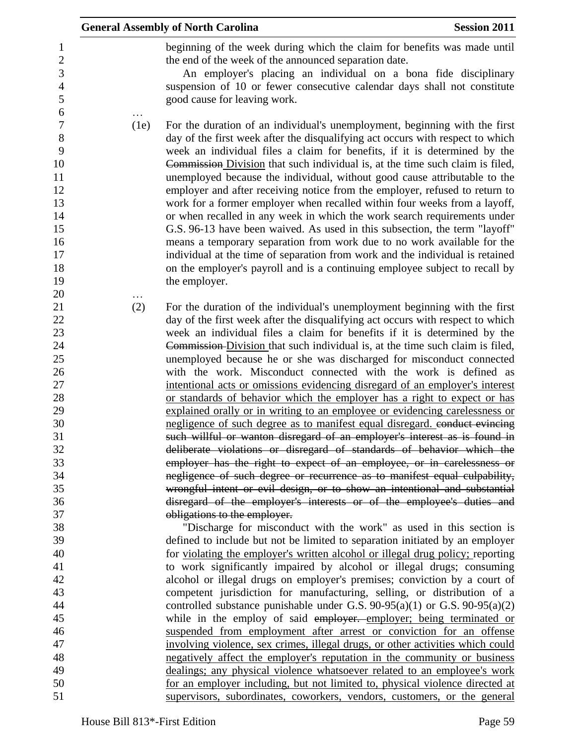beginning of the week during which the claim for benefits was made until the end of the week of the announced separation date.

An employer's placing an individual on a bona fide disciplinary suspension of 10 or fewer consecutive calendar days shall not constitute good cause for leaving work.

…

(1e) For the duration of an individual's unemployment, beginning with the first day of the first week after the disqualifying act occurs with respect to which week an individual files a claim for benefits, if it is determined by the ~~Commission~~ <u>Division</u> that such individual is, at the time such claim is filed, unemployed because the individual, without good cause attributable to the employer and after receiving notice from the employer, refused to return to work for a former employer when recalled within four weeks from a layoff, or when recalled in any week in which the work search requirements under G.S. 96-13 have been waived. As used in this subsection, the term "layoff" means a temporary separation from work due to no work available for the individual at the time of separation from work and the individual is retained on the employer's payroll and is a continuing employee subject to recall by the employer.

…

(2) For the duration of the individual's unemployment beginning with the first day of the first week after the disqualifying act occurs with respect to which week an individual files a claim for benefits if it is determined by the ~~Commission~~ <u>Division</u> that such individual is, at the time such claim is filed, unemployed because he or she was discharged for misconduct connected with the work. Misconduct connected with the work is defined as <u>intentional acts or omissions evidencing disregard of an employer's interest or standards of behavior which the employer has a right to expect or has explained orally or in writing to an employee or evidencing carelessness or negligence of such degree as to manifest equal disregard.</u> ~~conduct evincing such willful or wanton disregard of an employer's interest as is found in deliberate violations or disregard of standards of behavior which the employer has the right to expect of an employee, or in carelessness or negligence of such degree or recurrence as to manifest equal culpability, wrongful intent or evil design, or to show an intentional and substantial disregard of the employer's interests or of the employee's duties and obligations to the employer.~~

"Discharge for misconduct with the work" as used in this section is defined to include but not be limited to separation initiated by an employer for <u>violating the employer's written alcohol or illegal drug policy;</u> reporting to work significantly impaired by alcohol or illegal drugs; consuming alcohol or illegal drugs on employer's premises; conviction by a court of competent jurisdiction for manufacturing, selling, or distribution of a controlled substance punishable under G.S. 90-95(a)(1) or G.S. 90-95(a)(2) while in the employ of said ~~employer.~~ <u>employer; being terminated or suspended from employment after arrest or conviction for an offense involving violence, sex crimes, illegal drugs, or other activities which could negatively affect the employer's reputation in the community or business dealings; any physical violence whatsoever related to an employee's work for an employer including, but not limited to, physical violence directed at supervisors, subordinates, coworkers, vendors, customers, or the general</u>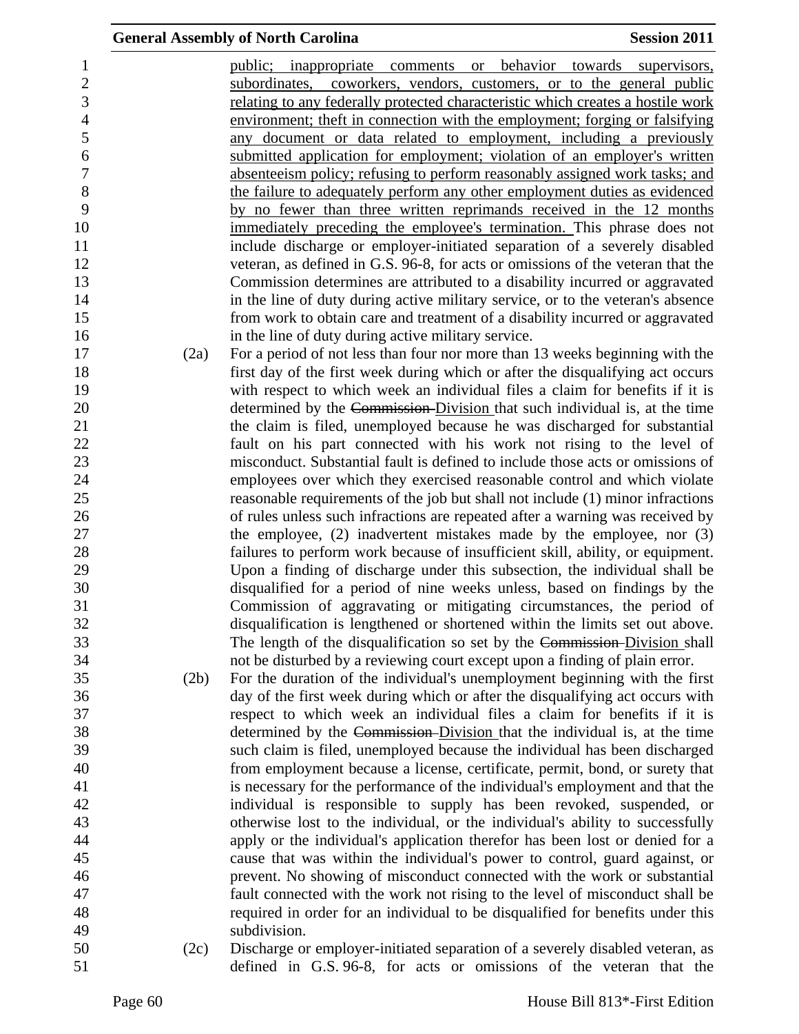public; inappropriate comments or behavior towards supervisors, subordinates, coworkers, vendors, customers, or to the general public relating to any federally protected characteristic which creates a hostile work environment; theft in connection with the employment; forging or falsifying any document or data related to employment, including a previously submitted application for employment; violation of an employer's written absenteeism policy; refusing to perform reasonably assigned work tasks; and the failure to adequately perform any other employment duties as evidenced by no fewer than three written reprimands received in the 12 months immediately preceding the employee's termination. This phrase does not include discharge or employer-initiated separation of a severely disabled veteran, as defined in G.S. 96-8, for acts or omissions of the veteran that the Commission determines are attributed to a disability incurred or aggravated in the line of duty during active military service, or to the veteran's absence from work to obtain care and treatment of a disability incurred or aggravated in the line of duty during active military service.

(2a) For a period of not less than four nor more than 13 weeks beginning with the first day of the first week during which or after the disqualifying act occurs with respect to which week an individual files a claim for benefits if it is determined by the ~~Commission~~ Division that such individual is, at the time the claim is filed, unemployed because he was discharged for substantial fault on his part connected with his work not rising to the level of misconduct. Substantial fault is defined to include those acts or omissions of employees over which they exercised reasonable control and which violate reasonable requirements of the job but shall not include (1) minor infractions of rules unless such infractions are repeated after a warning was received by the employee, (2) inadvertent mistakes made by the employee, nor (3) failures to perform work because of insufficient skill, ability, or equipment. Upon a finding of discharge under this subsection, the individual shall be disqualified for a period of nine weeks unless, based on findings by the Commission of aggravating or mitigating circumstances, the period of disqualification is lengthened or shortened within the limits set out above. The length of the disqualification so set by the ~~Commission~~ Division shall not be disturbed by a reviewing court except upon a finding of plain error.

(2b) For the duration of the individual's unemployment beginning with the first day of the first week during which or after the disqualifying act occurs with respect to which week an individual files a claim for benefits if it is determined by the ~~Commission~~ Division that the individual is, at the time such claim is filed, unemployed because the individual has been discharged from employment because a license, certificate, permit, bond, or surety that is necessary for the performance of the individual's employment and that the individual is responsible to supply has been revoked, suspended, or otherwise lost to the individual, or the individual's ability to successfully apply or the individual's application therefor has been lost or denied for a cause that was within the individual's power to control, guard against, or prevent. No showing of misconduct connected with the work or substantial fault connected with the work not rising to the level of misconduct shall be required in order for an individual to be disqualified for benefits under this subdivision.

(2c) Discharge or employer-initiated separation of a severely disabled veteran, as defined in G.S. 96-8, for acts or omissions of the veteran that the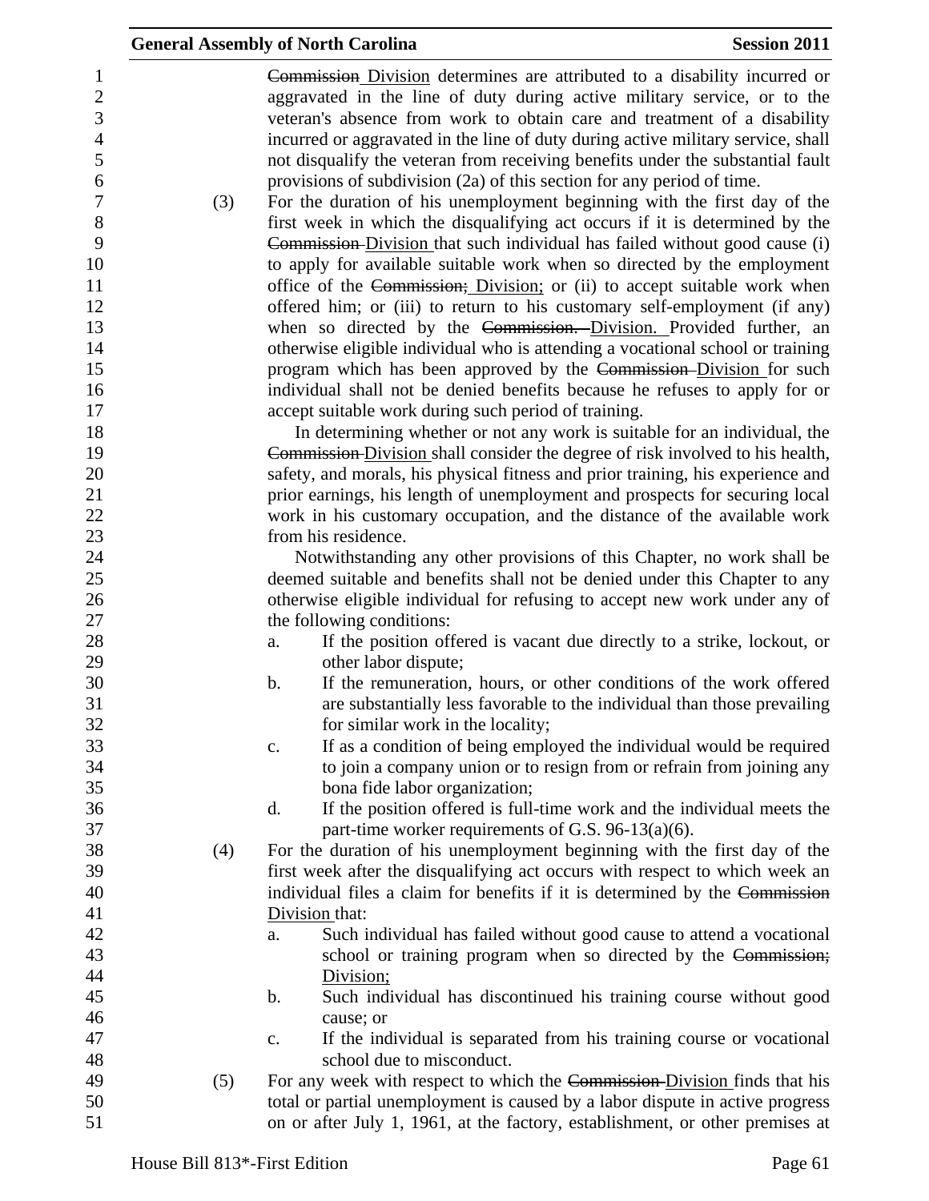~~Commission~~ Division determines are attributed to a disability incurred or aggravated in the line of duty during active military service, or to the veteran's absence from work to obtain care and treatment of a disability incurred or aggravated in the line of duty during active military service, shall not disqualify the veteran from receiving benefits under the substantial fault provisions of subdivision (2a) of this section for any period of time.

(3) For the duration of his unemployment beginning with the first day of the first week in which the disqualifying act occurs if it is determined by the ~~Commission~~ Division that such individual has failed without good cause (i) to apply for available suitable work when so directed by the employment office of the ~~Commission;~~ Division; or (ii) to accept suitable work when offered him; or (iii) to return to his customary self-employment (if any) when so directed by the ~~Commission.~~ Division. Provided further, an otherwise eligible individual who is attending a vocational school or training program which has been approved by the ~~Commission~~ Division for such individual shall not be denied benefits because he refuses to apply for or accept suitable work during such period of training.

In determining whether or not any work is suitable for an individual, the ~~Commission~~ Division shall consider the degree of risk involved to his health, safety, and morals, his physical fitness and prior training, his experience and prior earnings, his length of unemployment and prospects for securing local work in his customary occupation, and the distance of the available work from his residence.

Notwithstanding any other provisions of this Chapter, no work shall be deemed suitable and benefits shall not be denied under this Chapter to any otherwise eligible individual for refusing to accept new work under any of the following conditions:

a. If the position offered is vacant due directly to a strike, lockout, or other labor dispute;
b. If the remuneration, hours, or other conditions of the work offered are substantially less favorable to the individual than those prevailing for similar work in the locality;
c. If as a condition of being employed the individual would be required to join a company union or to resign from or refrain from joining any bona fide labor organization;
d. If the position offered is full-time work and the individual meets the part-time worker requirements of G.S. 96-13(a)(6).

(4) For the duration of his unemployment beginning with the first day of the first week after the disqualifying act occurs with respect to which week an individual files a claim for benefits if it is determined by the ~~Commission~~ Division that:

a. Such individual has failed without good cause to attend a vocational school or training program when so directed by the ~~Commission;~~ Division;
b. Such individual has discontinued his training course without good cause; or
c. If the individual is separated from his training course or vocational school due to misconduct.

(5) For any week with respect to which the ~~Commission~~ Division finds that his total or partial unemployment is caused by a labor dispute in active progress on or after July 1, 1961, at the factory, establishment, or other premises at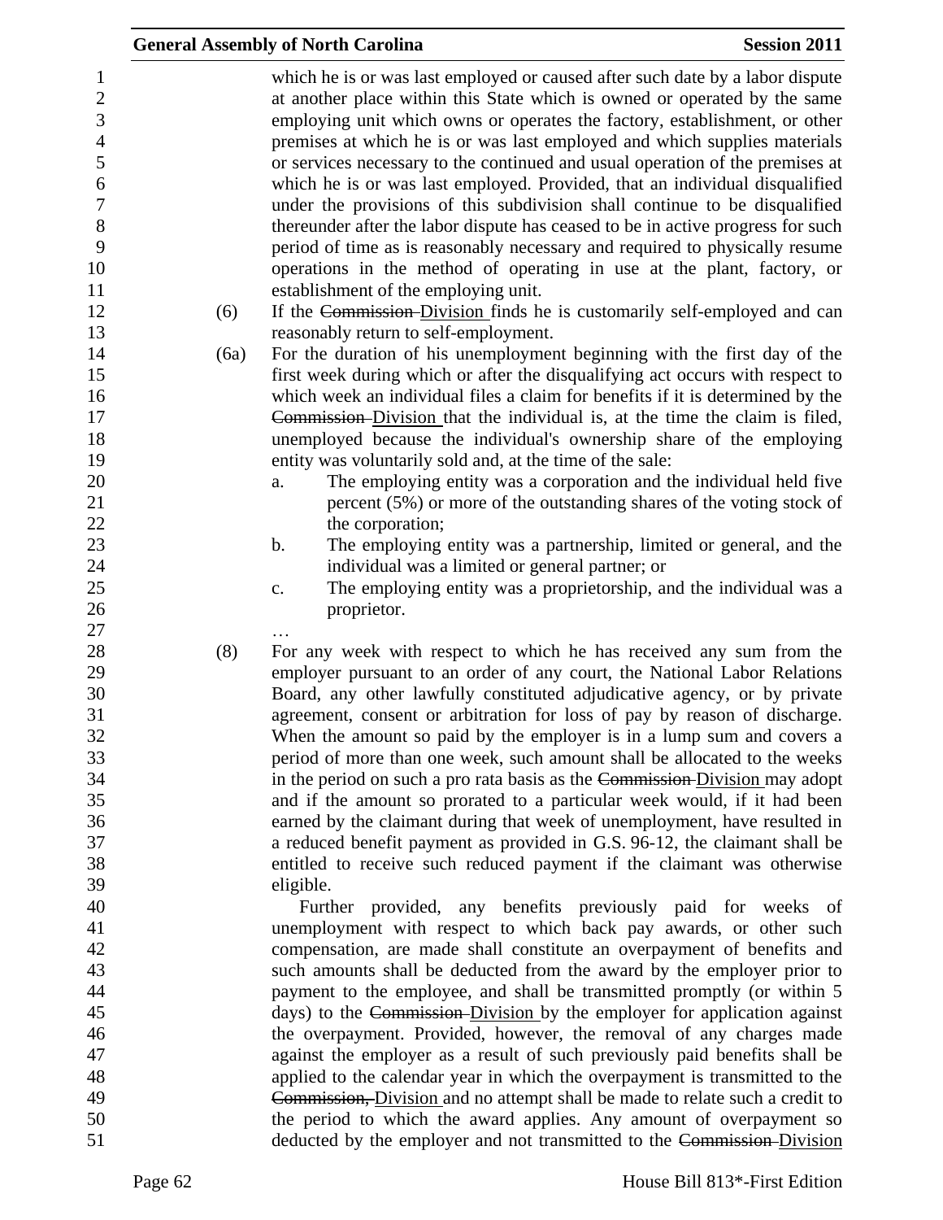which he is or was last employed or caused after such date by a labor dispute at another place within this State which is owned or operated by the same employing unit which owns or operates the factory, establishment, or other premises at which he is or was last employed and which supplies materials or services necessary to the continued and usual operation of the premises at which he is or was last employed. Provided, that an individual disqualified under the provisions of this subdivision shall continue to be disqualified thereunder after the labor dispute has ceased to be in active progress for such period of time as is reasonably necessary and required to physically resume operations in the method of operating in use at the plant, factory, or establishment of the employing unit.

(6) If the ~~Commission~~ Division finds he is customarily self-employed and can reasonably return to self-employment.

(6a) For the duration of his unemployment beginning with the first day of the first week during which or after the disqualifying act occurs with respect to which week an individual files a claim for benefits if it is determined by the ~~Commission~~ Division that the individual is, at the time the claim is filed, unemployed because the individual's ownership share of the employing entity was voluntarily sold and, at the time of the sale:

a. The employing entity was a corporation and the individual held five percent (5%) or more of the outstanding shares of the voting stock of the corporation;

b. The employing entity was a partnership, limited or general, and the individual was a limited or general partner; or

c. The employing entity was a proprietorship, and the individual was a proprietor.

…

(8) For any week with respect to which he has received any sum from the employer pursuant to an order of any court, the National Labor Relations Board, any other lawfully constituted adjudicative agency, or by private agreement, consent or arbitration for loss of pay by reason of discharge. When the amount so paid by the employer is in a lump sum and covers a period of more than one week, such amount shall be allocated to the weeks in the period on such a pro rata basis as the ~~Commission~~ Division may adopt and if the amount so prorated to a particular week would, if it had been earned by the claimant during that week of unemployment, have resulted in a reduced benefit payment as provided in G.S. 96-12, the claimant shall be entitled to receive such reduced payment if the claimant was otherwise eligible.

Further provided, any benefits previously paid for weeks of unemployment with respect to which back pay awards, or other such compensation, are made shall constitute an overpayment of benefits and such amounts shall be deducted from the award by the employer prior to payment to the employee, and shall be transmitted promptly (or within 5 days) to the ~~Commission~~ Division by the employer for application against the overpayment. Provided, however, the removal of any charges made against the employer as a result of such previously paid benefits shall be applied to the calendar year in which the overpayment is transmitted to the ~~Commission,~~ Division and no attempt shall be made to relate such a credit to the period to which the award applies. Any amount of overpayment so deducted by the employer and not transmitted to the ~~Commission~~ Division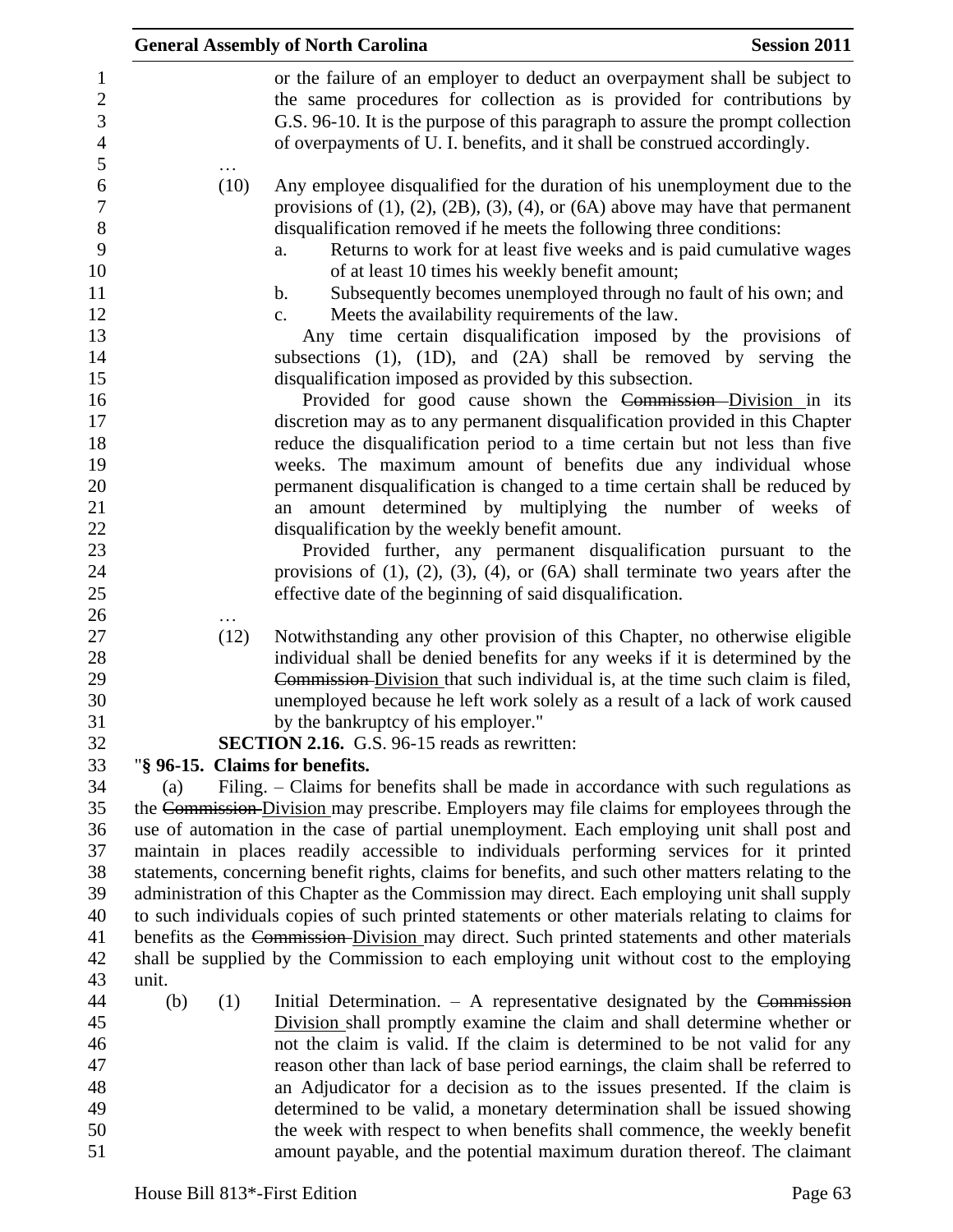or the failure of an employer to deduct an overpayment shall be subject to the same procedures for collection as is provided for contributions by G.S. 96-10. It is the purpose of this paragraph to assure the prompt collection of overpayments of U. I. benefits, and it shall be construed accordingly.

…

(10) Any employee disqualified for the duration of his unemployment due to the provisions of (1), (2), (2B), (3), (4), or (6A) above may have that permanent disqualification removed if he meets the following three conditions:

a. Returns to work for at least five weeks and is paid cumulative wages of at least 10 times his weekly benefit amount;

b. Subsequently becomes unemployed through no fault of his own; and

c. Meets the availability requirements of the law.

Any time certain disqualification imposed by the provisions of subsections (1), (1D), and (2A) shall be removed by serving the disqualification imposed as provided by this subsection.

Provided for good cause shown the ~~Commission~~ Division in its discretion may as to any permanent disqualification provided in this Chapter reduce the disqualification period to a time certain but not less than five weeks. The maximum amount of benefits due any individual whose permanent disqualification is changed to a time certain shall be reduced by an amount determined by multiplying the number of weeks of disqualification by the weekly benefit amount.

Provided further, any permanent disqualification pursuant to the provisions of (1), (2), (3), (4), or (6A) shall terminate two years after the effective date of the beginning of said disqualification.

…

(12) Notwithstanding any other provision of this Chapter, no otherwise eligible individual shall be denied benefits for any weeks if it is determined by the ~~Commission~~ Division that such individual is, at the time such claim is filed, unemployed because he left work solely as a result of a lack of work caused by the bankruptcy of his employer."

**SECTION 2.16.** G.S. 96-15 reads as rewritten:

"**§ 96-15. Claims for benefits.**

(a) Filing. – Claims for benefits shall be made in accordance with such regulations as the ~~Commission~~ Division may prescribe. Employers may file claims for employees through the use of automation in the case of partial unemployment. Each employing unit shall post and maintain in places readily accessible to individuals performing services for it printed statements, concerning benefit rights, claims for benefits, and such other matters relating to the administration of this Chapter as the Commission may direct. Each employing unit shall supply to such individuals copies of such printed statements or other materials relating to claims for benefits as the ~~Commission~~ Division may direct. Such printed statements and other materials shall be supplied by the Commission to each employing unit without cost to the employing unit.

(b) (1) Initial Determination. – A representative designated by the ~~Commission~~ Division shall promptly examine the claim and shall determine whether or not the claim is valid. If the claim is determined to be not valid for any reason other than lack of base period earnings, the claim shall be referred to an Adjudicator for a decision as to the issues presented. If the claim is determined to be valid, a monetary determination shall be issued showing the week with respect to when benefits shall commence, the weekly benefit amount payable, and the potential maximum duration thereof. The claimant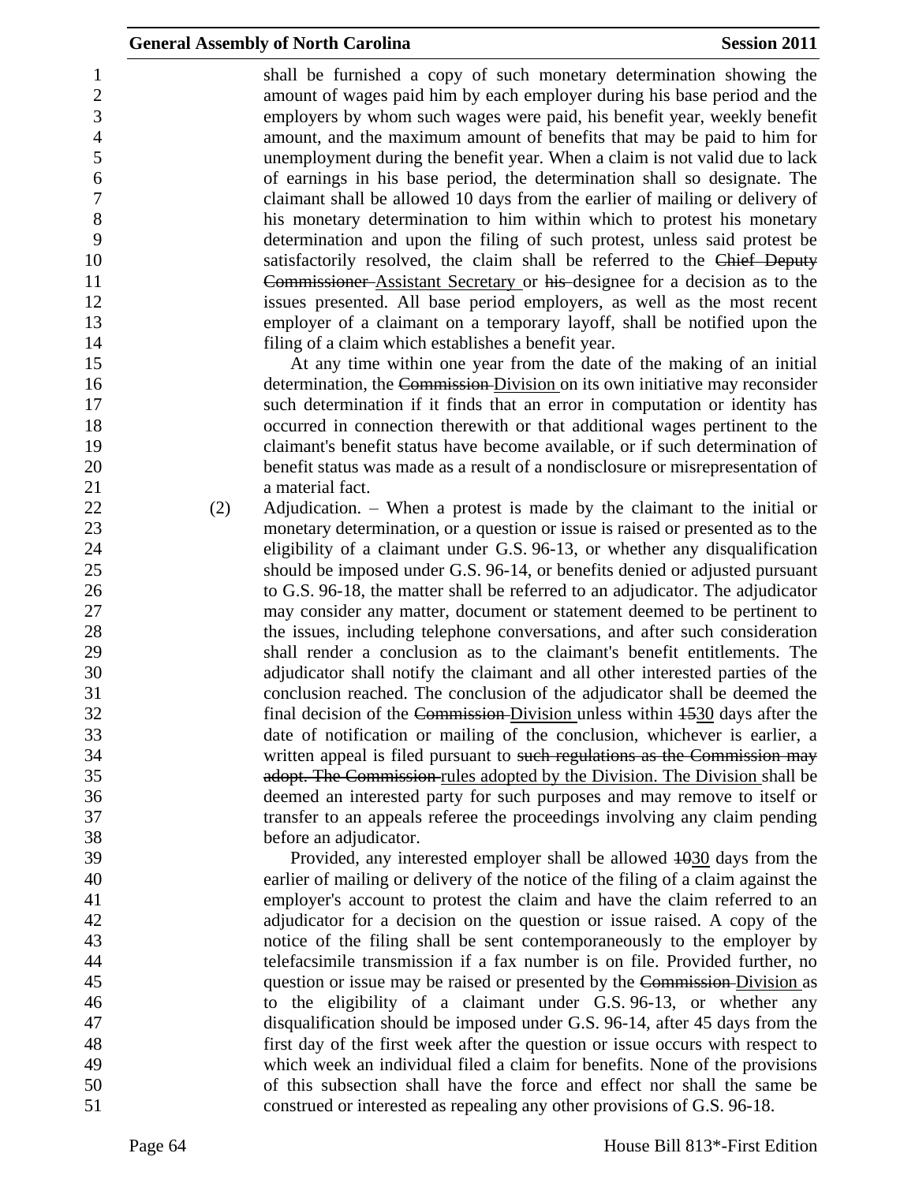shall be furnished a copy of such monetary determination showing the amount of wages paid him by each employer during his base period and the employers by whom such wages were paid, his benefit year, weekly benefit amount, and the maximum amount of benefits that may be paid to him for unemployment during the benefit year. When a claim is not valid due to lack of earnings in his base period, the determination shall so designate. The claimant shall be allowed 10 days from the earlier of mailing or delivery of his monetary determination to him within which to protest his monetary determination and upon the filing of such protest, unless said protest be satisfactorily resolved, the claim shall be referred to the ~~Chief Deputy Commissioner~~ Assistant Secretary or ~~his~~ designee for a decision as to the issues presented. All base period employers, as well as the most recent employer of a claimant on a temporary layoff, shall be notified upon the filing of a claim which establishes a benefit year.

At any time within one year from the date of the making of an initial determination, the ~~Commission~~ Division on its own initiative may reconsider such determination if it finds that an error in computation or identity has occurred in connection therewith or that additional wages pertinent to the claimant's benefit status have become available, or if such determination of benefit status was made as a result of a nondisclosure or misrepresentation of a material fact.

(2) Adjudication. – When a protest is made by the claimant to the initial or monetary determination, or a question or issue is raised or presented as to the eligibility of a claimant under G.S. 96-13, or whether any disqualification should be imposed under G.S. 96-14, or benefits denied or adjusted pursuant to G.S. 96-18, the matter shall be referred to an adjudicator. The adjudicator may consider any matter, document or statement deemed to be pertinent to the issues, including telephone conversations, and after such consideration shall render a conclusion as to the claimant's benefit entitlements. The adjudicator shall notify the claimant and all other interested parties of the conclusion reached. The conclusion of the adjudicator shall be deemed the final decision of the ~~Commission~~ Division unless within ~~15~~30 days after the date of notification or mailing of the conclusion, whichever is earlier, a written appeal is filed pursuant to ~~such regulations as the Commission may adopt. The Commission~~ rules adopted by the Division. The Division shall be deemed an interested party for such purposes and may remove to itself or transfer to an appeals referee the proceedings involving any claim pending before an adjudicator.

Provided, any interested employer shall be allowed ~~10~~30 days from the earlier of mailing or delivery of the notice of the filing of a claim against the employer's account to protest the claim and have the claim referred to an adjudicator for a decision on the question or issue raised. A copy of the notice of the filing shall be sent contemporaneously to the employer by telefacsimile transmission if a fax number is on file. Provided further, no question or issue may be raised or presented by the ~~Commission~~ Division as to the eligibility of a claimant under G.S. 96-13, or whether any disqualification should be imposed under G.S. 96-14, after 45 days from the first day of the first week after the question or issue occurs with respect to which week an individual filed a claim for benefits. None of the provisions of this subsection shall have the force and effect nor shall the same be construed or interested as repealing any other provisions of G.S. 96-18.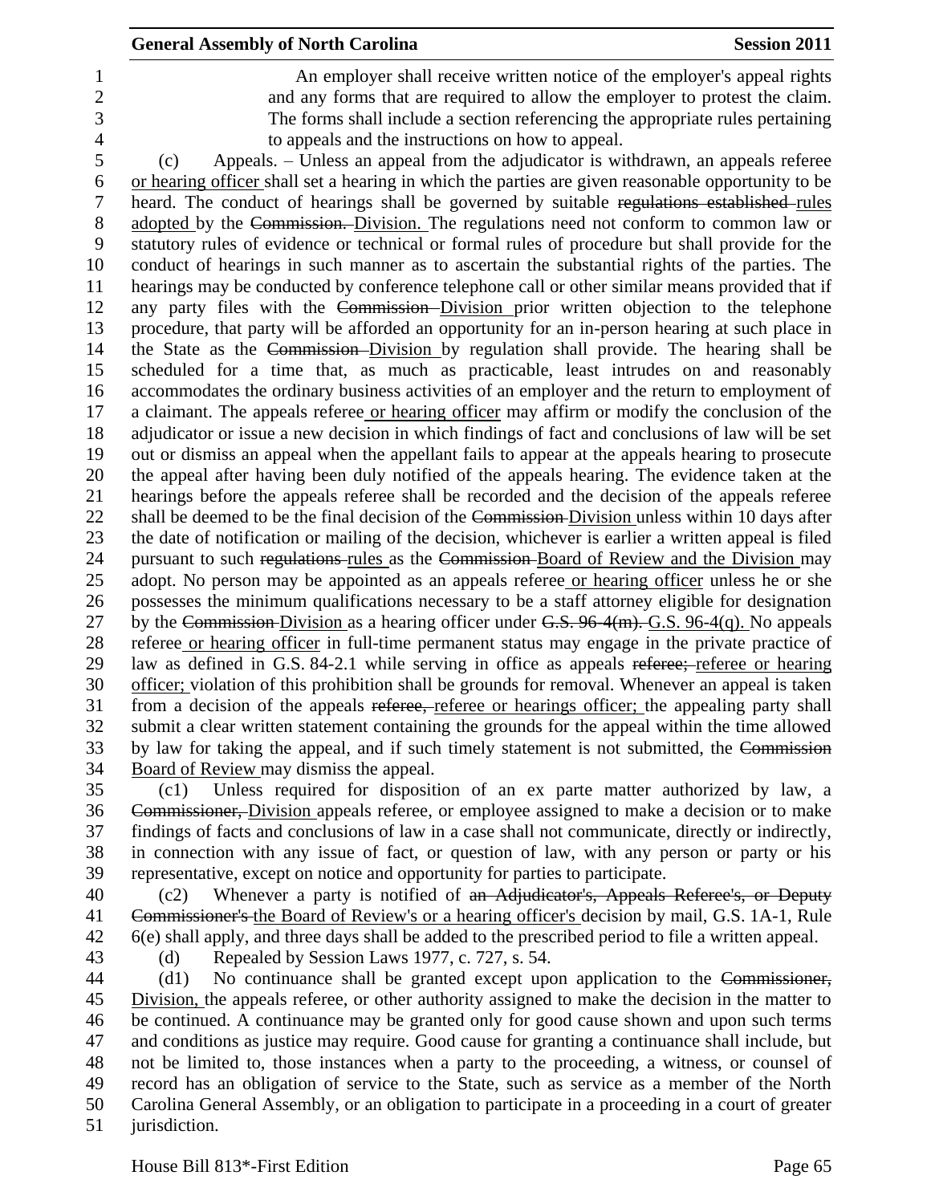An employer shall receive written notice of the employer's appeal rights and any forms that are required to allow the employer to protest the claim. The forms shall include a section referencing the appropriate rules pertaining to appeals and the instructions on how to appeal.

(c) Appeals. – Unless an appeal from the adjudicator is withdrawn, an appeals referee or hearing officer shall set a hearing in which the parties are given reasonable opportunity to be heard. The conduct of hearings shall be governed by suitable ~~regulations established~~ rules adopted by the ~~Commission.~~ Division. The regulations need not conform to common law or statutory rules of evidence or technical or formal rules of procedure but shall provide for the conduct of hearings in such manner as to ascertain the substantial rights of the parties. The hearings may be conducted by conference telephone call or other similar means provided that if any party files with the ~~Commission~~ Division prior written objection to the telephone procedure, that party will be afforded an opportunity for an in-person hearing at such place in the State as the ~~Commission~~ Division by regulation shall provide. The hearing shall be scheduled for a time that, as much as practicable, least intrudes on and reasonably accommodates the ordinary business activities of an employer and the return to employment of a claimant. The appeals referee or hearing officer may affirm or modify the conclusion of the adjudicator or issue a new decision in which findings of fact and conclusions of law will be set out or dismiss an appeal when the appellant fails to appear at the appeals hearing to prosecute the appeal after having been duly notified of the appeals hearing. The evidence taken at the hearings before the appeals referee shall be recorded and the decision of the appeals referee shall be deemed to be the final decision of the ~~Commission~~ Division unless within 10 days after the date of notification or mailing of the decision, whichever is earlier a written appeal is filed pursuant to such ~~regulations~~ rules as the ~~Commission~~ Board of Review and the Division may adopt. No person may be appointed as an appeals referee or hearing officer unless he or she possesses the minimum qualifications necessary to be a staff attorney eligible for designation by the ~~Commission~~ Division as a hearing officer under ~~G.S. 96-4(m).~~ G.S. 96-4(q). No appeals referee or hearing officer in full-time permanent status may engage in the private practice of law as defined in G.S. 84-2.1 while serving in office as appeals ~~referee;~~ referee or hearing officer; violation of this prohibition shall be grounds for removal. Whenever an appeal is taken from a decision of the appeals ~~referee,~~ referee or hearings officer; the appealing party shall submit a clear written statement containing the grounds for the appeal within the time allowed by law for taking the appeal, and if such timely statement is not submitted, the ~~Commission~~ Board of Review may dismiss the appeal.

(c1) Unless required for disposition of an ex parte matter authorized by law, a ~~Commissioner,~~ Division appeals referee, or employee assigned to make a decision or to make findings of facts and conclusions of law in a case shall not communicate, directly or indirectly, in connection with any issue of fact, or question of law, with any person or party or his representative, except on notice and opportunity for parties to participate.

(c2) Whenever a party is notified of ~~an Adjudicator's, Appeals Referee's, or Deputy Commissioner's~~ the Board of Review's or a hearing officer's decision by mail, G.S. 1A-1, Rule 6(e) shall apply, and three days shall be added to the prescribed period to file a written appeal.

(d) Repealed by Session Laws 1977, c. 727, s. 54.

(d1) No continuance shall be granted except upon application to the ~~Commissioner,~~ Division, the appeals referee, or other authority assigned to make the decision in the matter to be continued. A continuance may be granted only for good cause shown and upon such terms and conditions as justice may require. Good cause for granting a continuance shall include, but not be limited to, those instances when a party to the proceeding, a witness, or counsel of record has an obligation of service to the State, such as service as a member of the North Carolina General Assembly, or an obligation to participate in a proceeding in a court of greater jurisdiction.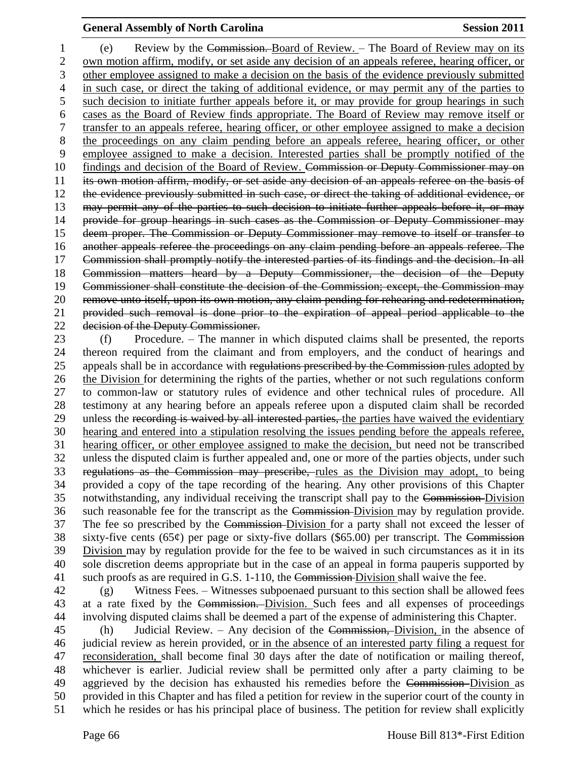(e) Review by the ~~Commission.~~ Board of Review. – The Board of Review may on its own motion affirm, modify, or set aside any decision of an appeals referee, hearing officer, or other employee assigned to make a decision on the basis of the evidence previously submitted in such case, or direct the taking of additional evidence, or may permit any of the parties to such decision to initiate further appeals before it, or may provide for group hearings in such cases as the Board of Review finds appropriate. The Board of Review may remove itself or transfer to an appeals referee, hearing officer, or other employee assigned to make a decision the proceedings on any claim pending before an appeals referee, hearing officer, or other employee assigned to make a decision. Interested parties shall be promptly notified of the findings and decision of the Board of Review. ~~Commission or Deputy Commissioner may on its own motion affirm, modify, or set aside any decision of an appeals referee on the basis of the evidence previously submitted in such case, or direct the taking of additional evidence, or may permit any of the parties to such decision to initiate further appeals before it, or may provide for group hearings in such cases as the Commission or Deputy Commissioner may deem proper. The Commission or Deputy Commissioner may remove to itself or transfer to another appeals referee the proceedings on any claim pending before an appeals referee. The Commission shall promptly notify the interested parties of its findings and the decision. In all Commission matters heard by a Deputy Commissioner, the decision of the Deputy Commissioner shall constitute the decision of the Commission; except, the Commission may remove unto itself, upon its own motion, any claim pending for rehearing and redetermination, provided such removal is done prior to the expiration of appeal period applicable to the decision of the Deputy Commissioner.~~

(f) Procedure. – The manner in which disputed claims shall be presented, the reports thereon required from the claimant and from employers, and the conduct of hearings and appeals shall be in accordance with ~~regulations prescribed by the Commission~~ rules adopted by the Division for determining the rights of the parties, whether or not such regulations conform to common-law or statutory rules of evidence and other technical rules of procedure. All testimony at any hearing before an appeals referee upon a disputed claim shall be recorded unless the ~~recording is waived by all interested parties,~~ the parties have waived the evidentiary hearing and entered into a stipulation resolving the issues pending before the appeals referee, hearing officer, or other employee assigned to make the decision, but need not be transcribed unless the disputed claim is further appealed and, one or more of the parties objects, under such ~~regulations as the Commission may prescribe,~~ rules as the Division may adopt, to being provided a copy of the tape recording of the hearing. Any other provisions of this Chapter notwithstanding, any individual receiving the transcript shall pay to the ~~Commission~~ Division such reasonable fee for the transcript as the ~~Commission~~ Division may by regulation provide. The fee so prescribed by the ~~Commission~~ Division for a party shall not exceed the lesser of sixty-five cents (65¢) per page or sixty-five dollars ($65.00) per transcript. The ~~Commission~~ Division may by regulation provide for the fee to be waived in such circumstances as it in its sole discretion deems appropriate but in the case of an appeal in forma pauperis supported by such proofs as are required in G.S. 1-110, the ~~Commission~~ Division shall waive the fee.

(g) Witness Fees. – Witnesses subpoenaed pursuant to this section shall be allowed fees at a rate fixed by the ~~Commission.~~ Division. Such fees and all expenses of proceedings involving disputed claims shall be deemed a part of the expense of administering this Chapter.

(h) Judicial Review. – Any decision of the ~~Commission,~~ Division, in the absence of judicial review as herein provided, or in the absence of an interested party filing a request for reconsideration, shall become final 30 days after the date of notification or mailing thereof, whichever is earlier. Judicial review shall be permitted only after a party claiming to be aggrieved by the decision has exhausted his remedies before the ~~Commission~~ Division as provided in this Chapter and has filed a petition for review in the superior court of the county in which he resides or has his principal place of business. The petition for review shall explicitly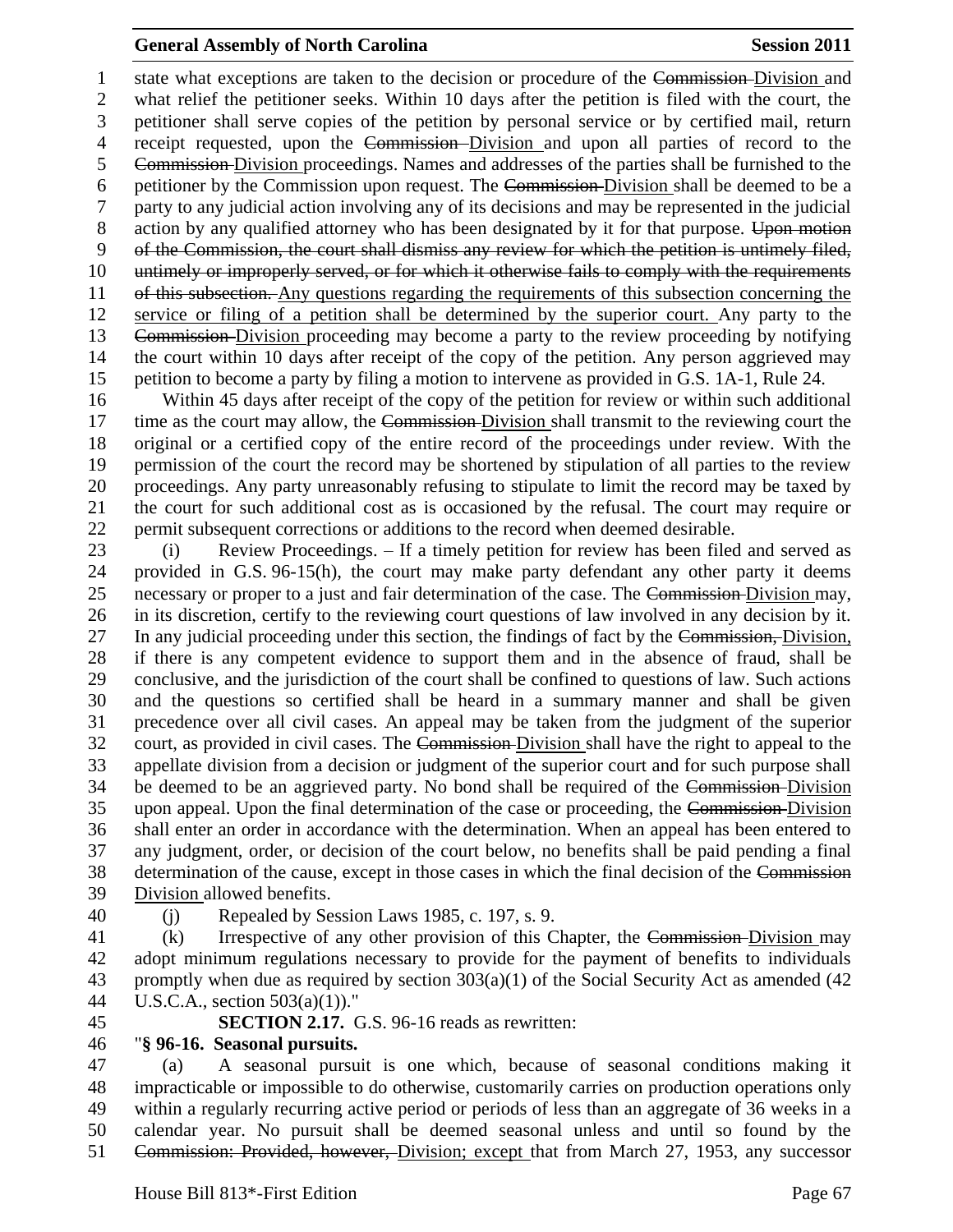state what exceptions are taken to the decision or procedure of the ~~Commission~~ Division and what relief the petitioner seeks. Within 10 days after the petition is filed with the court, the petitioner shall serve copies of the petition by personal service or by certified mail, return receipt requested, upon the ~~Commission~~ Division and upon all parties of record to the ~~Commission~~ Division proceedings. Names and addresses of the parties shall be furnished to the petitioner by the Commission upon request. The ~~Commission~~ Division shall be deemed to be a party to any judicial action involving any of its decisions and may be represented in the judicial action by any qualified attorney who has been designated by it for that purpose. ~~Upon motion of the Commission, the court shall dismiss any review for which the petition is untimely filed, untimely or improperly served, or for which it otherwise fails to comply with the requirements of this subsection.~~ Any questions regarding the requirements of this subsection concerning the service or filing of a petition shall be determined by the superior court. Any party to the ~~Commission~~ Division proceeding may become a party to the review proceeding by notifying the court within 10 days after receipt of the copy of the petition. Any person aggrieved may petition to become a party by filing a motion to intervene as provided in G.S. 1A-1, Rule 24.

Within 45 days after receipt of the copy of the petition for review or within such additional time as the court may allow, the ~~Commission~~ Division shall transmit to the reviewing court the original or a certified copy of the entire record of the proceedings under review. With the permission of the court the record may be shortened by stipulation of all parties to the review proceedings. Any party unreasonably refusing to stipulate to limit the record may be taxed by the court for such additional cost as is occasioned by the refusal. The court may require or permit subsequent corrections or additions to the record when deemed desirable.

(i) Review Proceedings. – If a timely petition for review has been filed and served as provided in G.S. 96-15(h), the court may make party defendant any other party it deems necessary or proper to a just and fair determination of the case. The ~~Commission~~ Division may, in its discretion, certify to the reviewing court questions of law involved in any decision by it. In any judicial proceeding under this section, the findings of fact by the ~~Commission,~~ Division, if there is any competent evidence to support them and in the absence of fraud, shall be conclusive, and the jurisdiction of the court shall be confined to questions of law. Such actions and the questions so certified shall be heard in a summary manner and shall be given precedence over all civil cases. An appeal may be taken from the judgment of the superior court, as provided in civil cases. The ~~Commission~~ Division shall have the right to appeal to the appellate division from a decision or judgment of the superior court and for such purpose shall be deemed to be an aggrieved party. No bond shall be required of the ~~Commission~~ Division upon appeal. Upon the final determination of the case or proceeding, the ~~Commission~~ Division shall enter an order in accordance with the determination. When an appeal has been entered to any judgment, order, or decision of the court below, no benefits shall be paid pending a final determination of the cause, except in those cases in which the final decision of the ~~Commission~~ Division allowed benefits.

(j) Repealed by Session Laws 1985, c. 197, s. 9.

(k) Irrespective of any other provision of this Chapter, the ~~Commission~~ Division may adopt minimum regulations necessary to provide for the payment of benefits to individuals promptly when due as required by section 303(a)(1) of the Social Security Act as amended (42 U.S.C.A., section 503(a)(1))."

**SECTION 2.17.** G.S. 96-16 reads as rewritten:

"**§ 96-16. Seasonal pursuits.**

(a) A seasonal pursuit is one which, because of seasonal conditions making it impracticable or impossible to do otherwise, customarily carries on production operations only within a regularly recurring active period or periods of less than an aggregate of 36 weeks in a calendar year. No pursuit shall be deemed seasonal unless and until so found by the ~~Commission: Provided, however,~~ Division; except that from March 27, 1953, any successor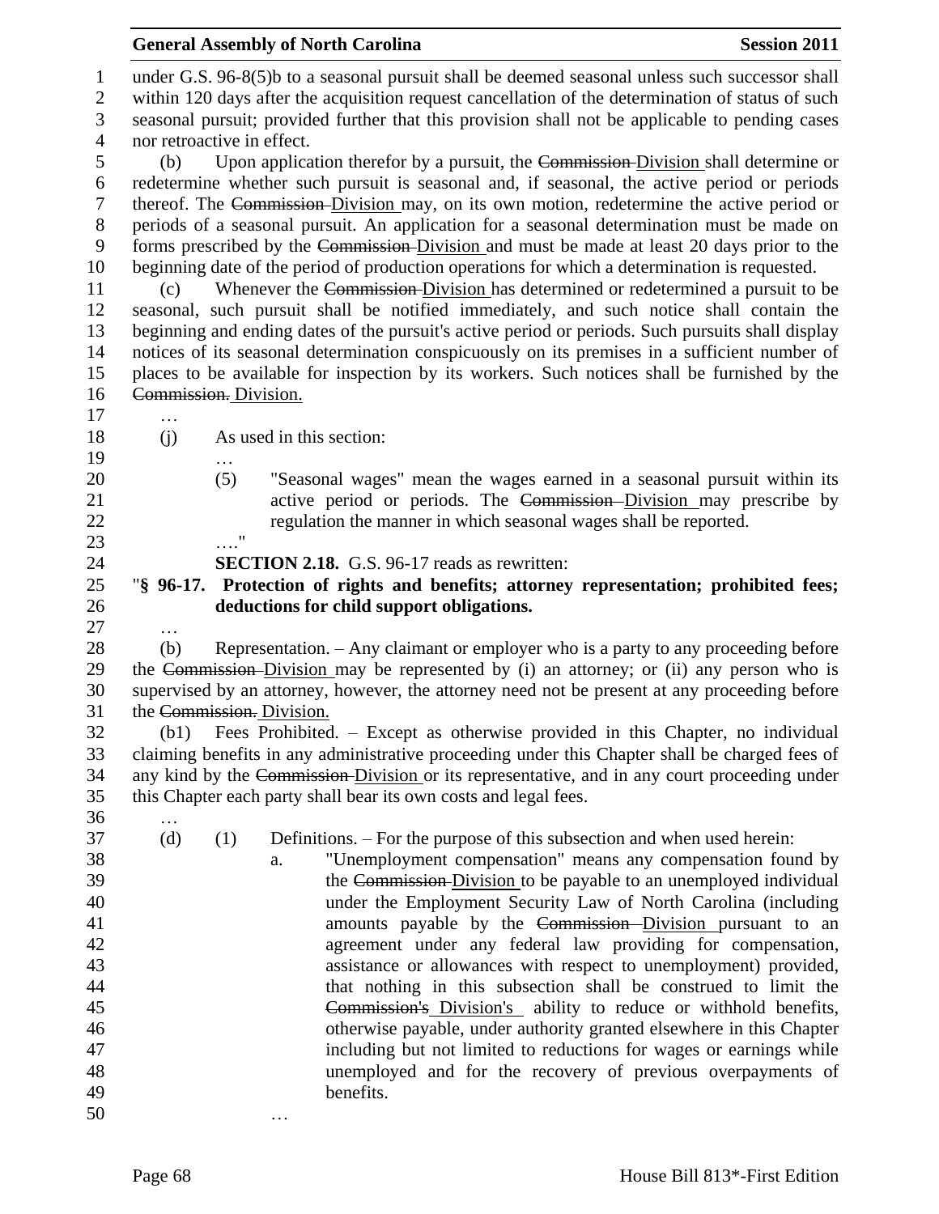under G.S. 96-8(5)b to a seasonal pursuit shall be deemed seasonal unless such successor shall within 120 days after the acquisition request cancellation of the determination of status of such seasonal pursuit; provided further that this provision shall not be applicable to pending cases nor retroactive in effect.

(b) Upon application therefor by a pursuit, the ~~Commission~~ Division shall determine or redetermine whether such pursuit is seasonal and, if seasonal, the active period or periods thereof. The ~~Commission~~ Division may, on its own motion, redetermine the active period or periods of a seasonal pursuit. An application for a seasonal determination must be made on forms prescribed by the ~~Commission~~ Division and must be made at least 20 days prior to the beginning date of the period of production operations for which a determination is requested.

(c) Whenever the ~~Commission~~ Division has determined or redetermined a pursuit to be seasonal, such pursuit shall be notified immediately, and such notice shall contain the beginning and ending dates of the pursuit's active period or periods. Such pursuits shall display notices of its seasonal determination conspicuously on its premises in a sufficient number of places to be available for inspection by its workers. Such notices shall be furnished by the ~~Commission.~~ Division.

…

(j) As used in this section:

…

(5) "Seasonal wages" mean the wages earned in a seasonal pursuit within its active period or periods. The ~~Commission~~ Division may prescribe by regulation the manner in which seasonal wages shall be reported.

…."

**SECTION 2.18.** G.S. 96-17 reads as rewritten:

"**§ 96-17. Protection of rights and benefits; attorney representation; prohibited fees; deductions for child support obligations.**

…

(b) Representation. – Any claimant or employer who is a party to any proceeding before the ~~Commission~~ Division may be represented by (i) an attorney; or (ii) any person who is supervised by an attorney, however, the attorney need not be present at any proceeding before the ~~Commission.~~ Division.

(b1) Fees Prohibited. – Except as otherwise provided in this Chapter, no individual claiming benefits in any administrative proceeding under this Chapter shall be charged fees of any kind by the ~~Commission~~ Division or its representative, and in any court proceeding under this Chapter each party shall bear its own costs and legal fees.

…

(d) (1) Definitions. – For the purpose of this subsection and when used herein:

a. "Unemployment compensation" means any compensation found by the ~~Commission~~ Division to be payable to an unemployed individual under the Employment Security Law of North Carolina (including amounts payable by the ~~Commission~~ Division pursuant to an agreement under any federal law providing for compensation, assistance or allowances with respect to unemployment) provided, that nothing in this subsection shall be construed to limit the ~~Commission's~~ Division's ability to reduce or withhold benefits, otherwise payable, under authority granted elsewhere in this Chapter including but not limited to reductions for wages or earnings while unemployed and for the recovery of previous overpayments of benefits.

…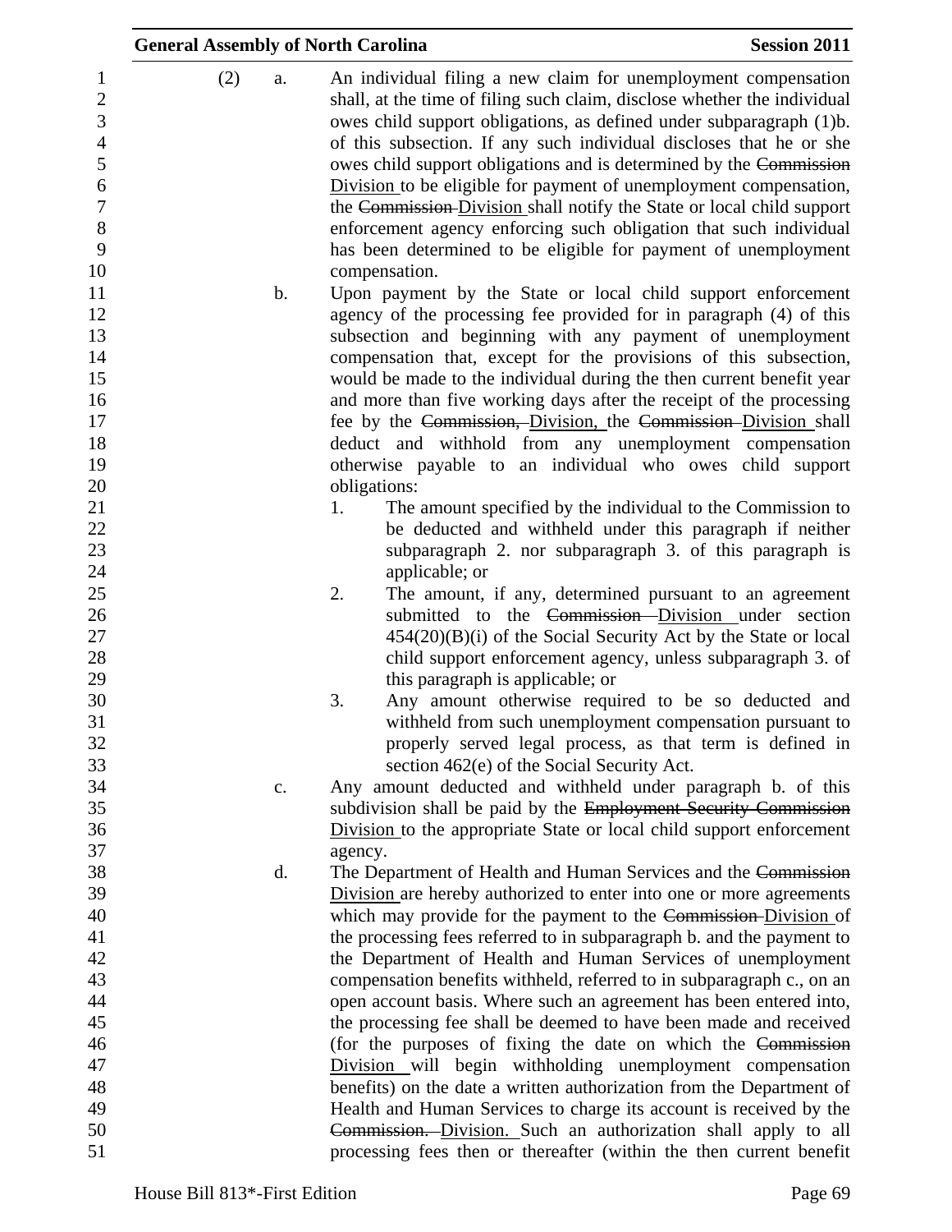(2) a. An individual filing a new claim for unemployment compensation shall, at the time of filing such claim, disclose whether the individual owes child support obligations, as defined under subparagraph (1)b. of this subsection. If any such individual discloses that he or she owes child support obligations and is determined by the ~~Commission~~ Division to be eligible for payment of unemployment compensation, the ~~Commission~~ Division shall notify the State or local child support enforcement agency enforcing such obligation that such individual has been determined to be eligible for payment of unemployment compensation.

b. Upon payment by the State or local child support enforcement agency of the processing fee provided for in paragraph (4) of this subsection and beginning with any payment of unemployment compensation that, except for the provisions of this subsection, would be made to the individual during the then current benefit year and more than five working days after the receipt of the processing fee by the ~~Commission,~~ Division, the ~~Commission~~ Division shall deduct and withhold from any unemployment compensation otherwise payable to an individual who owes child support obligations:

1. The amount specified by the individual to the Commission to be deducted and withheld under this paragraph if neither subparagraph 2. nor subparagraph 3. of this paragraph is applicable; or
2. The amount, if any, determined pursuant to an agreement submitted to the ~~Commission~~ Division under section 454(20)(B)(i) of the Social Security Act by the State or local child support enforcement agency, unless subparagraph 3. of this paragraph is applicable; or
3. Any amount otherwise required to be so deducted and withheld from such unemployment compensation pursuant to properly served legal process, as that term is defined in section 462(e) of the Social Security Act.

c. Any amount deducted and withheld under paragraph b. of this subdivision shall be paid by the ~~Employment Security Commission~~ Division to the appropriate State or local child support enforcement agency.

d. The Department of Health and Human Services and the ~~Commission~~ Division are hereby authorized to enter into one or more agreements which may provide for the payment to the ~~Commission~~ Division of the processing fees referred to in subparagraph b. and the payment to the Department of Health and Human Services of unemployment compensation benefits withheld, referred to in subparagraph c., on an open account basis. Where such an agreement has been entered into, the processing fee shall be deemed to have been made and received (for the purposes of fixing the date on which the ~~Commission~~ Division will begin withholding unemployment compensation benefits) on the date a written authorization from the Department of Health and Human Services to charge its account is received by the ~~Commission.~~ Division. Such an authorization shall apply to all processing fees then or thereafter (within the then current benefit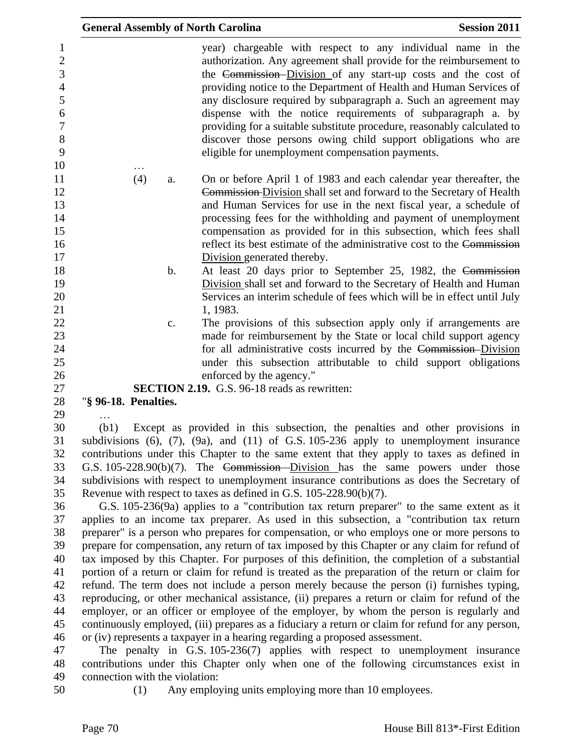year) chargeable with respect to any individual name in the authorization. Any agreement shall provide for the reimbursement to the ~~Commission~~ Division of any start-up costs and the cost of providing notice to the Department of Health and Human Services of any disclosure required by subparagraph a. Such an agreement may dispense with the notice requirements of subparagraph a. by providing for a suitable substitute procedure, reasonably calculated to discover those persons owing child support obligations who are eligible for unemployment compensation payments.

…

(4) a. On or before April 1 of 1983 and each calendar year thereafter, the ~~Commission~~ Division shall set and forward to the Secretary of Health and Human Services for use in the next fiscal year, a schedule of processing fees for the withholding and payment of unemployment compensation as provided for in this subsection, which fees shall reflect its best estimate of the administrative cost to the ~~Commission~~ Division generated thereby.

b. At least 20 days prior to September 25, 1982, the ~~Commission~~ Division shall set and forward to the Secretary of Health and Human Services an interim schedule of fees which will be in effect until July 1, 1983.

c. The provisions of this subsection apply only if arrangements are made for reimbursement by the State or local child support agency for all administrative costs incurred by the ~~Commission~~ Division under this subsection attributable to child support obligations enforced by the agency."

**SECTION 2.19.** G.S. 96-18 reads as rewritten:

"**§ 96-18. Penalties.**

…

(b1) Except as provided in this subsection, the penalties and other provisions in subdivisions (6), (7), (9a), and (11) of G.S. 105-236 apply to unemployment insurance contributions under this Chapter to the same extent that they apply to taxes as defined in G.S. 105-228.90(b)(7). The ~~Commission~~ Division has the same powers under those subdivisions with respect to unemployment insurance contributions as does the Secretary of Revenue with respect to taxes as defined in G.S. 105-228.90(b)(7).

G.S. 105-236(9a) applies to a "contribution tax return preparer" to the same extent as it applies to an income tax preparer. As used in this subsection, a "contribution tax return preparer" is a person who prepares for compensation, or who employs one or more persons to prepare for compensation, any return of tax imposed by this Chapter or any claim for refund of tax imposed by this Chapter. For purposes of this definition, the completion of a substantial portion of a return or claim for refund is treated as the preparation of the return or claim for refund. The term does not include a person merely because the person (i) furnishes typing, reproducing, or other mechanical assistance, (ii) prepares a return or claim for refund of the employer, or an officer or employee of the employer, by whom the person is regularly and continuously employed, (iii) prepares as a fiduciary a return or claim for refund for any person, or (iv) represents a taxpayer in a hearing regarding a proposed assessment.

The penalty in G.S. 105-236(7) applies with respect to unemployment insurance contributions under this Chapter only when one of the following circumstances exist in connection with the violation:

(1) Any employing units employing more than 10 employees.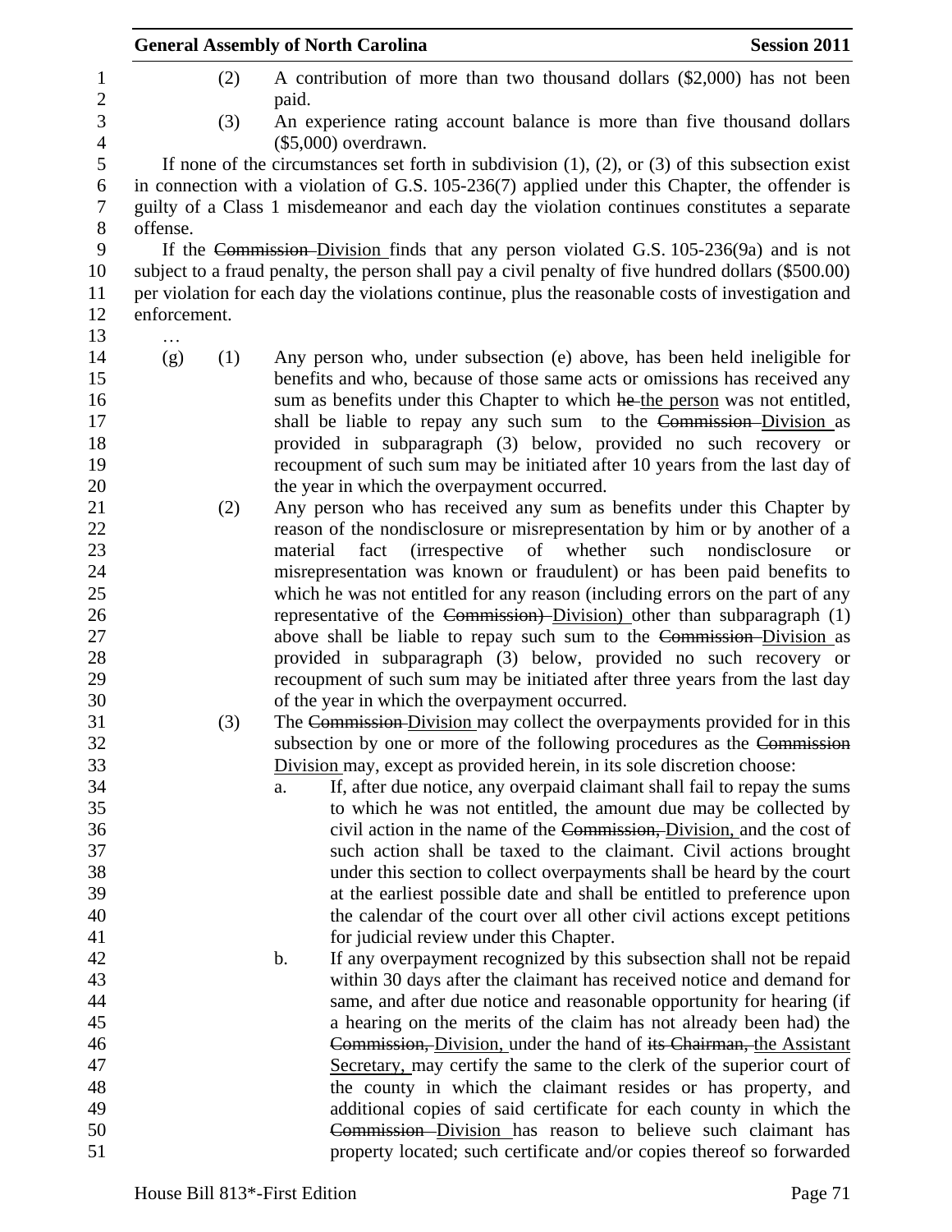(2) A contribution of more than two thousand dollars ($2,000) has not been paid.

(3) An experience rating account balance is more than five thousand dollars ($5,000) overdrawn.

If none of the circumstances set forth in subdivision (1), (2), or (3) of this subsection exist in connection with a violation of G.S. 105-236(7) applied under this Chapter, the offender is guilty of a Class 1 misdemeanor and each day the violation continues constitutes a separate offense.

If the ~~Commission~~ Division finds that any person violated G.S. 105-236(9a) and is not subject to a fraud penalty, the person shall pay a civil penalty of five hundred dollars ($500.00) per violation for each day the violations continue, plus the reasonable costs of investigation and enforcement.

…

(g) (1) Any person who, under subsection (e) above, has been held ineligible for benefits and who, because of those same acts or omissions has received any sum as benefits under this Chapter to which ~~he~~ the person was not entitled, shall be liable to repay any such sum to the ~~Commission~~ Division as provided in subparagraph (3) below, provided no such recovery or recoupment of such sum may be initiated after 10 years from the last day of the year in which the overpayment occurred.

(2) Any person who has received any sum as benefits under this Chapter by reason of the nondisclosure or misrepresentation by him or by another of a material fact (irrespective of whether such nondisclosure or misrepresentation was known or fraudulent) or has been paid benefits to which he was not entitled for any reason (including errors on the part of any representative of the ~~Commission)~~ Division) other than subparagraph (1) above shall be liable to repay such sum to the ~~Commission~~ Division as provided in subparagraph (3) below, provided no such recovery or recoupment of such sum may be initiated after three years from the last day of the year in which the overpayment occurred.

(3) The ~~Commission~~ Division may collect the overpayments provided for in this subsection by one or more of the following procedures as the ~~Commission~~ Division may, except as provided herein, in its sole discretion choose:

a. If, after due notice, any overpaid claimant shall fail to repay the sums to which he was not entitled, the amount due may be collected by civil action in the name of the ~~Commission,~~ Division, and the cost of such action shall be taxed to the claimant. Civil actions brought under this section to collect overpayments shall be heard by the court at the earliest possible date and shall be entitled to preference upon the calendar of the court over all other civil actions except petitions for judicial review under this Chapter.

b. If any overpayment recognized by this subsection shall not be repaid within 30 days after the claimant has received notice and demand for same, and after due notice and reasonable opportunity for hearing (if a hearing on the merits of the claim has not already been had) the ~~Commission,~~ Division, under the hand of ~~its Chairman,~~ the Assistant Secretary, may certify the same to the clerk of the superior court of the county in which the claimant resides or has property, and additional copies of said certificate for each county in which the ~~Commission~~ Division has reason to believe such claimant has property located; such certificate and/or copies thereof so forwarded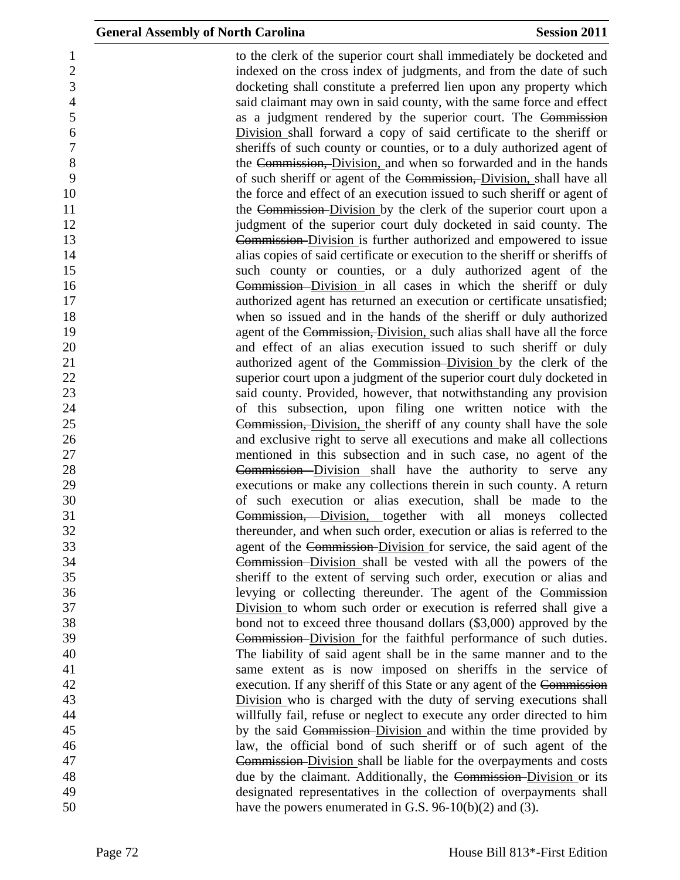to the clerk of the superior court shall immediately be docketed and indexed on the cross index of judgments, and from the date of such docketing shall constitute a preferred lien upon any property which said claimant may own in said county, with the same force and effect as a judgment rendered by the superior court. The ~~Commission~~ <u>Division</u> shall forward a copy of said certificate to the sheriff or sheriffs of such county or counties, or to a duly authorized agent of the ~~Commission,~~ <u>Division,</u> and when so forwarded and in the hands of such sheriff or agent of the ~~Commission,~~ <u>Division,</u> shall have all the force and effect of an execution issued to such sheriff or agent of the ~~Commission~~ <u>Division</u> by the clerk of the superior court upon a judgment of the superior court duly docketed in said county. The ~~Commission~~ <u>Division</u> is further authorized and empowered to issue alias copies of said certificate or execution to the sheriff or sheriffs of such county or counties, or a duly authorized agent of the ~~Commission~~ <u>Division</u> in all cases in which the sheriff or duly authorized agent has returned an execution or certificate unsatisfied; when so issued and in the hands of the sheriff or duly authorized agent of the ~~Commission,~~ <u>Division,</u> such alias shall have all the force and effect of an alias execution issued to such sheriff or duly authorized agent of the ~~Commission~~ <u>Division</u> by the clerk of the superior court upon a judgment of the superior court duly docketed in said county. Provided, however, that notwithstanding any provision of this subsection, upon filing one written notice with the ~~Commission,~~ <u>Division,</u> the sheriff of any county shall have the sole and exclusive right to serve all executions and make all collections mentioned in this subsection and in such case, no agent of the ~~Commission~~ <u>Division</u> shall have the authority to serve any executions or make any collections therein in such county. A return of such execution or alias execution, shall be made to the ~~Commission,~~ <u>Division,</u> together with all moneys collected thereunder, and when such order, execution or alias is referred to the agent of the ~~Commission~~ <u>Division</u> for service, the said agent of the ~~Commission~~ <u>Division</u> shall be vested with all the powers of the sheriff to the extent of serving such order, execution or alias and levying or collecting thereunder. The agent of the ~~Commission~~ <u>Division</u> to whom such order or execution is referred shall give a bond not to exceed three thousand dollars ($3,000) approved by the ~~Commission~~ <u>Division</u> for the faithful performance of such duties. The liability of said agent shall be in the same manner and to the same extent as is now imposed on sheriffs in the service of execution. If any sheriff of this State or any agent of the ~~Commission~~ <u>Division</u> who is charged with the duty of serving executions shall willfully fail, refuse or neglect to execute any order directed to him by the said ~~Commission~~ <u>Division</u> and within the time provided by law, the official bond of such sheriff or of such agent of the ~~Commission~~ <u>Division</u> shall be liable for the overpayments and costs due by the claimant. Additionally, the ~~Commission~~ <u>Division</u> or its designated representatives in the collection of overpayments shall have the powers enumerated in G.S. 96-10(b)(2) and (3).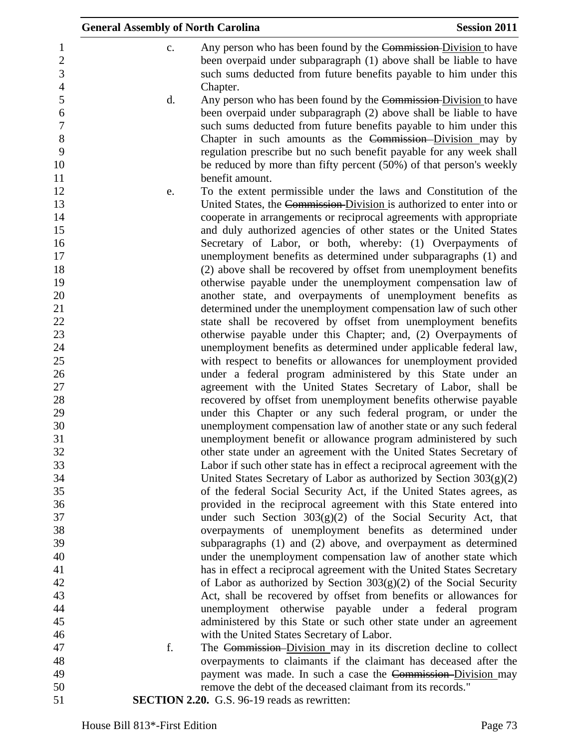c. Any person who has been found by the ~~Commission~~ Division to have been overpaid under subparagraph (1) above shall be liable to have such sums deducted from future benefits payable to him under this Chapter.

d. Any person who has been found by the ~~Commission~~ Division to have been overpaid under subparagraph (2) above shall be liable to have such sums deducted from future benefits payable to him under this Chapter in such amounts as the ~~Commission~~ Division may by regulation prescribe but no such benefit payable for any week shall be reduced by more than fifty percent (50%) of that person's weekly benefit amount.

e. To the extent permissible under the laws and Constitution of the United States, the ~~Commission~~ Division is authorized to enter into or cooperate in arrangements or reciprocal agreements with appropriate and duly authorized agencies of other states or the United States Secretary of Labor, or both, whereby: (1) Overpayments of unemployment benefits as determined under subparagraphs (1) and (2) above shall be recovered by offset from unemployment benefits otherwise payable under the unemployment compensation law of another state, and overpayments of unemployment benefits as determined under the unemployment compensation law of such other state shall be recovered by offset from unemployment benefits otherwise payable under this Chapter; and, (2) Overpayments of unemployment benefits as determined under applicable federal law, with respect to benefits or allowances for unemployment provided under a federal program administered by this State under an agreement with the United States Secretary of Labor, shall be recovered by offset from unemployment benefits otherwise payable under this Chapter or any such federal program, or under the unemployment compensation law of another state or any such federal unemployment benefit or allowance program administered by such other state under an agreement with the United States Secretary of Labor if such other state has in effect a reciprocal agreement with the United States Secretary of Labor as authorized by Section 303(g)(2) of the federal Social Security Act, if the United States agrees, as provided in the reciprocal agreement with this State entered into under such Section 303(g)(2) of the Social Security Act, that overpayments of unemployment benefits as determined under subparagraphs (1) and (2) above, and overpayment as determined under the unemployment compensation law of another state which has in effect a reciprocal agreement with the United States Secretary of Labor as authorized by Section 303(g)(2) of the Social Security Act, shall be recovered by offset from benefits or allowances for unemployment otherwise payable under a federal program administered by this State or such other state under an agreement with the United States Secretary of Labor.

f. The ~~Commission~~ Division may in its discretion decline to collect overpayments to claimants if the claimant has deceased after the payment was made. In such a case the ~~Commission~~ Division may remove the debt of the deceased claimant from its records."

**SECTION 2.20.** G.S. 96-19 reads as rewritten: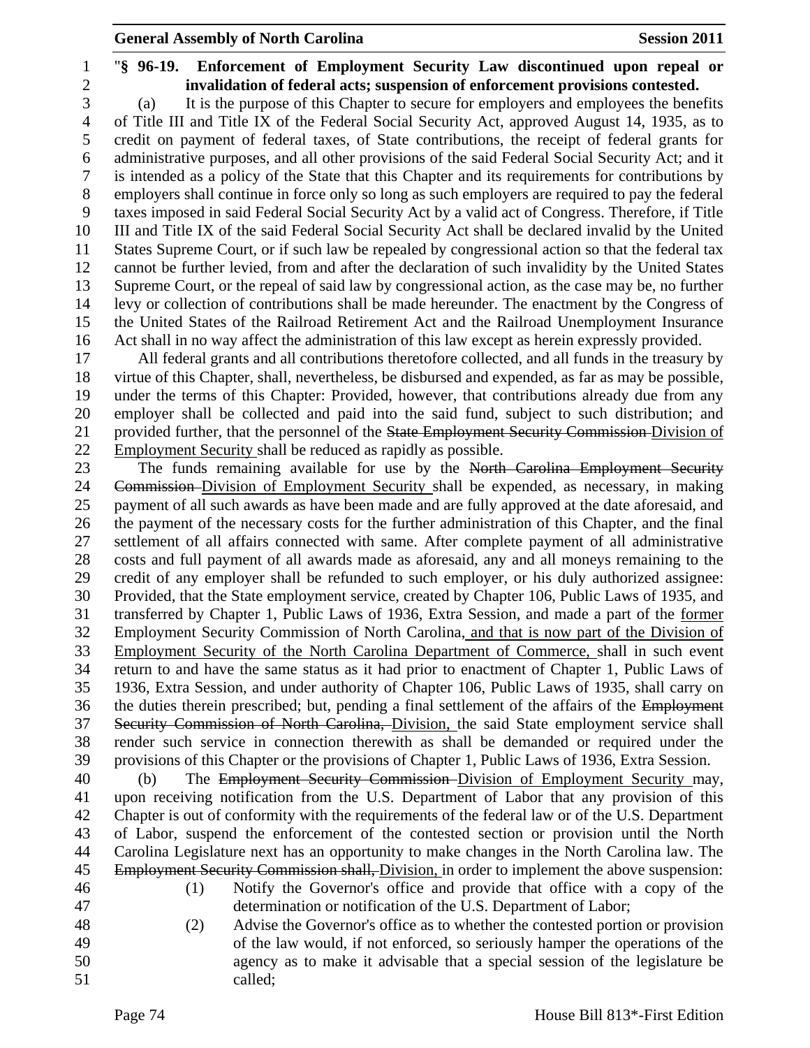"**§ 96-19. Enforcement of Employment Security Law discontinued upon repeal or invalidation of federal acts; suspension of enforcement provisions contested.**

(a) It is the purpose of this Chapter to secure for employers and employees the benefits of Title III and Title IX of the Federal Social Security Act, approved August 14, 1935, as to credit on payment of federal taxes, of State contributions, the receipt of federal grants for administrative purposes, and all other provisions of the said Federal Social Security Act; and it is intended as a policy of the State that this Chapter and its requirements for contributions by employers shall continue in force only so long as such employers are required to pay the federal taxes imposed in said Federal Social Security Act by a valid act of Congress. Therefore, if Title III and Title IX of the said Federal Social Security Act shall be declared invalid by the United States Supreme Court, or if such law be repealed by congressional action so that the federal tax cannot be further levied, from and after the declaration of such invalidity by the United States Supreme Court, or the repeal of said law by congressional action, as the case may be, no further levy or collection of contributions shall be made hereunder. The enactment by the Congress of the United States of the Railroad Retirement Act and the Railroad Unemployment Insurance Act shall in no way affect the administration of this law except as herein expressly provided.

All federal grants and all contributions theretofore collected, and all funds in the treasury by virtue of this Chapter, shall, nevertheless, be disbursed and expended, as far as may be possible, under the terms of this Chapter: Provided, however, that contributions already due from any employer shall be collected and paid into the said fund, subject to such distribution; and provided further, that the personnel of the ~~State Employment Security Commission~~ Division of Employment Security shall be reduced as rapidly as possible.

The funds remaining available for use by the ~~North Carolina Employment Security Commission~~ Division of Employment Security shall be expended, as necessary, in making payment of all such awards as have been made and are fully approved at the date aforesaid, and the payment of the necessary costs for the further administration of this Chapter, and the final settlement of all affairs connected with same. After complete payment of all administrative costs and full payment of all awards made as aforesaid, any and all moneys remaining to the credit of any employer shall be refunded to such employer, or his duly authorized assignee: Provided, that the State employment service, created by Chapter 106, Public Laws of 1935, and transferred by Chapter 1, Public Laws of 1936, Extra Session, and made a part of the former Employment Security Commission of North Carolina, and that is now part of the Division of Employment Security of the North Carolina Department of Commerce, shall in such event return to and have the same status as it had prior to enactment of Chapter 1, Public Laws of 1936, Extra Session, and under authority of Chapter 106, Public Laws of 1935, shall carry on the duties therein prescribed; but, pending a final settlement of the affairs of the ~~Employment Security Commission of North Carolina,~~ Division, the said State employment service shall render such service in connection therewith as shall be demanded or required under the provisions of this Chapter or the provisions of Chapter 1, Public Laws of 1936, Extra Session.

(b) The ~~Employment Security Commission~~ Division of Employment Security may, upon receiving notification from the U.S. Department of Labor that any provision of this Chapter is out of conformity with the requirements of the federal law or of the U.S. Department of Labor, suspend the enforcement of the contested section or provision until the North Carolina Legislature next has an opportunity to make changes in the North Carolina law. The ~~Employment Security Commission shall,~~ Division, in order to implement the above suspension:

(1) Notify the Governor's office and provide that office with a copy of the determination or notification of the U.S. Department of Labor;

(2) Advise the Governor's office as to whether the contested portion or provision of the law would, if not enforced, so seriously hamper the operations of the agency as to make it advisable that a special session of the legislature be called;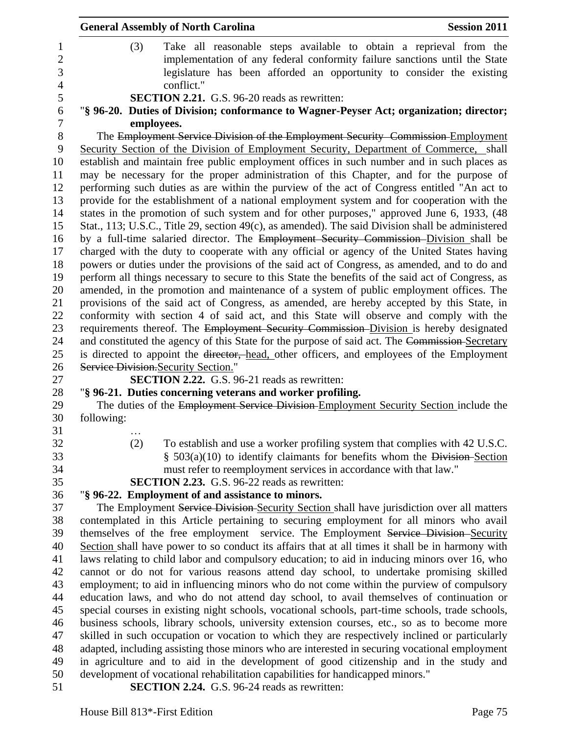(3) Take all reasonable steps available to obtain a reprieval from the implementation of any federal conformity failure sanctions until the State legislature has been afforded an opportunity to consider the existing conflict."

**SECTION 2.21.** G.S. 96-20 reads as rewritten:

"**§ 96-20. Duties of Division; conformance to Wagner-Peyser Act; organization; director; employees.**

The ~~Employment Service Division of the Employment Security Commission~~ Employment Security Section of the Division of Employment Security, Department of Commerce, shall establish and maintain free public employment offices in such number and in such places as may be necessary for the proper administration of this Chapter, and for the purpose of performing such duties as are within the purview of the act of Congress entitled "An act to provide for the establishment of a national employment system and for cooperation with the states in the promotion of such system and for other purposes," approved June 6, 1933, (48 Stat., 113; U.S.C., Title 29, section 49(c), as amended). The said Division shall be administered by a full-time salaried director. The ~~Employment Security Commission~~ Division shall be charged with the duty to cooperate with any official or agency of the United States having powers or duties under the provisions of the said act of Congress, as amended, and to do and perform all things necessary to secure to this State the benefits of the said act of Congress, as amended, in the promotion and maintenance of a system of public employment offices. The provisions of the said act of Congress, as amended, are hereby accepted by this State, in conformity with section 4 of said act, and this State will observe and comply with the requirements thereof. The ~~Employment Security Commission~~ Division is hereby designated and constituted the agency of this State for the purpose of said act. The ~~Commission~~ Secretary is directed to appoint the ~~director,~~ head, other officers, and employees of the Employment ~~Service Division.~~Security Section."

**SECTION 2.22.** G.S. 96-21 reads as rewritten:

"**§ 96-21. Duties concerning veterans and worker profiling.**

The duties of the ~~Employment Service Division~~ Employment Security Section include the following:

…

(2) To establish and use a worker profiling system that complies with 42 U.S.C. § 503(a)(10) to identify claimants for benefits whom the ~~Division~~ Section must refer to reemployment services in accordance with that law."

**SECTION 2.23.** G.S. 96-22 reads as rewritten:

"**§ 96-22. Employment of and assistance to minors.**

The Employment ~~Service Division~~ Security Section shall have jurisdiction over all matters contemplated in this Article pertaining to securing employment for all minors who avail themselves of the free employment service. The Employment ~~Service Division~~ Security Section shall have power to so conduct its affairs that at all times it shall be in harmony with laws relating to child labor and compulsory education; to aid in inducing minors over 16, who cannot or do not for various reasons attend day school, to undertake promising skilled employment; to aid in influencing minors who do not come within the purview of compulsory education laws, and who do not attend day school, to avail themselves of continuation or special courses in existing night schools, vocational schools, part-time schools, trade schools, business schools, library schools, university extension courses, etc., so as to become more skilled in such occupation or vocation to which they are respectively inclined or particularly adapted, including assisting those minors who are interested in securing vocational employment in agriculture and to aid in the development of good citizenship and in the study and development of vocational rehabilitation capabilities for handicapped minors."

**SECTION 2.24.** G.S. 96-24 reads as rewritten: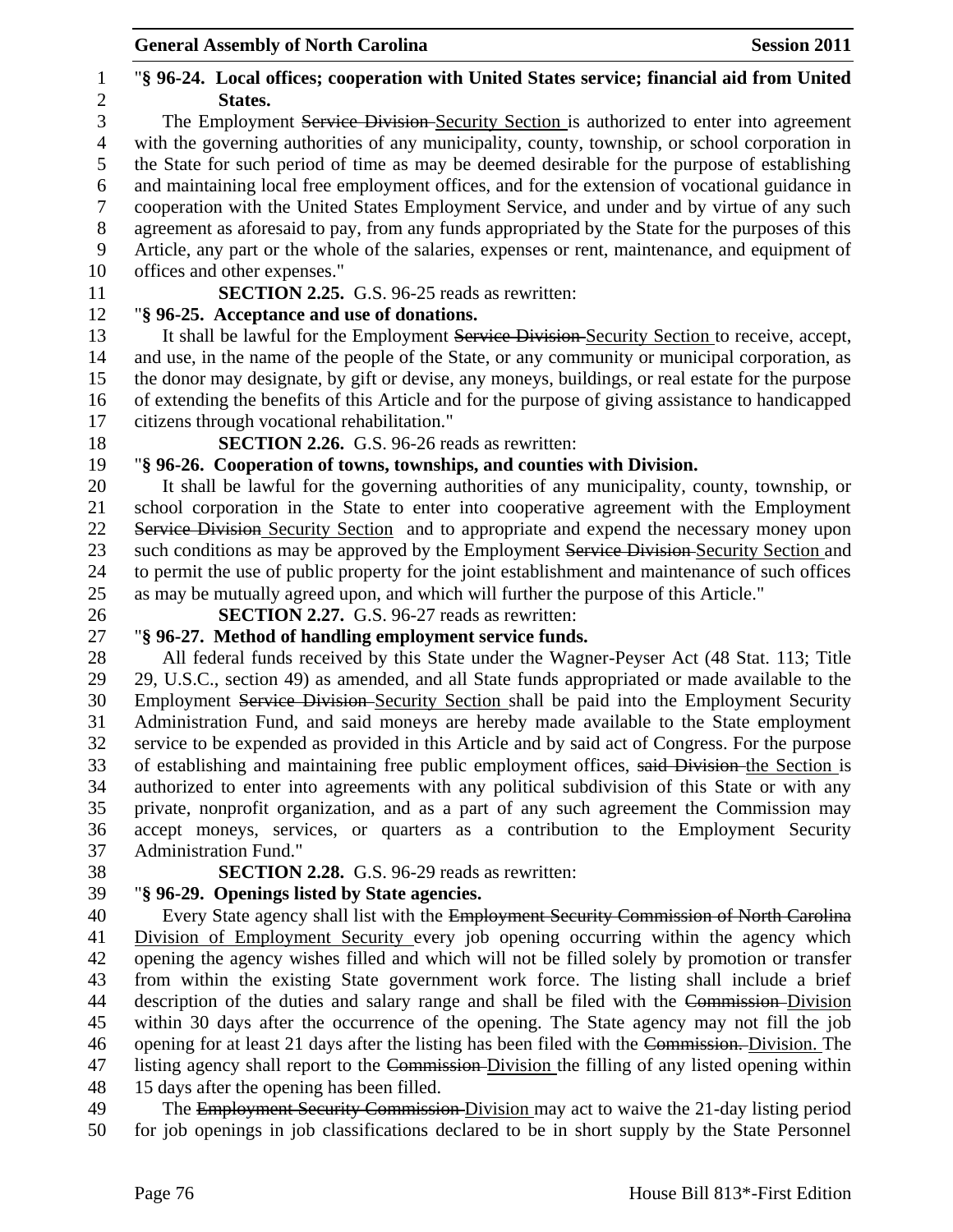"**§ 96-24. Local offices; cooperation with United States service; financial aid from United States.**

The Employment ~~Service Division~~ Security Section is authorized to enter into agreement with the governing authorities of any municipality, county, township, or school corporation in the State for such period of time as may be deemed desirable for the purpose of establishing and maintaining local free employment offices, and for the extension of vocational guidance in cooperation with the United States Employment Service, and under and by virtue of any such agreement as aforesaid to pay, from any funds appropriated by the State for the purposes of this Article, any part or the whole of the salaries, expenses or rent, maintenance, and equipment of offices and other expenses."

**SECTION 2.25.** G.S. 96-25 reads as rewritten:

"**§ 96-25. Acceptance and use of donations.**

It shall be lawful for the Employment ~~Service Division~~ Security Section to receive, accept, and use, in the name of the people of the State, or any community or municipal corporation, as the donor may designate, by gift or devise, any moneys, buildings, or real estate for the purpose of extending the benefits of this Article and for the purpose of giving assistance to handicapped citizens through vocational rehabilitation."

**SECTION 2.26.** G.S. 96-26 reads as rewritten:

"**§ 96-26. Cooperation of towns, townships, and counties with Division.**

It shall be lawful for the governing authorities of any municipality, county, township, or school corporation in the State to enter into cooperative agreement with the Employment ~~Service Division~~ Security Section and to appropriate and expend the necessary money upon such conditions as may be approved by the Employment ~~Service Division~~ Security Section and to permit the use of public property for the joint establishment and maintenance of such offices as may be mutually agreed upon, and which will further the purpose of this Article."

**SECTION 2.27.** G.S. 96-27 reads as rewritten:

"**§ 96-27. Method of handling employment service funds.**

All federal funds received by this State under the Wagner-Peyser Act (48 Stat. 113; Title 29, U.S.C., section 49) as amended, and all State funds appropriated or made available to the Employment ~~Service Division~~ Security Section shall be paid into the Employment Security Administration Fund, and said moneys are hereby made available to the State employment service to be expended as provided in this Article and by said act of Congress. For the purpose of establishing and maintaining free public employment offices, ~~said Division~~ the Section is authorized to enter into agreements with any political subdivision of this State or with any private, nonprofit organization, and as a part of any such agreement the Commission may accept moneys, services, or quarters as a contribution to the Employment Security Administration Fund."

**SECTION 2.28.** G.S. 96-29 reads as rewritten:

"**§ 96-29. Openings listed by State agencies.**

Every State agency shall list with the ~~Employment Security Commission of North Carolina~~ Division of Employment Security every job opening occurring within the agency which opening the agency wishes filled and which will not be filled solely by promotion or transfer from within the existing State government work force. The listing shall include a brief description of the duties and salary range and shall be filed with the ~~Commission~~ Division within 30 days after the occurrence of the opening. The State agency may not fill the job opening for at least 21 days after the listing has been filed with the ~~Commission.~~ Division. The listing agency shall report to the ~~Commission~~ Division the filling of any listed opening within 15 days after the opening has been filled.

The ~~Employment Security Commission~~ Division may act to waive the 21-day listing period for job openings in job classifications declared to be in short supply by the State Personnel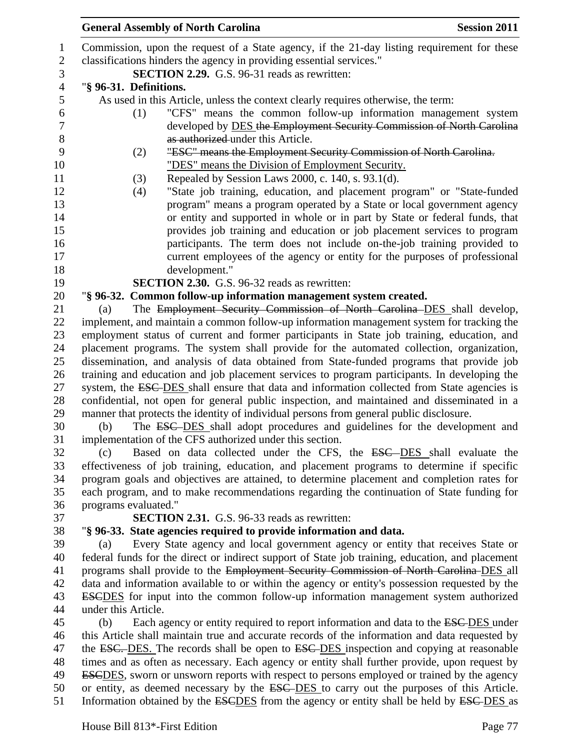Commission, upon the request of a State agency, if the 21-day listing requirement for these classifications hinders the agency in providing essential services."

**SECTION 2.29.** G.S. 96-31 reads as rewritten:

"**§ 96-31. Definitions.**

As used in this Article, unless the context clearly requires otherwise, the term:

(1) "CFS" means the common follow-up information management system developed by DES ~~the Employment Security Commission of North Carolina as authorized~~ under this Article.

(2) ~~"ESC" means the Employment Security Commission of North Carolina.~~ "DES" means the Division of Employment Security.

(3) Repealed by Session Laws 2000, c. 140, s. 93.1(d).

(4) "State job training, education, and placement program" or "State-funded program" means a program operated by a State or local government agency or entity and supported in whole or in part by State or federal funds, that provides job training and education or job placement services to program participants. The term does not include on-the-job training provided to current employees of the agency or entity for the purposes of professional development."

**SECTION 2.30.** G.S. 96-32 reads as rewritten:

"**§ 96-32. Common follow-up information management system created.**

(a) The ~~Employment Security Commission of North Carolina~~ DES shall develop, implement, and maintain a common follow-up information management system for tracking the employment status of current and former participants in State job training, education, and placement programs. The system shall provide for the automated collection, organization, dissemination, and analysis of data obtained from State-funded programs that provide job training and education and job placement services to program participants. In developing the system, the ~~ESC~~ DES shall ensure that data and information collected from State agencies is confidential, not open for general public inspection, and maintained and disseminated in a manner that protects the identity of individual persons from general public disclosure.

(b) The ~~ESC~~ DES shall adopt procedures and guidelines for the development and implementation of the CFS authorized under this section.

(c) Based on data collected under the CFS, the ~~ESC~~ DES shall evaluate the effectiveness of job training, education, and placement programs to determine if specific program goals and objectives are attained, to determine placement and completion rates for each program, and to make recommendations regarding the continuation of State funding for programs evaluated."

**SECTION 2.31.** G.S. 96-33 reads as rewritten:

"**§ 96-33. State agencies required to provide information and data.**

(a) Every State agency and local government agency or entity that receives State or federal funds for the direct or indirect support of State job training, education, and placement programs shall provide to the ~~Employment Security Commission of North Carolina~~ DES all data and information available to or within the agency or entity's possession requested by the ~~ESC~~DES for input into the common follow-up information management system authorized under this Article.

(b) Each agency or entity required to report information and data to the ~~ESC~~ DES under this Article shall maintain true and accurate records of the information and data requested by the ~~ESC.~~ DES. The records shall be open to ~~ESC~~ DES inspection and copying at reasonable times and as often as necessary. Each agency or entity shall further provide, upon request by ~~ESC~~DES, sworn or unsworn reports with respect to persons employed or trained by the agency or entity, as deemed necessary by the ~~ESC~~ DES to carry out the purposes of this Article. Information obtained by the ~~ESC~~DES from the agency or entity shall be held by ~~ESC~~ DES as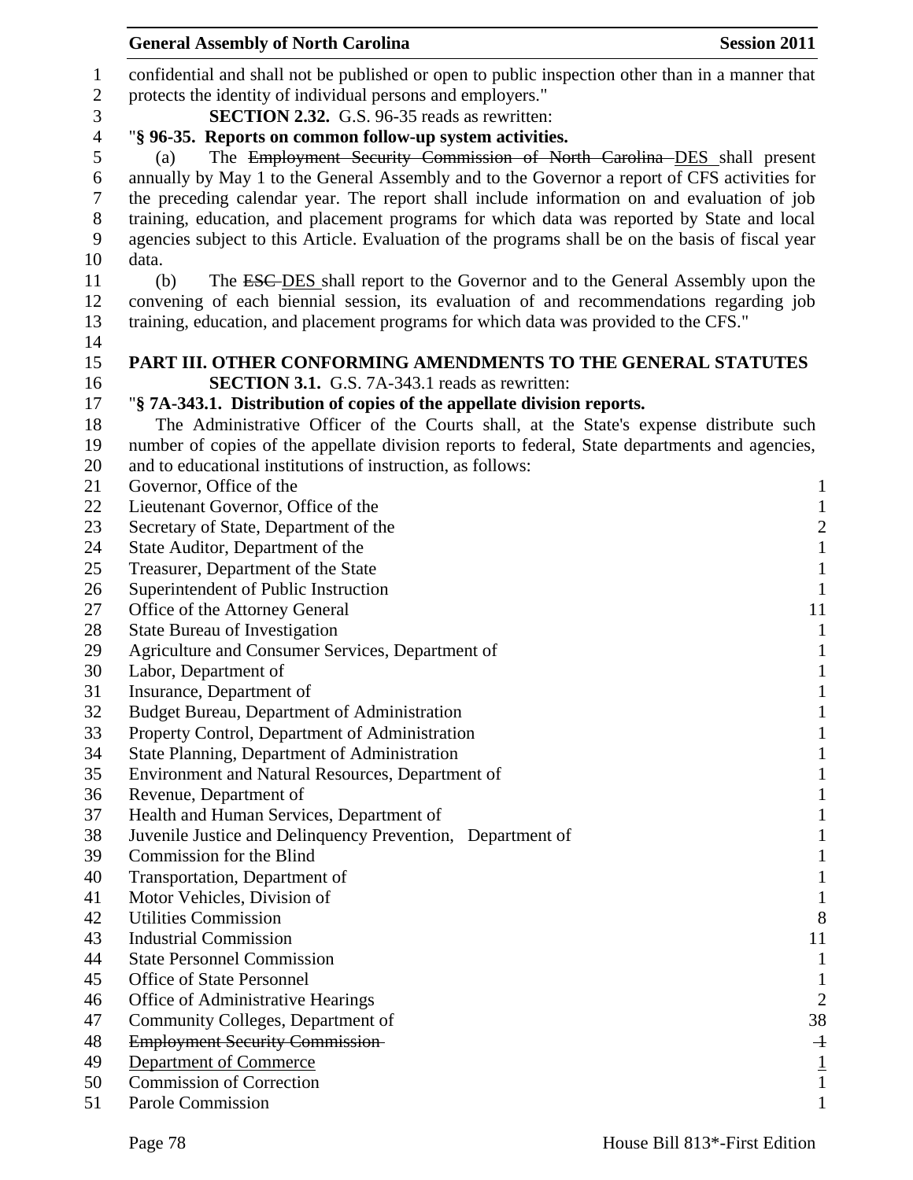confidential and shall not be published or open to public inspection other than in a manner that protects the identity of individual persons and employers."

**SECTION 2.32.** G.S. 96-35 reads as rewritten:

"**§ 96-35. Reports on common follow-up system activities.**

(a) The ~~Employment Security Commission of North Carolina~~ DES shall present annually by May 1 to the General Assembly and to the Governor a report of CFS activities for the preceding calendar year. The report shall include information on and evaluation of job training, education, and placement programs for which data was reported by State and local agencies subject to this Article. Evaluation of the programs shall be on the basis of fiscal year data.

(b) The ~~ESC~~ DES shall report to the Governor and to the General Assembly upon the convening of each biennial session, its evaluation of and recommendations regarding job training, education, and placement programs for which data was provided to the CFS."

## PART III. OTHER CONFORMING AMENDMENTS TO THE GENERAL STATUTES

**SECTION 3.1.** G.S. 7A-343.1 reads as rewritten:

"**§ 7A-343.1. Distribution of copies of the appellate division reports.**

The Administrative Officer of the Courts shall, at the State's expense distribute such number of copies of the appellate division reports to federal, State departments and agencies, and to educational institutions of instruction, as follows:

| | |
|---|---|
| Governor, Office of the | 1 |
| Lieutenant Governor, Office of the | 1 |
| Secretary of State, Department of the | 2 |
| State Auditor, Department of the | 1 |
| Treasurer, Department of the State | 1 |
| Superintendent of Public Instruction | 1 |
| Office of the Attorney General | 11 |
| State Bureau of Investigation | 1 |
| Agriculture and Consumer Services, Department of | 1 |
| Labor, Department of | 1 |
| Insurance, Department of | 1 |
| Budget Bureau, Department of Administration | 1 |
| Property Control, Department of Administration | 1 |
| State Planning, Department of Administration | 1 |
| Environment and Natural Resources, Department of | 1 |
| Revenue, Department of | 1 |
| Health and Human Services, Department of | 1 |
| Juvenile Justice and Delinquency Prevention, Department of | 1 |
| Commission for the Blind | 1 |
| Transportation, Department of | 1 |
| Motor Vehicles, Division of | 1 |
| Utilities Commission | 8 |
| Industrial Commission | 11 |
| State Personnel Commission | 1 |
| Office of State Personnel | 1 |
| Office of Administrative Hearings | 2 |
| Community Colleges, Department of | 38 |
| ~~Employment Security Commission~~ | ~~1~~ |
| Department of Commerce | 1 |
| Commission of Correction | 1 |
| Parole Commission | 1 |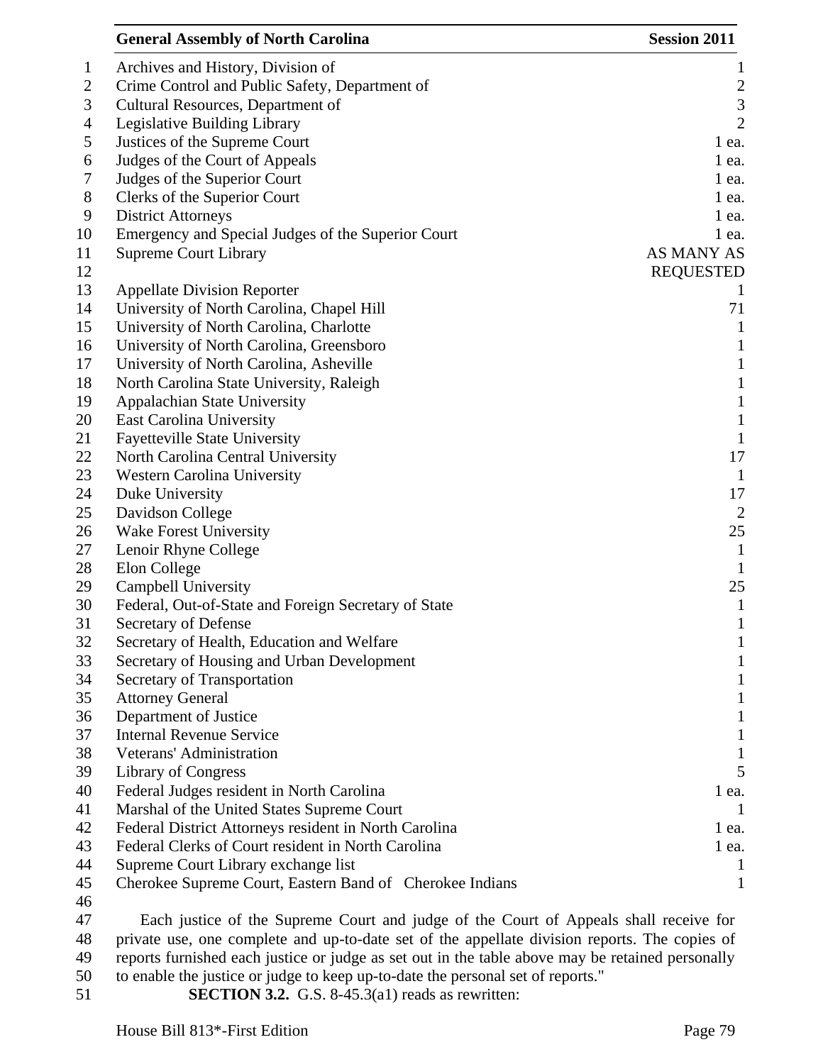| | |
|---|---|
| Archives and History, Division of | 1 |
| Crime Control and Public Safety, Department of | 2 |
| Cultural Resources, Department of | 3 |
| Legislative Building Library | 2 |
| Justices of the Supreme Court | 1 ea. |
| Judges of the Court of Appeals | 1 ea. |
| Judges of the Superior Court | 1 ea. |
| Clerks of the Superior Court | 1 ea. |
| District Attorneys | 1 ea. |
| Emergency and Special Judges of the Superior Court | 1 ea. |
| Supreme Court Library | AS MANY AS REQUESTED |
| Appellate Division Reporter | 1 |
| University of North Carolina, Chapel Hill | 71 |
| University of North Carolina, Charlotte | 1 |
| University of North Carolina, Greensboro | 1 |
| University of North Carolina, Asheville | 1 |
| North Carolina State University, Raleigh | 1 |
| Appalachian State University | 1 |
| East Carolina University | 1 |
| Fayetteville State University | 1 |
| North Carolina Central University | 17 |
| Western Carolina University | 1 |
| Duke University | 17 |
| Davidson College | 2 |
| Wake Forest University | 25 |
| Lenoir Rhyne College | 1 |
| Elon College | 1 |
| Campbell University | 25 |
| Federal, Out-of-State and Foreign Secretary of State | 1 |
| Secretary of Defense | 1 |
| Secretary of Health, Education and Welfare | 1 |
| Secretary of Housing and Urban Development | 1 |
| Secretary of Transportation | 1 |
| Attorney General | 1 |
| Department of Justice | 1 |
| Internal Revenue Service | 1 |
| Veterans' Administration | 1 |
| Library of Congress | 5 |
| Federal Judges resident in North Carolina | 1 ea. |
| Marshal of the United States Supreme Court | 1 |
| Federal District Attorneys resident in North Carolina | 1 ea. |
| Federal Clerks of Court resident in North Carolina | 1 ea. |
| Supreme Court Library exchange list | 1 |
| Cherokee Supreme Court, Eastern Band of Cherokee Indians | 1 |

Each justice of the Supreme Court and judge of the Court of Appeals shall receive for private use, one complete and up-to-date set of the appellate division reports. The copies of reports furnished each justice or judge as set out in the table above may be retained personally to enable the justice or judge to keep up-to-date the personal set of reports."

**SECTION 3.2.** G.S. 8-45.3(a1) reads as rewritten: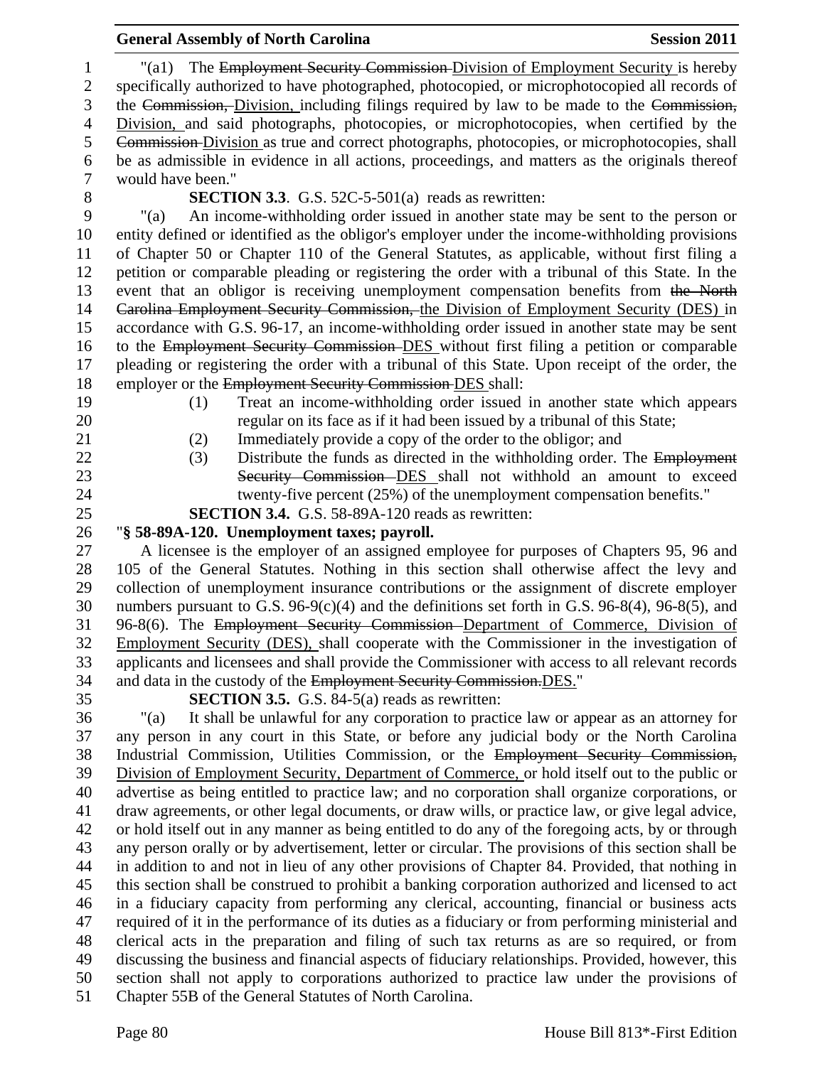"(a1) The ~~Employment Security Commission~~ Division of Employment Security is hereby specifically authorized to have photographed, photocopied, or microphotocopied all records of the ~~Commission,~~ Division, including filings required by law to be made to the ~~Commission,~~ Division, and said photographs, photocopies, or microphotocopies, when certified by the ~~Commission~~ Division as true and correct photographs, photocopies, or microphotocopies, shall be as admissible in evidence in all actions, proceedings, and matters as the originals thereof would have been."

**SECTION 3.3**. G.S. 52C-5-501(a) reads as rewritten:

"(a) An income-withholding order issued in another state may be sent to the person or entity defined or identified as the obligor's employer under the income-withholding provisions of Chapter 50 or Chapter 110 of the General Statutes, as applicable, without first filing a petition or comparable pleading or registering the order with a tribunal of this State. In the event that an obligor is receiving unemployment compensation benefits from ~~the North Carolina Employment Security Commission,~~ the Division of Employment Security (DES) in accordance with G.S. 96-17, an income-withholding order issued in another state may be sent to the ~~Employment Security Commission~~ DES without first filing a petition or comparable pleading or registering the order with a tribunal of this State. Upon receipt of the order, the employer or the ~~Employment Security Commission~~ DES shall:

(1) Treat an income-withholding order issued in another state which appears regular on its face as if it had been issued by a tribunal of this State;

(2) Immediately provide a copy of the order to the obligor; and

(3) Distribute the funds as directed in the withholding order. The ~~Employment Security Commission~~ DES shall not withhold an amount to exceed twenty-five percent (25%) of the unemployment compensation benefits."

**SECTION 3.4.** G.S. 58-89A-120 reads as rewritten:

"**§ 58-89A-120. Unemployment taxes; payroll.**

A licensee is the employer of an assigned employee for purposes of Chapters 95, 96 and 105 of the General Statutes. Nothing in this section shall otherwise affect the levy and collection of unemployment insurance contributions or the assignment of discrete employer numbers pursuant to G.S. 96-9(c)(4) and the definitions set forth in G.S. 96-8(4), 96-8(5), and 96-8(6). The ~~Employment Security Commission~~ Department of Commerce, Division of Employment Security (DES), shall cooperate with the Commissioner in the investigation of applicants and licensees and shall provide the Commissioner with access to all relevant records and data in the custody of the ~~Employment Security Commission.~~DES."

**SECTION 3.5.** G.S. 84-5(a) reads as rewritten:

"(a) It shall be unlawful for any corporation to practice law or appear as an attorney for any person in any court in this State, or before any judicial body or the North Carolina Industrial Commission, Utilities Commission, or the ~~Employment Security Commission,~~ Division of Employment Security, Department of Commerce, or hold itself out to the public or advertise as being entitled to practice law; and no corporation shall organize corporations, or draw agreements, or other legal documents, or draw wills, or practice law, or give legal advice, or hold itself out in any manner as being entitled to do any of the foregoing acts, by or through any person orally or by advertisement, letter or circular. The provisions of this section shall be in addition to and not in lieu of any other provisions of Chapter 84. Provided, that nothing in this section shall be construed to prohibit a banking corporation authorized and licensed to act in a fiduciary capacity from performing any clerical, accounting, financial or business acts required of it in the performance of its duties as a fiduciary or from performing ministerial and clerical acts in the preparation and filing of such tax returns as are so required, or from discussing the business and financial aspects of fiduciary relationships. Provided, however, this section shall not apply to corporations authorized to practice law under the provisions of Chapter 55B of the General Statutes of North Carolina.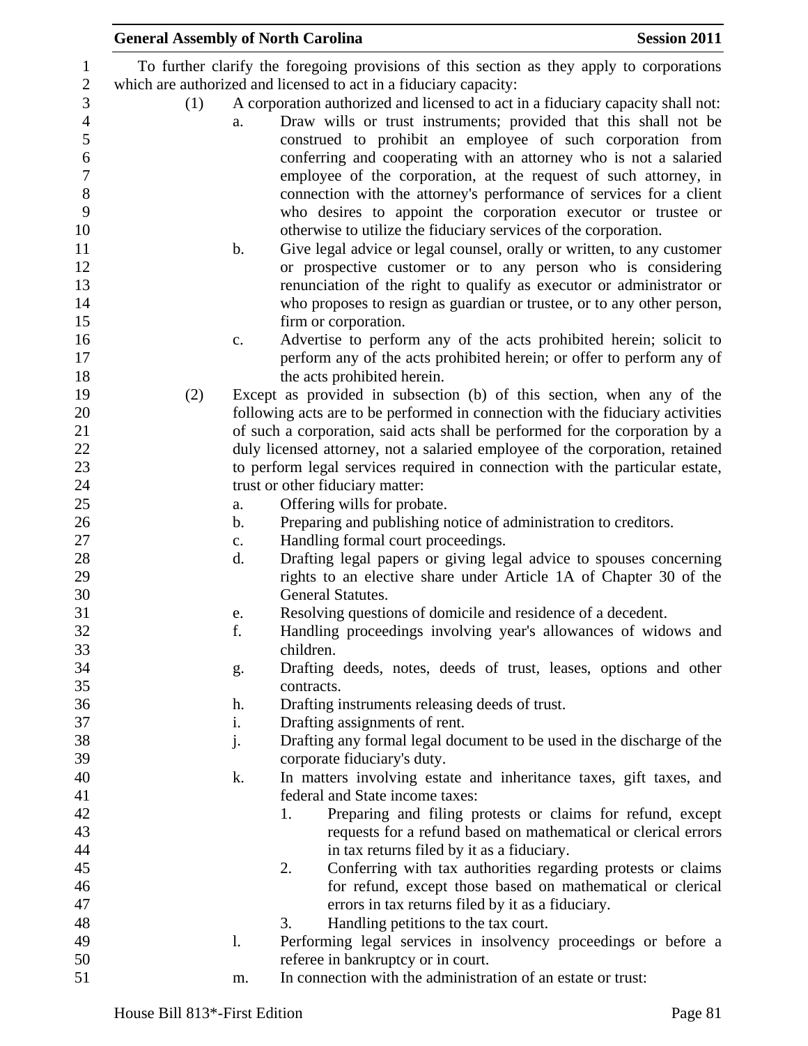To further clarify the foregoing provisions of this section as they apply to corporations which are authorized and licensed to act in a fiduciary capacity:

(1) A corporation authorized and licensed to act in a fiduciary capacity shall not:

a. Draw wills or trust instruments; provided that this shall not be construed to prohibit an employee of such corporation from conferring and cooperating with an attorney who is not a salaried employee of the corporation, at the request of such attorney, in connection with the attorney's performance of services for a client who desires to appoint the corporation executor or trustee or otherwise to utilize the fiduciary services of the corporation.

b. Give legal advice or legal counsel, orally or written, to any customer or prospective customer or to any person who is considering renunciation of the right to qualify as executor or administrator or who proposes to resign as guardian or trustee, or to any other person, firm or corporation.

c. Advertise to perform any of the acts prohibited herein; solicit to perform any of the acts prohibited herein; or offer to perform any of the acts prohibited herein.

(2) Except as provided in subsection (b) of this section, when any of the following acts are to be performed in connection with the fiduciary activities of such a corporation, said acts shall be performed for the corporation by a duly licensed attorney, not a salaried employee of the corporation, retained to perform legal services required in connection with the particular estate, trust or other fiduciary matter:

a. Offering wills for probate.

b. Preparing and publishing notice of administration to creditors.

c. Handling formal court proceedings.

d. Drafting legal papers or giving legal advice to spouses concerning rights to an elective share under Article 1A of Chapter 30 of the General Statutes.

e. Resolving questions of domicile and residence of a decedent.

f. Handling proceedings involving year's allowances of widows and children.

g. Drafting deeds, notes, deeds of trust, leases, options and other contracts.

h. Drafting instruments releasing deeds of trust.

i. Drafting assignments of rent.

j. Drafting any formal legal document to be used in the discharge of the corporate fiduciary's duty.

k. In matters involving estate and inheritance taxes, gift taxes, and federal and State income taxes:

1. Preparing and filing protests or claims for refund, except requests for a refund based on mathematical or clerical errors in tax returns filed by it as a fiduciary.

2. Conferring with tax authorities regarding protests or claims for refund, except those based on mathematical or clerical errors in tax returns filed by it as a fiduciary.

3. Handling petitions to the tax court.

l. Performing legal services in insolvency proceedings or before a referee in bankruptcy or in court.

m. In connection with the administration of an estate or trust: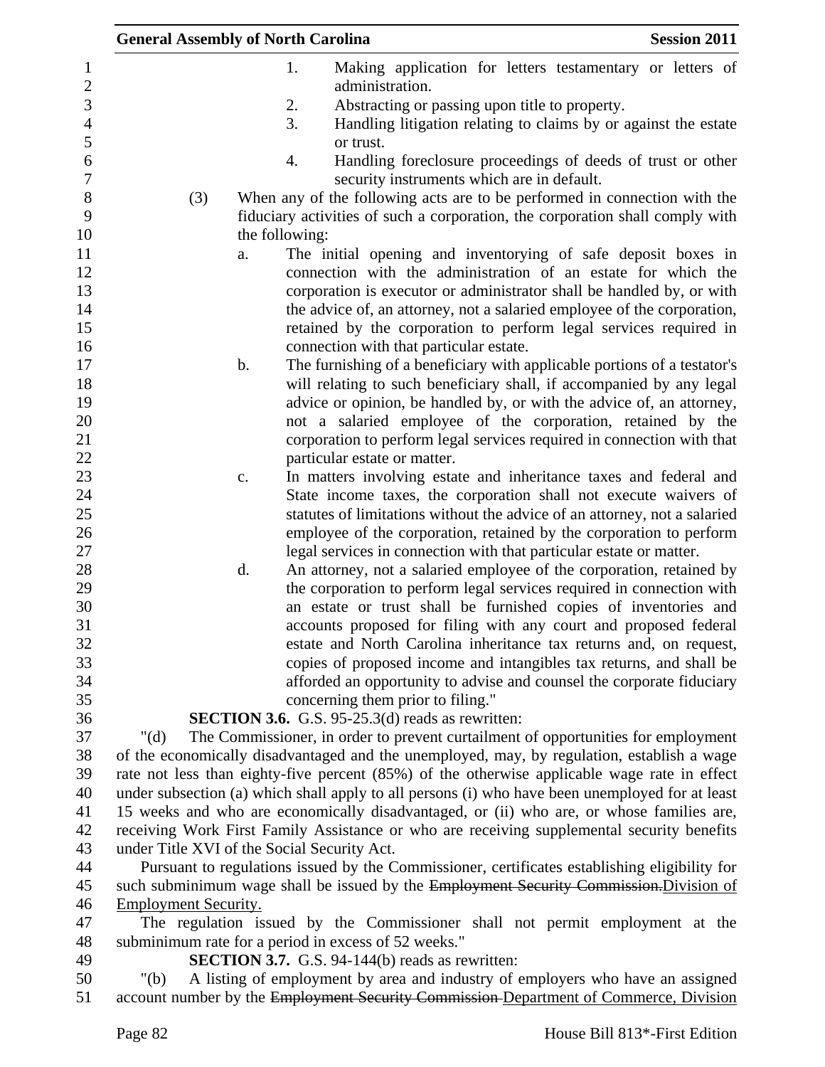1. Making application for letters testamentary or letters of administration.
2. Abstracting or passing upon title to property.
3. Handling litigation relating to claims by or against the estate or trust.
4. Handling foreclosure proceedings of deeds of trust or other security instruments which are in default.

(3) When any of the following acts are to be performed in connection with the fiduciary activities of such a corporation, the corporation shall comply with the following:

a. The initial opening and inventorying of safe deposit boxes in connection with the administration of an estate for which the corporation is executor or administrator shall be handled by, or with the advice of, an attorney, not a salaried employee of the corporation, retained by the corporation to perform legal services required in connection with that particular estate.

b. The furnishing of a beneficiary with applicable portions of a testator's will relating to such beneficiary shall, if accompanied by any legal advice or opinion, be handled by, or with the advice of, an attorney, not a salaried employee of the corporation, retained by the corporation to perform legal services required in connection with that particular estate or matter.

c. In matters involving estate and inheritance taxes and federal and State income taxes, the corporation shall not execute waivers of statutes of limitations without the advice of an attorney, not a salaried employee of the corporation, retained by the corporation to perform legal services in connection with that particular estate or matter.

d. An attorney, not a salaried employee of the corporation, retained by the corporation to perform legal services required in connection with an estate or trust shall be furnished copies of inventories and accounts proposed for filing with any court and proposed federal estate and North Carolina inheritance tax returns and, on request, copies of proposed income and intangibles tax returns, and shall be afforded an opportunity to advise and counsel the corporate fiduciary concerning them prior to filing."

**SECTION 3.6.** G.S. 95-25.3(d) reads as rewritten:

"(d) The Commissioner, in order to prevent curtailment of opportunities for employment of the economically disadvantaged and the unemployed, may, by regulation, establish a wage rate not less than eighty-five percent (85%) of the otherwise applicable wage rate in effect under subsection (a) which shall apply to all persons (i) who have been unemployed for at least 15 weeks and who are economically disadvantaged, or (ii) who are, or whose families are, receiving Work First Family Assistance or who are receiving supplemental security benefits under Title XVI of the Social Security Act.

Pursuant to regulations issued by the Commissioner, certificates establishing eligibility for such subminimum wage shall be issued by the ~~Employment Security Commission.~~Division of Employment Security.

The regulation issued by the Commissioner shall not permit employment at the subminimum rate for a period in excess of 52 weeks."

**SECTION 3.7.** G.S. 94-144(b) reads as rewritten:

"(b) A listing of employment by area and industry of employers who have an assigned account number by the ~~Employment Security Commission~~ Department of Commerce, Division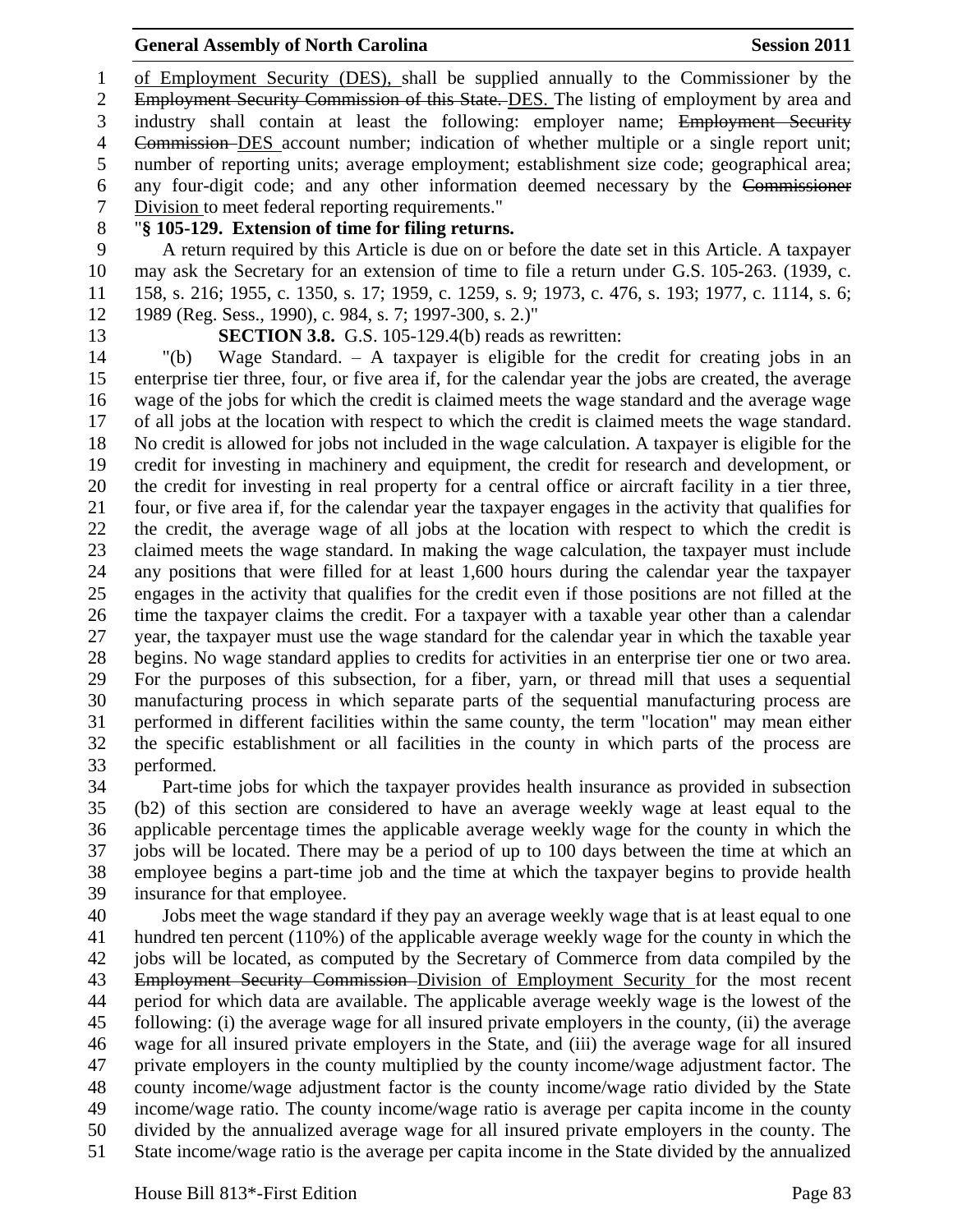of Employment Security (DES), shall be supplied annually to the Commissioner by the ~~Employment Security Commission of this State.~~ DES. The listing of employment by area and industry shall contain at least the following: employer name; ~~Employment Security Commission~~ DES account number; indication of whether multiple or a single report unit; number of reporting units; average employment; establishment size code; geographical area; any four-digit code; and any other information deemed necessary by the ~~Commissioner~~ Division to meet federal reporting requirements."

"**§ 105-129. Extension of time for filing returns.**

A return required by this Article is due on or before the date set in this Article. A taxpayer may ask the Secretary for an extension of time to file a return under G.S. 105-263. (1939, c. 158, s. 216; 1955, c. 1350, s. 17; 1959, c. 1259, s. 9; 1973, c. 476, s. 193; 1977, c. 1114, s. 6; 1989 (Reg. Sess., 1990), c. 984, s. 7; 1997-300, s. 2.)"

**SECTION 3.8.** G.S. 105-129.4(b) reads as rewritten:

"(b) Wage Standard. – A taxpayer is eligible for the credit for creating jobs in an enterprise tier three, four, or five area if, for the calendar year the jobs are created, the average wage of the jobs for which the credit is claimed meets the wage standard and the average wage of all jobs at the location with respect to which the credit is claimed meets the wage standard. No credit is allowed for jobs not included in the wage calculation. A taxpayer is eligible for the credit for investing in machinery and equipment, the credit for research and development, or the credit for investing in real property for a central office or aircraft facility in a tier three, four, or five area if, for the calendar year the taxpayer engages in the activity that qualifies for the credit, the average wage of all jobs at the location with respect to which the credit is claimed meets the wage standard. In making the wage calculation, the taxpayer must include any positions that were filled for at least 1,600 hours during the calendar year the taxpayer engages in the activity that qualifies for the credit even if those positions are not filled at the time the taxpayer claims the credit. For a taxpayer with a taxable year other than a calendar year, the taxpayer must use the wage standard for the calendar year in which the taxable year begins. No wage standard applies to credits for activities in an enterprise tier one or two area. For the purposes of this subsection, for a fiber, yarn, or thread mill that uses a sequential manufacturing process in which separate parts of the sequential manufacturing process are performed in different facilities within the same county, the term "location" may mean either the specific establishment or all facilities in the county in which parts of the process are performed.

Part-time jobs for which the taxpayer provides health insurance as provided in subsection (b2) of this section are considered to have an average weekly wage at least equal to the applicable percentage times the applicable average weekly wage for the county in which the jobs will be located. There may be a period of up to 100 days between the time at which an employee begins a part-time job and the time at which the taxpayer begins to provide health insurance for that employee.

Jobs meet the wage standard if they pay an average weekly wage that is at least equal to one hundred ten percent (110%) of the applicable average weekly wage for the county in which the jobs will be located, as computed by the Secretary of Commerce from data compiled by the ~~Employment Security Commission~~ Division of Employment Security for the most recent period for which data are available. The applicable average weekly wage is the lowest of the following: (i) the average wage for all insured private employers in the county, (ii) the average wage for all insured private employers in the State, and (iii) the average wage for all insured private employers in the county multiplied by the county income/wage adjustment factor. The county income/wage adjustment factor is the county income/wage ratio divided by the State income/wage ratio. The county income/wage ratio is average per capita income in the county divided by the annualized average wage for all insured private employers in the county. The State income/wage ratio is the average per capita income in the State divided by the annualized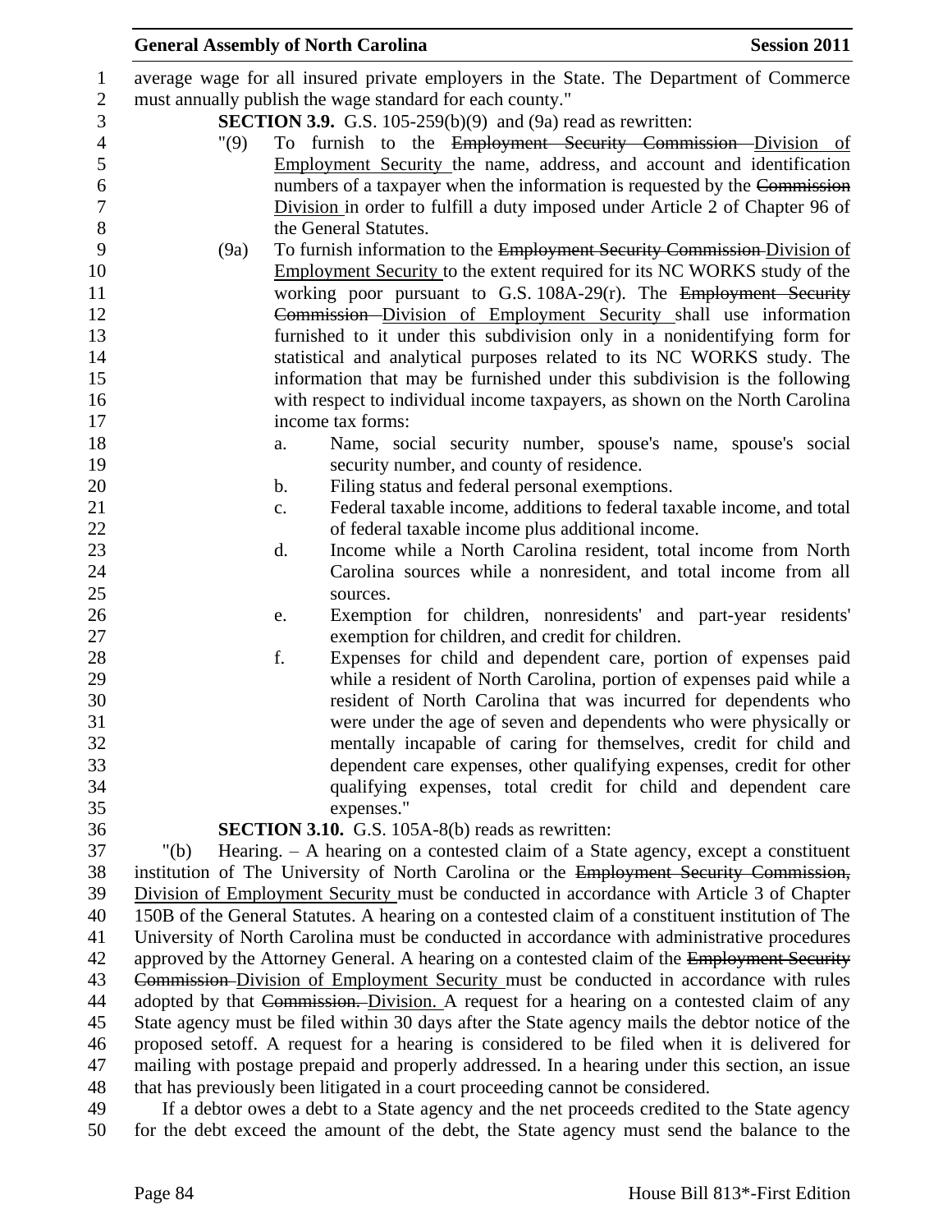average wage for all insured private employers in the State. The Department of Commerce must annually publish the wage standard for each county."

**SECTION 3.9.** G.S. 105-259(b)(9) and (9a) read as rewritten:

"(9) To furnish to the ~~Employment Security Commission~~ Division of Employment Security the name, address, and account and identification numbers of a taxpayer when the information is requested by the ~~Commission~~ Division in order to fulfill a duty imposed under Article 2 of Chapter 96 of the General Statutes.

(9a) To furnish information to the ~~Employment Security Commission~~ Division of Employment Security to the extent required for its NC WORKS study of the working poor pursuant to G.S. 108A-29(r). The ~~Employment Security Commission~~ Division of Employment Security shall use information furnished to it under this subdivision only in a nonidentifying form for statistical and analytical purposes related to its NC WORKS study. The information that may be furnished under this subdivision is the following with respect to individual income taxpayers, as shown on the North Carolina income tax forms:

a. Name, social security number, spouse's name, spouse's social security number, and county of residence.
b. Filing status and federal personal exemptions.
c. Federal taxable income, additions to federal taxable income, and total of federal taxable income plus additional income.
d. Income while a North Carolina resident, total income from North Carolina sources while a nonresident, and total income from all sources.
e. Exemption for children, nonresidents' and part-year residents' exemption for children, and credit for children.
f. Expenses for child and dependent care, portion of expenses paid while a resident of North Carolina, portion of expenses paid while a resident of North Carolina that was incurred for dependents who were under the age of seven and dependents who were physically or mentally incapable of caring for themselves, credit for child and dependent care expenses, other qualifying expenses, credit for other qualifying expenses, total credit for child and dependent care expenses."

**SECTION 3.10.** G.S. 105A-8(b) reads as rewritten:

"(b) Hearing. – A hearing on a contested claim of a State agency, except a constituent institution of The University of North Carolina or the ~~Employment Security Commission,~~ Division of Employment Security must be conducted in accordance with Article 3 of Chapter 150B of the General Statutes. A hearing on a contested claim of a constituent institution of The University of North Carolina must be conducted in accordance with administrative procedures approved by the Attorney General. A hearing on a contested claim of the ~~Employment Security Commission~~ Division of Employment Security must be conducted in accordance with rules adopted by that ~~Commission.~~ Division. A request for a hearing on a contested claim of any State agency must be filed within 30 days after the State agency mails the debtor notice of the proposed setoff. A request for a hearing is considered to be filed when it is delivered for mailing with postage prepaid and properly addressed. In a hearing under this section, an issue that has previously been litigated in a court proceeding cannot be considered.

If a debtor owes a debt to a State agency and the net proceeds credited to the State agency for the debt exceed the amount of the debt, the State agency must send the balance to the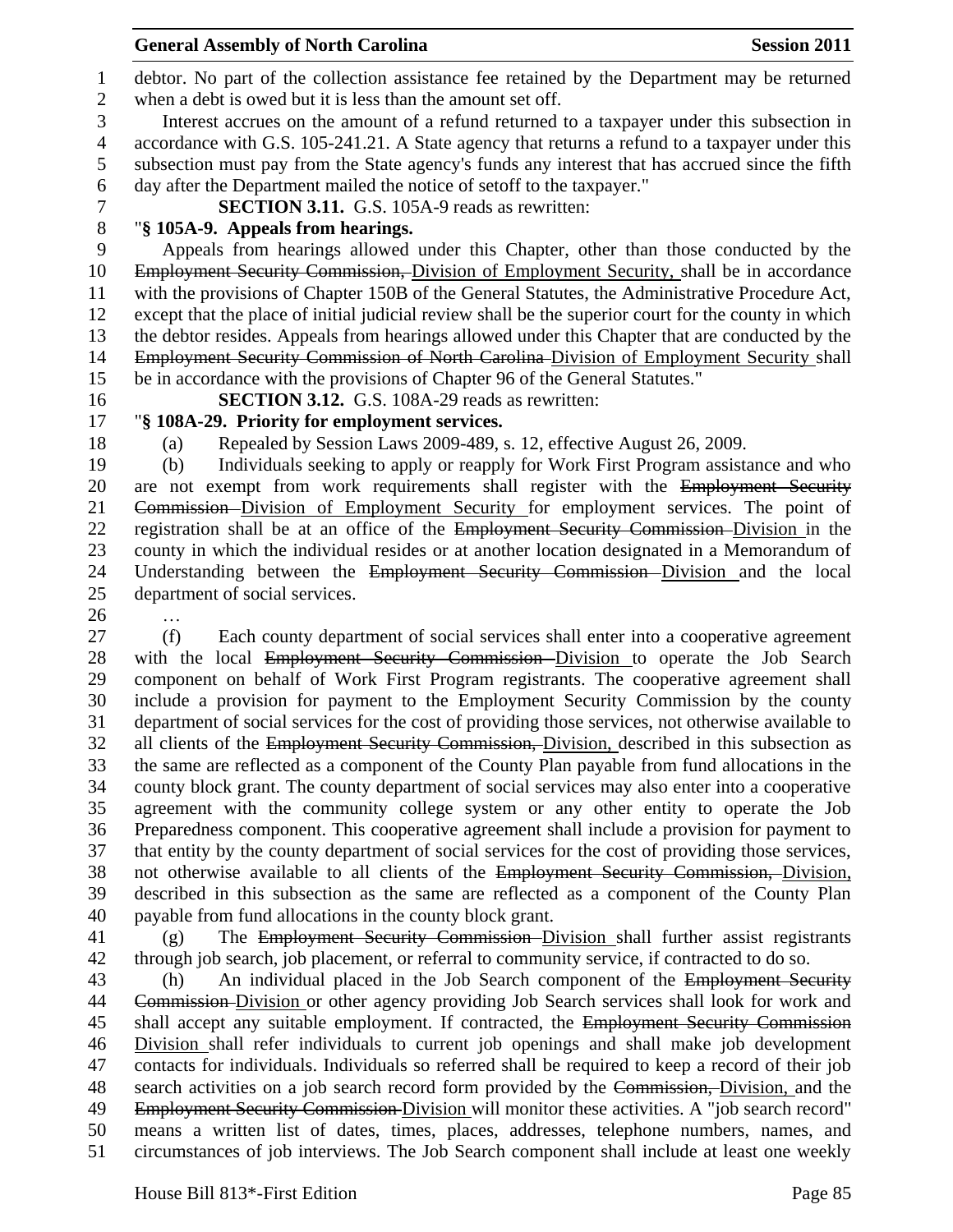debtor. No part of the collection assistance fee retained by the Department may be returned when a debt is owed but it is less than the amount set off.

Interest accrues on the amount of a refund returned to a taxpayer under this subsection in accordance with G.S. 105-241.21. A State agency that returns a refund to a taxpayer under this subsection must pay from the State agency's funds any interest that has accrued since the fifth day after the Department mailed the notice of setoff to the taxpayer."

**SECTION 3.11.** G.S. 105A-9 reads as rewritten:

"**§ 105A-9. Appeals from hearings.**

Appeals from hearings allowed under this Chapter, other than those conducted by the ~~Employment Security Commission,~~ Division of Employment Security, shall be in accordance with the provisions of Chapter 150B of the General Statutes, the Administrative Procedure Act, except that the place of initial judicial review shall be the superior court for the county in which the debtor resides. Appeals from hearings allowed under this Chapter that are conducted by the ~~Employment Security Commission of North Carolina~~ Division of Employment Security shall be in accordance with the provisions of Chapter 96 of the General Statutes."

**SECTION 3.12.** G.S. 108A-29 reads as rewritten:

"**§ 108A-29. Priority for employment services.**

(a) Repealed by Session Laws 2009-489, s. 12, effective August 26, 2009.

(b) Individuals seeking to apply or reapply for Work First Program assistance and who are not exempt from work requirements shall register with the ~~Employment Security Commission~~ Division of Employment Security for employment services. The point of registration shall be at an office of the ~~Employment Security Commission~~ Division in the county in which the individual resides or at another location designated in a Memorandum of Understanding between the ~~Employment Security Commission~~ Division and the local department of social services.

…

(f) Each county department of social services shall enter into a cooperative agreement with the local ~~Employment Security Commission~~ Division to operate the Job Search component on behalf of Work First Program registrants. The cooperative agreement shall include a provision for payment to the Employment Security Commission by the county department of social services for the cost of providing those services, not otherwise available to all clients of the ~~Employment Security Commission,~~ Division, described in this subsection as the same are reflected as a component of the County Plan payable from fund allocations in the county block grant. The county department of social services may also enter into a cooperative agreement with the community college system or any other entity to operate the Job Preparedness component. This cooperative agreement shall include a provision for payment to that entity by the county department of social services for the cost of providing those services, not otherwise available to all clients of the ~~Employment Security Commission,~~ Division, described in this subsection as the same are reflected as a component of the County Plan payable from fund allocations in the county block grant.

(g) The ~~Employment Security Commission~~ Division shall further assist registrants through job search, job placement, or referral to community service, if contracted to do so.

(h) An individual placed in the Job Search component of the ~~Employment Security Commission~~ Division or other agency providing Job Search services shall look for work and shall accept any suitable employment. If contracted, the ~~Employment Security Commission~~ Division shall refer individuals to current job openings and shall make job development contacts for individuals. Individuals so referred shall be required to keep a record of their job search activities on a job search record form provided by the ~~Commission,~~ Division, and the ~~Employment Security Commission~~ Division will monitor these activities. A "job search record" means a written list of dates, times, places, addresses, telephone numbers, names, and circumstances of job interviews. The Job Search component shall include at least one weekly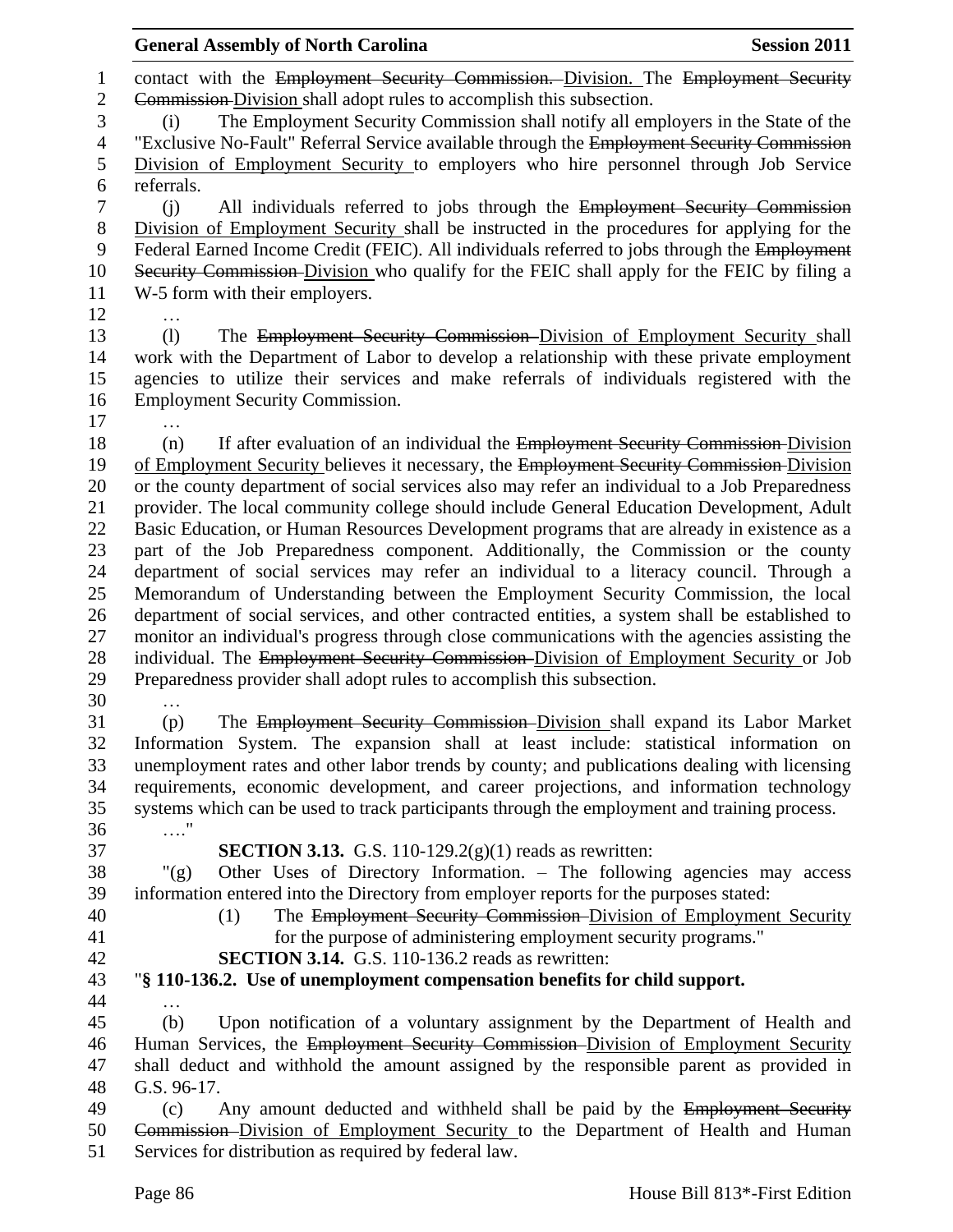contact with the ~~Employment Security Commission.~~ Division. The ~~Employment Security Commission~~ Division shall adopt rules to accomplish this subsection.

(i) The Employment Security Commission shall notify all employers in the State of the "Exclusive No-Fault" Referral Service available through the ~~Employment Security Commission~~ Division of Employment Security to employers who hire personnel through Job Service referrals.

(j) All individuals referred to jobs through the ~~Employment Security Commission~~ Division of Employment Security shall be instructed in the procedures for applying for the Federal Earned Income Credit (FEIC). All individuals referred to jobs through the ~~Employment Security Commission~~ Division who qualify for the FEIC shall apply for the FEIC by filing a W-5 form with their employers.

…

(l) The ~~Employment Security Commission~~ Division of Employment Security shall work with the Department of Labor to develop a relationship with these private employment agencies to utilize their services and make referrals of individuals registered with the Employment Security Commission.

…

(n) If after evaluation of an individual the ~~Employment Security Commission~~ Division of Employment Security believes it necessary, the ~~Employment Security Commission~~ Division or the county department of social services also may refer an individual to a Job Preparedness provider. The local community college should include General Education Development, Adult Basic Education, or Human Resources Development programs that are already in existence as a part of the Job Preparedness component. Additionally, the Commission or the county department of social services may refer an individual to a literacy council. Through a Memorandum of Understanding between the Employment Security Commission, the local department of social services, and other contracted entities, a system shall be established to monitor an individual's progress through close communications with the agencies assisting the individual. The ~~Employment Security Commission~~ Division of Employment Security or Job Preparedness provider shall adopt rules to accomplish this subsection.

…

(p) The ~~Employment Security Commission~~ Division shall expand its Labor Market Information System. The expansion shall at least include: statistical information on unemployment rates and other labor trends by county; and publications dealing with licensing requirements, economic development, and career projections, and information technology systems which can be used to track participants through the employment and training process.

…."

**SECTION 3.13.** G.S. 110-129.2(g)(1) reads as rewritten:

"(g) Other Uses of Directory Information. – The following agencies may access information entered into the Directory from employer reports for the purposes stated:

(1) The ~~Employment Security Commission~~ Division of Employment Security for the purpose of administering employment security programs."

**SECTION 3.14.** G.S. 110-136.2 reads as rewritten:

"**§ 110-136.2. Use of unemployment compensation benefits for child support.**

…

(b) Upon notification of a voluntary assignment by the Department of Health and Human Services, the ~~Employment Security Commission~~ Division of Employment Security shall deduct and withhold the amount assigned by the responsible parent as provided in G.S. 96-17.

(c) Any amount deducted and withheld shall be paid by the ~~Employment Security Commission~~ Division of Employment Security to the Department of Health and Human Services for distribution as required by federal law.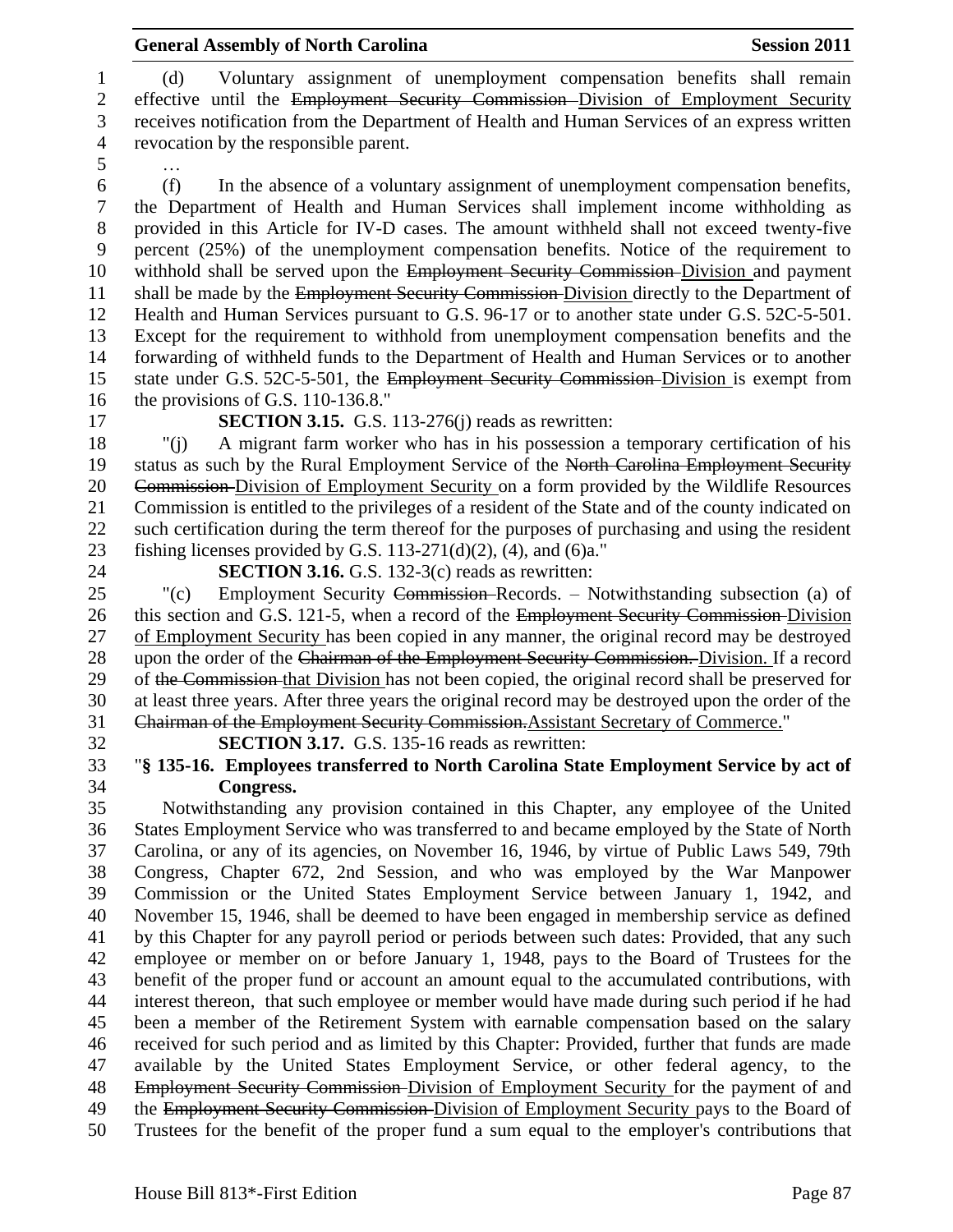(d) Voluntary assignment of unemployment compensation benefits shall remain effective until the ~~Employment Security Commission~~ Division of Employment Security receives notification from the Department of Health and Human Services of an express written revocation by the responsible parent.

…

(f) In the absence of a voluntary assignment of unemployment compensation benefits, the Department of Health and Human Services shall implement income withholding as provided in this Article for IV-D cases. The amount withheld shall not exceed twenty-five percent (25%) of the unemployment compensation benefits. Notice of the requirement to withhold shall be served upon the ~~Employment Security Commission~~ Division and payment shall be made by the ~~Employment Security Commission~~ Division directly to the Department of Health and Human Services pursuant to G.S. 96-17 or to another state under G.S. 52C-5-501. Except for the requirement to withhold from unemployment compensation benefits and the forwarding of withheld funds to the Department of Health and Human Services or to another state under G.S. 52C-5-501, the ~~Employment Security Commission~~ Division is exempt from the provisions of G.S. 110-136.8."

**SECTION 3.15.** G.S. 113-276(j) reads as rewritten:

"(j) A migrant farm worker who has in his possession a temporary certification of his status as such by the Rural Employment Service of the ~~North Carolina Employment Security Commission~~ Division of Employment Security on a form provided by the Wildlife Resources Commission is entitled to the privileges of a resident of the State and of the county indicated on such certification during the term thereof for the purposes of purchasing and using the resident fishing licenses provided by G.S. 113-271(d)(2), (4), and (6)a."

**SECTION 3.16.** G.S. 132-3(c) reads as rewritten:

"(c) Employment Security ~~Commission~~ Records. – Notwithstanding subsection (a) of this section and G.S. 121-5, when a record of the ~~Employment Security Commission~~ Division of Employment Security has been copied in any manner, the original record may be destroyed upon the order of the ~~Chairman of the Employment Security Commission.~~ Division. If a record of ~~the Commission~~ that Division has not been copied, the original record shall be preserved for at least three years. After three years the original record may be destroyed upon the order of the ~~Chairman of the Employment Security Commission.~~Assistant Secretary of Commerce."

**SECTION 3.17.** G.S. 135-16 reads as rewritten:

"**§ 135-16. Employees transferred to North Carolina State Employment Service by act of Congress.**

Notwithstanding any provision contained in this Chapter, any employee of the United States Employment Service who was transferred to and became employed by the State of North Carolina, or any of its agencies, on November 16, 1946, by virtue of Public Laws 549, 79th Congress, Chapter 672, 2nd Session, and who was employed by the War Manpower Commission or the United States Employment Service between January 1, 1942, and November 15, 1946, shall be deemed to have been engaged in membership service as defined by this Chapter for any payroll period or periods between such dates: Provided, that any such employee or member on or before January 1, 1948, pays to the Board of Trustees for the benefit of the proper fund or account an amount equal to the accumulated contributions, with interest thereon, that such employee or member would have made during such period if he had been a member of the Retirement System with earnable compensation based on the salary received for such period and as limited by this Chapter: Provided, further that funds are made available by the United States Employment Service, or other federal agency, to the ~~Employment Security Commission~~ Division of Employment Security for the payment of and the ~~Employment Security Commission~~ Division of Employment Security pays to the Board of Trustees for the benefit of the proper fund a sum equal to the employer's contributions that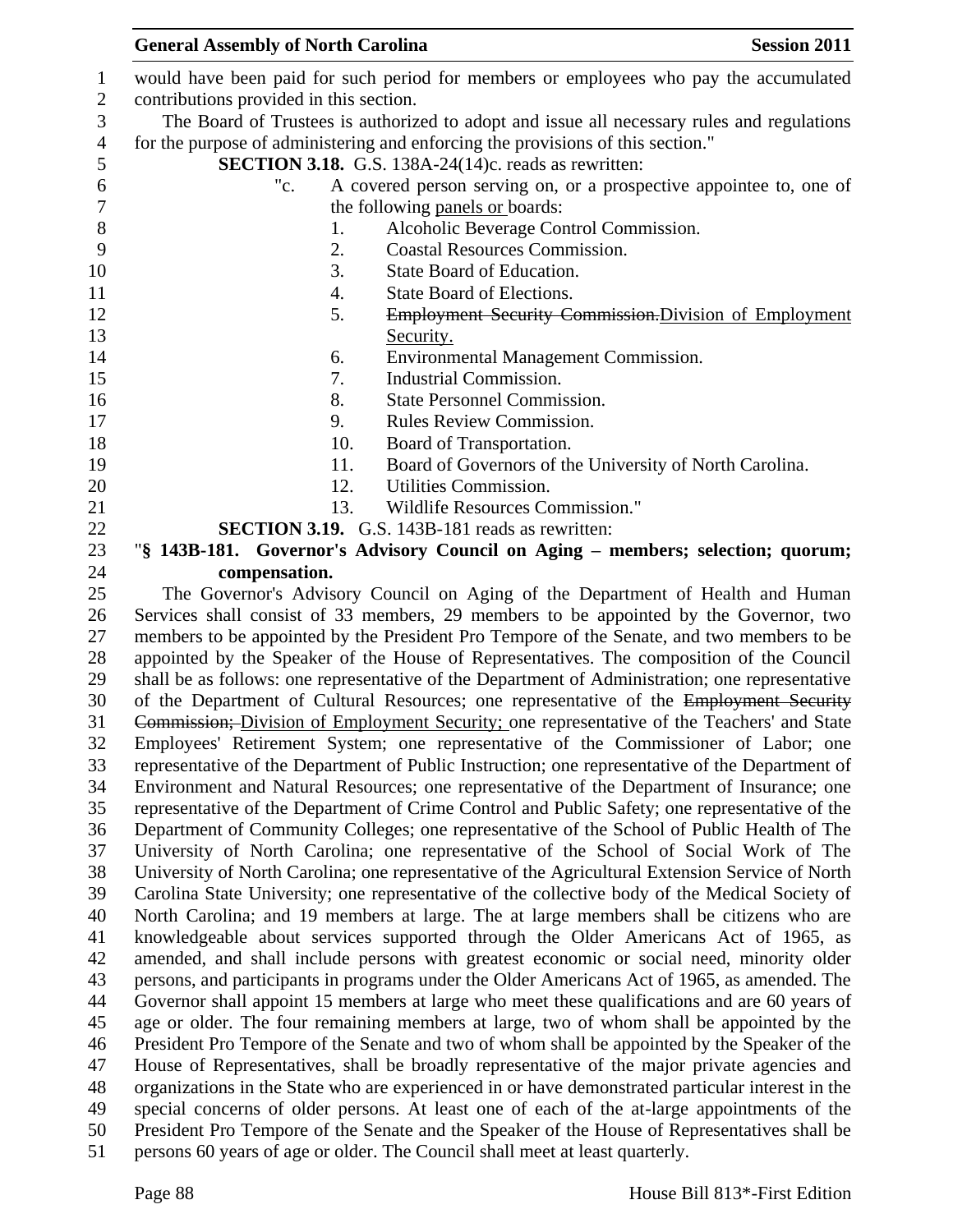would have been paid for such period for members or employees who pay the accumulated contributions provided in this section.

The Board of Trustees is authorized to adopt and issue all necessary rules and regulations for the purpose of administering and enforcing the provisions of this section."

**SECTION 3.18.** G.S. 138A-24(14)c. reads as rewritten:

"c. A covered person serving on, or a prospective appointee to, one of the following panels or boards:

1. Alcoholic Beverage Control Commission.
2. Coastal Resources Commission.
3. State Board of Education.
4. State Board of Elections.
5. ~~Employment Security Commission.~~Division of Employment Security.
6. Environmental Management Commission.
7. Industrial Commission.
8. State Personnel Commission.
9. Rules Review Commission.
10. Board of Transportation.
11. Board of Governors of the University of North Carolina.
12. Utilities Commission.
13. Wildlife Resources Commission."

**SECTION 3.19.** G.S. 143B-181 reads as rewritten:

"**§ 143B-181. Governor's Advisory Council on Aging – members; selection; quorum; compensation.**

The Governor's Advisory Council on Aging of the Department of Health and Human Services shall consist of 33 members, 29 members to be appointed by the Governor, two members to be appointed by the President Pro Tempore of the Senate, and two members to be appointed by the Speaker of the House of Representatives. The composition of the Council shall be as follows: one representative of the Department of Administration; one representative of the Department of Cultural Resources; one representative of the ~~Employment Security Commission;~~ Division of Employment Security; one representative of the Teachers' and State Employees' Retirement System; one representative of the Commissioner of Labor; one representative of the Department of Public Instruction; one representative of the Department of Environment and Natural Resources; one representative of the Department of Insurance; one representative of the Department of Crime Control and Public Safety; one representative of the Department of Community Colleges; one representative of the School of Public Health of The University of North Carolina; one representative of the School of Social Work of The University of North Carolina; one representative of the Agricultural Extension Service of North Carolina State University; one representative of the collective body of the Medical Society of North Carolina; and 19 members at large. The at large members shall be citizens who are knowledgeable about services supported through the Older Americans Act of 1965, as amended, and shall include persons with greatest economic or social need, minority older persons, and participants in programs under the Older Americans Act of 1965, as amended. The Governor shall appoint 15 members at large who meet these qualifications and are 60 years of age or older. The four remaining members at large, two of whom shall be appointed by the President Pro Tempore of the Senate and two of whom shall be appointed by the Speaker of the House of Representatives, shall be broadly representative of the major private agencies and organizations in the State who are experienced in or have demonstrated particular interest in the special concerns of older persons. At least one of each of the at-large appointments of the President Pro Tempore of the Senate and the Speaker of the House of Representatives shall be persons 60 years of age or older. The Council shall meet at least quarterly.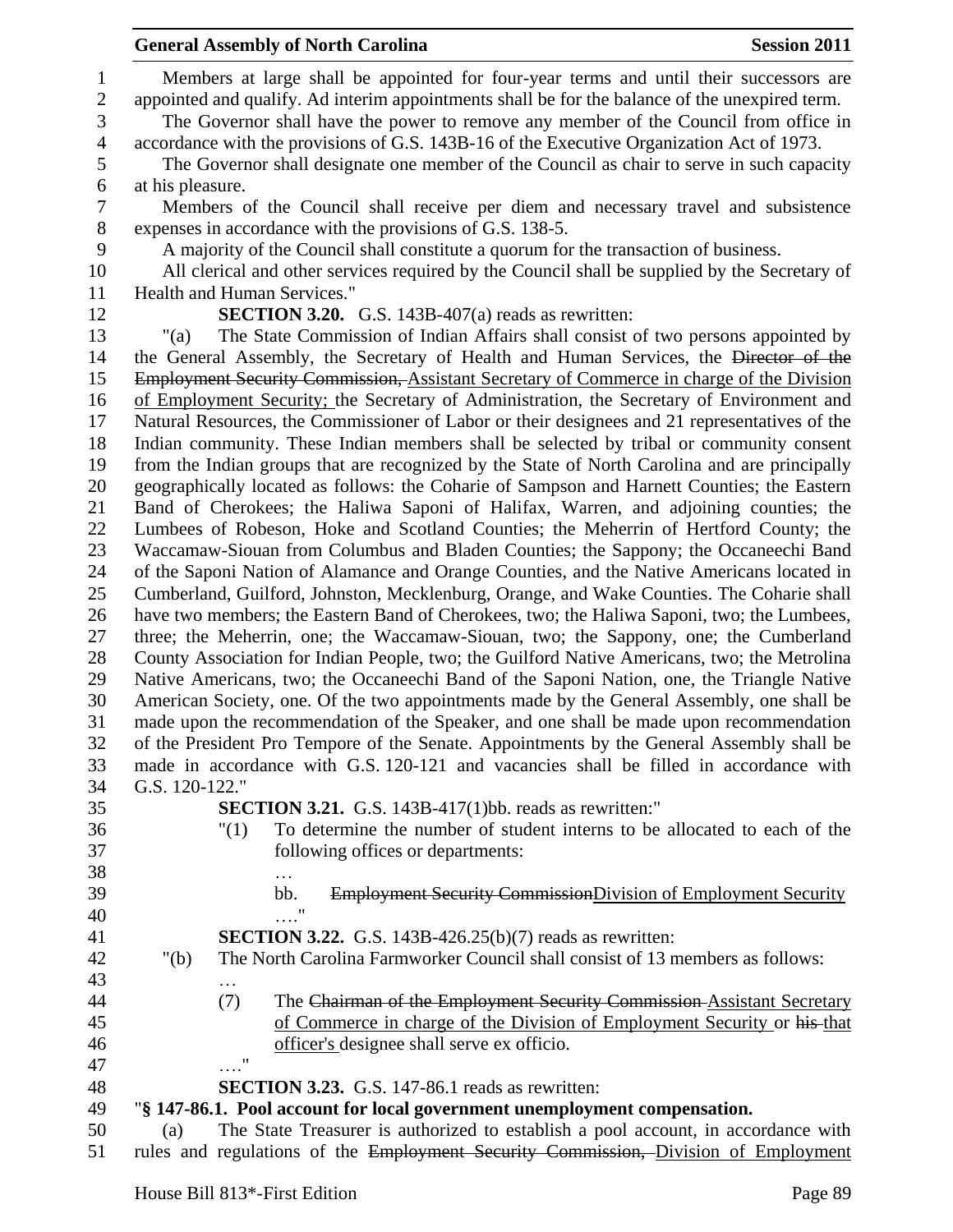Members at large shall be appointed for four-year terms and until their successors are appointed and qualify. Ad interim appointments shall be for the balance of the unexpired term.

The Governor shall have the power to remove any member of the Council from office in accordance with the provisions of G.S. 143B-16 of the Executive Organization Act of 1973.

The Governor shall designate one member of the Council as chair to serve in such capacity at his pleasure.

Members of the Council shall receive per diem and necessary travel and subsistence expenses in accordance with the provisions of G.S. 138-5.

A majority of the Council shall constitute a quorum for the transaction of business.

All clerical and other services required by the Council shall be supplied by the Secretary of Health and Human Services."

**SECTION 3.20.** G.S. 143B-407(a) reads as rewritten:

"(a) The State Commission of Indian Affairs shall consist of two persons appointed by the General Assembly, the Secretary of Health and Human Services, the ~~Director of the Employment Security Commission,~~ Assistant Secretary of Commerce in charge of the Division of Employment Security; the Secretary of Administration, the Secretary of Environment and Natural Resources, the Commissioner of Labor or their designees and 21 representatives of the Indian community. These Indian members shall be selected by tribal or community consent from the Indian groups that are recognized by the State of North Carolina and are principally geographically located as follows: the Coharie of Sampson and Harnett Counties; the Eastern Band of Cherokees; the Haliwa Saponi of Halifax, Warren, and adjoining counties; the Lumbees of Robeson, Hoke and Scotland Counties; the Meherrin of Hertford County; the Waccamaw-Siouan from Columbus and Bladen Counties; the Sappony; the Occaneechi Band of the Saponi Nation of Alamance and Orange Counties, and the Native Americans located in Cumberland, Guilford, Johnston, Mecklenburg, Orange, and Wake Counties. The Coharie shall have two members; the Eastern Band of Cherokees, two; the Haliwa Saponi, two; the Lumbees, three; the Meherrin, one; the Waccamaw-Siouan, two; the Sappony, one; the Cumberland County Association for Indian People, two; the Guilford Native Americans, two; the Metrolina Native Americans, two; the Occaneechi Band of the Saponi Nation, one, the Triangle Native American Society, one. Of the two appointments made by the General Assembly, one shall be made upon the recommendation of the Speaker, and one shall be made upon recommendation of the President Pro Tempore of the Senate. Appointments by the General Assembly shall be made in accordance with G.S. 120-121 and vacancies shall be filled in accordance with G.S. 120-122."

**SECTION 3.21.** G.S. 143B-417(1)bb. reads as rewritten:"

"(1) To determine the number of student interns to be allocated to each of the following offices or departments:

…

bb. ~~Employment Security Commission~~Division of Employment Security

…."

**SECTION 3.22.** G.S. 143B-426.25(b)(7) reads as rewritten:

"(b) The North Carolina Farmworker Council shall consist of 13 members as follows:

…

(7) The ~~Chairman of the Employment Security Commission~~ Assistant Secretary of Commerce in charge of the Division of Employment Security or ~~his~~ that officer's designee shall serve ex officio.

…."

**SECTION 3.23.** G.S. 147-86.1 reads as rewritten:

"**§ 147-86.1. Pool account for local government unemployment compensation.**

(a) The State Treasurer is authorized to establish a pool account, in accordance with rules and regulations of the ~~Employment Security Commission,~~ Division of Employment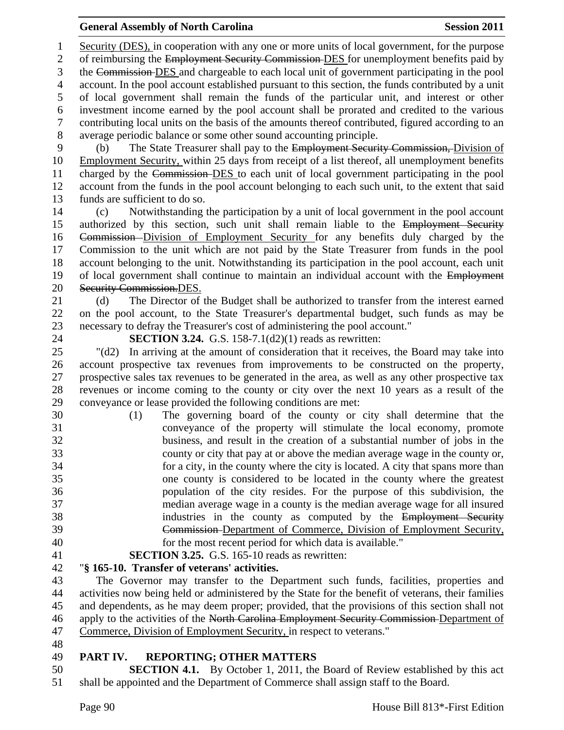Security (DES), in cooperation with any one or more units of local government, for the purpose of reimbursing the ~~Employment Security Commission~~ DES for unemployment benefits paid by the ~~Commission~~ DES and chargeable to each local unit of government participating in the pool account. In the pool account established pursuant to this section, the funds contributed by a unit of local government shall remain the funds of the particular unit, and interest or other investment income earned by the pool account shall be prorated and credited to the various contributing local units on the basis of the amounts thereof contributed, figured according to an average periodic balance or some other sound accounting principle.

(b) The State Treasurer shall pay to the ~~Employment Security Commission,~~ Division of Employment Security, within 25 days from receipt of a list thereof, all unemployment benefits charged by the ~~Commission~~ DES to each unit of local government participating in the pool account from the funds in the pool account belonging to each such unit, to the extent that said funds are sufficient to do so.

(c) Notwithstanding the participation by a unit of local government in the pool account authorized by this section, such unit shall remain liable to the ~~Employment Security Commission~~ Division of Employment Security for any benefits duly charged by the Commission to the unit which are not paid by the State Treasurer from funds in the pool account belonging to the unit. Notwithstanding its participation in the pool account, each unit of local government shall continue to maintain an individual account with the ~~Employment Security Commission.~~DES.

(d) The Director of the Budget shall be authorized to transfer from the interest earned on the pool account, to the State Treasurer's departmental budget, such funds as may be necessary to defray the Treasurer's cost of administering the pool account."

**SECTION 3.24.** G.S. 158-7.1(d2)(1) reads as rewritten:

"(d2) In arriving at the amount of consideration that it receives, the Board may take into account prospective tax revenues from improvements to be constructed on the property, prospective sales tax revenues to be generated in the area, as well as any other prospective tax revenues or income coming to the county or city over the next 10 years as a result of the conveyance or lease provided the following conditions are met:

(1) The governing board of the county or city shall determine that the conveyance of the property will stimulate the local economy, promote business, and result in the creation of a substantial number of jobs in the county or city that pay at or above the median average wage in the county or, for a city, in the county where the city is located. A city that spans more than one county is considered to be located in the county where the greatest population of the city resides. For the purpose of this subdivision, the median average wage in a county is the median average wage for all insured industries in the county as computed by the ~~Employment Security Commission~~ Department of Commerce, Division of Employment Security, for the most recent period for which data is available."

**SECTION 3.25.** G.S. 165-10 reads as rewritten:

"**§ 165-10. Transfer of veterans' activities.**

The Governor may transfer to the Department such funds, facilities, properties and activities now being held or administered by the State for the benefit of veterans, their families and dependents, as he may deem proper; provided, that the provisions of this section shall not apply to the activities of the ~~North Carolina Employment Security Commission~~ Department of Commerce, Division of Employment Security, in respect to veterans."

## PART IV. REPORTING; OTHER MATTERS

**SECTION 4.1.** By October 1, 2011, the Board of Review established by this act shall be appointed and the Department of Commerce shall assign staff to the Board.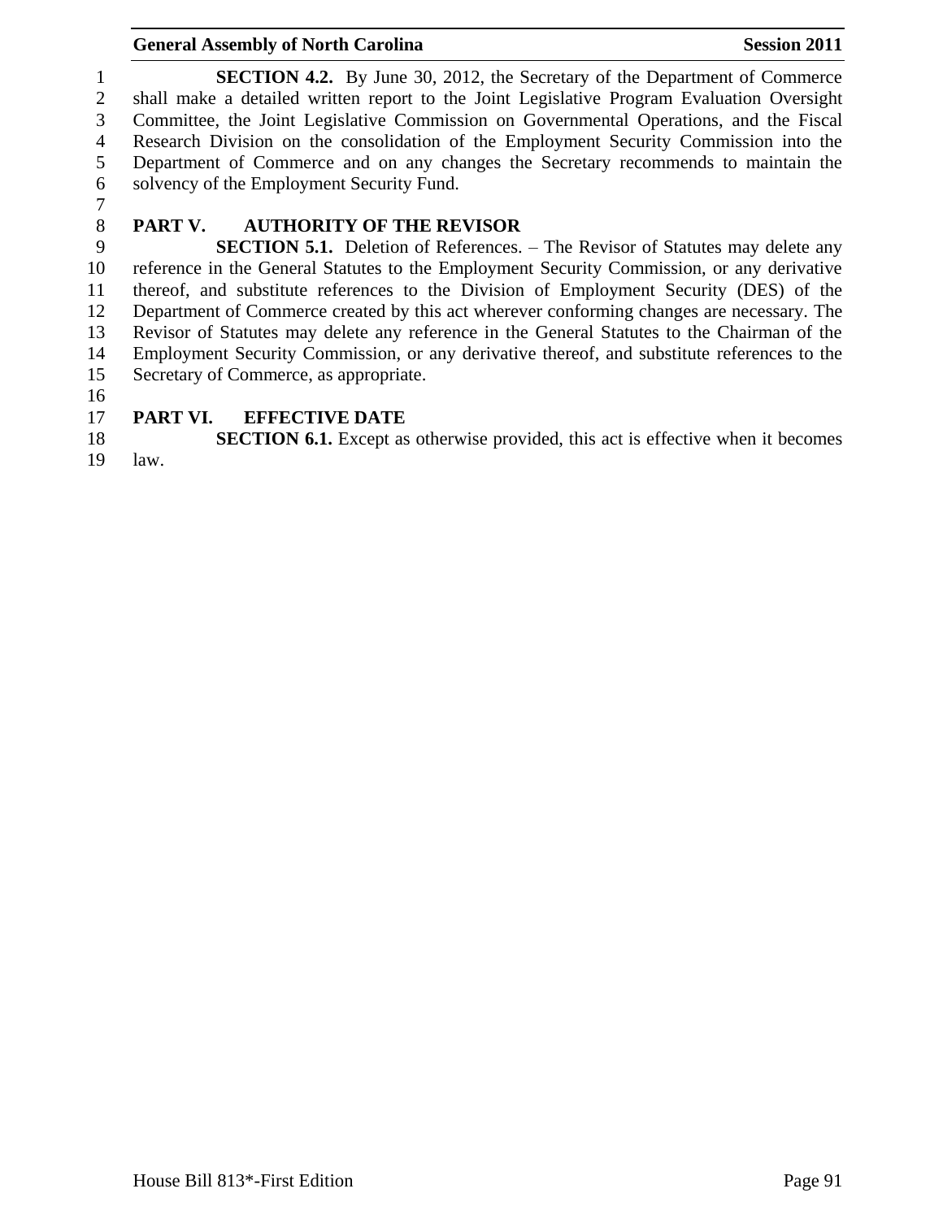**SECTION 4.2.** By June 30, 2012, the Secretary of the Department of Commerce shall make a detailed written report to the Joint Legislative Program Evaluation Oversight Committee, the Joint Legislative Commission on Governmental Operations, and the Fiscal Research Division on the consolidation of the Employment Security Commission into the Department of Commerce and on any changes the Secretary recommends to maintain the solvency of the Employment Security Fund.

## PART V. AUTHORITY OF THE REVISOR

**SECTION 5.1.** Deletion of References. – The Revisor of Statutes may delete any reference in the General Statutes to the Employment Security Commission, or any derivative thereof, and substitute references to the Division of Employment Security (DES) of the Department of Commerce created by this act wherever conforming changes are necessary. The Revisor of Statutes may delete any reference in the General Statutes to the Chairman of the Employment Security Commission, or any derivative thereof, and substitute references to the Secretary of Commerce, as appropriate.

## PART VI. EFFECTIVE DATE

**SECTION 6.1.** Except as otherwise provided, this act is effective when it becomes law.